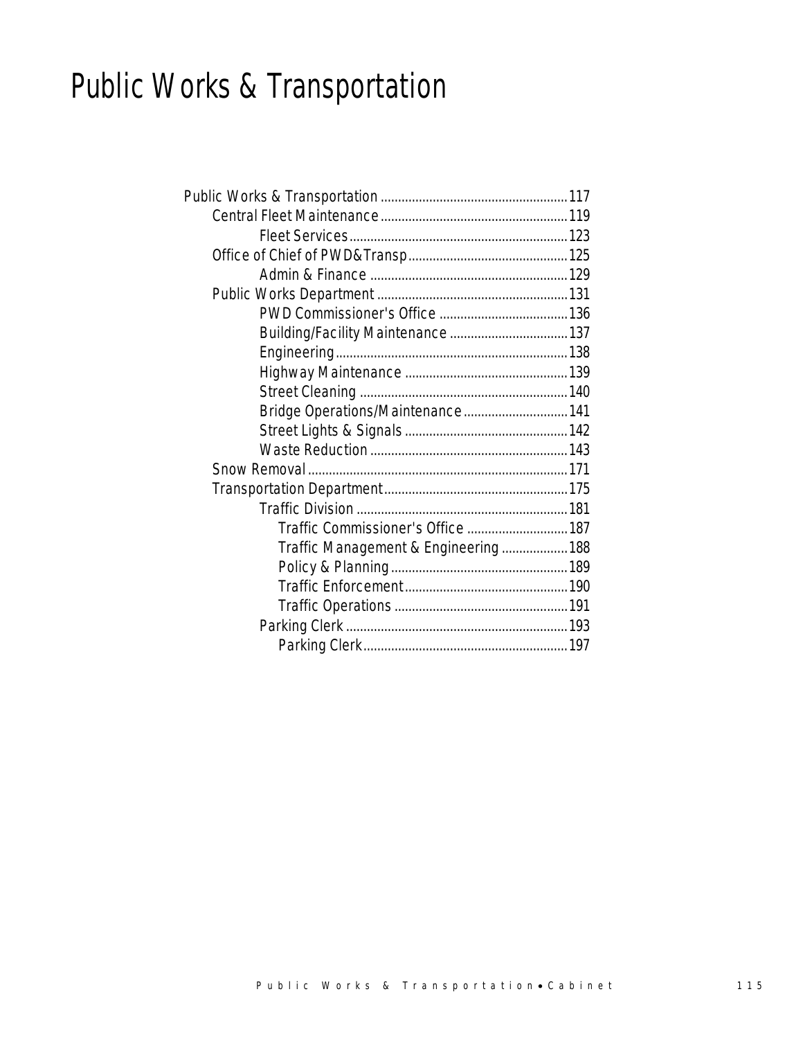# Public Works & Transportation

- Public Works & Transportation ........ 117
  - Central Fleet Maintenance ........ 119
    - Fleet Services ........ 123
  - Office of Chief of PWD&Transp ........ 125
    - Admin & Finance ........ 129
  - Public Works Department ........ 131
    - PWD Commissioner's Office ........ 136
    - Building/Facility Maintenance ........ 137
    - Engineering ........ 138
    - Highway Maintenance ........ 139
    - Street Cleaning ........ 140
    - Bridge Operations/Maintenance ........ 141
    - Street Lights & Signals ........ 142
    - Waste Reduction ........ 143
  - Snow Removal ........ 171
  - Transportation Department ........ 175
    - Traffic Division ........ 181
      - Traffic Commissioner's Office ........ 187
      - Traffic Management & Engineering ........ 188
      - Policy & Planning ........ 189
      - Traffic Enforcement ........ 190
      - Traffic Operations ........ 191
    - Parking Clerk ........ 193
      - Parking Clerk ........ 197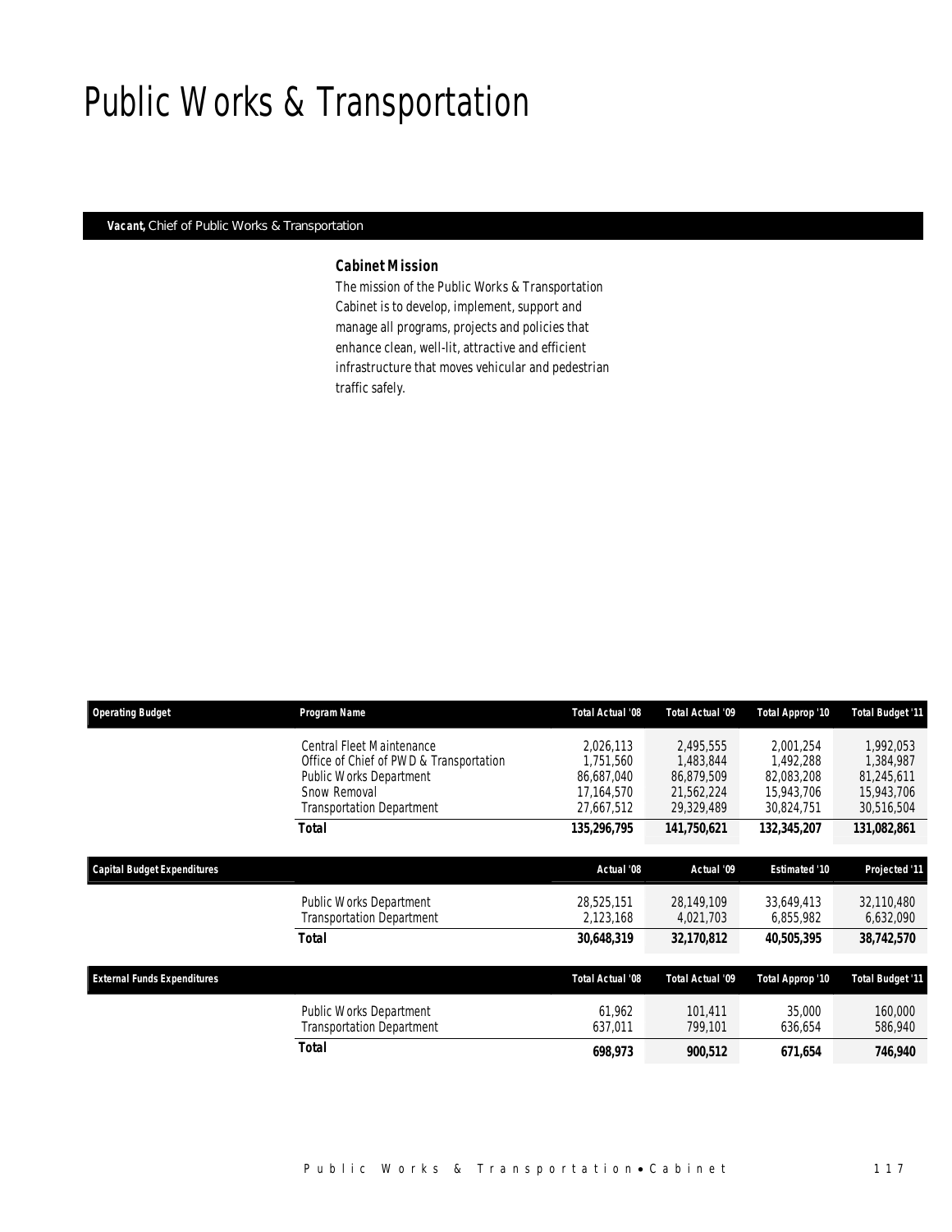# Public Works & Transportation

**Vacant,** Chief of Public Works & Transportation

### Cabinet Mission

*The mission of the Public Works & Transportation Cabinet is to develop, implement, support and manage all programs, projects and policies that enhance clean, well-lit, attractive and efficient infrastructure that moves vehicular and pedestrian traffic safely.*

| Operating Budget | Program Name | Total Actual '08 | Total Actual '09 | Total Approp '10 | Total Budget '11 |
|---|---|---|---|---|---|
| | Central Fleet Maintenance | 2,026,113 | 2,495,555 | 2,001,254 | 1,992,053 |
| | Office of Chief of PWD & Transportation | 1,751,560 | 1,483,844 | 1,492,288 | 1,384,987 |
| | Public Works Department | 86,687,040 | 86,879,509 | 82,083,208 | 81,245,611 |
| | Snow Removal | 17,164,570 | 21,562,224 | 15,943,706 | 15,943,706 |
| | Transportation Department | 27,667,512 | 29,329,489 | 30,824,751 | 30,516,504 |
| | **Total** | **135,296,795** | **141,750,621** | **132,345,207** | **131,082,861** |

| Capital Budget Expenditures | | Actual '08 | Actual '09 | Estimated '10 | Projected '11 |
|---|---|---|---|---|---|
| | Public Works Department | 28,525,151 | 28,149,109 | 33,649,413 | 32,110,480 |
| | Transportation Department | 2,123,168 | 4,021,703 | 6,855,982 | 6,632,090 |
| | **Total** | **30,648,319** | **32,170,812** | **40,505,395** | **38,742,570** |

| External Funds Expenditures | | Total Actual '08 | Total Actual '09 | Total Approp '10 | Total Budget '11 |
|---|---|---|---|---|---|
| | Public Works Department | 61,962 | 101,411 | 35,000 | 160,000 |
| | Transportation Department | 637,011 | 799,101 | 636,654 | 586,940 |
| | **Total** | **698,973** | **900,512** | **671,654** | **746,940** |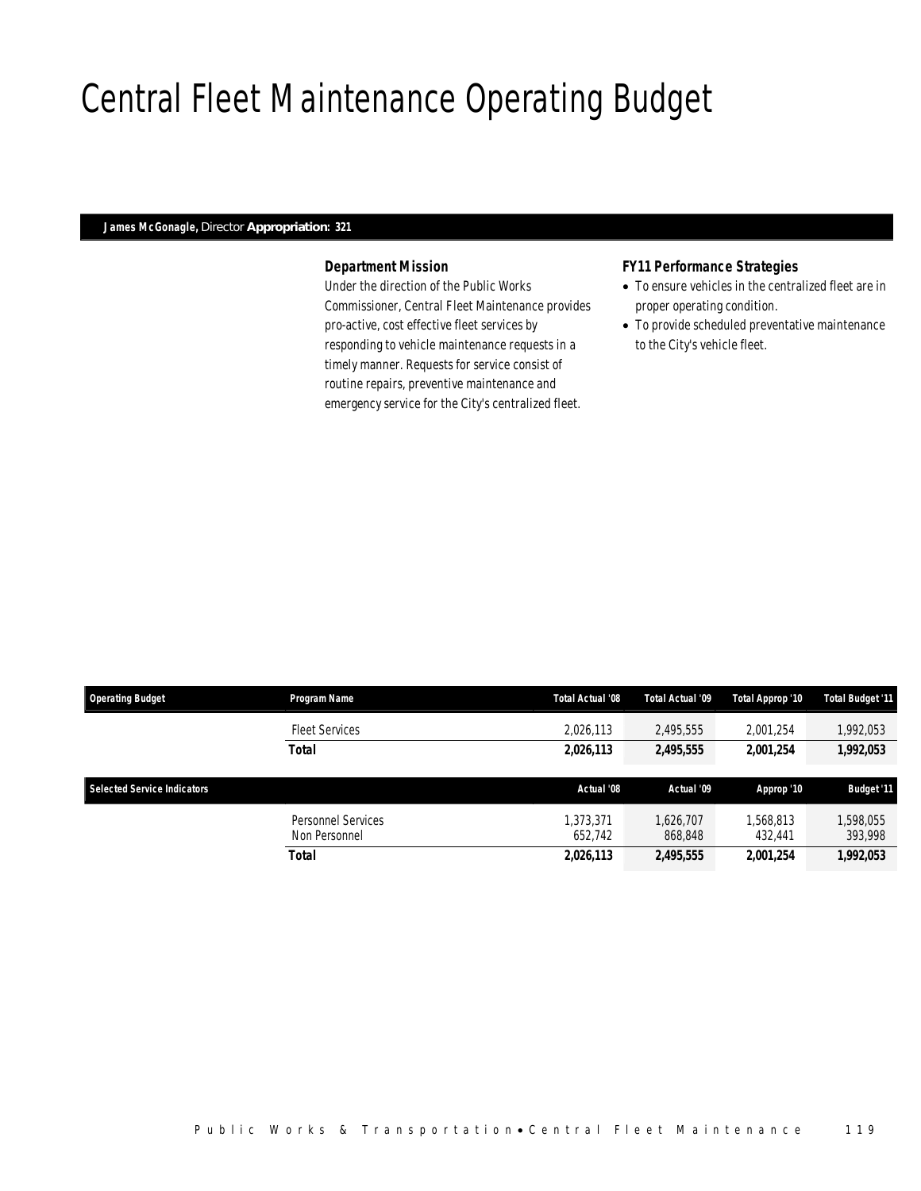# Central Fleet Maintenance Operating Budget

**James McGonagle,** Director **Appropriation: 321**

### *Department Mission*

Under the direction of the Public Works Commissioner, Central Fleet Maintenance provides pro-active, cost effective fleet services by responding to vehicle maintenance requests in a timely manner. Requests for service consist of routine repairs, preventive maintenance and emergency service for the City's centralized fleet.

### *FY11 Performance Strategies*

- To ensure vehicles in the centralized fleet are in proper operating condition.
- To provide scheduled preventative maintenance to the City's vehicle fleet.

| Operating Budget | Program Name | Total Actual '08 | Total Actual '09 | Total Approp '10 | Total Budget '11 |
|---|---|---|---|---|---|
| | Fleet Services | 2,026,113 | 2,495,555 | 2,001,254 | 1,992,053 |
| | **Total** | **2,026,113** | **2,495,555** | **2,001,254** | **1,992,053** |

| Selected Service Indicators | | Actual '08 | Actual '09 | Approp '10 | Budget '11 |
|---|---|---|---|---|---|
| | Personnel Services | 1,373,371 | 1,626,707 | 1,568,813 | 1,598,055 |
| | Non Personnel | 652,742 | 868,848 | 432,441 | 393,998 |
| | **Total** | **2,026,113** | **2,495,555** | **2,001,254** | **1,992,053** |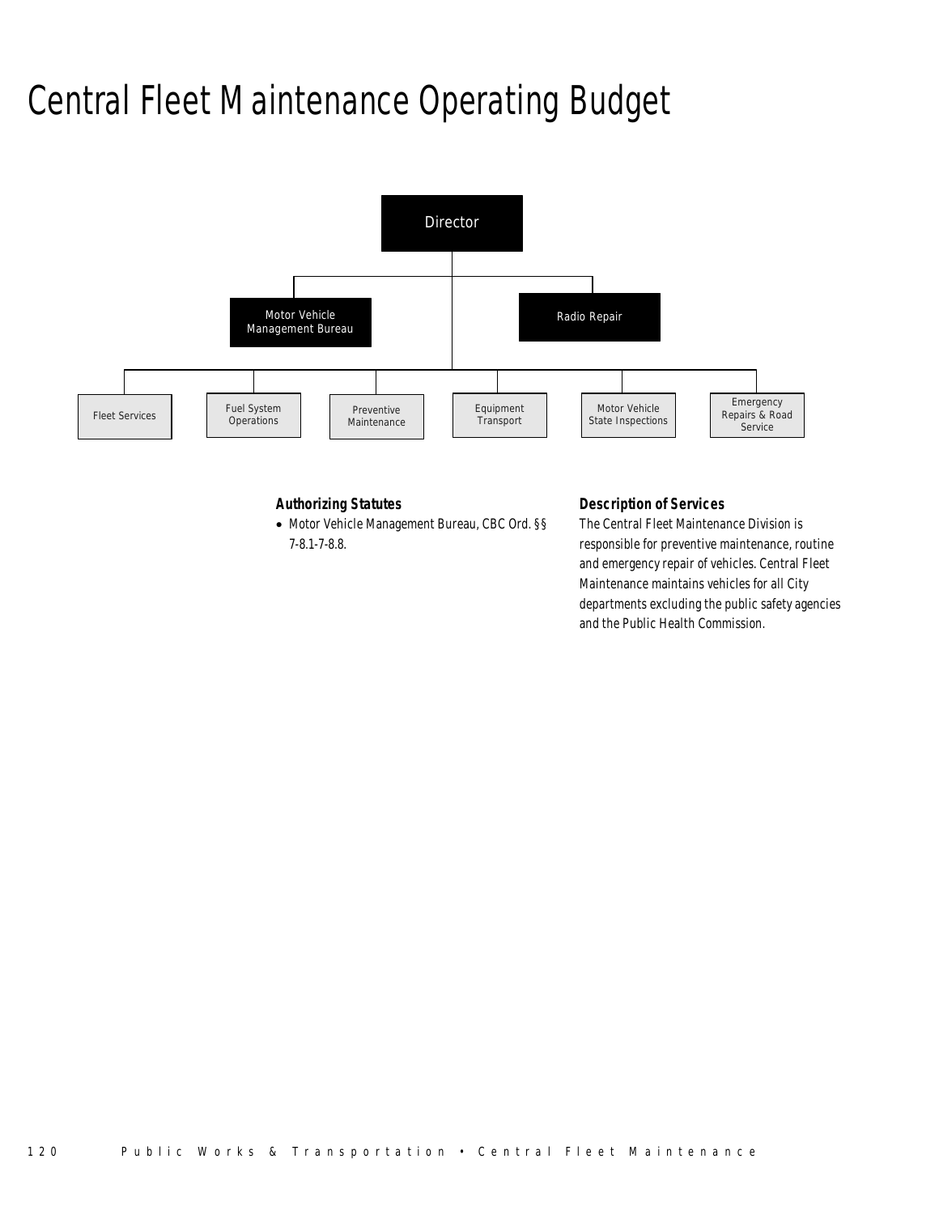# Central Fleet Maintenance Operating Budget

Director

Motor Vehicle Management Bureau

Radio Repair

Fleet Services

Fuel System Operations

Preventive Maintenance

Equipment Transport

Motor Vehicle State Inspections

Emergency Repairs & Road Service

### Authorizing Statutes

- Motor Vehicle Management Bureau, CBC Ord. §§ 7-8.1-7-8.8.

### Description of Services

The Central Fleet Maintenance Division is responsible for preventive maintenance, routine and emergency repair of vehicles. Central Fleet Maintenance maintains vehicles for all City departments excluding the public safety agencies and the Public Health Commission.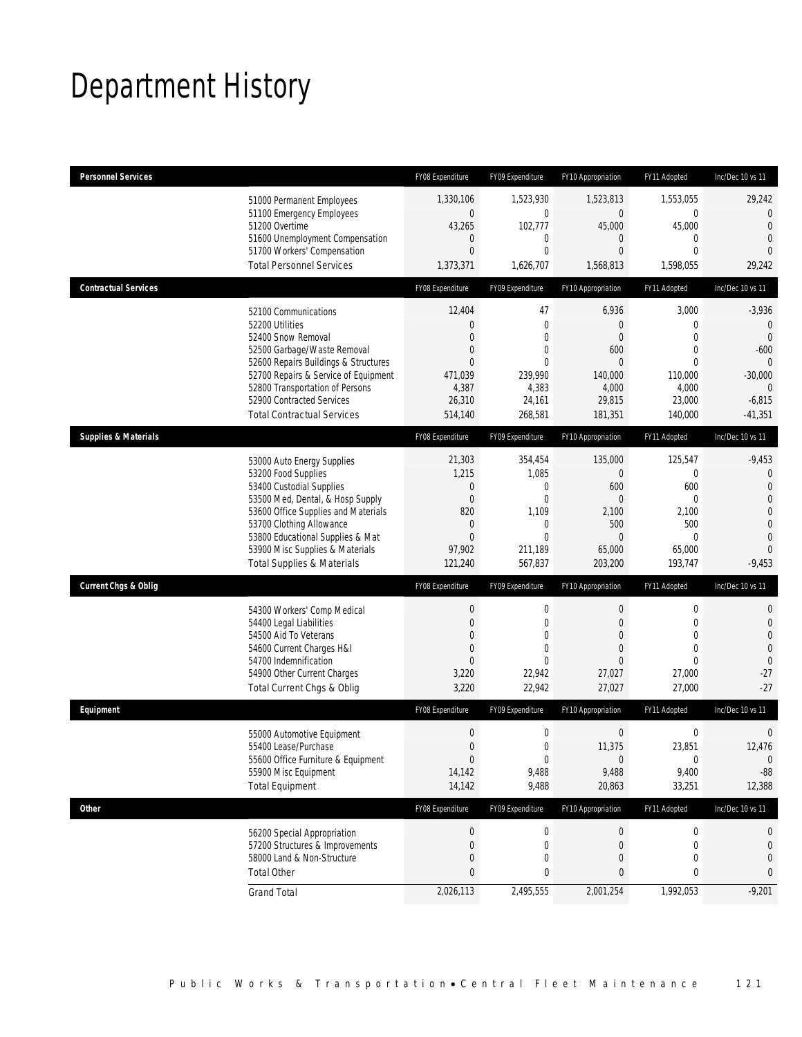# Department History

| Personnel Services | FY08 Expenditure | FY09 Expenditure | FY10 Appropriation | FY11 Adopted | Inc/Dec 10 vs 11 |
|---|---|---|---|---|---|
| 51000 Permanent Employees | 1,330,106 | 1,523,930 | 1,523,813 | 1,553,055 | 29,242 |
| 51100 Emergency Employees | 0 | 0 | 0 | 0 | 0 |
| 51200 Overtime | 43,265 | 102,777 | 45,000 | 45,000 | 0 |
| 51600 Unemployment Compensation | 0 | 0 | 0 | 0 | 0 |
| 51700 Workers' Compensation | 0 | 0 | 0 | 0 | 0 |
| Total Personnel Services | 1,373,371 | 1,626,707 | 1,568,813 | 1,598,055 | 29,242 |
| **Contractual Services** | **FY08 Expenditure** | **FY09 Expenditure** | **FY10 Appropriation** | **FY11 Adopted** | **Inc/Dec 10 vs 11** |
| 52100 Communications | 12,404 | 47 | 6,936 | 3,000 | -3,936 |
| 52200 Utilities | 0 | 0 | 0 | 0 | 0 |
| 52400 Snow Removal | 0 | 0 | 0 | 0 | 0 |
| 52500 Garbage/Waste Removal | 0 | 0 | 600 | 0 | -600 |
| 52600 Repairs Buildings & Structures | 0 | 0 | 0 | 0 | 0 |
| 52700 Repairs & Service of Equipment | 471,039 | 239,990 | 140,000 | 110,000 | -30,000 |
| 52800 Transportation of Persons | 4,387 | 4,383 | 4,000 | 4,000 | 0 |
| 52900 Contracted Services | 26,310 | 24,161 | 29,815 | 23,000 | -6,815 |
| Total Contractual Services | 514,140 | 268,581 | 181,351 | 140,000 | -41,351 |
| **Supplies & Materials** | **FY08 Expenditure** | **FY09 Expenditure** | **FY10 Appropriation** | **FY11 Adopted** | **Inc/Dec 10 vs 11** |
| 53000 Auto Energy Supplies | 21,303 | 354,454 | 135,000 | 125,547 | -9,453 |
| 53200 Food Supplies | 1,215 | 1,085 | 0 | 0 | 0 |
| 53400 Custodial Supplies | 0 | 0 | 600 | 600 | 0 |
| 53500 Med, Dental, & Hosp Supply | 0 | 0 | 0 | 0 | 0 |
| 53600 Office Supplies and Materials | 820 | 1,109 | 2,100 | 2,100 | 0 |
| 53700 Clothing Allowance | 0 | 0 | 500 | 500 | 0 |
| 53800 Educational Supplies & Mat | 0 | 0 | 0 | 0 | 0 |
| 53900 Misc Supplies & Materials | 97,902 | 211,189 | 65,000 | 65,000 | 0 |
| Total Supplies & Materials | 121,240 | 567,837 | 203,200 | 193,747 | -9,453 |
| **Current Chgs & Oblig** | **FY08 Expenditure** | **FY09 Expenditure** | **FY10 Appropriation** | **FY11 Adopted** | **Inc/Dec 10 vs 11** |
| 54300 Workers' Comp Medical | 0 | 0 | 0 | 0 | 0 |
| 54400 Legal Liabilities | 0 | 0 | 0 | 0 | 0 |
| 54500 Aid To Veterans | 0 | 0 | 0 | 0 | 0 |
| 54600 Current Charges H&I | 0 | 0 | 0 | 0 | 0 |
| 54700 Indemnification | 0 | 0 | 0 | 0 | 0 |
| 54900 Other Current Charges | 3,220 | 22,942 | 27,027 | 27,000 | -27 |
| Total Current Chgs & Oblig | 3,220 | 22,942 | 27,027 | 27,000 | -27 |
| **Equipment** | **FY08 Expenditure** | **FY09 Expenditure** | **FY10 Appropriation** | **FY11 Adopted** | **Inc/Dec 10 vs 11** |
| 55000 Automotive Equipment | 0 | 0 | 0 | 0 | 0 |
| 55400 Lease/Purchase | 0 | 0 | 11,375 | 23,851 | 12,476 |
| 55600 Office Furniture & Equipment | 0 | 0 | 0 | 0 | 0 |
| 55900 Misc Equipment | 14,142 | 9,488 | 9,488 | 9,400 | -88 |
| Total Equipment | 14,142 | 9,488 | 20,863 | 33,251 | 12,388 |
| **Other** | **FY08 Expenditure** | **FY09 Expenditure** | **FY10 Appropriation** | **FY11 Adopted** | **Inc/Dec 10 vs 11** |
| 56200 Special Appropriation | 0 | 0 | 0 | 0 | 0 |
| 57200 Structures & Improvements | 0 | 0 | 0 | 0 | 0 |
| 58000 Land & Non-Structure | 0 | 0 | 0 | 0 | 0 |
| Total Other | 0 | 0 | 0 | 0 | 0 |
| Grand Total | 2,026,113 | 2,495,555 | 2,001,254 | 1,992,053 | -9,201 |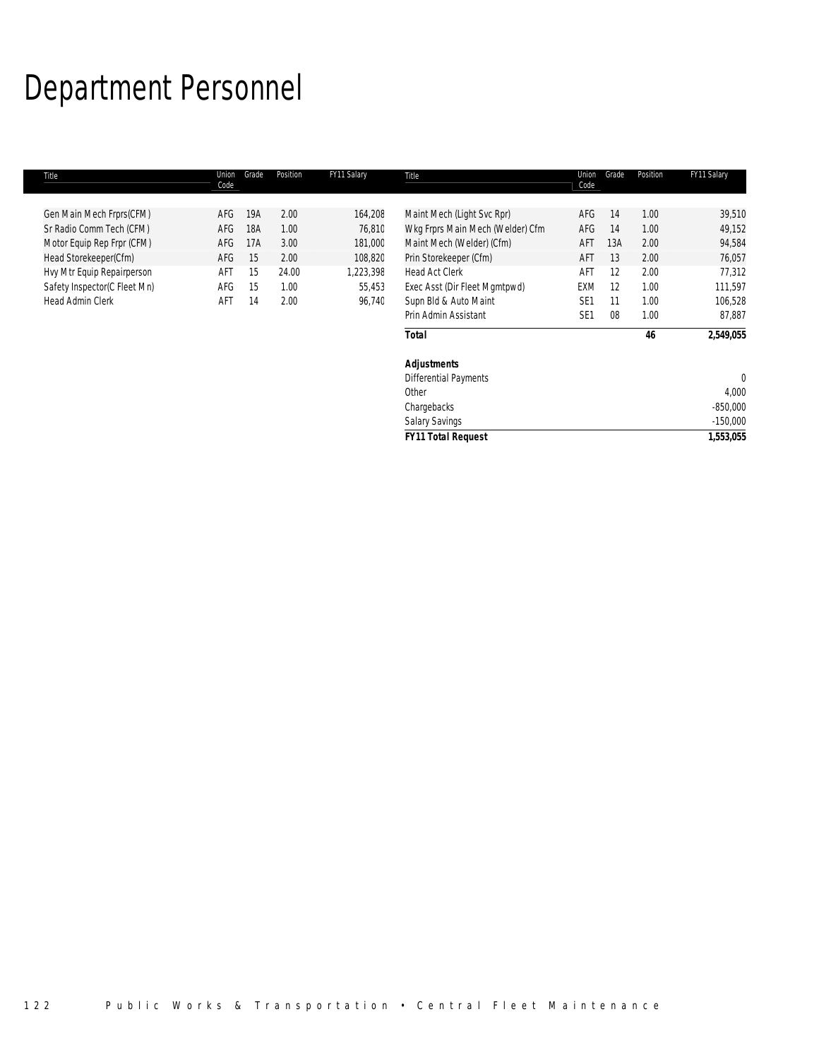# Department Personnel

| Title | Union Code | Grade | Position | FY11 Salary |
|---|---|---|---|---|
| Gen Main Mech Frprs(CFM) | AFG | 19A | 2.00 | 164,208 |
| Sr Radio Comm Tech (CFM) | AFG | 18A | 1.00 | 76,810 |
| Motor Equip Rep Frpr (CFM) | AFG | 17A | 3.00 | 181,000 |
| Head Storekeeper(Cfm) | AFG | 15 | 2.00 | 108,820 |
| Hvy Mtr Equip Repairperson | AFT | 15 | 24.00 | 1,223,398 |
| Safety Inspector(C Fleet Mn) | AFG | 15 | 1.00 | 55,453 |
| Head Admin Clerk | AFT | 14 | 2.00 | 96,740 |
| Maint Mech (Light Svc Rpr) | AFG | 14 | 1.00 | 39,510 |
| Wkg Frprs Main Mech (Welder) Cfm | AFG | 14 | 1.00 | 49,152 |
| Maint Mech (Welder) (Cfm) | AFT | 13A | 2.00 | 94,584 |
| Prin Storekeeper (Cfm) | AFT | 13 | 2.00 | 76,057 |
| Head Act Clerk | AFT | 12 | 2.00 | 77,312 |
| Exec Asst (Dir Fleet Mgmtpwd) | EXM | 12 | 1.00 | 111,597 |
| Supn Bld & Auto Maint | SE1 | 11 | 1.00 | 106,528 |
| Prin Admin Assistant | SE1 | 08 | 1.00 | 87,887 |
| **Total** | | | **46** | **2,549,055** |
| | | | | |
| ***Adjustments*** | | | | |
| Differential Payments | | | | 0 |
| Other | | | | 4,000 |
| Chargebacks | | | | -850,000 |
| Salary Savings | | | | -150,000 |
| ***FY11 Total Request*** | | | | **1,553,055** |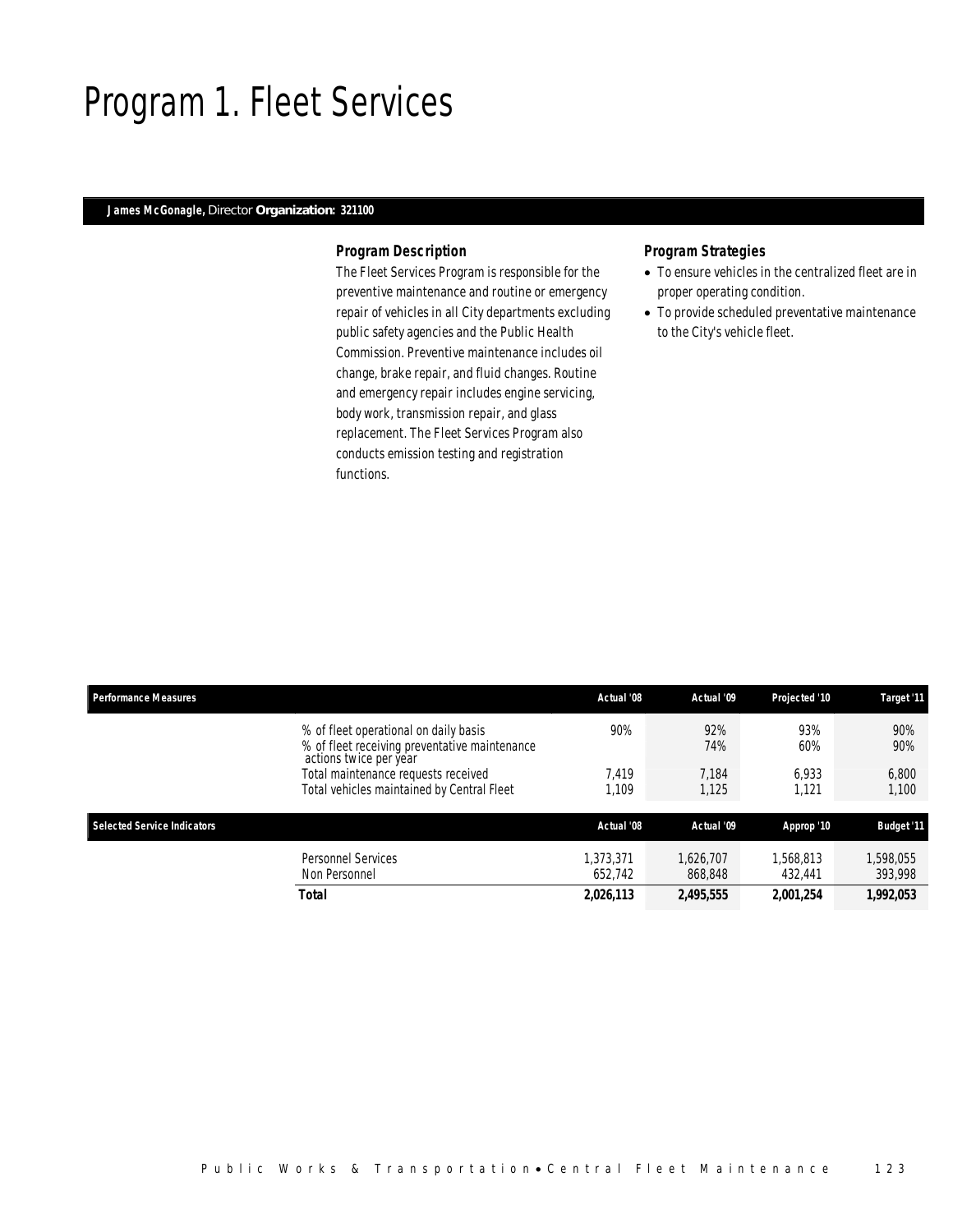# Program 1. Fleet Services

**James McGonagle,** Director **Organization: 321100**

### *Program Description*

The Fleet Services Program is responsible for the preventive maintenance and routine or emergency repair of vehicles in all City departments excluding public safety agencies and the Public Health Commission. Preventive maintenance includes oil change, brake repair, and fluid changes. Routine and emergency repair includes engine servicing, body work, transmission repair, and glass replacement. The Fleet Services Program also conducts emission testing and registration functions.

### *Program Strategies*

- To ensure vehicles in the centralized fleet are in proper operating condition.
- To provide scheduled preventative maintenance to the City's vehicle fleet.

| Performance Measures | Actual '08 | Actual '09 | Projected '10 | Target '11 |
|---|---|---|---|---|
| % of fleet operational on daily basis | 90% | 92% | 93% | 90% |
| % of fleet receiving preventative maintenance actions twice per year | | 74% | 60% | 90% |
| Total maintenance requests received | 7,419 | 7,184 | 6,933 | 6,800 |
| Total vehicles maintained by Central Fleet | 1,109 | 1,125 | 1,121 | 1,100 |

| Selected Service Indicators | Actual '08 | Actual '09 | Approp '10 | Budget '11 |
|---|---|---|---|---|
| Personnel Services | 1,373,371 | 1,626,707 | 1,568,813 | 1,598,055 |
| Non Personnel | 652,742 | 868,848 | 432,441 | 393,998 |
| **Total** | **2,026,113** | **2,495,555** | **2,001,254** | **1,992,053** |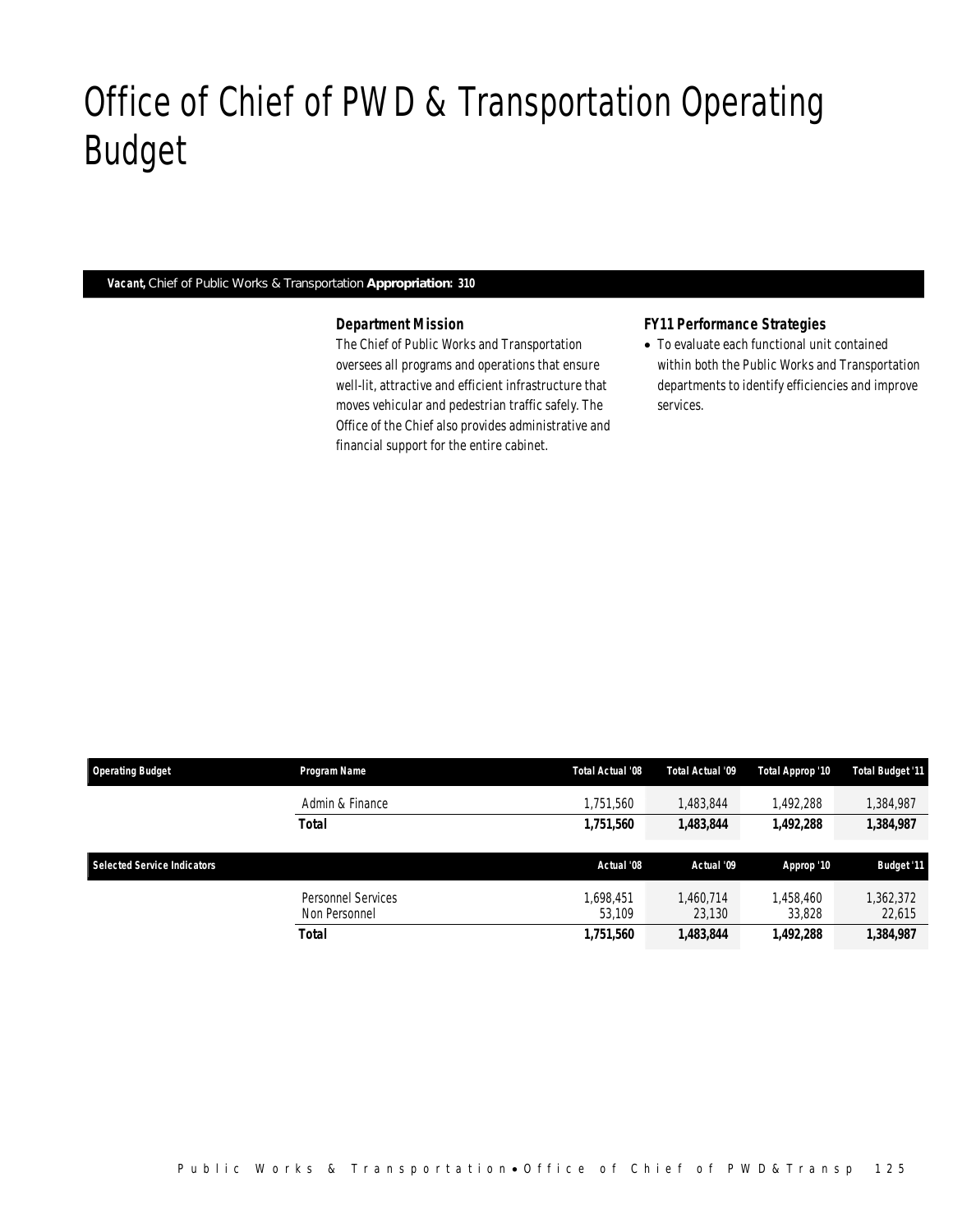# Office of Chief of PWD & Transportation Operating Budget

***Vacant,*** Chief of Public Works & Transportation **Appropriation: 310**

### *Department Mission*

The Chief of Public Works and Transportation oversees all programs and operations that ensure well-lit, attractive and efficient infrastructure that moves vehicular and pedestrian traffic safely. The Office of the Chief also provides administrative and financial support for the entire cabinet.

### *FY11 Performance Strategies*

- To evaluate each functional unit contained within both the Public Works and Transportation departments to identify efficiencies and improve services.

| Operating Budget | Program Name | Total Actual '08 | Total Actual '09 | Total Approp '10 | Total Budget '11 |
|---|---|---|---|---|---|
| | Admin & Finance | 1,751,560 | 1,483,844 | 1,492,288 | 1,384,987 |
| | **Total** | **1,751,560** | **1,483,844** | **1,492,288** | **1,384,987** |

| Selected Service Indicators | | Actual '08 | Actual '09 | Approp '10 | Budget '11 |
|---|---|---|---|---|---|
| | Personnel Services | 1,698,451 | 1,460,714 | 1,458,460 | 1,362,372 |
| | Non Personnel | 53,109 | 23,130 | 33,828 | 22,615 |
| | **Total** | **1,751,560** | **1,483,844** | **1,492,288** | **1,384,987** |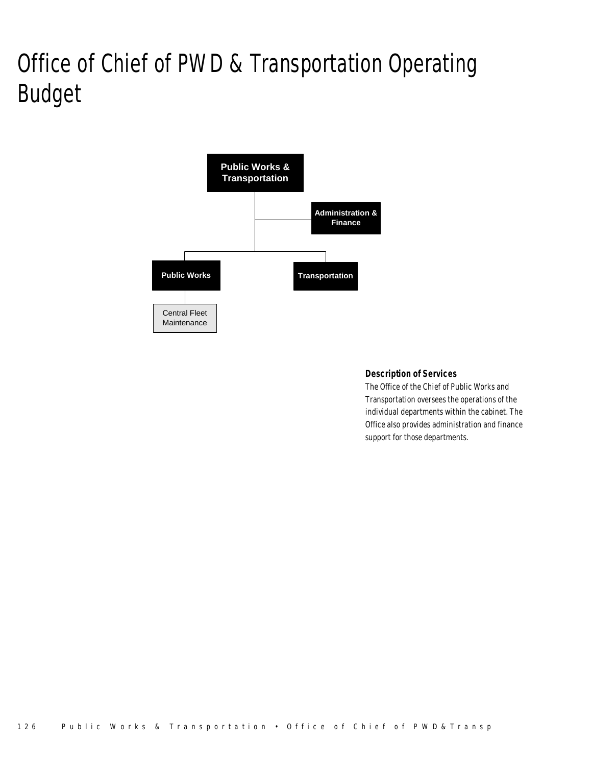# Office of Chief of PWD & Transportation Operating Budget

Public Works & Transportation

Administration & Finance

Public Works

Transportation

Central Fleet Maintenance

### Description of Services

The Office of the Chief of Public Works and Transportation oversees the operations of the individual departments within the cabinet. The Office also provides administration and finance support for those departments.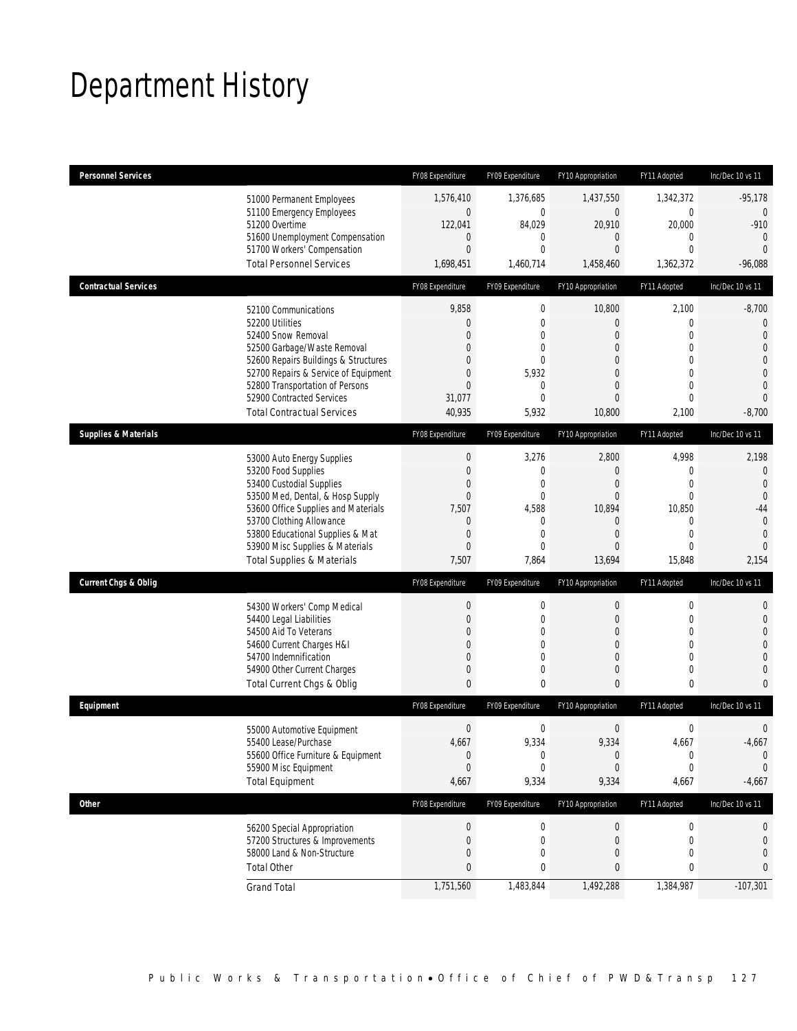# Department History

| Personnel Services | FY08 Expenditure | FY09 Expenditure | FY10 Appropriation | FY11 Adopted | Inc/Dec 10 vs 11 |
|---|---|---|---|---|---|
| 51000 Permanent Employees | 1,576,410 | 1,376,685 | 1,437,550 | 1,342,372 | -95,178 |
| 51100 Emergency Employees | 0 | 0 | 0 | 0 | 0 |
| 51200 Overtime | 122,041 | 84,029 | 20,910 | 20,000 | -910 |
| 51600 Unemployment Compensation | 0 | 0 | 0 | 0 | 0 |
| 51700 Workers' Compensation | 0 | 0 | 0 | 0 | 0 |
| Total Personnel Services | 1,698,451 | 1,460,714 | 1,458,460 | 1,362,372 | -96,088 |

| Contractual Services | FY08 Expenditure | FY09 Expenditure | FY10 Appropriation | FY11 Adopted | Inc/Dec 10 vs 11 |
|---|---|---|---|---|---|
| 52100 Communications | 9,858 | 0 | 10,800 | 2,100 | -8,700 |
| 52200 Utilities | 0 | 0 | 0 | 0 | 0 |
| 52400 Snow Removal | 0 | 0 | 0 | 0 | 0 |
| 52500 Garbage/Waste Removal | 0 | 0 | 0 | 0 | 0 |
| 52600 Repairs Buildings & Structures | 0 | 0 | 0 | 0 | 0 |
| 52700 Repairs & Service of Equipment | 0 | 5,932 | 0 | 0 | 0 |
| 52800 Transportation of Persons | 0 | 0 | 0 | 0 | 0 |
| 52900 Contracted Services | 31,077 | 0 | 0 | 0 | 0 |
| Total Contractual Services | 40,935 | 5,932 | 10,800 | 2,100 | -8,700 |

| Supplies & Materials | FY08 Expenditure | FY09 Expenditure | FY10 Appropriation | FY11 Adopted | Inc/Dec 10 vs 11 |
|---|---|---|---|---|---|
| 53000 Auto Energy Supplies | 0 | 3,276 | 2,800 | 4,998 | 2,198 |
| 53200 Food Supplies | 0 | 0 | 0 | 0 | 0 |
| 53400 Custodial Supplies | 0 | 0 | 0 | 0 | 0 |
| 53500 Med, Dental, & Hosp Supply | 0 | 0 | 0 | 0 | 0 |
| 53600 Office Supplies and Materials | 7,507 | 4,588 | 10,894 | 10,850 | -44 |
| 53700 Clothing Allowance | 0 | 0 | 0 | 0 | 0 |
| 53800 Educational Supplies & Mat | 0 | 0 | 0 | 0 | 0 |
| 53900 Misc Supplies & Materials | 0 | 0 | 0 | 0 | 0 |
| Total Supplies & Materials | 7,507 | 7,864 | 13,694 | 15,848 | 2,154 |

| Current Chgs & Oblig | FY08 Expenditure | FY09 Expenditure | FY10 Appropriation | FY11 Adopted | Inc/Dec 10 vs 11 |
|---|---|---|---|---|---|
| 54300 Workers' Comp Medical | 0 | 0 | 0 | 0 | 0 |
| 54400 Legal Liabilities | 0 | 0 | 0 | 0 | 0 |
| 54500 Aid To Veterans | 0 | 0 | 0 | 0 | 0 |
| 54600 Current Charges H&I | 0 | 0 | 0 | 0 | 0 |
| 54700 Indemnification | 0 | 0 | 0 | 0 | 0 |
| 54900 Other Current Charges | 0 | 0 | 0 | 0 | 0 |
| Total Current Chgs & Oblig | 0 | 0 | 0 | 0 | 0 |

| Equipment | FY08 Expenditure | FY09 Expenditure | FY10 Appropriation | FY11 Adopted | Inc/Dec 10 vs 11 |
|---|---|---|---|---|---|
| 55000 Automotive Equipment | 0 | 0 | 0 | 0 | 0 |
| 55400 Lease/Purchase | 4,667 | 9,334 | 9,334 | 4,667 | -4,667 |
| 55600 Office Furniture & Equipment | 0 | 0 | 0 | 0 | 0 |
| 55900 Misc Equipment | 0 | 0 | 0 | 0 | 0 |
| Total Equipment | 4,667 | 9,334 | 9,334 | 4,667 | -4,667 |

| Other | FY08 Expenditure | FY09 Expenditure | FY10 Appropriation | FY11 Adopted | Inc/Dec 10 vs 11 |
|---|---|---|---|---|---|
| 56200 Special Appropriation | 0 | 0 | 0 | 0 | 0 |
| 57200 Structures & Improvements | 0 | 0 | 0 | 0 | 0 |
| 58000 Land & Non-Structure | 0 | 0 | 0 | 0 | 0 |
| Total Other | 0 | 0 | 0 | 0 | 0 |
| Grand Total | 1,751,560 | 1,483,844 | 1,492,288 | 1,384,987 | -107,301 |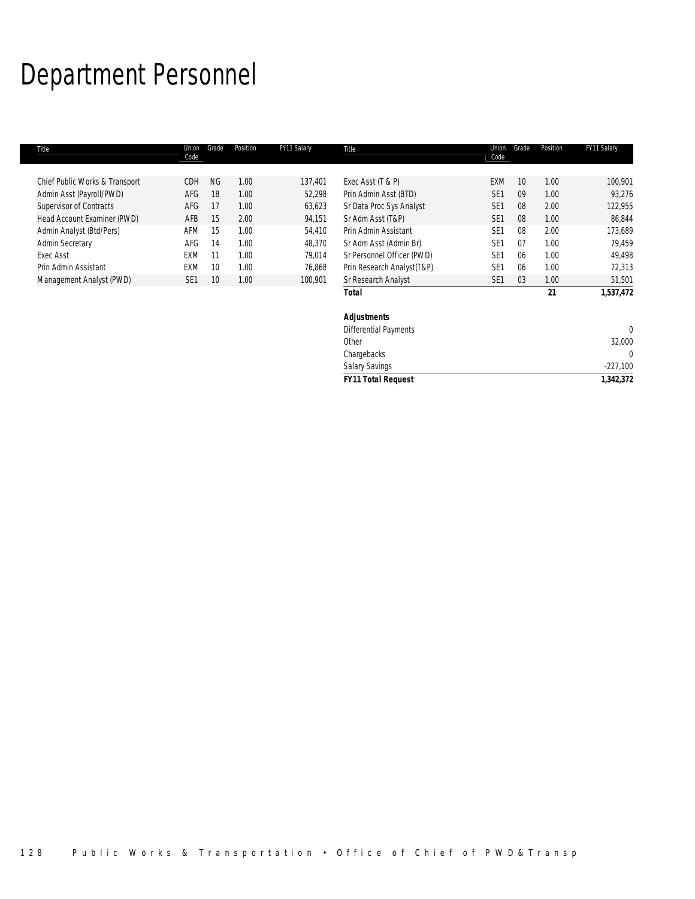# Department Personnel

| Title | Union Code | Grade | Position | FY11 Salary |
|---|---|---|---|---|
| Chief Public Works & Transport | CDH | NG | 1.00 | 137,401 |
| Admin Asst (Payroll/PWD) | AFG | 18 | 1.00 | 52,298 |
| Supervisor of Contracts | AFG | 17 | 1.00 | 63,623 |
| Head Account Examiner (PWD) | AFB | 15 | 2.00 | 94,151 |
| Admin Analyst (Btd/Pers) | AFM | 15 | 1.00 | 54,410 |
| Admin Secretary | AFG | 14 | 1.00 | 48,370 |
| Exec Asst | EXM | 11 | 1.00 | 79,014 |
| Prin Admin Assistant | EXM | 10 | 1.00 | 76,868 |
| Management Analyst (PWD) | SE1 | 10 | 1.00 | 100,901 |
| Exec Asst (T & P) | EXM | 10 | 1.00 | 100,901 |
| Prin Admin Asst (BTD) | SE1 | 09 | 1.00 | 93,276 |
| Sr Data Proc Sys Analyst | SE1 | 08 | 2.00 | 122,955 |
| Sr Adm Asst (T&P) | SE1 | 08 | 1.00 | 86,844 |
| Prin Admin Assistant | SE1 | 08 | 2.00 | 173,689 |
| Sr Adm Asst (Admin Br) | SE1 | 07 | 1.00 | 79,459 |
| Sr Personnel Officer (PWD) | SE1 | 06 | 1.00 | 49,498 |
| Prin Research Analyst(T&P) | SE1 | 06 | 1.00 | 72,313 |
| Sr Research Analyst | SE1 | 03 | 1.00 | 51,501 |
| **Total** | | | **21** | **1,537,472** |

| ***Adjustments*** | |
|---|---|
| Differential Payments | 0 |
| Other | 32,000 |
| Chargebacks | 0 |
| Salary Savings | -227,100 |
| ***FY11 Total Request*** | **1,342,372** |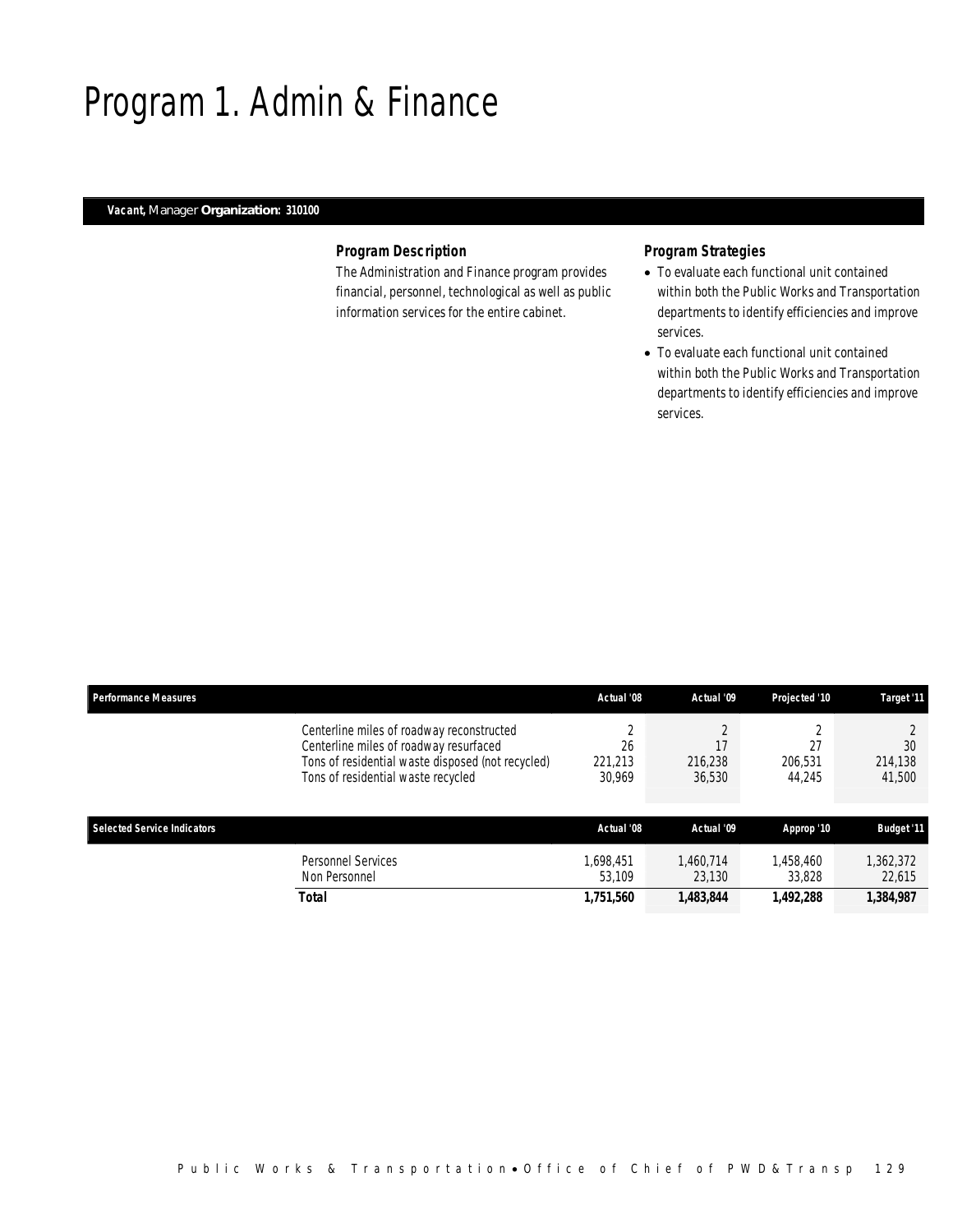# Program 1. Admin & Finance

***Vacant,*** Manager **Organization: 310100**

### *Program Description*

The Administration and Finance program provides financial, personnel, technological as well as public information services for the entire cabinet.

### *Program Strategies*

- To evaluate each functional unit contained within both the Public Works and Transportation departments to identify efficiencies and improve services.
- To evaluate each functional unit contained within both the Public Works and Transportation departments to identify efficiencies and improve services.

| Performance Measures | | Actual '08 | Actual '09 | Projected '10 | Target '11 |
|---|---|---|---|---|---|
| | Centerline miles of roadway reconstructed | 2 | 2 | 2 | 2 |
| | Centerline miles of roadway resurfaced | 26 | 17 | 27 | 30 |
| | Tons of residential waste disposed (not recycled) | 221,213 | 216,238 | 206,531 | 214,138 |
| | Tons of residential waste recycled | 30,969 | 36,530 | 44,245 | 41,500 |

| Selected Service Indicators | | Actual '08 | Actual '09 | Approp '10 | Budget '11 |
|---|---|---|---|---|---|
| | Personnel Services | 1,698,451 | 1,460,714 | 1,458,460 | 1,362,372 |
| | Non Personnel | 53,109 | 23,130 | 33,828 | 22,615 |
| | **Total** | **1,751,560** | **1,483,844** | **1,492,288** | **1,384,987** |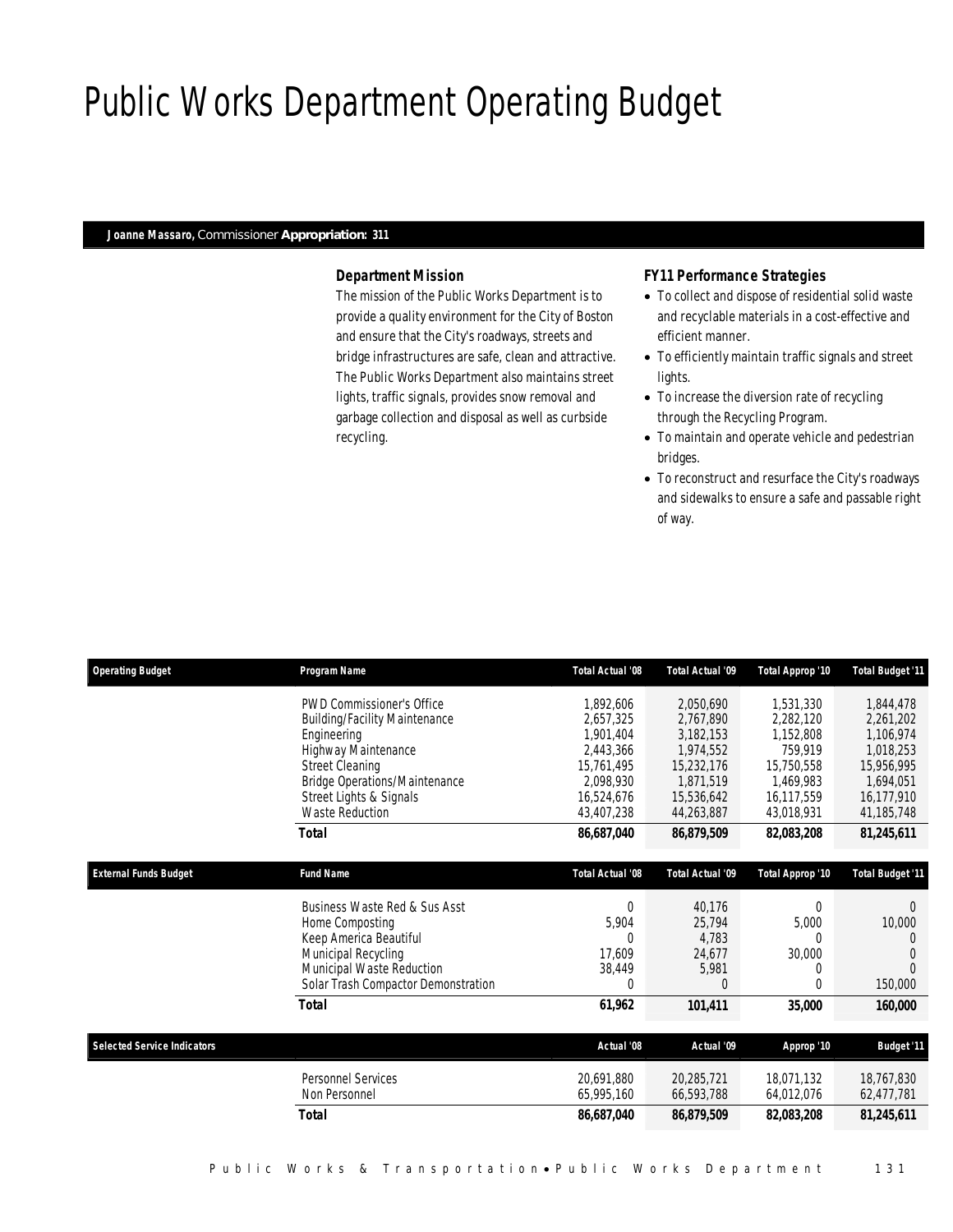# Public Works Department Operating Budget

**Joanne Massaro,** Commissioner **Appropriation: 311**

### *Department Mission*

The mission of the Public Works Department is to provide a quality environment for the City of Boston and ensure that the City's roadways, streets and bridge infrastructures are safe, clean and attractive. The Public Works Department also maintains street lights, traffic signals, provides snow removal and garbage collection and disposal as well as curbside recycling.

### *FY11 Performance Strategies*

- To collect and dispose of residential solid waste and recyclable materials in a cost-effective and efficient manner.
- To efficiently maintain traffic signals and street lights.
- To increase the diversion rate of recycling through the Recycling Program.
- To maintain and operate vehicle and pedestrian bridges.
- To reconstruct and resurface the City's roadways and sidewalks to ensure a safe and passable right of way.

| Operating Budget | Program Name | Total Actual '08 | Total Actual '09 | Total Approp '10 | Total Budget '11 |
|---|---|---|---|---|---|
| | PWD Commissioner's Office | 1,892,606 | 2,050,690 | 1,531,330 | 1,844,478 |
| | Building/Facility Maintenance | 2,657,325 | 2,767,890 | 2,282,120 | 2,261,202 |
| | Engineering | 1,901,404 | 3,182,153 | 1,152,808 | 1,106,974 |
| | Highway Maintenance | 2,443,366 | 1,974,552 | 759,919 | 1,018,253 |
| | Street Cleaning | 15,761,495 | 15,232,176 | 15,750,558 | 15,956,995 |
| | Bridge Operations/Maintenance | 2,098,930 | 1,871,519 | 1,469,983 | 1,694,051 |
| | Street Lights & Signals | 16,524,676 | 15,536,642 | 16,117,559 | 16,177,910 |
| | Waste Reduction | 43,407,238 | 44,263,887 | 43,018,931 | 41,185,748 |
| | **Total** | **86,687,040** | **86,879,509** | **82,083,208** | **81,245,611** |

| External Funds Budget | Fund Name | Total Actual '08 | Total Actual '09 | Total Approp '10 | Total Budget '11 |
|---|---|---|---|---|---|
| | Business Waste Red & Sus Asst | 0 | 40,176 | 0 | 0 |
| | Home Composting | 5,904 | 25,794 | 5,000 | 10,000 |
| | Keep America Beautiful | 0 | 4,783 | 0 | 0 |
| | Municipal Recycling | 17,609 | 24,677 | 30,000 | 0 |
| | Municipal Waste Reduction | 38,449 | 5,981 | 0 | 0 |
| | Solar Trash Compactor Demonstration | 0 | 0 | 0 | 150,000 |
| | **Total** | **61,962** | **101,411** | **35,000** | **160,000** |

| Selected Service Indicators | | Actual '08 | Actual '09 | Approp '10 | Budget '11 |
|---|---|---|---|---|---|
| | Personnel Services | 20,691,880 | 20,285,721 | 18,071,132 | 18,767,830 |
| | Non Personnel | 65,995,160 | 66,593,788 | 64,012,076 | 62,477,781 |
| | **Total** | **86,687,040** | **86,879,509** | **82,083,208** | **81,245,611** |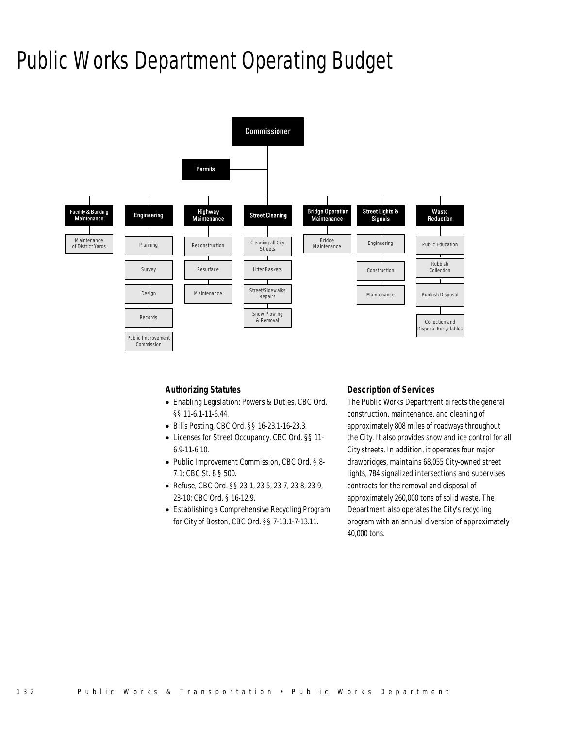# Public Works Department Operating Budget

- Commissioner
  - Permits
  - Facility & Building Maintenance
    - Maintenance of District Yards
  - Engineering
    - Planning
    - Survey
    - Design
    - Records
    - Public Improvement Commission
  - Highway Maintenance
    - Reconstruction
    - Resurface
    - Maintenance
  - Street Cleaning
    - Cleaning all City Streets
    - Litter Baskets
    - Street/Sidewalks Repairs
    - Snow Plowing & Removal
  - Bridge Operation Maintenance
    - Bridge Maintenance
  - Street Lights & Signals
    - Engineering
    - Construction
    - Maintenance
  - Waste Reduction
    - Public Education
    - Rubbish Collection
    - Rubbish Disposal
    - Collection and Disposal Recyclables

### Authorizing Statutes

- Enabling Legislation: Powers & Duties, CBC Ord. §§ 11-6.1-11-6.44.
- Bills Posting, CBC Ord. §§ 16-23.1-16-23.3.
- Licenses for Street Occupancy, CBC Ord. §§ 11-6.9-11-6.10.
- Public Improvement Commission, CBC Ord. § 8-7.1; CBC St. 8 § 500.
- Refuse, CBC Ord. §§ 23-1, 23-5, 23-7, 23-8, 23-9, 23-10; CBC Ord. § 16-12.9.
- Establishing a Comprehensive Recycling Program for City of Boston, CBC Ord. §§ 7-13.1-7-13.11.

### Description of Services

The Public Works Department directs the general construction, maintenance, and cleaning of approximately 808 miles of roadways throughout the City. It also provides snow and ice control for all City streets. In addition, it operates four major drawbridges, maintains 68,055 City-owned street lights, 784 signalized intersections and supervises contracts for the removal and disposal of approximately 260,000 tons of solid waste. The Department also operates the City's recycling program with an annual diversion of approximately 40,000 tons.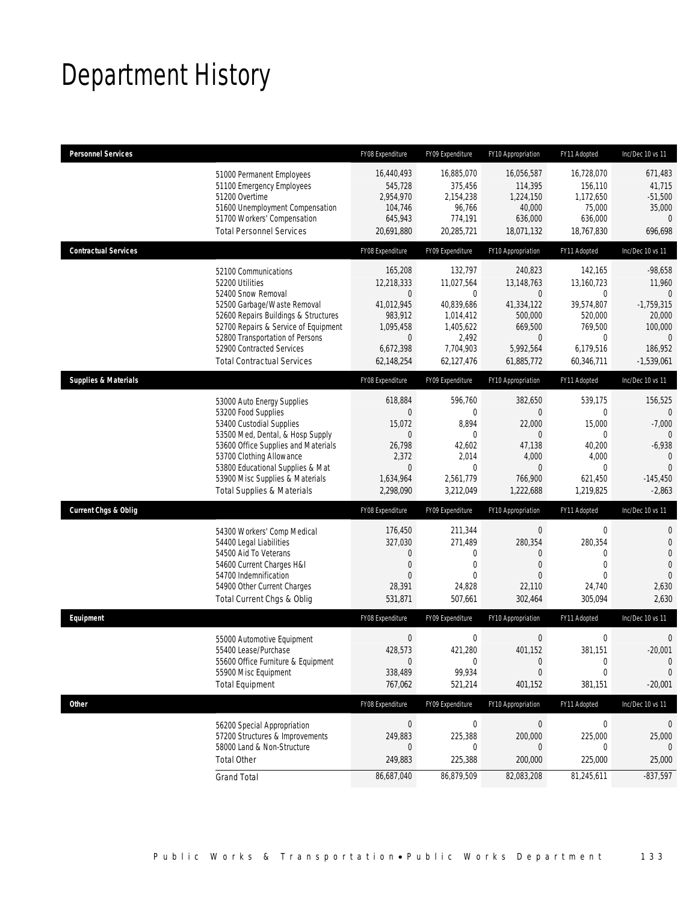# Department History

| Personnel Services | | FY08 Expenditure | FY09 Expenditure | FY10 Appropriation | FY11 Adopted | Inc/Dec 10 vs 11 |
|---|---|---|---|---|---|---|
| | 51000 Permanent Employees | 16,440,493 | 16,885,070 | 16,056,587 | 16,728,070 | 671,483 |
| | 51100 Emergency Employees | 545,728 | 375,456 | 114,395 | 156,110 | 41,715 |
| | 51200 Overtime | 2,954,970 | 2,154,238 | 1,224,150 | 1,172,650 | -51,500 |
| | 51600 Unemployment Compensation | 104,746 | 96,766 | 40,000 | 75,000 | 35,000 |
| | 51700 Workers' Compensation | 645,943 | 774,191 | 636,000 | 636,000 | 0 |
| | Total Personnel Services | 20,691,880 | 20,285,721 | 18,071,132 | 18,767,830 | 696,698 |
| **Contractual Services** | | FY08 Expenditure | FY09 Expenditure | FY10 Appropriation | FY11 Adopted | Inc/Dec 10 vs 11 |
| | 52100 Communications | 165,208 | 132,797 | 240,823 | 142,165 | -98,658 |
| | 52200 Utilities | 12,218,333 | 11,027,564 | 13,148,763 | 13,160,723 | 11,960 |
| | 52400 Snow Removal | 0 | 0 | 0 | 0 | 0 |
| | 52500 Garbage/Waste Removal | 41,012,945 | 40,839,686 | 41,334,122 | 39,574,807 | -1,759,315 |
| | 52600 Repairs Buildings & Structures | 983,912 | 1,014,412 | 500,000 | 520,000 | 20,000 |
| | 52700 Repairs & Service of Equipment | 1,095,458 | 1,405,622 | 669,500 | 769,500 | 100,000 |
| | 52800 Transportation of Persons | 0 | 2,492 | 0 | 0 | 0 |
| | 52900 Contracted Services | 6,672,398 | 7,704,903 | 5,992,564 | 6,179,516 | 186,952 |
| | Total Contractual Services | 62,148,254 | 62,127,476 | 61,885,772 | 60,346,711 | -1,539,061 |
| **Supplies & Materials** | | FY08 Expenditure | FY09 Expenditure | FY10 Appropriation | FY11 Adopted | Inc/Dec 10 vs 11 |
| | 53000 Auto Energy Supplies | 618,884 | 596,760 | 382,650 | 539,175 | 156,525 |
| | 53200 Food Supplies | 0 | 0 | 0 | 0 | 0 |
| | 53400 Custodial Supplies | 15,072 | 8,894 | 22,000 | 15,000 | -7,000 |
| | 53500 Med, Dental, & Hosp Supply | 0 | 0 | 0 | 0 | 0 |
| | 53600 Office Supplies and Materials | 26,798 | 42,602 | 47,138 | 40,200 | -6,938 |
| | 53700 Clothing Allowance | 2,372 | 2,014 | 4,000 | 4,000 | 0 |
| | 53800 Educational Supplies & Mat | 0 | 0 | 0 | 0 | 0 |
| | 53900 Misc Supplies & Materials | 1,634,964 | 2,561,779 | 766,900 | 621,450 | -145,450 |
| | Total Supplies & Materials | 2,298,090 | 3,212,049 | 1,222,688 | 1,219,825 | -2,863 |
| **Current Chgs & Oblig** | | FY08 Expenditure | FY09 Expenditure | FY10 Appropriation | FY11 Adopted | Inc/Dec 10 vs 11 |
| | 54300 Workers' Comp Medical | 176,450 | 211,344 | 0 | 0 | 0 |
| | 54400 Legal Liabilities | 327,030 | 271,489 | 280,354 | 280,354 | 0 |
| | 54500 Aid To Veterans | 0 | 0 | 0 | 0 | 0 |
| | 54600 Current Charges H&I | 0 | 0 | 0 | 0 | 0 |
| | 54700 Indemnification | 0 | 0 | 0 | 0 | 0 |
| | 54900 Other Current Charges | 28,391 | 24,828 | 22,110 | 24,740 | 2,630 |
| | Total Current Chgs & Oblig | 531,871 | 507,661 | 302,464 | 305,094 | 2,630 |
| **Equipment** | | FY08 Expenditure | FY09 Expenditure | FY10 Appropriation | FY11 Adopted | Inc/Dec 10 vs 11 |
| | 55000 Automotive Equipment | 0 | 0 | 0 | 0 | 0 |
| | 55400 Lease/Purchase | 428,573 | 421,280 | 401,152 | 381,151 | -20,001 |
| | 55600 Office Furniture & Equipment | 0 | 0 | 0 | 0 | 0 |
| | 55900 Misc Equipment | 338,489 | 99,934 | 0 | 0 | 0 |
| | Total Equipment | 767,062 | 521,214 | 401,152 | 381,151 | -20,001 |
| **Other** | | FY08 Expenditure | FY09 Expenditure | FY10 Appropriation | FY11 Adopted | Inc/Dec 10 vs 11 |
| | 56200 Special Appropriation | 0 | 0 | 0 | 0 | 0 |
| | 57200 Structures & Improvements | 249,883 | 225,388 | 200,000 | 225,000 | 25,000 |
| | 58000 Land & Non-Structure | 0 | 0 | 0 | 0 | 0 |
| | Total Other | 249,883 | 225,388 | 200,000 | 225,000 | 25,000 |
| | Grand Total | 86,687,040 | 86,879,509 | 82,083,208 | 81,245,611 | -837,597 |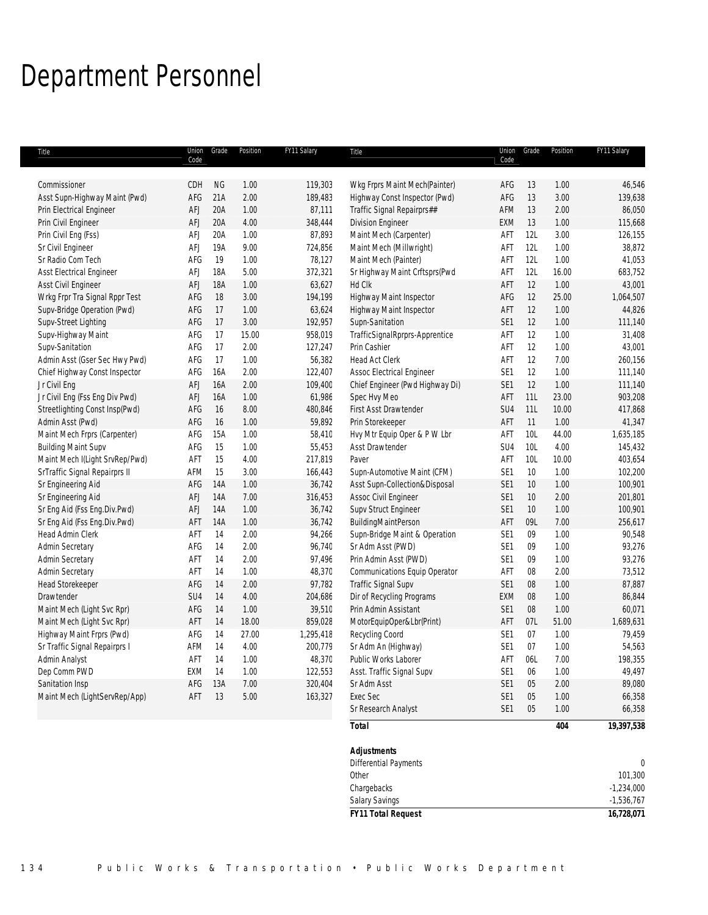# Department Personnel

| Title | Union Code | Grade | Position | FY11 Salary |
|---|---|---|---|---|
| Commissioner | CDH | NG | 1.00 | 119,303 |
| Asst Supn-Highway Maint (Pwd) | AFG | 21A | 2.00 | 189,483 |
| Prin Electrical Engineer | AFJ | 20A | 1.00 | 87,111 |
| Prin Civil Engineer | AFJ | 20A | 4.00 | 348,444 |
| Prin Civil Eng (Fss) | AFJ | 20A | 1.00 | 87,893 |
| Sr Civil Engineer | AFJ | 19A | 9.00 | 724,856 |
| Sr Radio Com Tech | AFG | 19 | 1.00 | 78,127 |
| Asst Electrical Engineer | AFJ | 18A | 5.00 | 372,321 |
| Asst Civil Engineer | AFJ | 18A | 1.00 | 63,627 |
| Wrkg Frpr Tra Signal Rppr Test | AFG | 18 | 3.00 | 194,199 |
| Supv-Bridge Operation (Pwd) | AFG | 17 | 1.00 | 63,624 |
| Supv-Street Lighting | AFG | 17 | 3.00 | 192,957 |
| Supv-Highway Maint | AFG | 17 | 15.00 | 958,019 |
| Supv-Sanitation | AFG | 17 | 2.00 | 127,247 |
| Admin Asst (Gser Sec Hwy Pwd) | AFG | 17 | 1.00 | 56,382 |
| Chief Highway Const Inspector | AFG | 16A | 2.00 | 122,407 |
| Jr Civil Eng | AFJ | 16A | 2.00 | 109,400 |
| Jr Civil Eng (Fss Eng Div Pwd) | AFJ | 16A | 1.00 | 61,986 |
| Streetlighting Const Insp(Pwd) | AFG | 16 | 8.00 | 480,846 |
| Admin Asst (Pwd) | AFG | 16 | 1.00 | 59,892 |
| Maint Mech Frprs (Carpenter) | AFG | 15A | 1.00 | 58,410 |
| Building Maint Supv | AFG | 15 | 1.00 | 55,453 |
| Maint Mech I(Light SrvRep/Pwd) | AFT | 15 | 4.00 | 217,819 |
| SrTraffic Signal Repairprs II | AFM | 15 | 3.00 | 166,443 |
| Sr Engineering Aid | AFG | 14A | 1.00 | 36,742 |
| Sr Engineering Aid | AFJ | 14A | 7.00 | 316,453 |
| Sr Eng Aid (Fss Eng.Div.Pwd) | AFJ | 14A | 1.00 | 36,742 |
| Sr Eng Aid (Fss Eng.Div.Pwd) | AFT | 14A | 1.00 | 36,742 |
| Head Admin Clerk | AFT | 14 | 2.00 | 94,266 |
| Admin Secretary | AFG | 14 | 2.00 | 96,740 |
| Admin Secretary | AFT | 14 | 2.00 | 97,496 |
| Admin Secretary | AFT | 14 | 1.00 | 48,370 |
| Head Storekeeper | AFG | 14 | 2.00 | 97,782 |
| Drawtender | SU4 | 14 | 4.00 | 204,686 |
| Maint Mech (Light Svc Rpr) | AFG | 14 | 1.00 | 39,510 |
| Maint Mech (Light Svc Rpr) | AFT | 14 | 18.00 | 859,028 |
| Highway Maint Frprs (Pwd) | AFG | 14 | 27.00 | 1,295,418 |
| Sr Traffic Signal Repairprs I | AFM | 14 | 4.00 | 200,779 |
| Admin Analyst | AFT | 14 | 1.00 | 48,370 |
| Dep Comm PWD | EXM | 14 | 1.00 | 122,553 |
| Sanitation Insp | AFG | 13A | 7.00 | 320,404 |
| Maint Mech (LightServRep/App) | AFT | 13 | 5.00 | 163,327 |
| Wkg Frprs Maint Mech(Painter) | AFG | 13 | 1.00 | 46,546 |
| Highway Const Inspector (Pwd) | AFG | 13 | 3.00 | 139,638 |
| Traffic Signal Repairprs## | AFM | 13 | 2.00 | 86,050 |
| Division Engineer | EXM | 13 | 1.00 | 115,668 |
| Maint Mech (Carpenter) | AFT | 12L | 3.00 | 126,155 |
| Maint Mech (Millwright) | AFT | 12L | 1.00 | 38,872 |
| Maint Mech (Painter) | AFT | 12L | 1.00 | 41,053 |
| Sr Highway Maint Crftsprs(Pwd | AFT | 12L | 16.00 | 683,752 |
| Hd Clk | AFT | 12 | 1.00 | 43,001 |
| Highway Maint Inspector | AFG | 12 | 25.00 | 1,064,507 |
| Highway Maint Inspector | AFT | 12 | 1.00 | 44,826 |
| Supn-Sanitation | SE1 | 12 | 1.00 | 111,140 |
| TrafficSignalRprprs-Apprentice | AFT | 12 | 1.00 | 31,408 |
| Prin Cashier | AFT | 12 | 1.00 | 43,001 |
| Head Act Clerk | AFT | 12 | 7.00 | 260,156 |
| Assoc Electrical Engineer | SE1 | 12 | 1.00 | 111,140 |
| Chief Engineer (Pwd Highway Di) | SE1 | 12 | 1.00 | 111,140 |
| Spec Hvy Meo | AFT | 11L | 23.00 | 903,208 |
| First Asst Drawtender | SU4 | 11L | 10.00 | 417,868 |
| Prin Storekeeper | AFT | 11 | 1.00 | 41,347 |
| Hvy Mtr Equip Oper & P W Lbr | AFT | 10L | 44.00 | 1,635,185 |
| Asst Drawtender | SU4 | 10L | 4.00 | 145,432 |
| Paver | AFT | 10L | 10.00 | 403,654 |
| Supn-Automotive Maint (CFM) | SE1 | 10 | 1.00 | 102,200 |
| Asst Supn-Collection&Disposal | SE1 | 10 | 1.00 | 100,901 |
| Assoc Civil Engineer | SE1 | 10 | 2.00 | 201,801 |
| Supv Struct Engineer | SE1 | 10 | 1.00 | 100,901 |
| BuildingMaintPerson | AFT | 09L | 7.00 | 256,617 |
| Supn-Bridge Maint & Operation | SE1 | 09 | 1.00 | 90,548 |
| Sr Adm Asst (PWD) | SE1 | 09 | 1.00 | 93,276 |
| Prin Admin Asst (PWD) | SE1 | 09 | 1.00 | 93,276 |
| Communications Equip Operator | AFT | 08 | 2.00 | 73,512 |
| Traffic Signal Supv | SE1 | 08 | 1.00 | 87,887 |
| Dir of Recycling Programs | EXM | 08 | 1.00 | 86,844 |
| Prin Admin Assistant | SE1 | 08 | 1.00 | 60,071 |
| MotorEquipOper&Lbr(Print) | AFT | 07L | 51.00 | 1,689,631 |
| Recycling Coord | SE1 | 07 | 1.00 | 79,459 |
| Sr Adm An (Highway) | SE1 | 07 | 1.00 | 54,563 |
| Public Works Laborer | AFT | 06L | 7.00 | 198,355 |
| Asst. Traffic Signal Supv | SE1 | 06 | 1.00 | 49,497 |
| Sr Adm Asst | SE1 | 05 | 2.00 | 89,080 |
| Exec Sec | SE1 | 05 | 1.00 | 66,358 |
| Sr Research Analyst | SE1 | 05 | 1.00 | 66,358 |
| ***Total*** | | | **404** | **19,397,538** |

| ***Adjustments*** | |
|---|---|
| Differential Payments | 0 |
| Other | 101,300 |
| Chargebacks | -1,234,000 |
| Salary Savings | -1,536,767 |
| ***FY11 Total Request*** | **16,728,071** |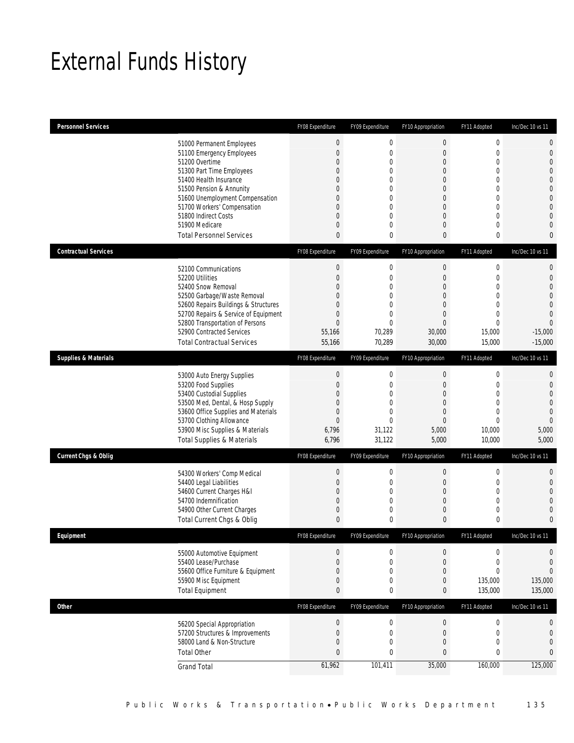# External Funds History

| Personnel Services | FY08 Expenditure | FY09 Expenditure | FY10 Appropriation | FY11 Adopted | Inc/Dec 10 vs 11 |
|---|---|---|---|---|---|
| 51000 Permanent Employees | 0 | 0 | 0 | 0 | 0 |
| 51100 Emergency Employees | 0 | 0 | 0 | 0 | 0 |
| 51200 Overtime | 0 | 0 | 0 | 0 | 0 |
| 51300 Part Time Employees | 0 | 0 | 0 | 0 | 0 |
| 51400 Health Insurance | 0 | 0 | 0 | 0 | 0 |
| 51500 Pension & Annunity | 0 | 0 | 0 | 0 | 0 |
| 51600 Unemployment Compensation | 0 | 0 | 0 | 0 | 0 |
| 51700 Workers' Compensation | 0 | 0 | 0 | 0 | 0 |
| 51800 Indirect Costs | 0 | 0 | 0 | 0 | 0 |
| 51900 Medicare | 0 | 0 | 0 | 0 | 0 |
| Total Personnel Services | 0 | 0 | 0 | 0 | 0 |

| Contractual Services | FY08 Expenditure | FY09 Expenditure | FY10 Appropriation | FY11 Adopted | Inc/Dec 10 vs 11 |
|---|---|---|---|---|---|
| 52100 Communications | 0 | 0 | 0 | 0 | 0 |
| 52200 Utilities | 0 | 0 | 0 | 0 | 0 |
| 52400 Snow Removal | 0 | 0 | 0 | 0 | 0 |
| 52500 Garbage/Waste Removal | 0 | 0 | 0 | 0 | 0 |
| 52600 Repairs Buildings & Structures | 0 | 0 | 0 | 0 | 0 |
| 52700 Repairs & Service of Equipment | 0 | 0 | 0 | 0 | 0 |
| 52800 Transportation of Persons | 0 | 0 | 0 | 0 | 0 |
| 52900 Contracted Services | 55,166 | 70,289 | 30,000 | 15,000 | -15,000 |
| Total Contractual Services | 55,166 | 70,289 | 30,000 | 15,000 | -15,000 |

| Supplies & Materials | FY08 Expenditure | FY09 Expenditure | FY10 Appropriation | FY11 Adopted | Inc/Dec 10 vs 11 |
|---|---|---|---|---|---|
| 53000 Auto Energy Supplies | 0 | 0 | 0 | 0 | 0 |
| 53200 Food Supplies | 0 | 0 | 0 | 0 | 0 |
| 53400 Custodial Supplies | 0 | 0 | 0 | 0 | 0 |
| 53500 Med, Dental, & Hosp Supply | 0 | 0 | 0 | 0 | 0 |
| 53600 Office Supplies and Materials | 0 | 0 | 0 | 0 | 0 |
| 53700 Clothing Allowance | 0 | 0 | 0 | 0 | 0 |
| 53900 Misc Supplies & Materials | 6,796 | 31,122 | 5,000 | 10,000 | 5,000 |
| Total Supplies & Materials | 6,796 | 31,122 | 5,000 | 10,000 | 5,000 |

| Current Chgs & Oblig | FY08 Expenditure | FY09 Expenditure | FY10 Appropriation | FY11 Adopted | Inc/Dec 10 vs 11 |
|---|---|---|---|---|---|
| 54300 Workers' Comp Medical | 0 | 0 | 0 | 0 | 0 |
| 54400 Legal Liabilities | 0 | 0 | 0 | 0 | 0 |
| 54600 Current Charges H&I | 0 | 0 | 0 | 0 | 0 |
| 54700 Indemnification | 0 | 0 | 0 | 0 | 0 |
| 54900 Other Current Charges | 0 | 0 | 0 | 0 | 0 |
| Total Current Chgs & Oblig | 0 | 0 | 0 | 0 | 0 |

| Equipment | FY08 Expenditure | FY09 Expenditure | FY10 Appropriation | FY11 Adopted | Inc/Dec 10 vs 11 |
|---|---|---|---|---|---|
| 55000 Automotive Equipment | 0 | 0 | 0 | 0 | 0 |
| 55400 Lease/Purchase | 0 | 0 | 0 | 0 | 0 |
| 55600 Office Furniture & Equipment | 0 | 0 | 0 | 0 | 0 |
| 55900 Misc Equipment | 0 | 0 | 0 | 135,000 | 135,000 |
| Total Equipment | 0 | 0 | 0 | 135,000 | 135,000 |

| Other | FY08 Expenditure | FY09 Expenditure | FY10 Appropriation | FY11 Adopted | Inc/Dec 10 vs 11 |
|---|---|---|---|---|---|
| 56200 Special Appropriation | 0 | 0 | 0 | 0 | 0 |
| 57200 Structures & Improvements | 0 | 0 | 0 | 0 | 0 |
| 58000 Land & Non-Structure | 0 | 0 | 0 | 0 | 0 |
| Total Other | 0 | 0 | 0 | 0 | 0 |
| Grand Total | 61,962 | 101,411 | 35,000 | 160,000 | 125,000 |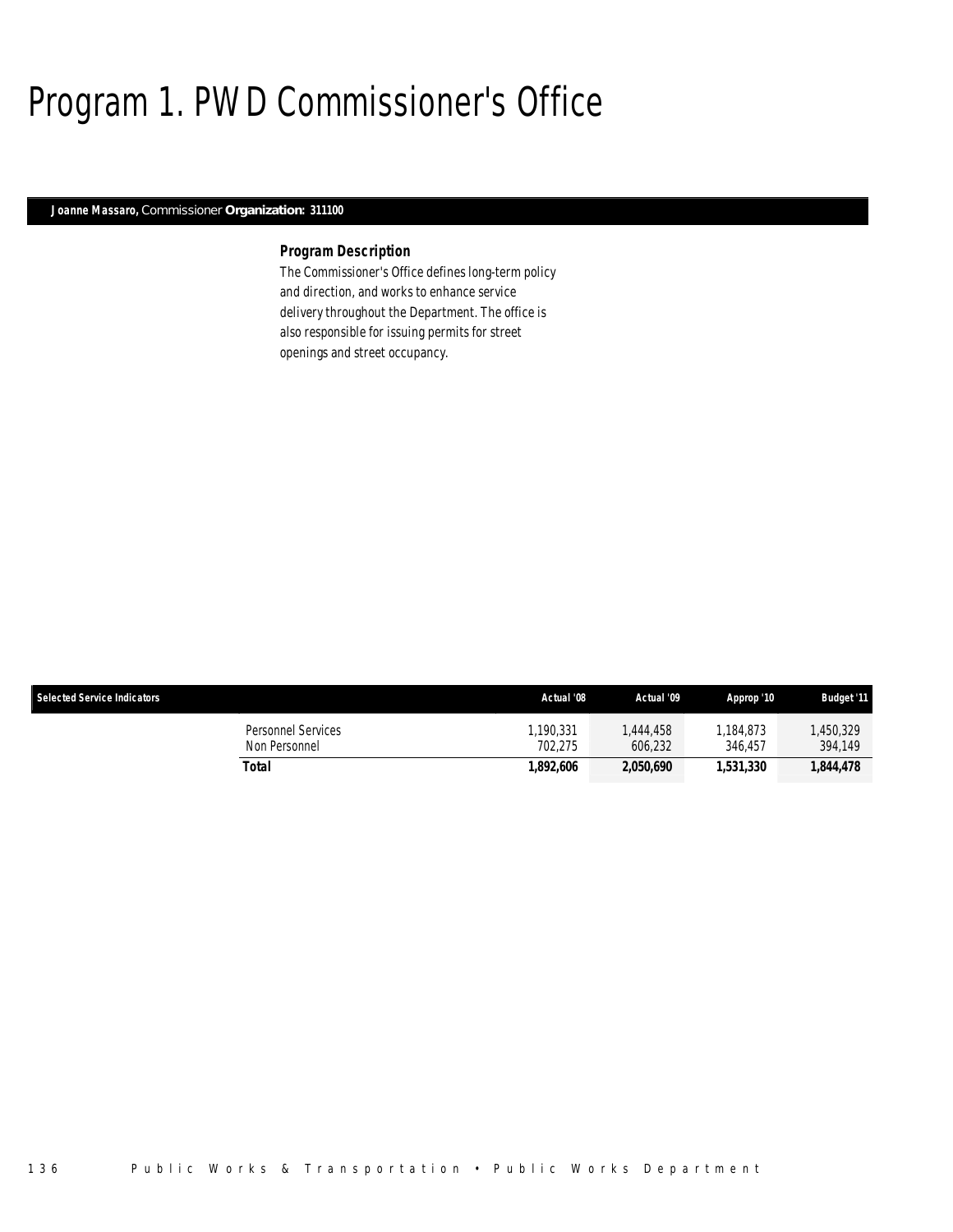# Program 1. PWD Commissioner's Office

**Joanne Massaro,** Commissioner **Organization: 311100**

### *Program Description*

The Commissioner's Office defines long-term policy and direction, and works to enhance service delivery throughout the Department. The office is also responsible for issuing permits for street openings and street occupancy.

| Selected Service Indicators | Actual '08 | Actual '09 | Approp '10 | Budget '11 |
|---|---|---|---|---|
| Personnel Services | 1,190,331 | 1,444,458 | 1,184,873 | 1,450,329 |
| Non Personnel | 702,275 | 606,232 | 346,457 | 394,149 |
| **Total** | **1,892,606** | **2,050,690** | **1,531,330** | **1,844,478** |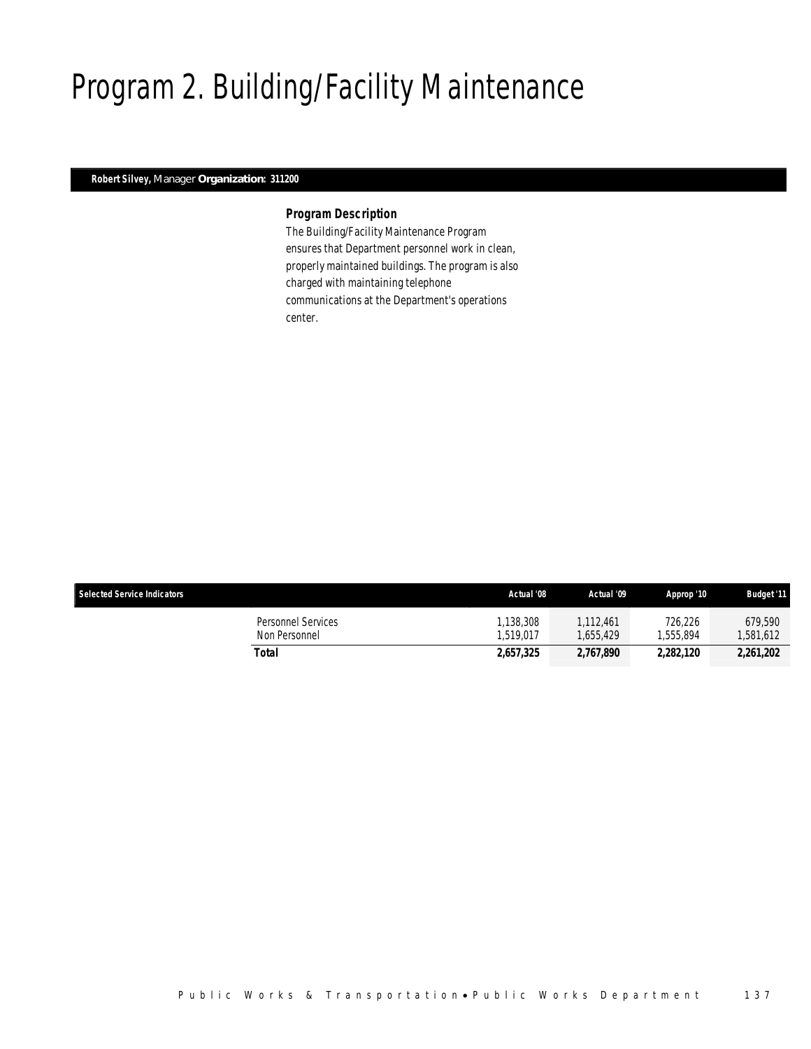# Program 2. Building/Facility Maintenance

**Robert Silvey,** Manager **Organization: 311200**

### *Program Description*

The Building/Facility Maintenance Program ensures that Department personnel work in clean, properly maintained buildings. The program is also charged with maintaining telephone communications at the Department's operations center.

| Selected Service Indicators | | Actual '08 | Actual '09 | Approp '10 | Budget '11 |
|---|---|---|---|---|---|
| | Personnel Services | 1,138,308 | 1,112,461 | 726,226 | 679,590 |
| | Non Personnel | 1,519,017 | 1,655,429 | 1,555,894 | 1,581,612 |
| | **Total** | **2,657,325** | **2,767,890** | **2,282,120** | **2,261,202** |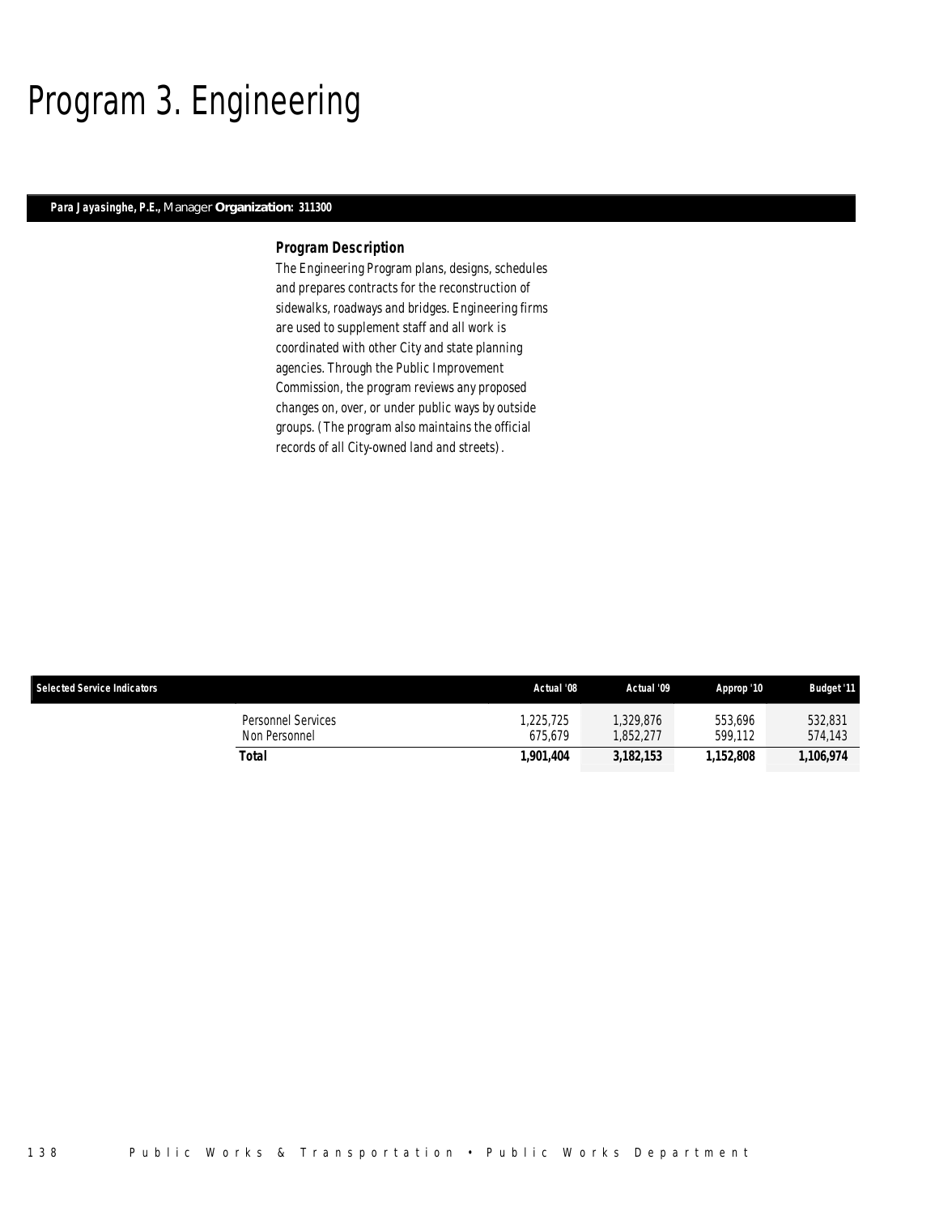# Program 3. Engineering

**Para Jayasinghe, P.E.,** Manager **Organization: 311300**

### Program Description

The Engineering Program plans, designs, schedules and prepares contracts for the reconstruction of sidewalks, roadways and bridges. Engineering firms are used to supplement staff and all work is coordinated with other City and state planning agencies. Through the Public Improvement Commission, the program reviews any proposed changes on, over, or under public ways by outside groups. (The program also maintains the official records of all City-owned land and streets).

| Selected Service Indicators | Actual '08 | Actual '09 | Approp '10 | Budget '11 |
|---|---|---|---|---|
| Personnel Services | 1,225,725 | 1,329,876 | 553,696 | 532,831 |
| Non Personnel | 675,679 | 1,852,277 | 599,112 | 574,143 |
| ***Total*** | ***1,901,404*** | ***3,182,153*** | ***1,152,808*** | ***1,106,974*** |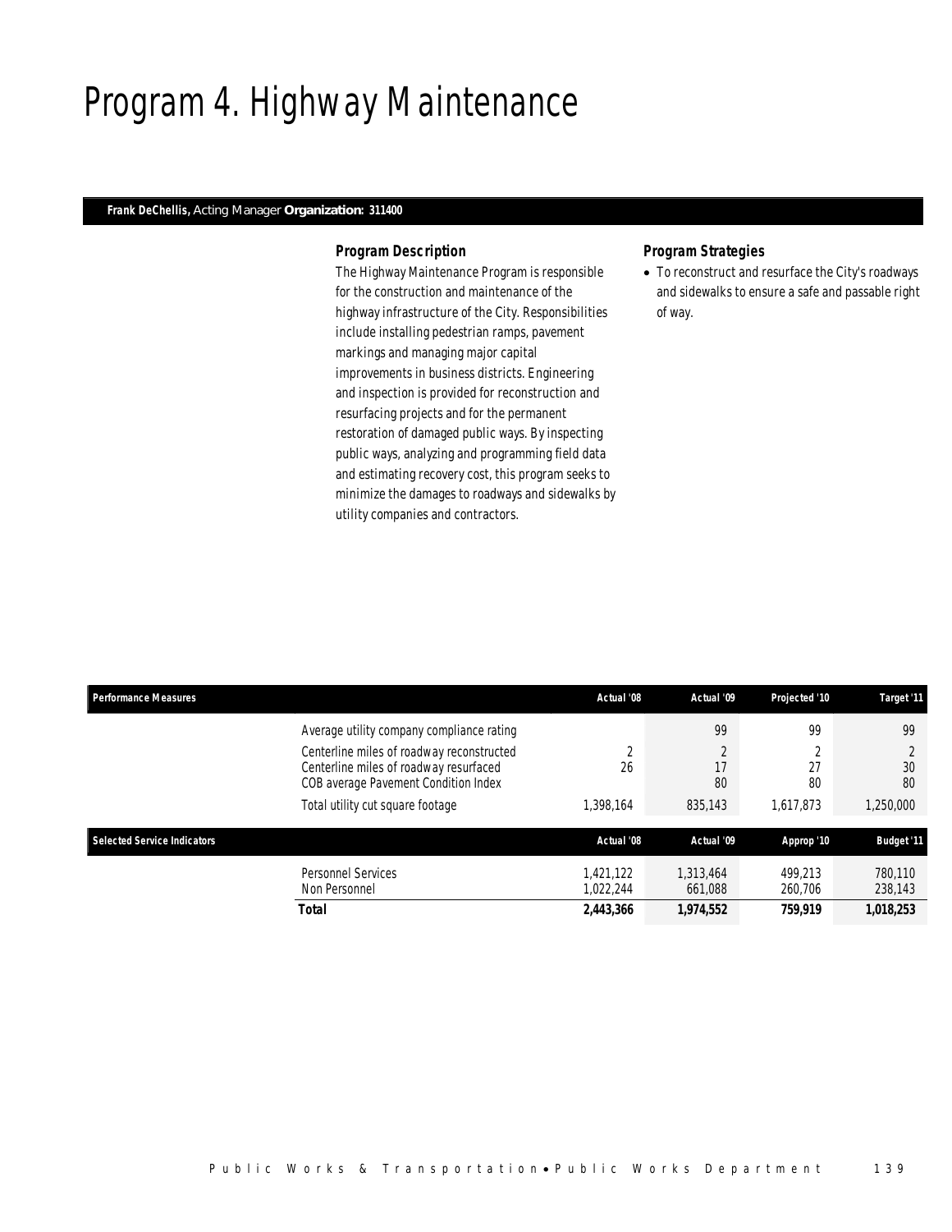# Program 4. Highway Maintenance

**Frank DeChellis,** Acting Manager **Organization: 311400**

### *Program Description*

The Highway Maintenance Program is responsible for the construction and maintenance of the highway infrastructure of the City. Responsibilities include installing pedestrian ramps, pavement markings and managing major capital improvements in business districts. Engineering and inspection is provided for reconstruction and resurfacing projects and for the permanent restoration of damaged public ways. By inspecting public ways, analyzing and programming field data and estimating recovery cost, this program seeks to minimize the damages to roadways and sidewalks by utility companies and contractors.

### *Program Strategies*

- To reconstruct and resurface the City's roadways and sidewalks to ensure a safe and passable right of way.

| Performance Measures | Actual '08 | Actual '09 | Projected '10 | Target '11 |
|---|---|---|---|---|
| Average utility company compliance rating | | 99 | 99 | 99 |
| Centerline miles of roadway reconstructed | 2 | 2 | 2 | 2 |
| Centerline miles of roadway resurfaced | 26 | 17 | 27 | 30 |
| COB average Pavement Condition Index | | 80 | 80 | 80 |
| Total utility cut square footage | 1,398,164 | 835,143 | 1,617,873 | 1,250,000 |

| Selected Service Indicators | Actual '08 | Actual '09 | Approp '10 | Budget '11 |
|---|---|---|---|---|
| Personnel Services | 1,421,122 | 1,313,464 | 499,213 | 780,110 |
| Non Personnel | 1,022,244 | 661,088 | 260,706 | 238,143 |
| **Total** | **2,443,366** | **1,974,552** | **759,919** | **1,018,253** |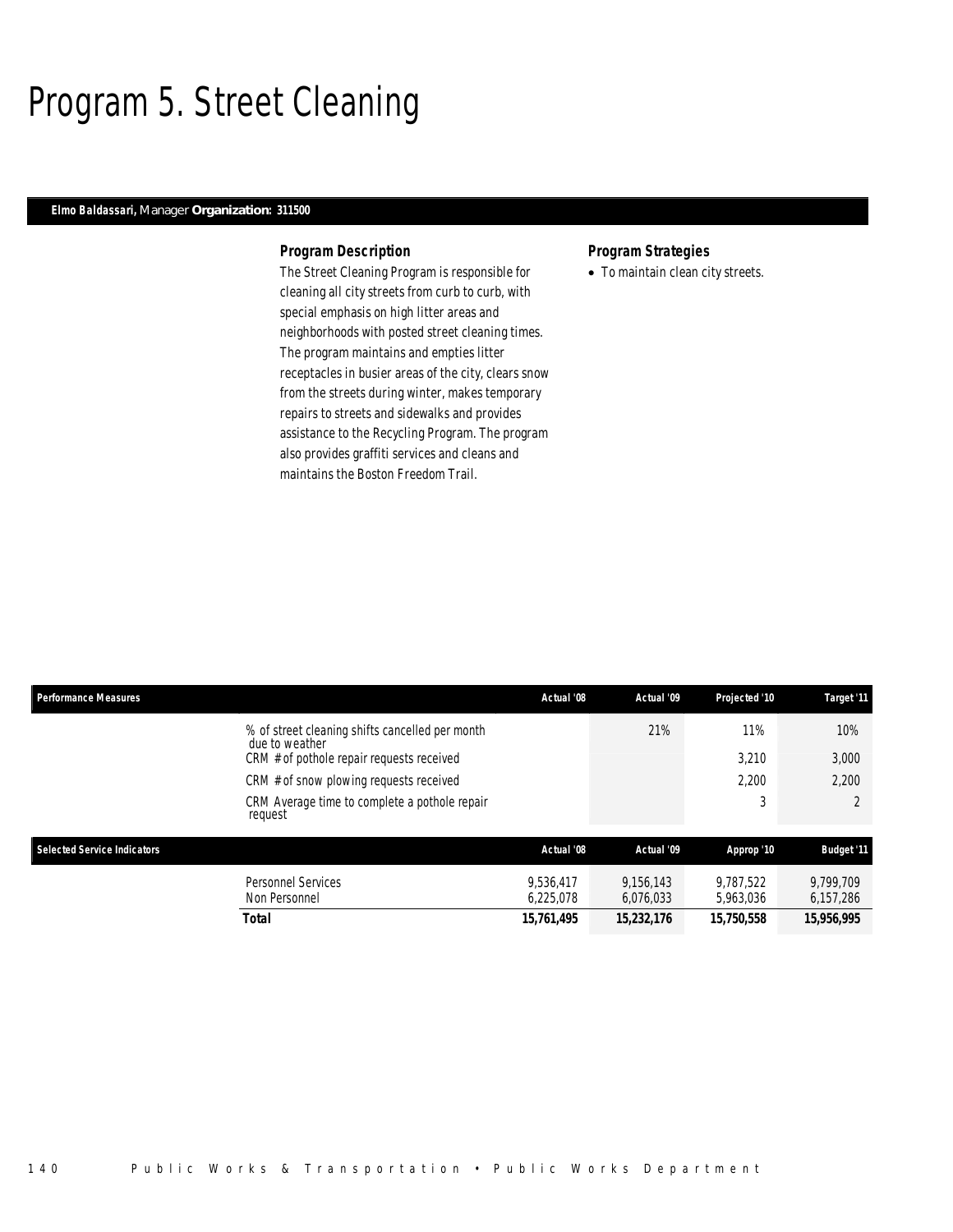# Program 5. Street Cleaning

**Elmo Baldassari,** Manager **Organization: 311500**

### Program Description

The Street Cleaning Program is responsible for cleaning all city streets from curb to curb, with special emphasis on high litter areas and neighborhoods with posted street cleaning times. The program maintains and empties litter receptacles in busier areas of the city, clears snow from the streets during winter, makes temporary repairs to streets and sidewalks and provides assistance to the Recycling Program. The program also provides graffiti services and cleans and maintains the Boston Freedom Trail.

### Program Strategies

- To maintain clean city streets.

| Performance Measures | Actual '08 | Actual '09 | Projected '10 | Target '11 |
|---|---|---|---|---|
| % of street cleaning shifts cancelled per month due to weather | | 21% | 11% | 10% |
| CRM # of pothole repair requests received | | | 3,210 | 3,000 |
| CRM # of snow plowing requests received | | | 2,200 | 2,200 |
| CRM Average time to complete a pothole repair request | | | 3 | 2 |

| Selected Service Indicators | Actual '08 | Actual '09 | Approp '10 | Budget '11 |
|---|---|---|---|---|
| Personnel Services | 9,536,417 | 9,156,143 | 9,787,522 | 9,799,709 |
| Non Personnel | 6,225,078 | 6,076,033 | 5,963,036 | 6,157,286 |
| **Total** | **15,761,495** | **15,232,176** | **15,750,558** | **15,956,995** |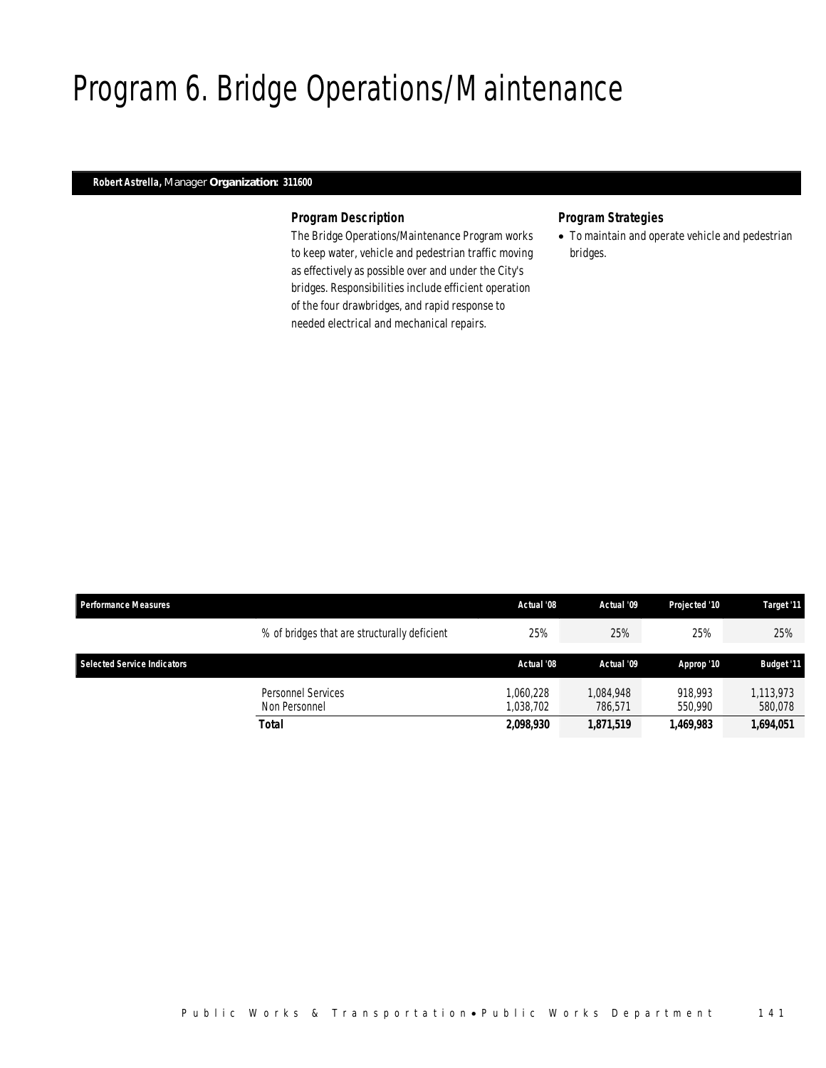# Program 6. Bridge Operations/Maintenance

**Robert Astrella,** Manager **Organization: 311600**

### Program Description

The Bridge Operations/Maintenance Program works to keep water, vehicle and pedestrian traffic moving as effectively as possible over and under the City's bridges. Responsibilities include efficient operation of the four drawbridges, and rapid response to needed electrical and mechanical repairs.

### Program Strategies

- To maintain and operate vehicle and pedestrian bridges.

| Performance Measures | | Actual '08 | Actual '09 | Projected '10 | Target '11 |
|---|---|---|---|---|---|
| | % of bridges that are structurally deficient | 25% | 25% | 25% | 25% |

| Selected Service Indicators | | Actual '08 | Actual '09 | Approp '10 | Budget '11 |
|---|---|---|---|---|---|
| | Personnel Services | 1,060,228 | 1,084,948 | 918,993 | 1,113,973 |
| | Non Personnel | 1,038,702 | 786,571 | 550,990 | 580,078 |
| | **Total** | **2,098,930** | **1,871,519** | **1,469,983** | **1,694,051** |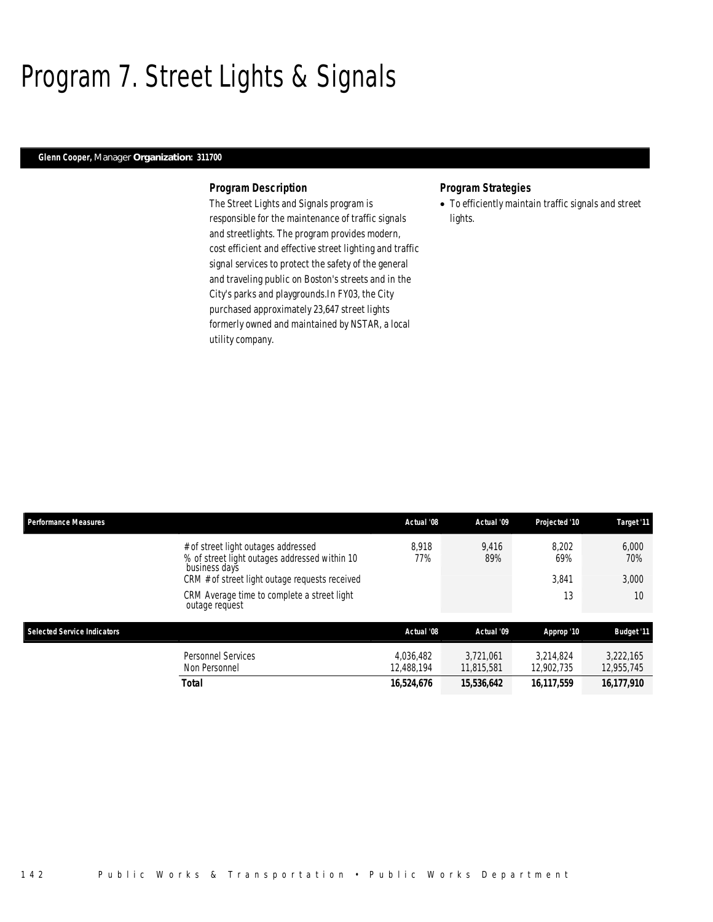# Program 7. Street Lights & Signals

**Glenn Cooper,** Manager **Organization: 311700**

### Program Description

The Street Lights and Signals program is responsible for the maintenance of traffic signals and streetlights. The program provides modern, cost efficient and effective street lighting and traffic signal services to protect the safety of the general and traveling public on Boston's streets and in the City's parks and playgrounds.In FY03, the City purchased approximately 23,647 street lights formerly owned and maintained by NSTAR, a local utility company.

### Program Strategies

- To efficiently maintain traffic signals and street lights.

| Performance Measures | Actual '08 | Actual '09 | Projected '10 | Target '11 |
|---|---|---|---|---|
| # of street light outages addressed | 8,918 | 9,416 | 8,202 | 6,000 |
| % of street light outages addressed within 10 business days | 77% | 89% | 69% | 70% |
| CRM # of street light outage requests received | | | 3,841 | 3,000 |
| CRM Average time to complete a street light outage request | | | 13 | 10 |

| Selected Service Indicators | Actual '08 | Actual '09 | Approp '10 | Budget '11 |
|---|---|---|---|---|
| Personnel Services | 4,036,482 | 3,721,061 | 3,214,824 | 3,222,165 |
| Non Personnel | 12,488,194 | 11,815,581 | 12,902,735 | 12,955,745 |
| **Total** | **16,524,676** | **15,536,642** | **16,117,559** | **16,177,910** |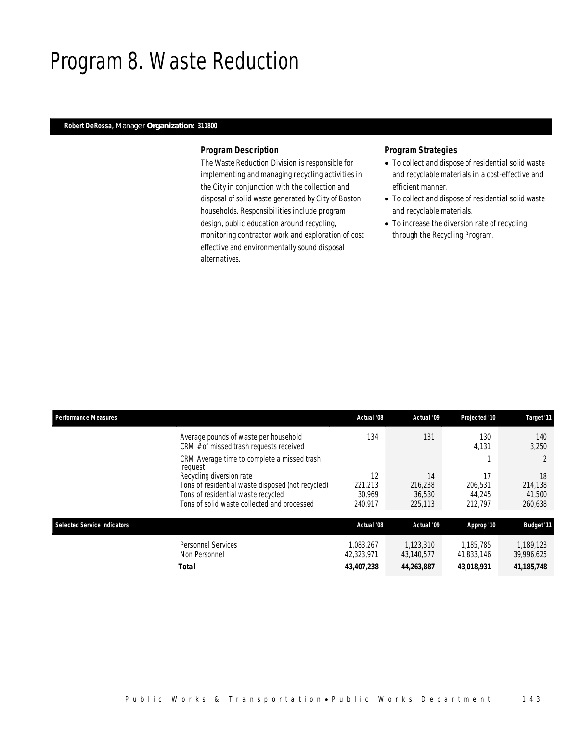# Program 8. Waste Reduction

**Robert DeRossa,** Manager **Organization: 311800**

### *Program Description*

The Waste Reduction Division is responsible for implementing and managing recycling activities in the City in conjunction with the collection and disposal of solid waste generated by City of Boston households. Responsibilities include program design, public education around recycling, monitoring contractor work and exploration of cost effective and environmentally sound disposal alternatives.

### *Program Strategies*

- To collect and dispose of residential solid waste and recyclable materials in a cost-effective and efficient manner.
- To collect and dispose of residential solid waste and recyclable materials.
- To increase the diversion rate of recycling through the Recycling Program.

| Performance Measures | Actual '08 | Actual '09 | Projected '10 | Target '11 |
|---|---|---|---|---|
| Average pounds of waste per household | 134 | 131 | 130 | 140 |
| CRM # of missed trash requests received | | | 4,131 | 3,250 |
| CRM Average time to complete a missed trash request | | | 1 | 2 |
| Recycling diversion rate | 12 | 14 | 17 | 18 |
| Tons of residential waste disposed (not recycled) | 221,213 | 216,238 | 206,531 | 214,138 |
| Tons of residential waste recycled | 30,969 | 36,530 | 44,245 | 41,500 |
| Tons of solid waste collected and processed | 240,917 | 225,113 | 212,797 | 260,638 |

| Selected Service Indicators | Actual '08 | Actual '09 | Approp '10 | Budget '11 |
|---|---|---|---|---|
| Personnel Services | 1,083,267 | 1,123,310 | 1,185,785 | 1,189,123 |
| Non Personnel | 42,323,971 | 43,140,577 | 41,833,146 | 39,996,625 |
| **Total** | **43,407,238** | **44,263,887** | **43,018,931** | **41,185,748** |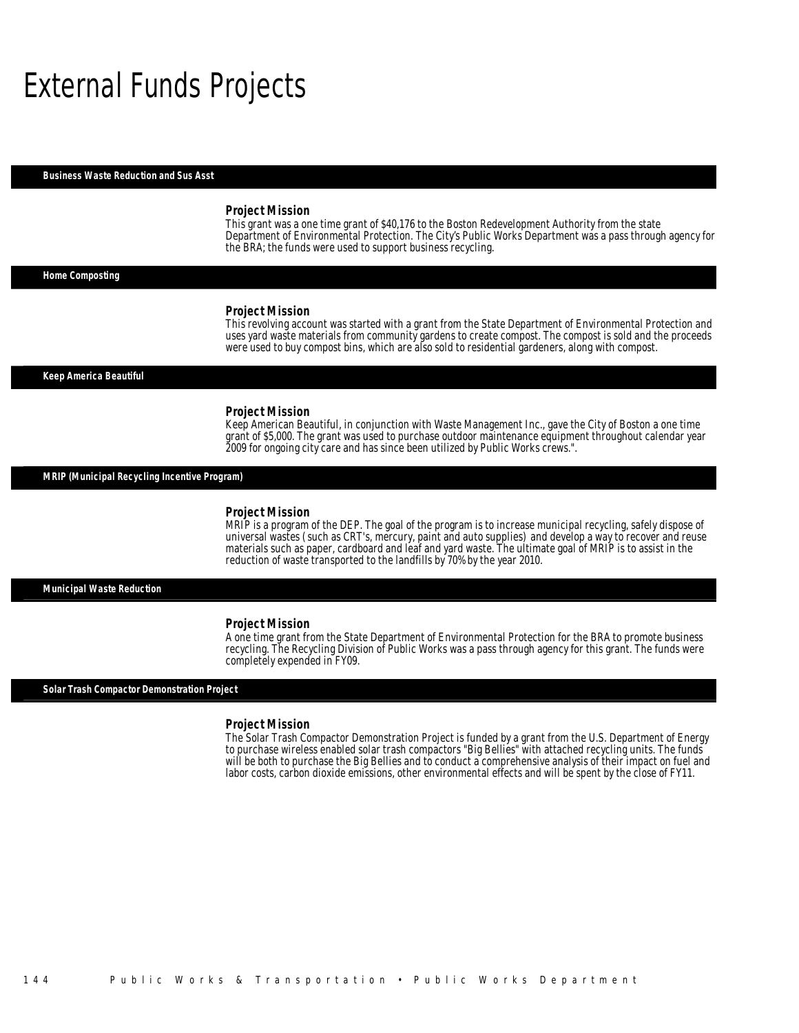# External Funds Projects

### Business Waste Reduction and Sus Asst

**Project Mission**

This grant was a one time grant of $40,176 to the Boston Redevelopment Authority from the state Department of Environmental Protection. The City's Public Works Department was a pass through agency for the BRA; the funds were used to support business recycling.

### Home Composting

**Project Mission**

This revolving account was started with a grant from the State Department of Environmental Protection and uses yard waste materials from community gardens to create compost. The compost is sold and the proceeds were used to buy compost bins, which are also sold to residential gardeners, along with compost.

### Keep America Beautiful

**Project Mission**

Keep American Beautiful, in conjunction with Waste Management Inc., gave the City of Boston a one time grant of $5,000. The grant was used to purchase outdoor maintenance equipment throughout calendar year 2009 for ongoing city care and has since been utilized by Public Works crews.".

### MRIP (Municipal Recycling Incentive Program)

**Project Mission**

MRIP is a program of the DEP. The goal of the program is to increase municipal recycling, safely dispose of universal wastes (such as CRT's, mercury, paint and auto supplies) and develop a way to recover and reuse materials such as paper, cardboard and leaf and yard waste. The ultimate goal of MRIP is to assist in the reduction of waste transported to the landfills by 70% by the year 2010.

### Municipal Waste Reduction

**Project Mission**

A one time grant from the State Department of Environmental Protection for the BRA to promote business recycling. The Recycling Division of Public Works was a pass through agency for this grant. The funds were completely expended in FY09.

### Solar Trash Compactor Demonstration Project

**Project Mission**

The Solar Trash Compactor Demonstration Project is funded by a grant from the U.S. Department of Energy to purchase wireless enabled solar trash compactors "Big Bellies" with attached recycling units. The funds will be both to purchase the Big Bellies and to conduct a comprehensive analysis of their impact on fuel and labor costs, carbon dioxide emissions, other environmental effects and will be spent by the close of FY11.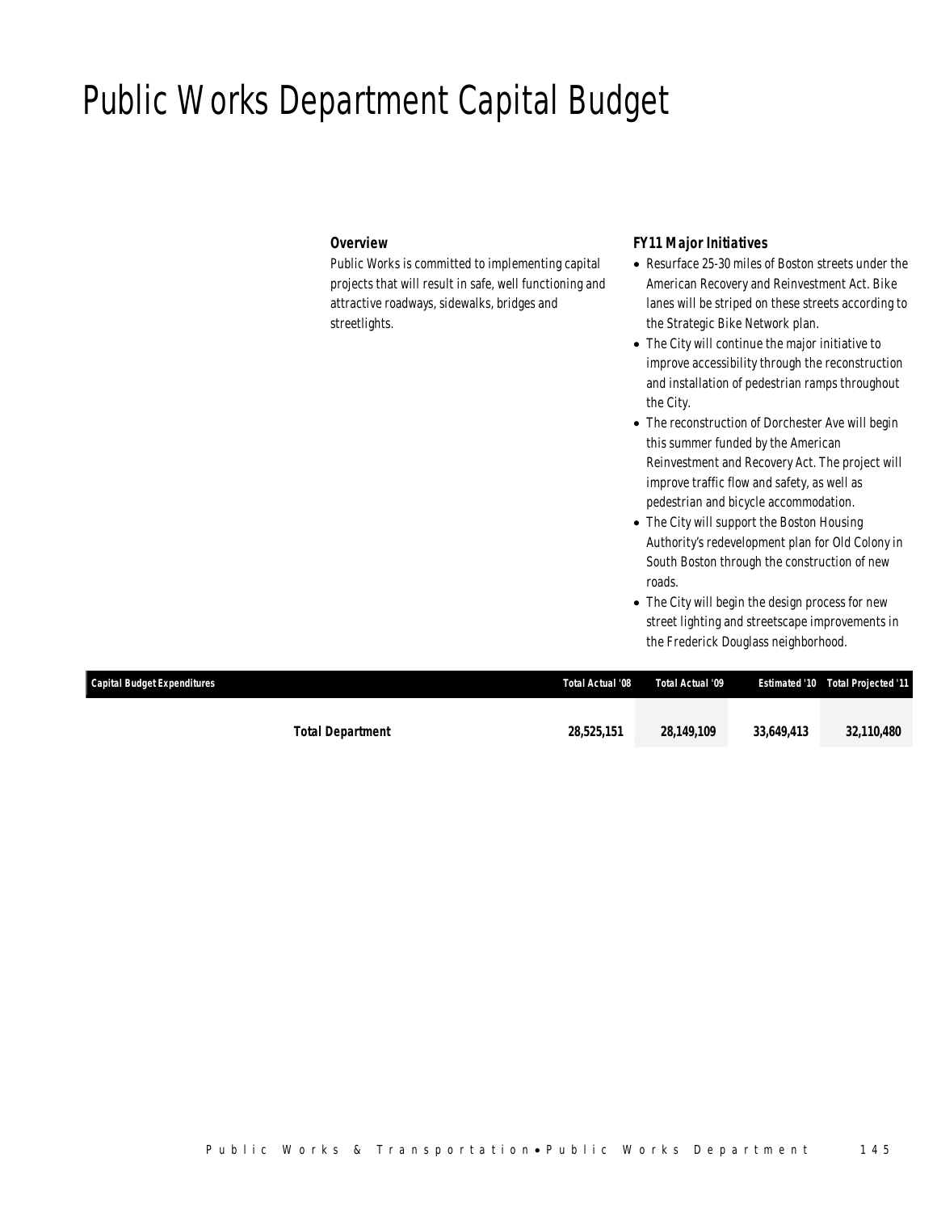# Public Works Department Capital Budget

### *Overview*

Public Works is committed to implementing capital projects that will result in safe, well functioning and attractive roadways, sidewalks, bridges and streetlights.

### *FY11 Major Initiatives*

- Resurface 25-30 miles of Boston streets under the American Recovery and Reinvestment Act. Bike lanes will be striped on these streets according to the Strategic Bike Network plan.
- The City will continue the major initiative to improve accessibility through the reconstruction and installation of pedestrian ramps throughout the City.
- The reconstruction of Dorchester Ave will begin this summer funded by the American Reinvestment and Recovery Act. The project will improve traffic flow and safety, as well as pedestrian and bicycle accommodation.
- The City will support the Boston Housing Authority's redevelopment plan for Old Colony in South Boston through the construction of new roads.
- The City will begin the design process for new street lighting and streetscape improvements in the Frederick Douglass neighborhood.

| Capital Budget Expenditures | Total Actual '08 | Total Actual '09 | Estimated '10 | Total Projected '11 |
|---|---|---|---|---|
| **Total Department** | **28,525,151** | **28,149,109** | **33,649,413** | **32,110,480** |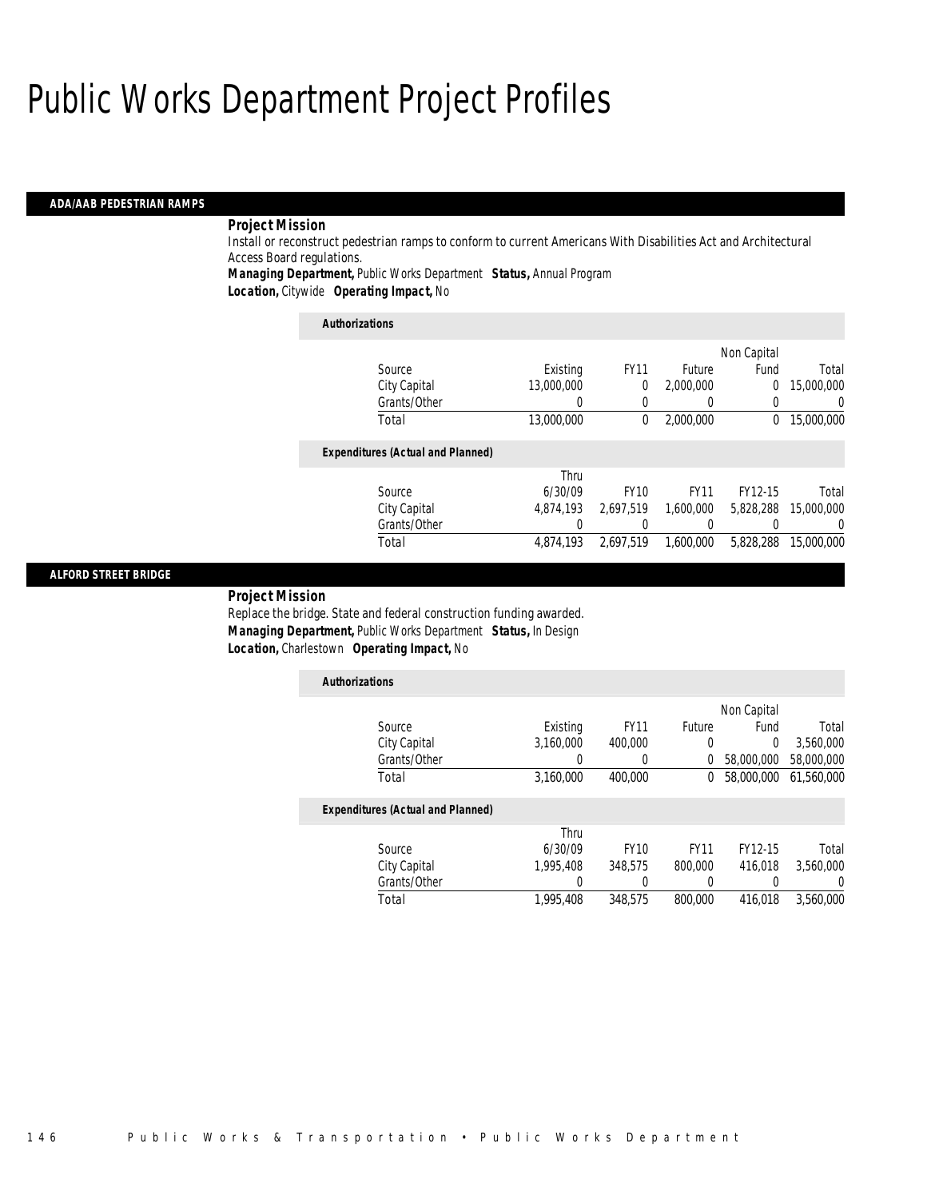# Public Works Department Project Profiles

## ADA/AAB PEDESTRIAN RAMPS

***Project Mission***

Install or reconstruct pedestrian ramps to conform to current Americans With Disabilities Act and Architectural Access Board regulations.

***Managing Department,*** *Public Works Department* ***Status,*** *Annual Program*
***Location,*** *Citywide* ***Operating Impact,*** *No*

***Authorizations***

| Source | Existing | FY11 | Future | Non Capital Fund | Total |
|---|---|---|---|---|---|
| City Capital | 13,000,000 | 0 | 2,000,000 | 0 | 15,000,000 |
| Grants/Other | 0 | 0 | 0 | 0 | 0 |
| Total | 13,000,000 | 0 | 2,000,000 | 0 | 15,000,000 |

***Expenditures (Actual and Planned)***

| Source | Thru 6/30/09 | FY10 | FY11 | FY12-15 | Total |
|---|---|---|---|---|---|
| City Capital | 4,874,193 | 2,697,519 | 1,600,000 | 5,828,288 | 15,000,000 |
| Grants/Other | 0 | 0 | 0 | 0 | 0 |
| Total | 4,874,193 | 2,697,519 | 1,600,000 | 5,828,288 | 15,000,000 |

## ALFORD STREET BRIDGE

***Project Mission***

Replace the bridge. State and federal construction funding awarded.

***Managing Department,*** *Public Works Department* ***Status,*** *In Design*
***Location,*** *Charlestown* ***Operating Impact,*** *No*

***Authorizations***

| Source | Existing | FY11 | Future | Non Capital Fund | Total |
|---|---|---|---|---|---|
| City Capital | 3,160,000 | 400,000 | 0 | 0 | 3,560,000 |
| Grants/Other | 0 | 0 | 0 | 58,000,000 | 58,000,000 |
| Total | 3,160,000 | 400,000 | 0 | 58,000,000 | 61,560,000 |

***Expenditures (Actual and Planned)***

| Source | Thru 6/30/09 | FY10 | FY11 | FY12-15 | Total |
|---|---|---|---|---|---|
| City Capital | 1,995,408 | 348,575 | 800,000 | 416,018 | 3,560,000 |
| Grants/Other | 0 | 0 | 0 | 0 | 0 |
| Total | 1,995,408 | 348,575 | 800,000 | 416,018 | 3,560,000 |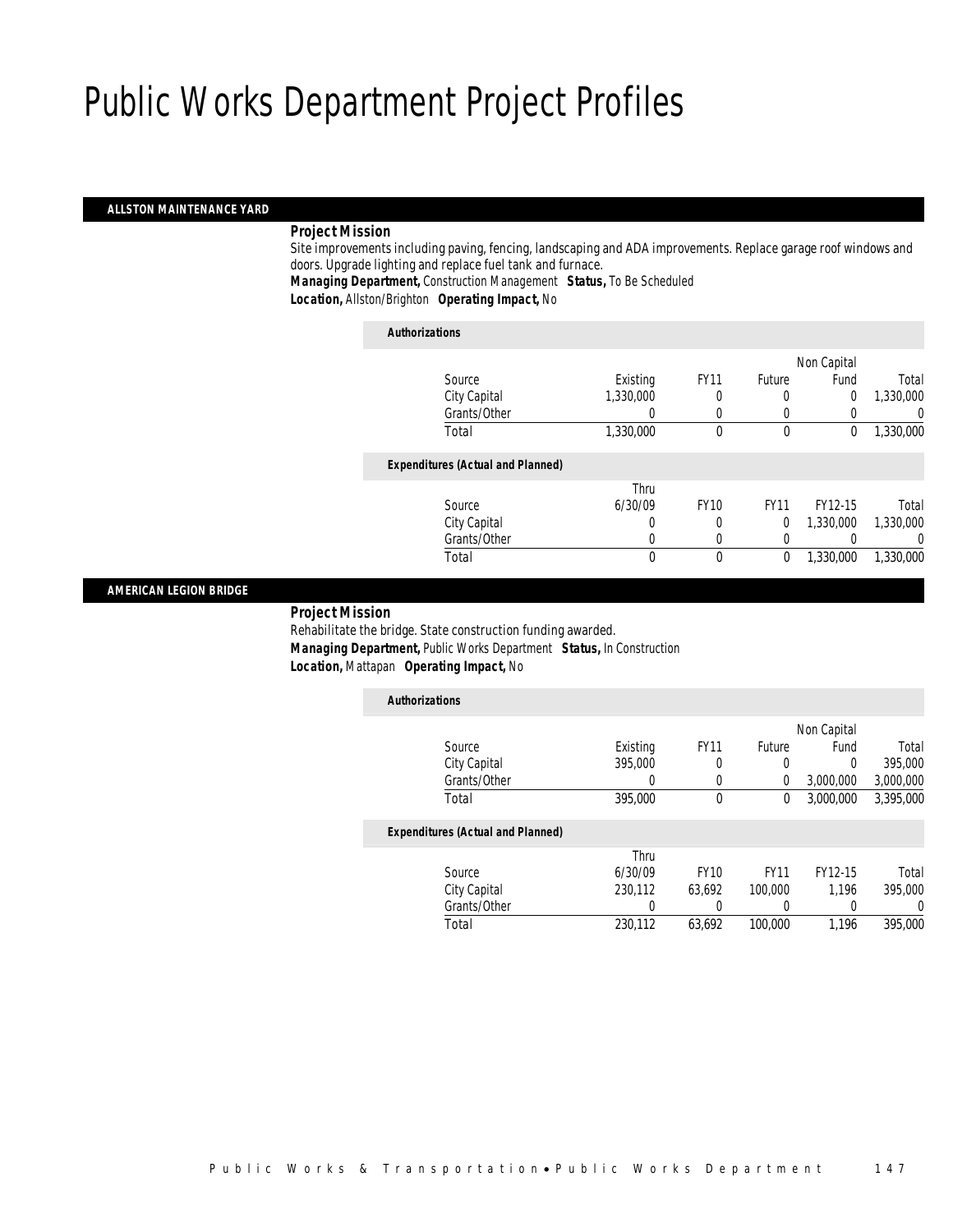# Public Works Department Project Profiles

## ALLSTON MAINTENANCE YARD

***Project Mission***

Site improvements including paving, fencing, landscaping and ADA improvements. Replace garage roof windows and doors. Upgrade lighting and replace fuel tank and furnace.

***Managing Department,*** Construction Management ***Status,*** To Be Scheduled
***Location,*** Allston/Brighton ***Operating Impact,*** No

***Authorizations***

| Source | Existing | FY11 | Future | Non Capital Fund | Total |
|---|---|---|---|---|---|
| City Capital | 1,330,000 | 0 | 0 | 0 | 1,330,000 |
| Grants/Other | 0 | 0 | 0 | 0 | 0 |
| Total | 1,330,000 | 0 | 0 | 0 | 1,330,000 |

***Expenditures (Actual and Planned)***

| Source | Thru 6/30/09 | FY10 | FY11 | FY12-15 | Total |
|---|---|---|---|---|---|
| City Capital | 0 | 0 | 0 | 1,330,000 | 1,330,000 |
| Grants/Other | 0 | 0 | 0 | 0 | 0 |
| Total | 0 | 0 | 0 | 1,330,000 | 1,330,000 |

## AMERICAN LEGION BRIDGE

***Project Mission***

Rehabilitate the bridge. State construction funding awarded.

***Managing Department,*** Public Works Department ***Status,*** In Construction
***Location,*** Mattapan ***Operating Impact,*** No

***Authorizations***

| Source | Existing | FY11 | Future | Non Capital Fund | Total |
|---|---|---|---|---|---|
| City Capital | 395,000 | 0 | 0 | 0 | 395,000 |
| Grants/Other | 0 | 0 | 0 | 3,000,000 | 3,000,000 |
| Total | 395,000 | 0 | 0 | 3,000,000 | 3,395,000 |

***Expenditures (Actual and Planned)***

| Source | Thru 6/30/09 | FY10 | FY11 | FY12-15 | Total |
|---|---|---|---|---|---|
| City Capital | 230,112 | 63,692 | 100,000 | 1,196 | 395,000 |
| Grants/Other | 0 | 0 | 0 | 0 | 0 |
| Total | 230,112 | 63,692 | 100,000 | 1,196 | 395,000 |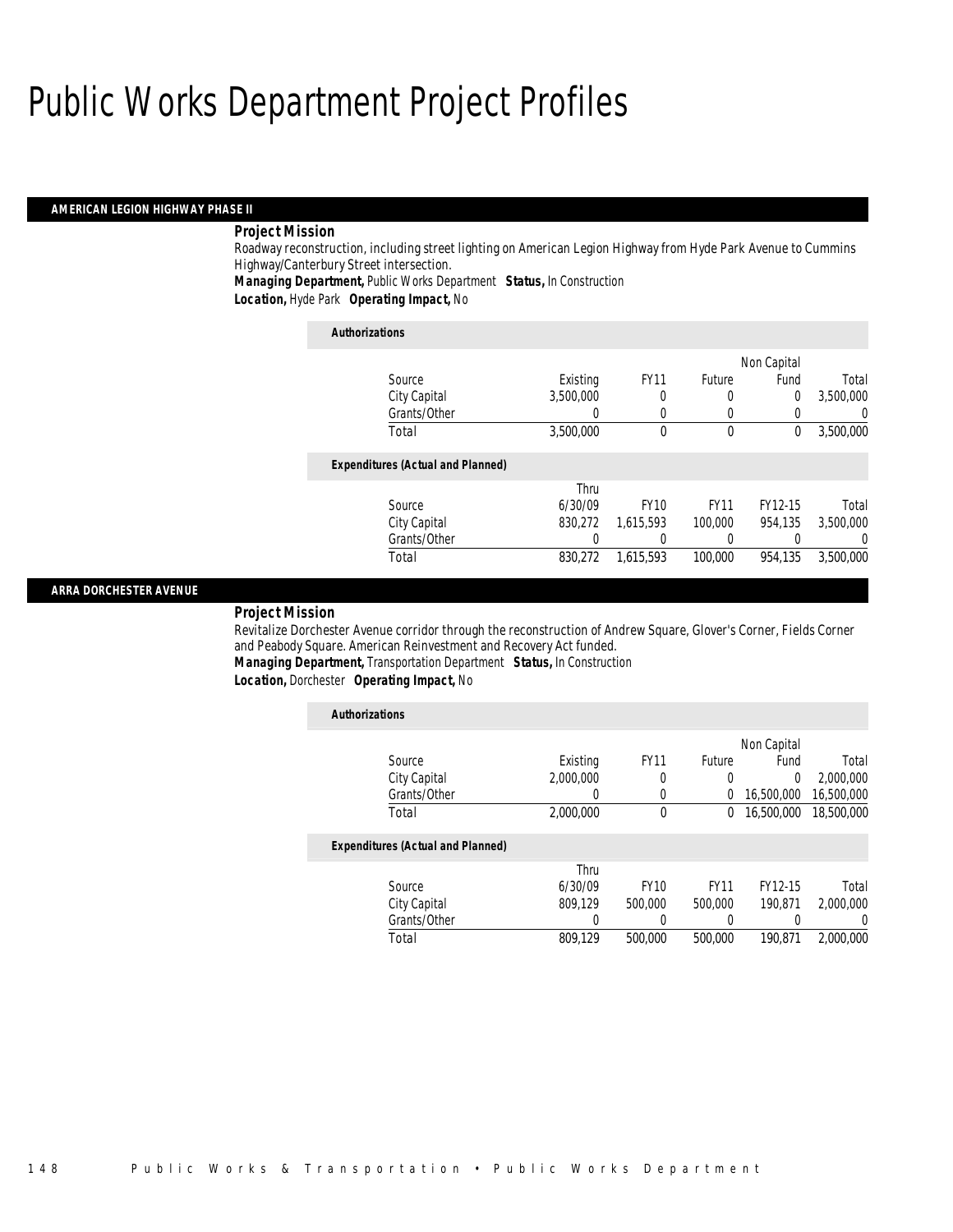# Public Works Department Project Profiles

## AMERICAN LEGION HIGHWAY PHASE II

***Project Mission***

Roadway reconstruction, including street lighting on American Legion Highway from Hyde Park Avenue to Cummins Highway/Canterbury Street intersection.

***Managing Department,*** Public Works Department ***Status,*** In Construction

***Location,*** Hyde Park ***Operating Impact,*** No

***Authorizations***

| Source | Existing | FY11 | Future | Non Capital Fund | Total |
|---|---|---|---|---|---|
| City Capital | 3,500,000 | 0 | 0 | 0 | 3,500,000 |
| Grants/Other | 0 | 0 | 0 | 0 | 0 |
| Total | 3,500,000 | 0 | 0 | 0 | 3,500,000 |

***Expenditures (Actual and Planned)***

| Source | Thru 6/30/09 | FY10 | FY11 | FY12-15 | Total |
|---|---|---|---|---|---|
| City Capital | 830,272 | 1,615,593 | 100,000 | 954,135 | 3,500,000 |
| Grants/Other | 0 | 0 | 0 | 0 | 0 |
| Total | 830,272 | 1,615,593 | 100,000 | 954,135 | 3,500,000 |

## ARRA DORCHESTER AVENUE

***Project Mission***

Revitalize Dorchester Avenue corridor through the reconstruction of Andrew Square, Glover's Corner, Fields Corner and Peabody Square. American Reinvestment and Recovery Act funded.

***Managing Department,*** Transportation Department ***Status,*** In Construction

***Location,*** Dorchester ***Operating Impact,*** No

***Authorizations***

| Source | Existing | FY11 | Future | Non Capital Fund | Total |
|---|---|---|---|---|---|
| City Capital | 2,000,000 | 0 | 0 | 0 | 2,000,000 |
| Grants/Other | 0 | 0 | 0 | 16,500,000 | 16,500,000 |
| Total | 2,000,000 | 0 | 0 | 16,500,000 | 18,500,000 |

***Expenditures (Actual and Planned)***

| Source | Thru 6/30/09 | FY10 | FY11 | FY12-15 | Total |
|---|---|---|---|---|---|
| City Capital | 809,129 | 500,000 | 500,000 | 190,871 | 2,000,000 |
| Grants/Other | 0 | 0 | 0 | 0 | 0 |
| Total | 809,129 | 500,000 | 500,000 | 190,871 | 2,000,000 |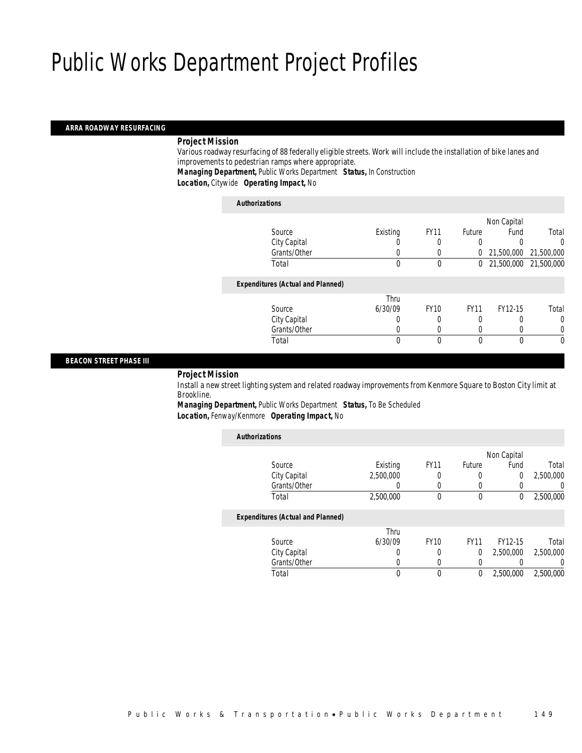# Public Works Department Project Profiles

## ARRA ROADWAY RESURFACING

***Project Mission***

Various roadway resurfacing of 88 federally eligible streets. Work will include the installation of bike lanes and improvements to pedestrian ramps where appropriate.

***Managing Department,*** Public Works Department ***Status,*** In Construction

***Location,*** Citywide ***Operating Impact,*** No

***Authorizations***

| Source | Existing | FY11 | Future | Non Capital Fund | Total |
|---|---|---|---|---|---|
| City Capital | 0 | 0 | 0 | 0 | 0 |
| Grants/Other | 0 | 0 | 0 | 21,500,000 | 21,500,000 |
| Total | 0 | 0 | 0 | 21,500,000 | 21,500,000 |

***Expenditures (Actual and Planned)***

| Source | Thru 6/30/09 | FY10 | FY11 | FY12-15 | Total |
|---|---|---|---|---|---|
| City Capital | 0 | 0 | 0 | 0 | 0 |
| Grants/Other | 0 | 0 | 0 | 0 | 0 |
| Total | 0 | 0 | 0 | 0 | 0 |

## BEACON STREET PHASE III

***Project Mission***

Install a new street lighting system and related roadway improvements from Kenmore Square to Boston City limit at Brookline.

***Managing Department,*** Public Works Department ***Status,*** To Be Scheduled

***Location,*** Fenway/Kenmore ***Operating Impact,*** No

***Authorizations***

| Source | Existing | FY11 | Future | Non Capital Fund | Total |
|---|---|---|---|---|---|
| City Capital | 2,500,000 | 0 | 0 | 0 | 2,500,000 |
| Grants/Other | 0 | 0 | 0 | 0 | 0 |
| Total | 2,500,000 | 0 | 0 | 0 | 2,500,000 |

***Expenditures (Actual and Planned)***

| Source | Thru 6/30/09 | FY10 | FY11 | FY12-15 | Total |
|---|---|---|---|---|---|
| City Capital | 0 | 0 | 0 | 2,500,000 | 2,500,000 |
| Grants/Other | 0 | 0 | 0 | 0 | 0 |
| Total | 0 | 0 | 0 | 2,500,000 | 2,500,000 |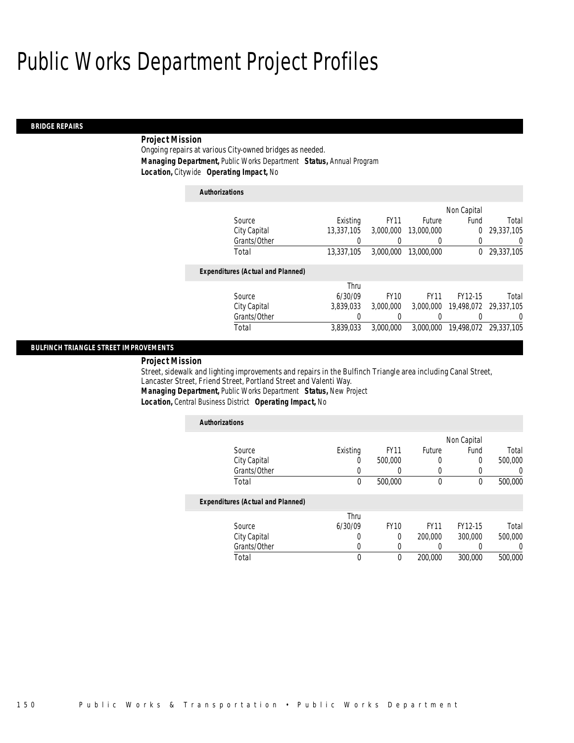# Public Works Department Project Profiles

## BRIDGE REPAIRS

**Project Mission**

Ongoing repairs at various City-owned bridges as needed.

***Managing Department,*** Public Works Department ***Status,*** Annual Program

***Location,*** Citywide ***Operating Impact,*** No

*Authorizations*

| Source | Existing | FY11 | Future | Non Capital Fund | Total |
|---|---|---|---|---|---|
| City Capital | 13,337,105 | 3,000,000 | 13,000,000 | 0 | 29,337,105 |
| Grants/Other | 0 | 0 | 0 | 0 | 0 |
| Total | 13,337,105 | 3,000,000 | 13,000,000 | 0 | 29,337,105 |

*Expenditures (Actual and Planned)*

| Source | Thru 6/30/09 | FY10 | FY11 | FY12-15 | Total |
|---|---|---|---|---|---|
| City Capital | 3,839,033 | 3,000,000 | 3,000,000 | 19,498,072 | 29,337,105 |
| Grants/Other | 0 | 0 | 0 | 0 | 0 |
| Total | 3,839,033 | 3,000,000 | 3,000,000 | 19,498,072 | 29,337,105 |

## BULFINCH TRIANGLE STREET IMPROVEMENTS

**Project Mission**

Street, sidewalk and lighting improvements and repairs in the Bulfinch Triangle area including Canal Street, Lancaster Street, Friend Street, Portland Street and Valenti Way.

***Managing Department,*** Public Works Department ***Status,*** New Project

***Location,*** Central Business District ***Operating Impact,*** No

*Authorizations*

| Source | Existing | FY11 | Future | Non Capital Fund | Total |
|---|---|---|---|---|---|
| City Capital | 0 | 500,000 | 0 | 0 | 500,000 |
| Grants/Other | 0 | 0 | 0 | 0 | 0 |
| Total | 0 | 500,000 | 0 | 0 | 500,000 |

*Expenditures (Actual and Planned)*

| Source | Thru 6/30/09 | FY10 | FY11 | FY12-15 | Total |
|---|---|---|---|---|---|
| City Capital | 0 | 0 | 200,000 | 300,000 | 500,000 |
| Grants/Other | 0 | 0 | 0 | 0 | 0 |
| Total | 0 | 0 | 200,000 | 300,000 | 500,000 |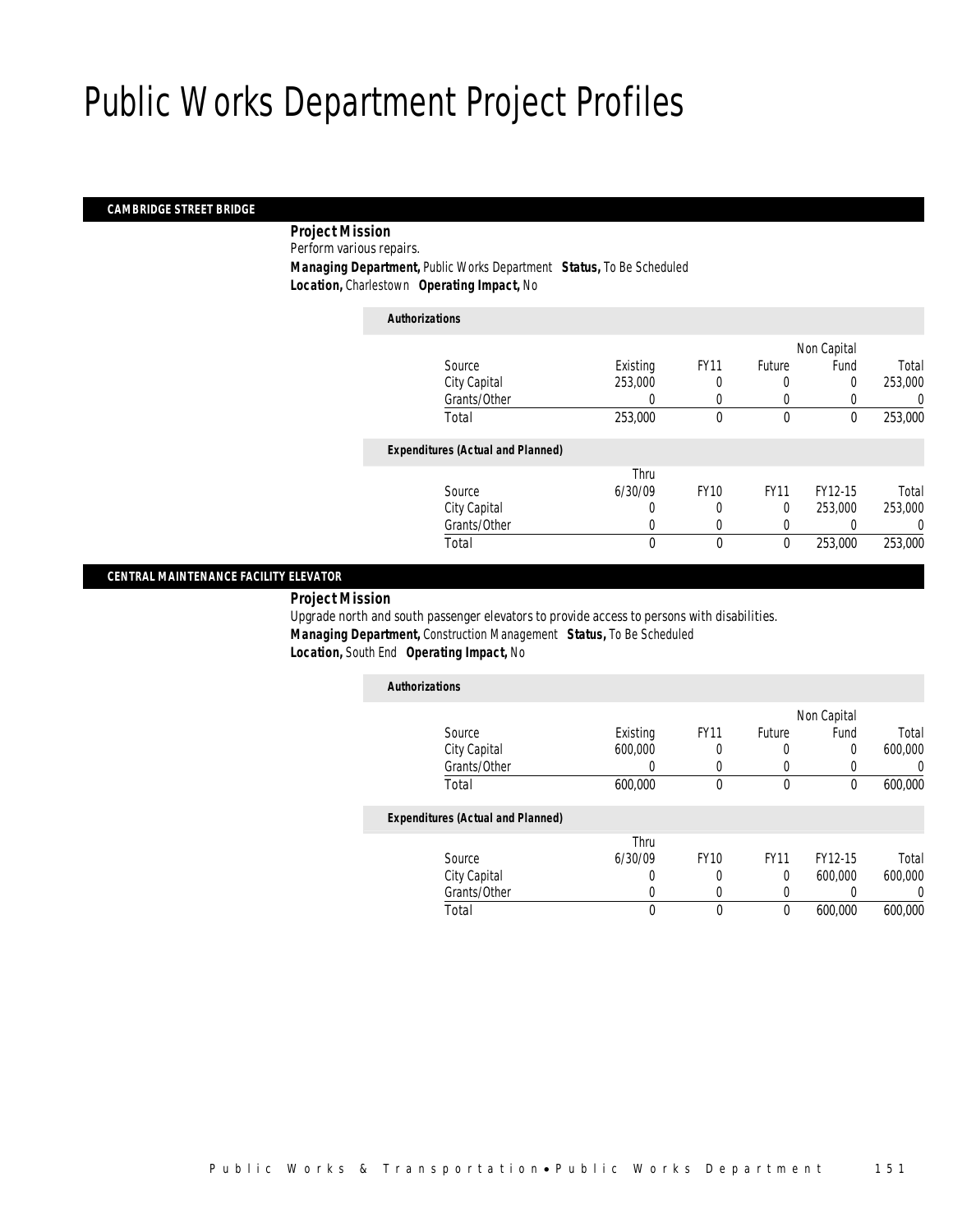# Public Works Department Project Profiles

## CAMBRIDGE STREET BRIDGE

**Project Mission**

Perform various repairs.

**Managing Department,** Public Works Department **Status,** To Be Scheduled

**Location,** Charlestown **Operating Impact,** No

*Authorizations*

| Source | Existing | FY11 | Future | Non Capital Fund | Total |
|---|---|---|---|---|---|
| City Capital | 253,000 | 0 | 0 | 0 | 253,000 |
| Grants/Other | 0 | 0 | 0 | 0 | 0 |
| Total | 253,000 | 0 | 0 | 0 | 253,000 |

*Expenditures (Actual and Planned)*

| Source | Thru 6/30/09 | FY10 | FY11 | FY12-15 | Total |
|---|---|---|---|---|---|
| City Capital | 0 | 0 | 0 | 253,000 | 253,000 |
| Grants/Other | 0 | 0 | 0 | 0 | 0 |
| Total | 0 | 0 | 0 | 253,000 | 253,000 |

## CENTRAL MAINTENANCE FACILITY ELEVATOR

**Project Mission**

Upgrade north and south passenger elevators to provide access to persons with disabilities.

**Managing Department,** Construction Management **Status,** To Be Scheduled

**Location,** South End **Operating Impact,** No

*Authorizations*

| Source | Existing | FY11 | Future | Non Capital Fund | Total |
|---|---|---|---|---|---|
| City Capital | 600,000 | 0 | 0 | 0 | 600,000 |
| Grants/Other | 0 | 0 | 0 | 0 | 0 |
| Total | 600,000 | 0 | 0 | 0 | 600,000 |

*Expenditures (Actual and Planned)*

| Source | Thru 6/30/09 | FY10 | FY11 | FY12-15 | Total |
|---|---|---|---|---|---|
| City Capital | 0 | 0 | 0 | 600,000 | 600,000 |
| Grants/Other | 0 | 0 | 0 | 0 | 0 |
| Total | 0 | 0 | 0 | 600,000 | 600,000 |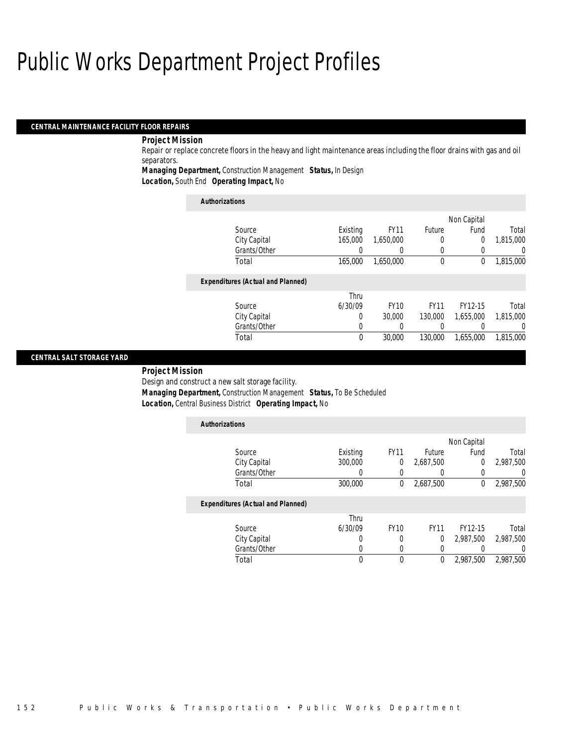# Public Works Department Project Profiles

## CENTRAL MAINTENANCE FACILITY FLOOR REPAIRS

***Project Mission***

Repair or replace concrete floors in the heavy and light maintenance areas including the floor drains with gas and oil separators.

***Managing Department,*** Construction Management ***Status,*** In Design
***Location,*** South End ***Operating Impact,*** No

***Authorizations***

| Source | Existing | FY11 | Future | Non Capital Fund | Total |
|---|---|---|---|---|---|
| City Capital | 165,000 | 1,650,000 | 0 | 0 | 1,815,000 |
| Grants/Other | 0 | 0 | 0 | 0 | 0 |
| Total | 165,000 | 1,650,000 | 0 | 0 | 1,815,000 |

***Expenditures (Actual and Planned)***

| Source | Thru 6/30/09 | FY10 | FY11 | FY12-15 | Total |
|---|---|---|---|---|---|
| City Capital | 0 | 30,000 | 130,000 | 1,655,000 | 1,815,000 |
| Grants/Other | 0 | 0 | 0 | 0 | 0 |
| Total | 0 | 30,000 | 130,000 | 1,655,000 | 1,815,000 |

## CENTRAL SALT STORAGE YARD

***Project Mission***

Design and construct a new salt storage facility.

***Managing Department,*** Construction Management ***Status,*** To Be Scheduled
***Location,*** Central Business District ***Operating Impact,*** No

***Authorizations***

| Source | Existing | FY11 | Future | Non Capital Fund | Total |
|---|---|---|---|---|---|
| City Capital | 300,000 | 0 | 2,687,500 | 0 | 2,987,500 |
| Grants/Other | 0 | 0 | 0 | 0 | 0 |
| Total | 300,000 | 0 | 2,687,500 | 0 | 2,987,500 |

***Expenditures (Actual and Planned)***

| Source | Thru 6/30/09 | FY10 | FY11 | FY12-15 | Total |
|---|---|---|---|---|---|
| City Capital | 0 | 0 | 0 | 2,987,500 | 2,987,500 |
| Grants/Other | 0 | 0 | 0 | 0 | 0 |
| Total | 0 | 0 | 0 | 2,987,500 | 2,987,500 |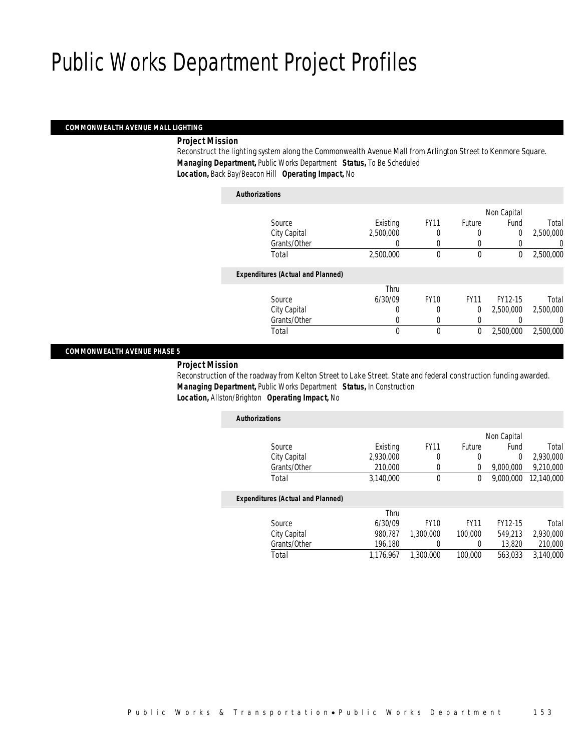# Public Works Department Project Profiles

## COMMONWEALTH AVENUE MALL LIGHTING

***Project Mission***

Reconstruct the lighting system along the Commonwealth Avenue Mall from Arlington Street to Kenmore Square.

***Managing Department,*** Public Works Department ***Status,*** To Be Scheduled

***Location,*** Back Bay/Beacon Hill ***Operating Impact,*** No

***Authorizations***

| Source | Existing | FY11 | Future | Non Capital Fund | Total |
|---|---|---|---|---|---|
| City Capital | 2,500,000 | 0 | 0 | 0 | 2,500,000 |
| Grants/Other | 0 | 0 | 0 | 0 | 0 |
| Total | 2,500,000 | 0 | 0 | 0 | 2,500,000 |

***Expenditures (Actual and Planned)***

| Source | Thru 6/30/09 | FY10 | FY11 | FY12-15 | Total |
|---|---|---|---|---|---|
| City Capital | 0 | 0 | 0 | 2,500,000 | 2,500,000 |
| Grants/Other | 0 | 0 | 0 | 0 | 0 |
| Total | 0 | 0 | 0 | 2,500,000 | 2,500,000 |

## COMMONWEALTH AVENUE PHASE 5

***Project Mission***

Reconstruction of the roadway from Kelton Street to Lake Street. State and federal construction funding awarded.

***Managing Department,*** Public Works Department ***Status,*** In Construction

***Location,*** Allston/Brighton ***Operating Impact,*** No

***Authorizations***

| Source | Existing | FY11 | Future | Non Capital Fund | Total |
|---|---|---|---|---|---|
| City Capital | 2,930,000 | 0 | 0 | 0 | 2,930,000 |
| Grants/Other | 210,000 | 0 | 0 | 9,000,000 | 9,210,000 |
| Total | 3,140,000 | 0 | 0 | 9,000,000 | 12,140,000 |

***Expenditures (Actual and Planned)***

| Source | Thru 6/30/09 | FY10 | FY11 | FY12-15 | Total |
|---|---|---|---|---|---|
| City Capital | 980,787 | 1,300,000 | 100,000 | 549,213 | 2,930,000 |
| Grants/Other | 196,180 | 0 | 0 | 13,820 | 210,000 |
| Total | 1,176,967 | 1,300,000 | 100,000 | 563,033 | 3,140,000 |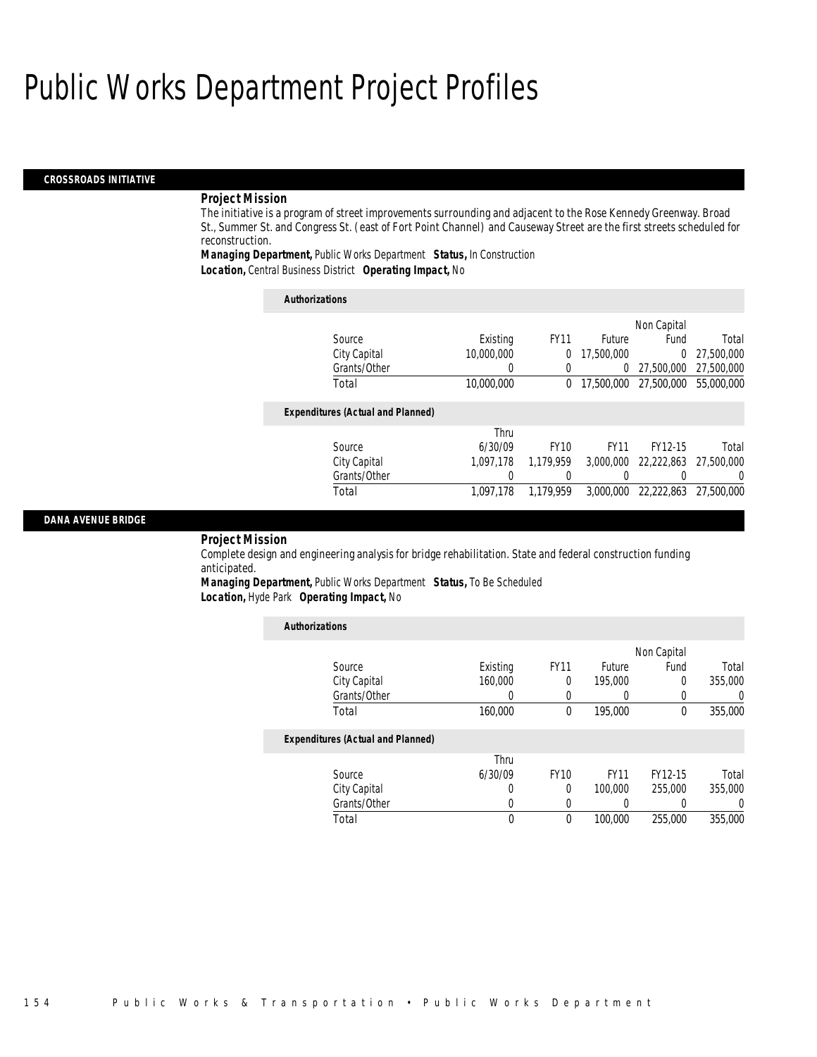# Public Works Department Project Profiles

## CROSSROADS INITIATIVE

***Project Mission***

The initiative is a program of street improvements surrounding and adjacent to the Rose Kennedy Greenway. Broad St., Summer St. and Congress St. (east of Fort Point Channel) and Causeway Street are the first streets scheduled for reconstruction.

***Managing Department,*** Public Works Department ***Status,*** In Construction
***Location,*** Central Business District ***Operating Impact,*** No

***Authorizations***

| Source | Existing | FY11 | Future | Non Capital Fund | Total |
|---|---|---|---|---|---|
| City Capital | 10,000,000 | 0 | 17,500,000 | 0 | 27,500,000 |
| Grants/Other | 0 | 0 | 0 | 27,500,000 | 27,500,000 |
| Total | 10,000,000 | 0 | 17,500,000 | 27,500,000 | 55,000,000 |

***Expenditures (Actual and Planned)***

| Source | Thru 6/30/09 | FY10 | FY11 | FY12-15 | Total |
|---|---|---|---|---|---|
| City Capital | 1,097,178 | 1,179,959 | 3,000,000 | 22,222,863 | 27,500,000 |
| Grants/Other | 0 | 0 | 0 | 0 | 0 |
| Total | 1,097,178 | 1,179,959 | 3,000,000 | 22,222,863 | 27,500,000 |

## DANA AVENUE BRIDGE

***Project Mission***

Complete design and engineering analysis for bridge rehabilitation. State and federal construction funding anticipated.

***Managing Department,*** Public Works Department ***Status,*** To Be Scheduled
***Location,*** Hyde Park ***Operating Impact,*** No

***Authorizations***

| Source | Existing | FY11 | Future | Non Capital Fund | Total |
|---|---|---|---|---|---|
| City Capital | 160,000 | 0 | 195,000 | 0 | 355,000 |
| Grants/Other | 0 | 0 | 0 | 0 | 0 |
| Total | 160,000 | 0 | 195,000 | 0 | 355,000 |

***Expenditures (Actual and Planned)***

| Source | Thru 6/30/09 | FY10 | FY11 | FY12-15 | Total |
|---|---|---|---|---|---|
| City Capital | 0 | 0 | 100,000 | 255,000 | 355,000 |
| Grants/Other | 0 | 0 | 0 | 0 | 0 |
| Total | 0 | 0 | 100,000 | 255,000 | 355,000 |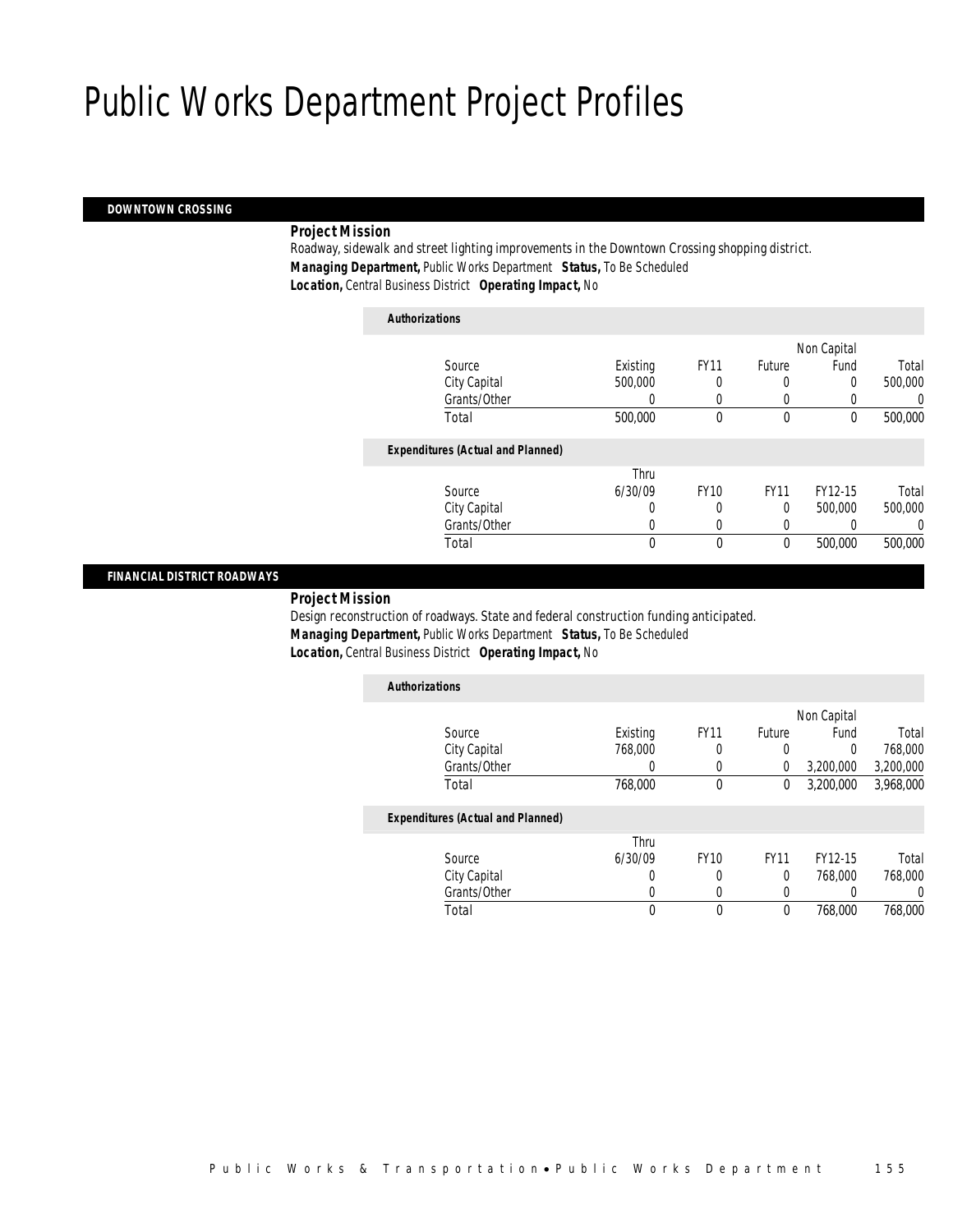# Public Works Department Project Profiles

## DOWNTOWN CROSSING

***Project Mission***

Roadway, sidewalk and street lighting improvements in the Downtown Crossing shopping district.

***Managing Department,*** Public Works Department ***Status,*** To Be Scheduled

***Location,*** Central Business District ***Operating Impact,*** No

***Authorizations***

| Source | Existing | FY11 | Future | Non Capital Fund | Total |
|---|---|---|---|---|---|
| City Capital | 500,000 | 0 | 0 | 0 | 500,000 |
| Grants/Other | 0 | 0 | 0 | 0 | 0 |
| Total | 500,000 | 0 | 0 | 0 | 500,000 |

***Expenditures (Actual and Planned)***

| Source | Thru 6/30/09 | FY10 | FY11 | FY12-15 | Total |
|---|---|---|---|---|---|
| City Capital | 0 | 0 | 0 | 500,000 | 500,000 |
| Grants/Other | 0 | 0 | 0 | 0 | 0 |
| Total | 0 | 0 | 0 | 500,000 | 500,000 |

## FINANCIAL DISTRICT ROADWAYS

***Project Mission***

Design reconstruction of roadways. State and federal construction funding anticipated.

***Managing Department,*** Public Works Department ***Status,*** To Be Scheduled

***Location,*** Central Business District ***Operating Impact,*** No

***Authorizations***

| Source | Existing | FY11 | Future | Non Capital Fund | Total |
|---|---|---|---|---|---|
| City Capital | 768,000 | 0 | 0 | 0 | 768,000 |
| Grants/Other | 0 | 0 | 0 | 3,200,000 | 3,200,000 |
| Total | 768,000 | 0 | 0 | 3,200,000 | 3,968,000 |

***Expenditures (Actual and Planned)***

| Source | Thru 6/30/09 | FY10 | FY11 | FY12-15 | Total |
|---|---|---|---|---|---|
| City Capital | 0 | 0 | 0 | 768,000 | 768,000 |
| Grants/Other | 0 | 0 | 0 | 0 | 0 |
| Total | 0 | 0 | 0 | 768,000 | 768,000 |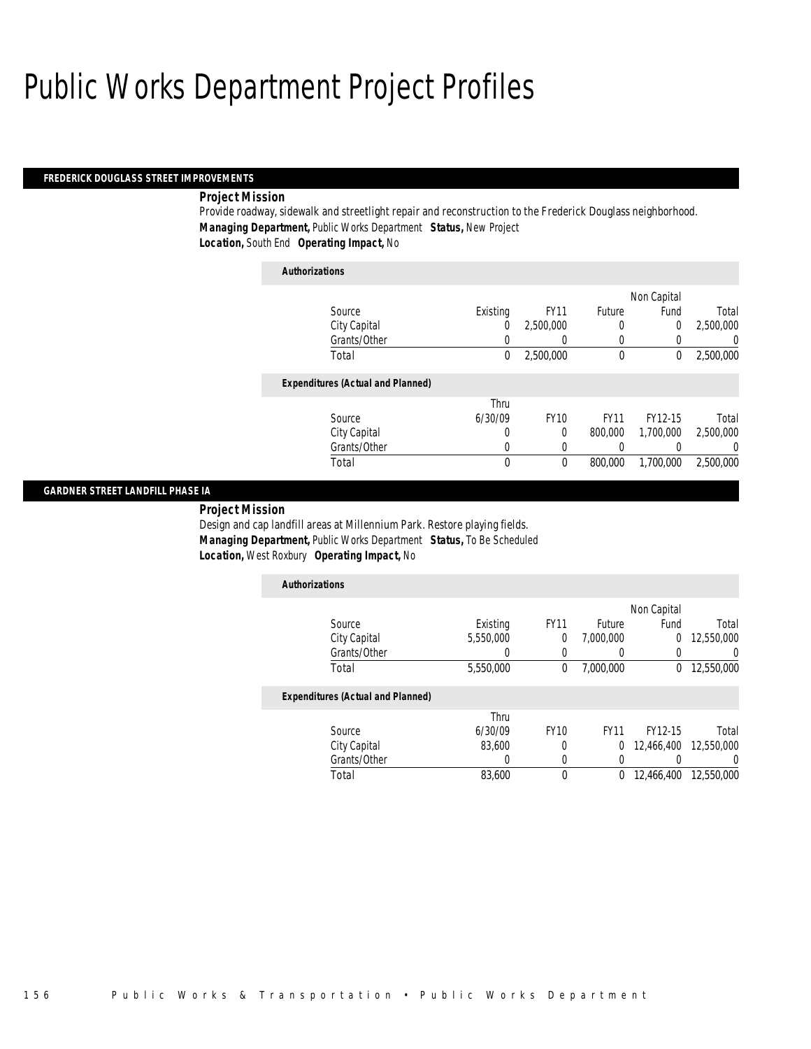# Public Works Department Project Profiles

## FREDERICK DOUGLASS STREET IMPROVEMENTS

***Project Mission***

Provide roadway, sidewalk and streetlight repair and reconstruction to the Frederick Douglass neighborhood.

***Managing Department,*** Public Works Department ***Status,*** New Project

***Location,*** South End ***Operating Impact,*** No

***Authorizations***

| Source | Existing | FY11 | Future | Non Capital Fund | Total |
|---|---|---|---|---|---|
| City Capital | 0 | 2,500,000 | 0 | 0 | 2,500,000 |
| Grants/Other | 0 | 0 | 0 | 0 | 0 |
| Total | 0 | 2,500,000 | 0 | 0 | 2,500,000 |

***Expenditures (Actual and Planned)***

| Source | Thru 6/30/09 | FY10 | FY11 | FY12-15 | Total |
|---|---|---|---|---|---|
| City Capital | 0 | 0 | 800,000 | 1,700,000 | 2,500,000 |
| Grants/Other | 0 | 0 | 0 | 0 | 0 |
| Total | 0 | 0 | 800,000 | 1,700,000 | 2,500,000 |

## GARDNER STREET LANDFILL PHASE IA

***Project Mission***

Design and cap landfill areas at Millennium Park. Restore playing fields.

***Managing Department,*** Public Works Department ***Status,*** To Be Scheduled

***Location,*** West Roxbury ***Operating Impact,*** No

***Authorizations***

| Source | Existing | FY11 | Future | Non Capital Fund | Total |
|---|---|---|---|---|---|
| City Capital | 5,550,000 | 0 | 7,000,000 | 0 | 12,550,000 |
| Grants/Other | 0 | 0 | 0 | 0 | 0 |
| Total | 5,550,000 | 0 | 7,000,000 | 0 | 12,550,000 |

***Expenditures (Actual and Planned)***

| Source | Thru 6/30/09 | FY10 | FY11 | FY12-15 | Total |
|---|---|---|---|---|---|
| City Capital | 83,600 | 0 | 0 | 12,466,400 | 12,550,000 |
| Grants/Other | 0 | 0 | 0 | 0 | 0 |
| Total | 83,600 | 0 | 0 | 12,466,400 | 12,550,000 |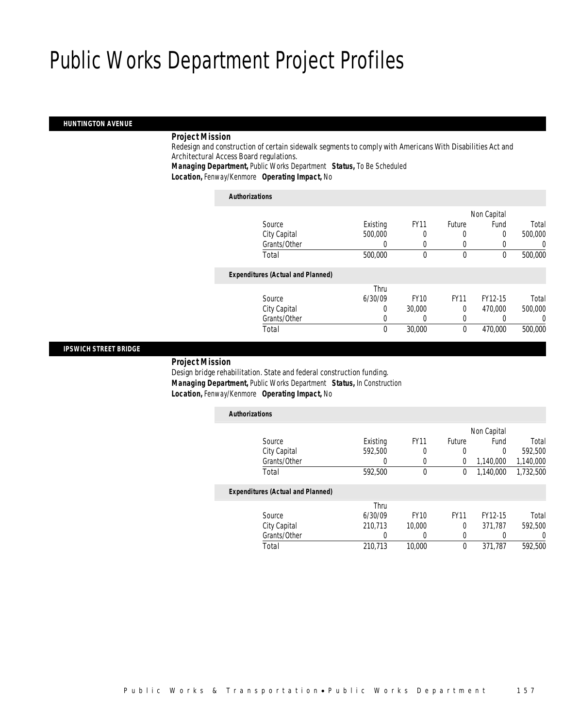# Public Works Department Project Profiles

## HUNTINGTON AVENUE

***Project Mission***

Redesign and construction of certain sidewalk segments to comply with Americans With Disabilities Act and Architectural Access Board regulations.

***Managing Department,*** *Public Works Department* ***Status,*** *To Be Scheduled*

***Location,*** *Fenway/Kenmore* ***Operating Impact,*** *No*

***Authorizations***

| Source | Existing | FY11 | Future | Non Capital Fund | Total |
|---|---|---|---|---|---|
| City Capital | 500,000 | 0 | 0 | 0 | 500,000 |
| Grants/Other | 0 | 0 | 0 | 0 | 0 |
| Total | 500,000 | 0 | 0 | 0 | 500,000 |

***Expenditures (Actual and Planned)***

| Source | Thru 6/30/09 | FY10 | FY11 | FY12-15 | Total |
|---|---|---|---|---|---|
| City Capital | 0 | 30,000 | 0 | 470,000 | 500,000 |
| Grants/Other | 0 | 0 | 0 | 0 | 0 |
| Total | 0 | 30,000 | 0 | 470,000 | 500,000 |

## IPSWICH STREET BRIDGE

***Project Mission***

Design bridge rehabilitation. State and federal construction funding.

***Managing Department,*** *Public Works Department* ***Status,*** *In Construction*

***Location,*** *Fenway/Kenmore* ***Operating Impact,*** *No*

***Authorizations***

| Source | Existing | FY11 | Future | Non Capital Fund | Total |
|---|---|---|---|---|---|
| City Capital | 592,500 | 0 | 0 | 0 | 592,500 |
| Grants/Other | 0 | 0 | 0 | 1,140,000 | 1,140,000 |
| Total | 592,500 | 0 | 0 | 1,140,000 | 1,732,500 |

***Expenditures (Actual and Planned)***

| Source | Thru 6/30/09 | FY10 | FY11 | FY12-15 | Total |
|---|---|---|---|---|---|
| City Capital | 210,713 | 10,000 | 0 | 371,787 | 592,500 |
| Grants/Other | 0 | 0 | 0 | 0 | 0 |
| Total | 210,713 | 10,000 | 0 | 371,787 | 592,500 |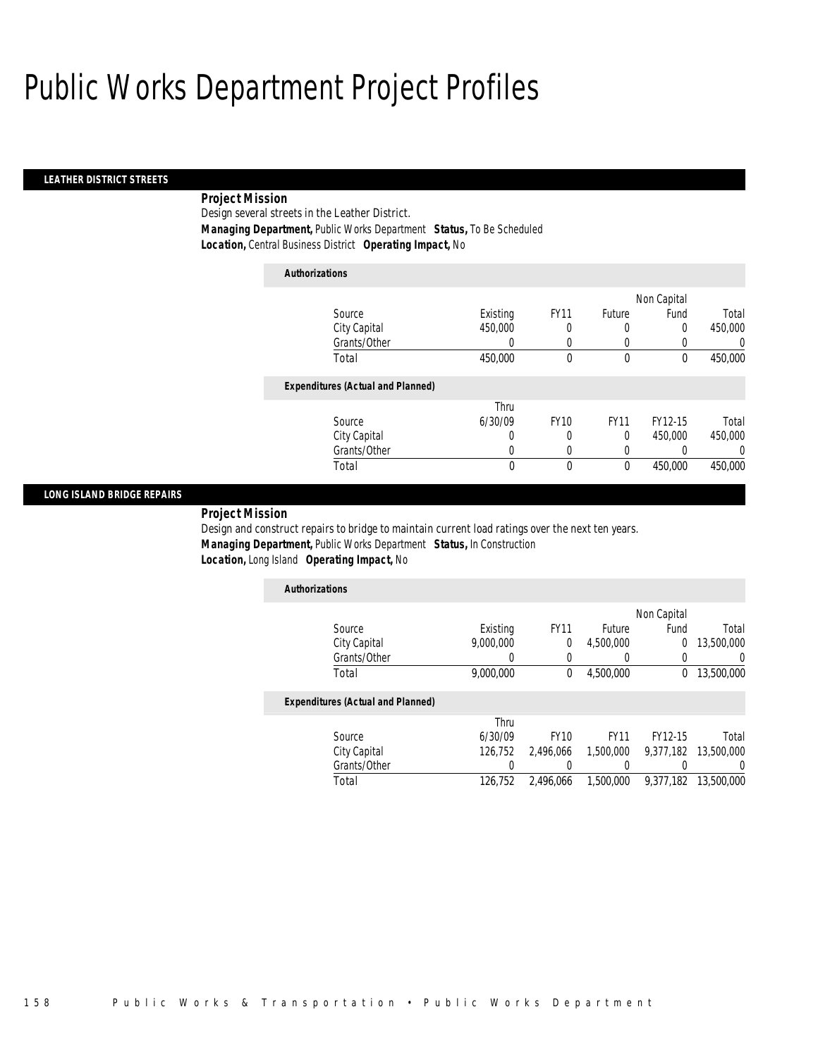# Public Works Department Project Profiles

## LEATHER DISTRICT STREETS

***Project Mission***

Design several streets in the Leather District.

***Managing Department,*** Public Works Department ***Status,*** To Be Scheduled

***Location,*** Central Business District ***Operating Impact,*** No

***Authorizations***

| Source | Existing | FY11 | Future | Non Capital Fund | Total |
|---|---|---|---|---|---|
| City Capital | 450,000 | 0 | 0 | 0 | 450,000 |
| Grants/Other | 0 | 0 | 0 | 0 | 0 |
| Total | 450,000 | 0 | 0 | 0 | 450,000 |

***Expenditures (Actual and Planned)***

| Source | Thru 6/30/09 | FY10 | FY11 | FY12-15 | Total |
|---|---|---|---|---|---|
| City Capital | 0 | 0 | 0 | 450,000 | 450,000 |
| Grants/Other | 0 | 0 | 0 | 0 | 0 |
| Total | 0 | 0 | 0 | 450,000 | 450,000 |

## LONG ISLAND BRIDGE REPAIRS

***Project Mission***

Design and construct repairs to bridge to maintain current load ratings over the next ten years.

***Managing Department,*** Public Works Department ***Status,*** In Construction

***Location,*** Long Island ***Operating Impact,*** No

***Authorizations***

| Source | Existing | FY11 | Future | Non Capital Fund | Total |
|---|---|---|---|---|---|
| City Capital | 9,000,000 | 0 | 4,500,000 | 0 | 13,500,000 |
| Grants/Other | 0 | 0 | 0 | 0 | 0 |
| Total | 9,000,000 | 0 | 4,500,000 | 0 | 13,500,000 |

***Expenditures (Actual and Planned)***

| Source | Thru 6/30/09 | FY10 | FY11 | FY12-15 | Total |
|---|---|---|---|---|---|
| City Capital | 126,752 | 2,496,066 | 1,500,000 | 9,377,182 | 13,500,000 |
| Grants/Other | 0 | 0 | 0 | 0 | 0 |
| Total | 126,752 | 2,496,066 | 1,500,000 | 9,377,182 | 13,500,000 |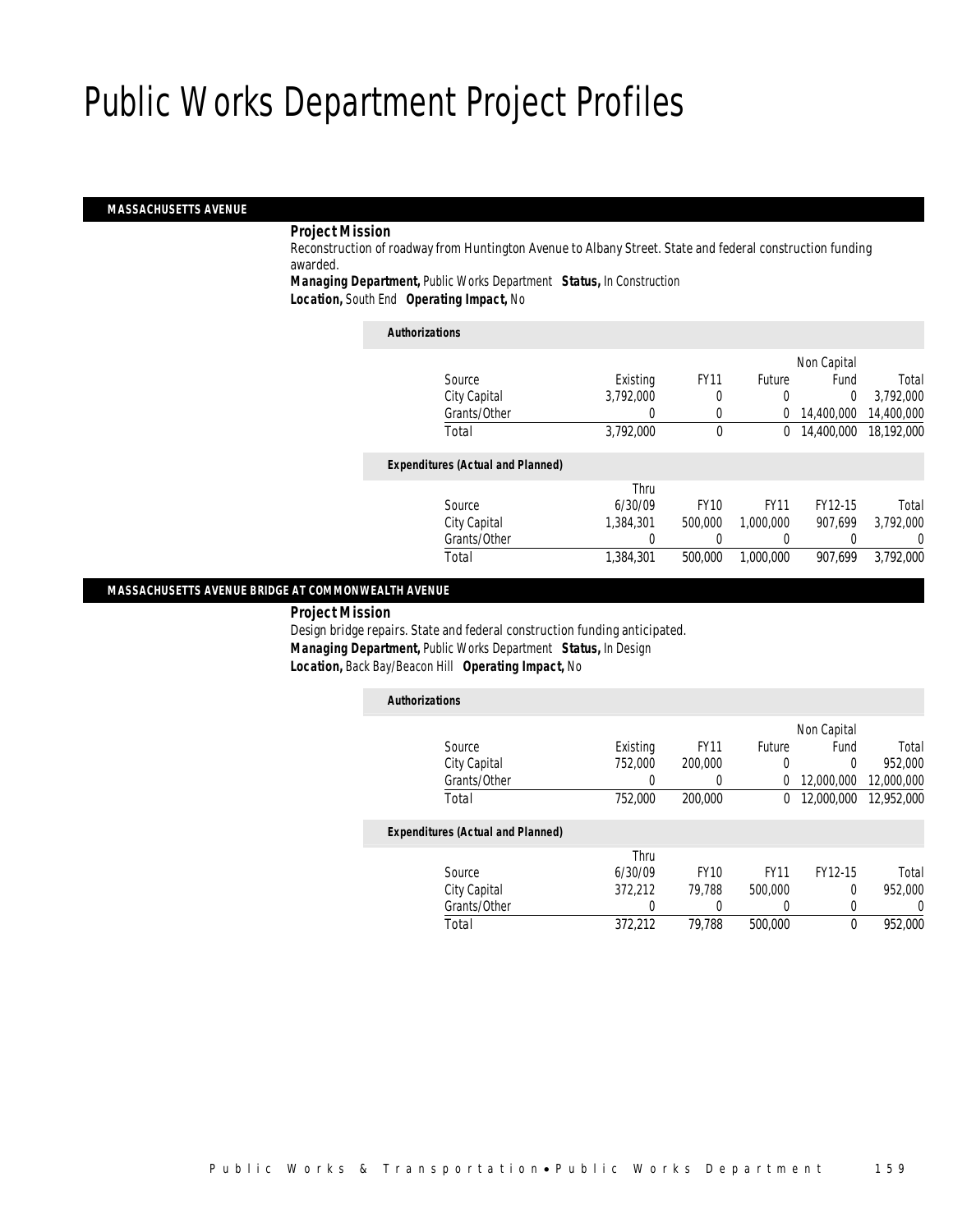# Public Works Department Project Profiles

## MASSACHUSETTS AVENUE

**Project Mission**

Reconstruction of roadway from Huntington Avenue to Albany Street. State and federal construction funding awarded.

***Managing Department,*** *Public Works Department* ***Status,*** *In Construction*

***Location,*** *South End* ***Operating Impact,*** *No*

**Authorizations**

| Source | Existing | FY11 | Future | Non Capital Fund | Total |
|---|---|---|---|---|---|
| City Capital | 3,792,000 | 0 | 0 | 0 | 3,792,000 |
| Grants/Other | 0 | 0 | 0 | 14,400,000 | 14,400,000 |
| Total | 3,792,000 | 0 | 0 | 14,400,000 | 18,192,000 |

**Expenditures (Actual and Planned)**

| Source | Thru 6/30/09 | FY10 | FY11 | FY12-15 | Total |
|---|---|---|---|---|---|
| City Capital | 1,384,301 | 500,000 | 1,000,000 | 907,699 | 3,792,000 |
| Grants/Other | 0 | 0 | 0 | 0 | 0 |
| Total | 1,384,301 | 500,000 | 1,000,000 | 907,699 | 3,792,000 |

## MASSACHUSETTS AVENUE BRIDGE AT COMMONWEALTH AVENUE

**Project Mission**

Design bridge repairs. State and federal construction funding anticipated.

***Managing Department,*** *Public Works Department* ***Status,*** *In Design*

***Location,*** *Back Bay/Beacon Hill* ***Operating Impact,*** *No*

**Authorizations**

| Source | Existing | FY11 | Future | Non Capital Fund | Total |
|---|---|---|---|---|---|
| City Capital | 752,000 | 200,000 | 0 | 0 | 952,000 |
| Grants/Other | 0 | 0 | 0 | 12,000,000 | 12,000,000 |
| Total | 752,000 | 200,000 | 0 | 12,000,000 | 12,952,000 |

**Expenditures (Actual and Planned)**

| Source | Thru 6/30/09 | FY10 | FY11 | FY12-15 | Total |
|---|---|---|---|---|---|
| City Capital | 372,212 | 79,788 | 500,000 | 0 | 952,000 |
| Grants/Other | 0 | 0 | 0 | 0 | 0 |
| Total | 372,212 | 79,788 | 500,000 | 0 | 952,000 |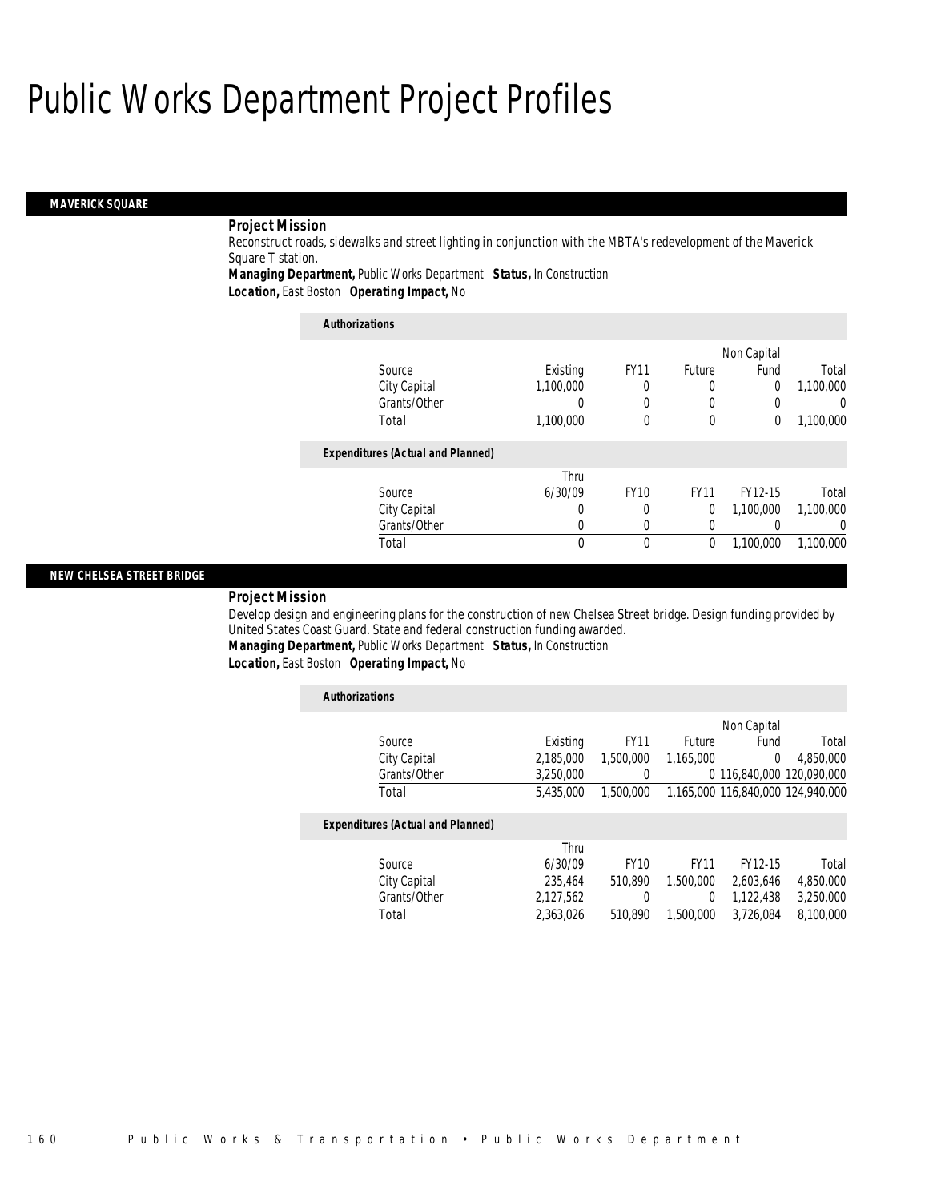# Public Works Department Project Profiles

## MAVERICK SQUARE

***Project Mission***

Reconstruct roads, sidewalks and street lighting in conjunction with the MBTA's redevelopment of the Maverick Square T station.

***Managing Department,*** Public Works Department ***Status,*** In Construction

***Location,*** East Boston ***Operating Impact,*** No

***Authorizations***

| Source | Existing | FY11 | Future | Non Capital Fund | Total |
|---|---|---|---|---|---|
| City Capital | 1,100,000 | 0 | 0 | 0 | 1,100,000 |
| Grants/Other | 0 | 0 | 0 | 0 | 0 |
| Total | 1,100,000 | 0 | 0 | 0 | 1,100,000 |

***Expenditures (Actual and Planned)***

| Source | Thru 6/30/09 | FY10 | FY11 | FY12-15 | Total |
|---|---|---|---|---|---|
| City Capital | 0 | 0 | 0 | 1,100,000 | 1,100,000 |
| Grants/Other | 0 | 0 | 0 | 0 | 0 |
| Total | 0 | 0 | 0 | 1,100,000 | 1,100,000 |

## NEW CHELSEA STREET BRIDGE

***Project Mission***

Develop design and engineering plans for the construction of new Chelsea Street bridge. Design funding provided by United States Coast Guard. State and federal construction funding awarded.

***Managing Department,*** Public Works Department ***Status,*** In Construction

***Location,*** East Boston ***Operating Impact,*** No

***Authorizations***

| Source | Existing | FY11 | Future | Non Capital Fund | Total |
|---|---|---|---|---|---|
| City Capital | 2,185,000 | 1,500,000 | 1,165,000 | 0 | 4,850,000 |
| Grants/Other | 3,250,000 | 0 | 0 | 116,840,000 | 120,090,000 |
| Total | 5,435,000 | 1,500,000 | 1,165,000 | 116,840,000 | 124,940,000 |

***Expenditures (Actual and Planned)***

| Source | Thru 6/30/09 | FY10 | FY11 | FY12-15 | Total |
|---|---|---|---|---|---|
| City Capital | 235,464 | 510,890 | 1,500,000 | 2,603,646 | 4,850,000 |
| Grants/Other | 2,127,562 | 0 | 0 | 1,122,438 | 3,250,000 |
| Total | 2,363,026 | 510,890 | 1,500,000 | 3,726,084 | 8,100,000 |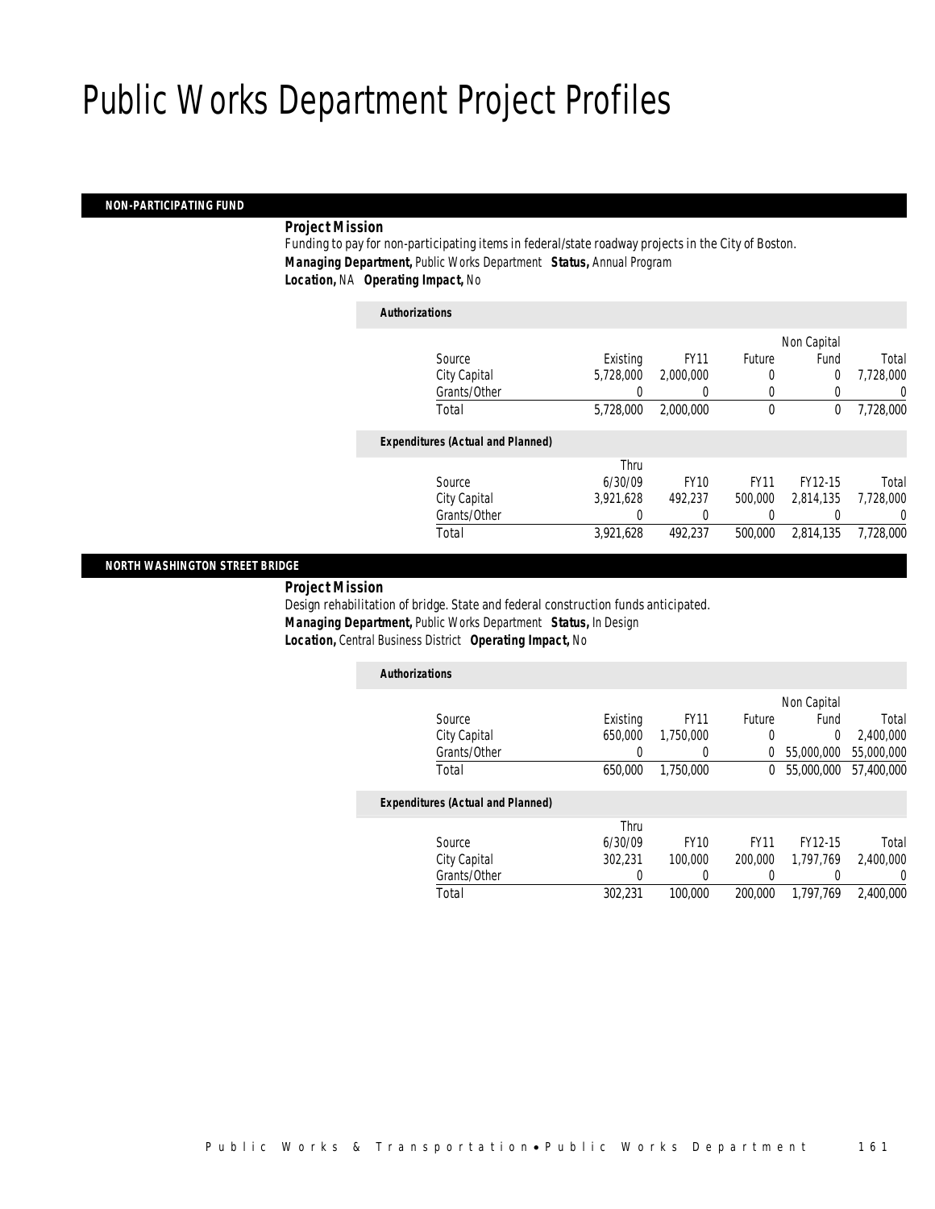# Public Works Department Project Profiles

### NON-PARTICIPATING FUND

***Project Mission***

Funding to pay for non-participating items in federal/state roadway projects in the City of Boston.

***Managing Department,*** Public Works Department ***Status,*** Annual Program

***Location,*** NA ***Operating Impact,*** No

***Authorizations***

| Source | Existing | FY11 | Future | Non Capital Fund | Total |
|---|---|---|---|---|---|
| City Capital | 5,728,000 | 2,000,000 | 0 | 0 | 7,728,000 |
| Grants/Other | 0 | 0 | 0 | 0 | 0 |
| Total | 5,728,000 | 2,000,000 | 0 | 0 | 7,728,000 |

***Expenditures (Actual and Planned)***

| Source | Thru 6/30/09 | FY10 | FY11 | FY12-15 | Total |
|---|---|---|---|---|---|
| City Capital | 3,921,628 | 492,237 | 500,000 | 2,814,135 | 7,728,000 |
| Grants/Other | 0 | 0 | 0 | 0 | 0 |
| Total | 3,921,628 | 492,237 | 500,000 | 2,814,135 | 7,728,000 |

### NORTH WASHINGTON STREET BRIDGE

***Project Mission***

Design rehabilitation of bridge. State and federal construction funds anticipated.

***Managing Department,*** Public Works Department ***Status,*** In Design

***Location,*** Central Business District ***Operating Impact,*** No

***Authorizations***

| Source | Existing | FY11 | Future | Non Capital Fund | Total |
|---|---|---|---|---|---|
| City Capital | 650,000 | 1,750,000 | 0 | 0 | 2,400,000 |
| Grants/Other | 0 | 0 | 0 | 55,000,000 | 55,000,000 |
| Total | 650,000 | 1,750,000 | 0 | 55,000,000 | 57,400,000 |

***Expenditures (Actual and Planned)***

| Source | Thru 6/30/09 | FY10 | FY11 | FY12-15 | Total |
|---|---|---|---|---|---|
| City Capital | 302,231 | 100,000 | 200,000 | 1,797,769 | 2,400,000 |
| Grants/Other | 0 | 0 | 0 | 0 | 0 |
| Total | 302,231 | 100,000 | 200,000 | 1,797,769 | 2,400,000 |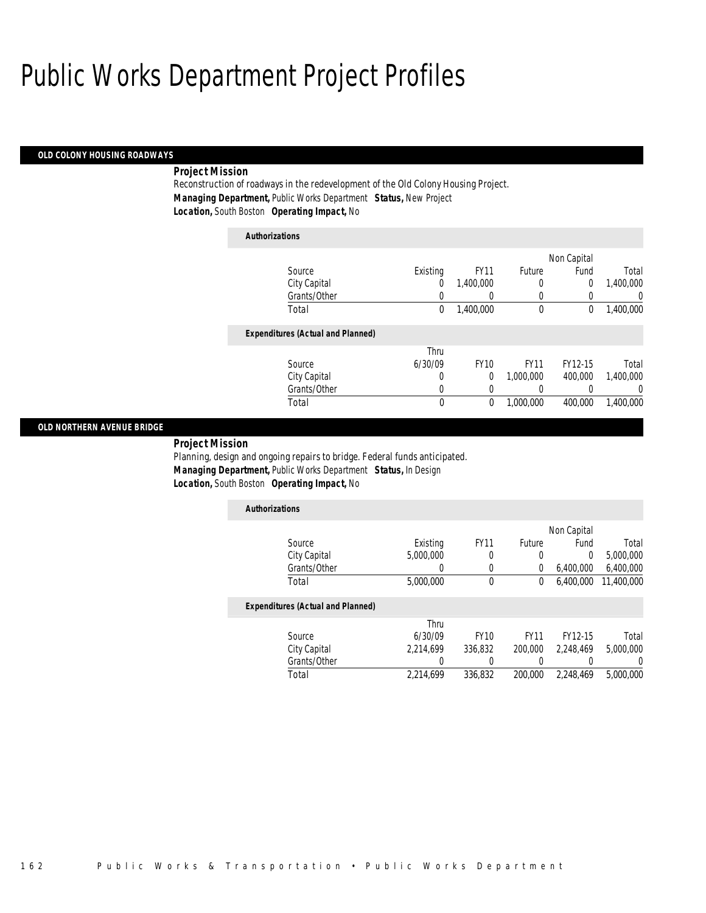# Public Works Department Project Profiles

## OLD COLONY HOUSING ROADWAYS

**Project Mission**

Reconstruction of roadways in the redevelopment of the Old Colony Housing Project.

***Managing Department,*** Public Works Department ***Status,*** New Project

***Location,*** South Boston ***Operating Impact,*** No

**Authorizations**

| Source | Existing | FY11 | Future | Non Capital Fund | Total |
|---|---|---|---|---|---|
| City Capital | 0 | 1,400,000 | 0 | 0 | 1,400,000 |
| Grants/Other | 0 | 0 | 0 | 0 | 0 |
| Total | 0 | 1,400,000 | 0 | 0 | 1,400,000 |

**Expenditures (Actual and Planned)**

| Source | Thru 6/30/09 | FY10 | FY11 | FY12-15 | Total |
|---|---|---|---|---|---|
| City Capital | 0 | 0 | 1,000,000 | 400,000 | 1,400,000 |
| Grants/Other | 0 | 0 | 0 | 0 | 0 |
| Total | 0 | 0 | 1,000,000 | 400,000 | 1,400,000 |

## OLD NORTHERN AVENUE BRIDGE

**Project Mission**

Planning, design and ongoing repairs to bridge. Federal funds anticipated.

***Managing Department,*** Public Works Department ***Status,*** In Design

***Location,*** South Boston ***Operating Impact,*** No

**Authorizations**

| Source | Existing | FY11 | Future | Non Capital Fund | Total |
|---|---|---|---|---|---|
| City Capital | 5,000,000 | 0 | 0 | 0 | 5,000,000 |
| Grants/Other | 0 | 0 | 0 | 6,400,000 | 6,400,000 |
| Total | 5,000,000 | 0 | 0 | 6,400,000 | 11,400,000 |

**Expenditures (Actual and Planned)**

| Source | Thru 6/30/09 | FY10 | FY11 | FY12-15 | Total |
|---|---|---|---|---|---|
| City Capital | 2,214,699 | 336,832 | 200,000 | 2,248,469 | 5,000,000 |
| Grants/Other | 0 | 0 | 0 | 0 | 0 |
| Total | 2,214,699 | 336,832 | 200,000 | 2,248,469 | 5,000,000 |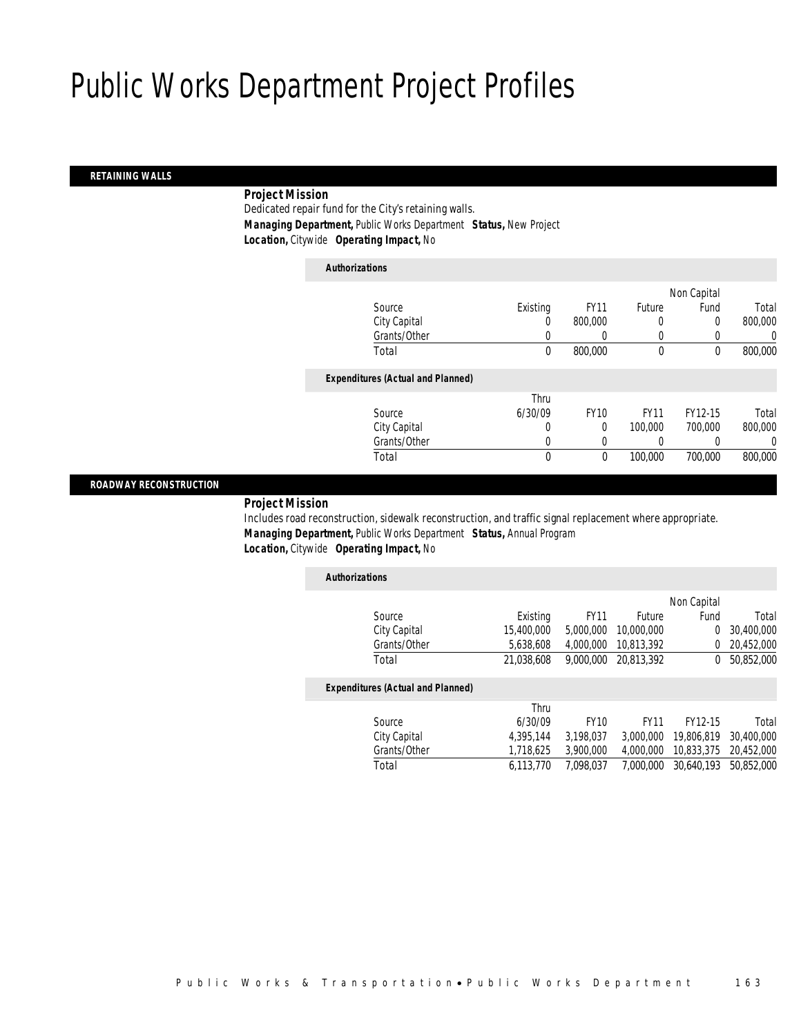# Public Works Department Project Profiles

## RETAINING WALLS

**Project Mission**

Dedicated repair fund for the City's retaining walls.

***Managing Department,*** Public Works Department ***Status,*** New Project

***Location,*** Citywide ***Operating Impact,*** No

***Authorizations***

| Source | Existing | FY11 | Future | Non Capital Fund | Total |
|---|---|---|---|---|---|
| City Capital | 0 | 800,000 | 0 | 0 | 800,000 |
| Grants/Other | 0 | 0 | 0 | 0 | 0 |
| Total | 0 | 800,000 | 0 | 0 | 800,000 |

***Expenditures (Actual and Planned)***

| Source | Thru 6/30/09 | FY10 | FY11 | FY12-15 | Total |
|---|---|---|---|---|---|
| City Capital | 0 | 0 | 100,000 | 700,000 | 800,000 |
| Grants/Other | 0 | 0 | 0 | 0 | 0 |
| Total | 0 | 0 | 100,000 | 700,000 | 800,000 |

## ROADWAY RECONSTRUCTION

**Project Mission**

Includes road reconstruction, sidewalk reconstruction, and traffic signal replacement where appropriate.

***Managing Department,*** Public Works Department ***Status,*** Annual Program

***Location,*** Citywide ***Operating Impact,*** No

***Authorizations***

| Source | Existing | FY11 | Future | Non Capital Fund | Total |
|---|---|---|---|---|---|
| City Capital | 15,400,000 | 5,000,000 | 10,000,000 | 0 | 30,400,000 |
| Grants/Other | 5,638,608 | 4,000,000 | 10,813,392 | 0 | 20,452,000 |
| Total | 21,038,608 | 9,000,000 | 20,813,392 | 0 | 50,852,000 |

***Expenditures (Actual and Planned)***

| Source | Thru 6/30/09 | FY10 | FY11 | FY12-15 | Total |
|---|---|---|---|---|---|
| City Capital | 4,395,144 | 3,198,037 | 3,000,000 | 19,806,819 | 30,400,000 |
| Grants/Other | 1,718,625 | 3,900,000 | 4,000,000 | 10,833,375 | 20,452,000 |
| Total | 6,113,770 | 7,098,037 | 7,000,000 | 30,640,193 | 50,852,000 |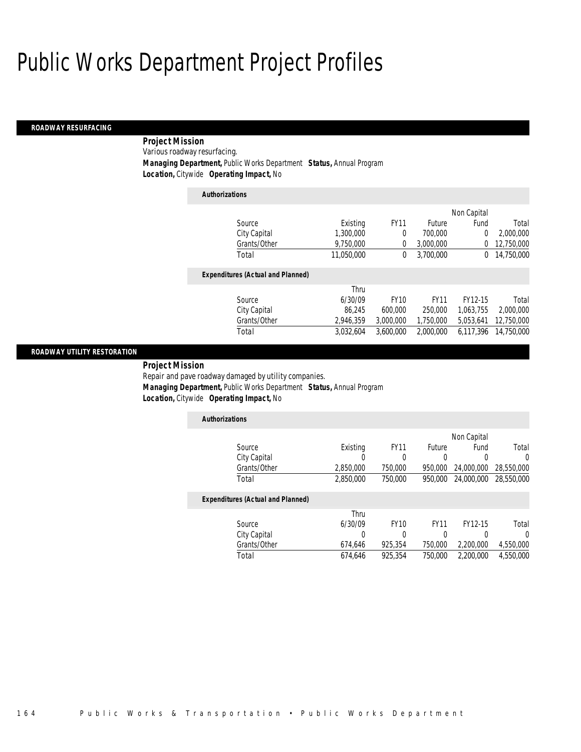# Public Works Department Project Profiles

## ROADWAY RESURFACING

**Project Mission**

Various roadway resurfacing.

***Managing Department,*** Public Works Department ***Status,*** Annual Program

***Location,*** Citywide ***Operating Impact,*** No

**Authorizations**

| Source | Existing | FY11 | Future | Non Capital Fund | Total |
|---|---|---|---|---|---|
| City Capital | 1,300,000 | 0 | 700,000 | 0 | 2,000,000 |
| Grants/Other | 9,750,000 | 0 | 3,000,000 | 0 | 12,750,000 |
| Total | 11,050,000 | 0 | 3,700,000 | 0 | 14,750,000 |

**Expenditures (Actual and Planned)**

| Source | Thru 6/30/09 | FY10 | FY11 | FY12-15 | Total |
|---|---|---|---|---|---|
| City Capital | 86,245 | 600,000 | 250,000 | 1,063,755 | 2,000,000 |
| Grants/Other | 2,946,359 | 3,000,000 | 1,750,000 | 5,053,641 | 12,750,000 |
| Total | 3,032,604 | 3,600,000 | 2,000,000 | 6,117,396 | 14,750,000 |

## ROADWAY UTILITY RESTORATION

**Project Mission**

Repair and pave roadway damaged by utility companies.

***Managing Department,*** Public Works Department ***Status,*** Annual Program

***Location,*** Citywide ***Operating Impact,*** No

**Authorizations**

| Source | Existing | FY11 | Future | Non Capital Fund | Total |
|---|---|---|---|---|---|
| City Capital | 0 | 0 | 0 | 0 | 0 |
| Grants/Other | 2,850,000 | 750,000 | 950,000 | 24,000,000 | 28,550,000 |
| Total | 2,850,000 | 750,000 | 950,000 | 24,000,000 | 28,550,000 |

**Expenditures (Actual and Planned)**

| Source | Thru 6/30/09 | FY10 | FY11 | FY12-15 | Total |
|---|---|---|---|---|---|
| City Capital | 0 | 0 | 0 | 0 | 0 |
| Grants/Other | 674,646 | 925,354 | 750,000 | 2,200,000 | 4,550,000 |
| Total | 674,646 | 925,354 | 750,000 | 2,200,000 | 4,550,000 |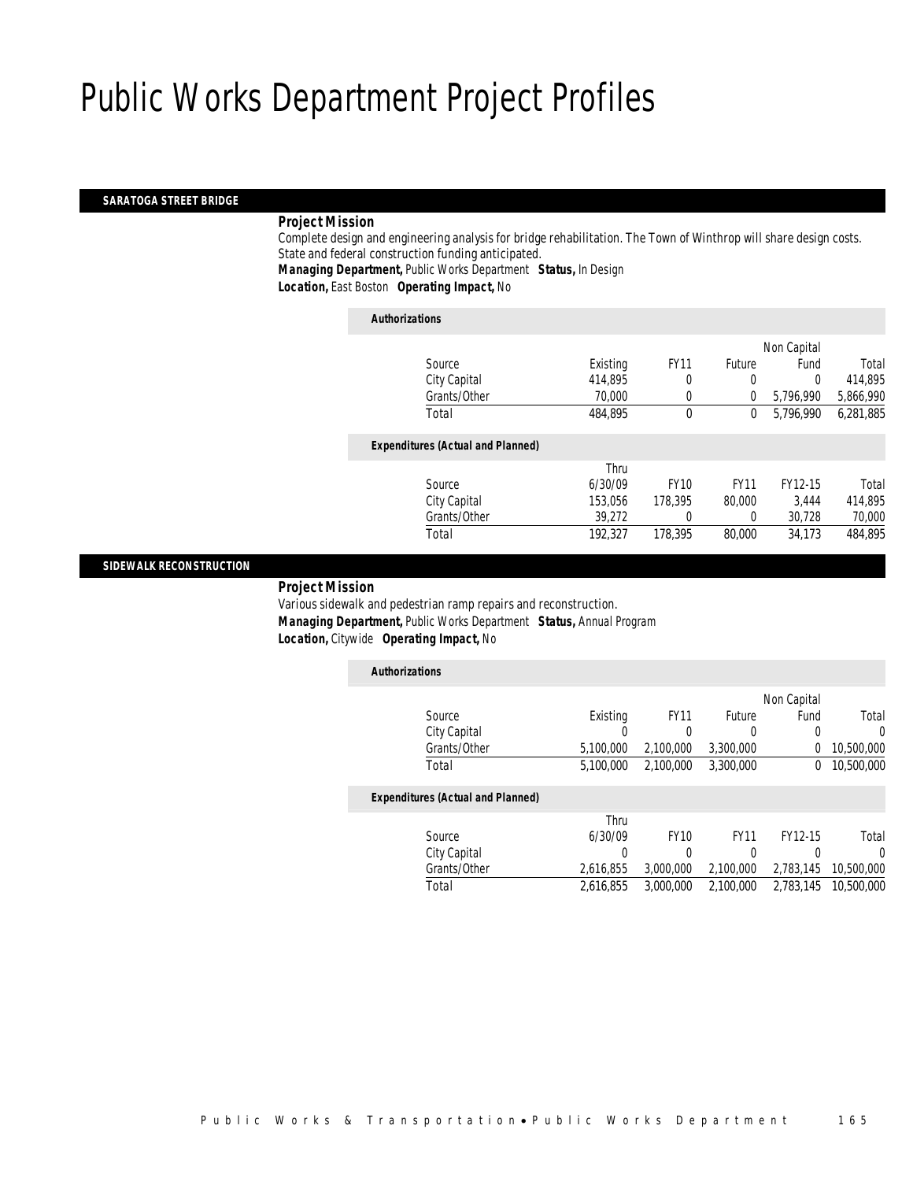# Public Works Department Project Profiles

## SARATOGA STREET BRIDGE

***Project Mission***

Complete design and engineering analysis for bridge rehabilitation. The Town of Winthrop will share design costs. State and federal construction funding anticipated.

***Managing Department,*** Public Works Department ***Status,*** In Design

***Location,*** East Boston ***Operating Impact,*** No

***Authorizations***

| Source | Existing | FY11 | Future | Non Capital Fund | Total |
|---|---|---|---|---|---|
| City Capital | 414,895 | 0 | 0 | 0 | 414,895 |
| Grants/Other | 70,000 | 0 | 0 | 5,796,990 | 5,866,990 |
| Total | 484,895 | 0 | 0 | 5,796,990 | 6,281,885 |

***Expenditures (Actual and Planned)***

| Source | Thru 6/30/09 | FY10 | FY11 | FY12-15 | Total |
|---|---|---|---|---|---|
| City Capital | 153,056 | 178,395 | 80,000 | 3,444 | 414,895 |
| Grants/Other | 39,272 | 0 | 0 | 30,728 | 70,000 |
| Total | 192,327 | 178,395 | 80,000 | 34,173 | 484,895 |

## SIDEWALK RECONSTRUCTION

***Project Mission***

Various sidewalk and pedestrian ramp repairs and reconstruction.

***Managing Department,*** Public Works Department ***Status,*** Annual Program

***Location,*** Citywide ***Operating Impact,*** No

***Authorizations***

| Source | Existing | FY11 | Future | Non Capital Fund | Total |
|---|---|---|---|---|---|
| City Capital | 0 | 0 | 0 | 0 | 0 |
| Grants/Other | 5,100,000 | 2,100,000 | 3,300,000 | 0 | 10,500,000 |
| Total | 5,100,000 | 2,100,000 | 3,300,000 | 0 | 10,500,000 |

***Expenditures (Actual and Planned)***

| Source | Thru 6/30/09 | FY10 | FY11 | FY12-15 | Total |
|---|---|---|---|---|---|
| City Capital | 0 | 0 | 0 | 0 | 0 |
| Grants/Other | 2,616,855 | 3,000,000 | 2,100,000 | 2,783,145 | 10,500,000 |
| Total | 2,616,855 | 3,000,000 | 2,100,000 | 2,783,145 | 10,500,000 |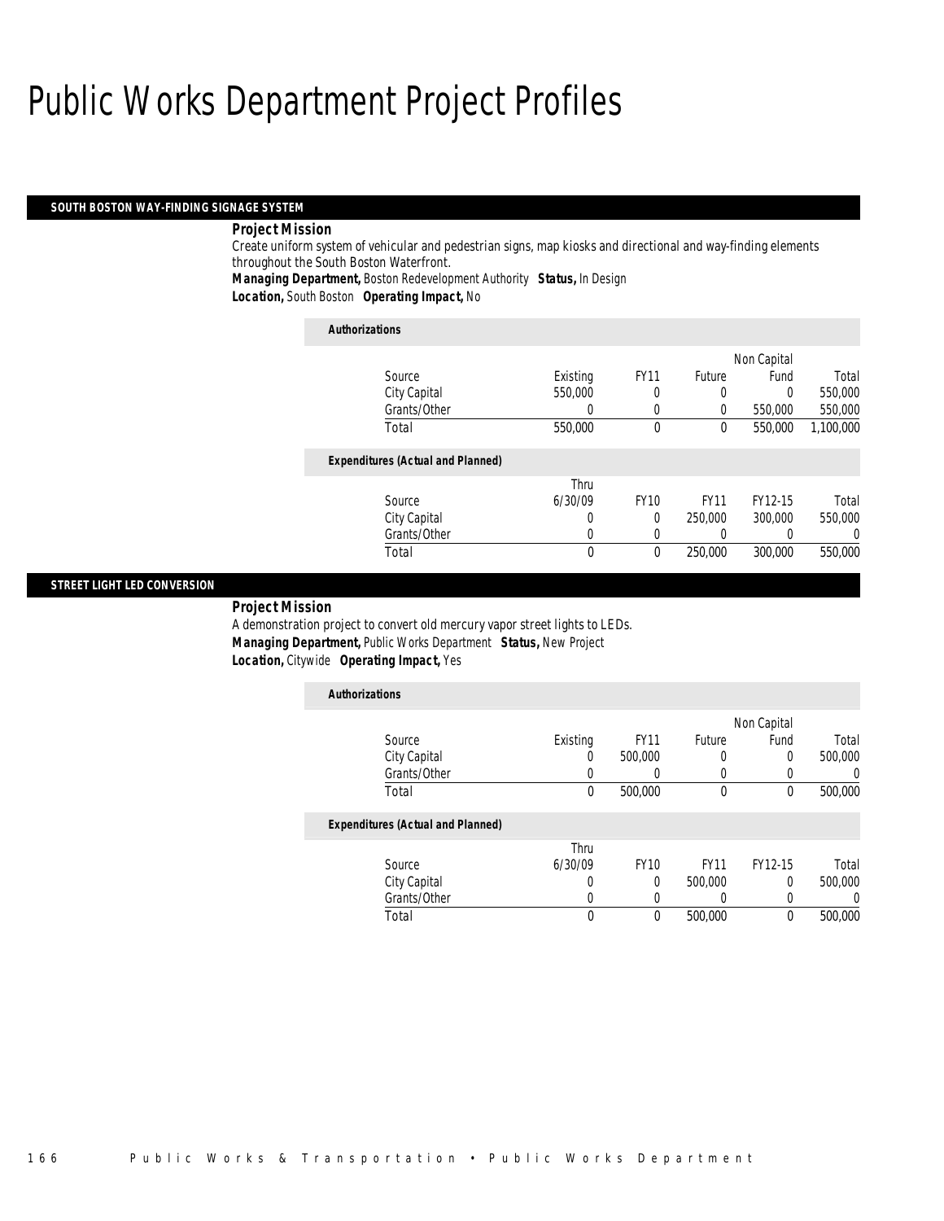# Public Works Department Project Profiles

## SOUTH BOSTON WAY-FINDING SIGNAGE SYSTEM

**Project Mission**

Create uniform system of vehicular and pedestrian signs, map kiosks and directional and way-finding elements throughout the South Boston Waterfront.

***Managing Department,*** Boston Redevelopment Authority ***Status,*** In Design

***Location,*** South Boston ***Operating Impact,*** No

**Authorizations**

| Source | Existing | FY11 | Future | Non Capital Fund | Total |
|---|---|---|---|---|---|
| City Capital | 550,000 | 0 | 0 | 0 | 550,000 |
| Grants/Other | 0 | 0 | 0 | 550,000 | 550,000 |
| Total | 550,000 | 0 | 0 | 550,000 | 1,100,000 |

**Expenditures (Actual and Planned)**

| Source | Thru 6/30/09 | FY10 | FY11 | FY12-15 | Total |
|---|---|---|---|---|---|
| City Capital | 0 | 0 | 250,000 | 300,000 | 550,000 |
| Grants/Other | 0 | 0 | 0 | 0 | 0 |
| Total | 0 | 0 | 250,000 | 300,000 | 550,000 |

## STREET LIGHT LED CONVERSION

**Project Mission**

A demonstration project to convert old mercury vapor street lights to LEDs.

***Managing Department,*** Public Works Department ***Status,*** New Project

***Location,*** Citywide ***Operating Impact,*** Yes

**Authorizations**

| Source | Existing | FY11 | Future | Non Capital Fund | Total |
|---|---|---|---|---|---|
| City Capital | 0 | 500,000 | 0 | 0 | 500,000 |
| Grants/Other | 0 | 0 | 0 | 0 | 0 |
| Total | 0 | 500,000 | 0 | 0 | 500,000 |

**Expenditures (Actual and Planned)**

| Source | Thru 6/30/09 | FY10 | FY11 | FY12-15 | Total |
|---|---|---|---|---|---|
| City Capital | 0 | 0 | 500,000 | 0 | 500,000 |
| Grants/Other | 0 | 0 | 0 | 0 | 0 |
| Total | 0 | 0 | 500,000 | 0 | 500,000 |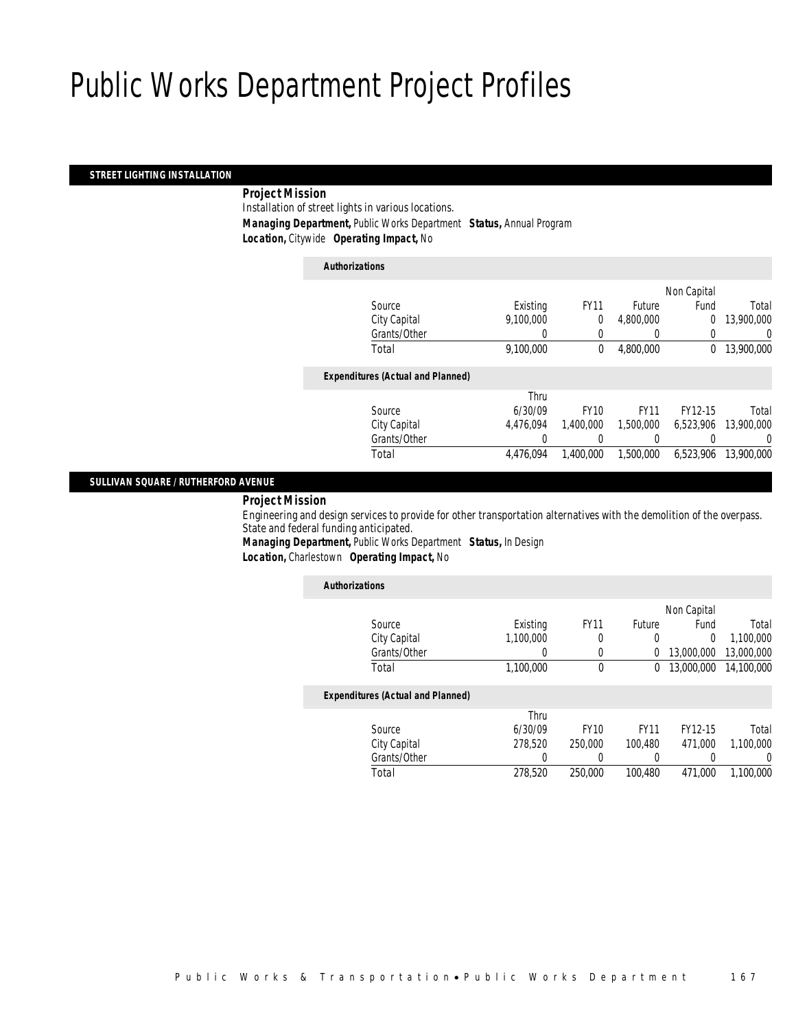# Public Works Department Project Profiles

## STREET LIGHTING INSTALLATION

***Project Mission***

Installation of street lights in various locations.

***Managing Department,*** Public Works Department ***Status,*** Annual Program

***Location,*** Citywide ***Operating Impact,*** No

***Authorizations***

| Source | Existing | FY11 | Future | Non Capital Fund | Total |
|---|---|---|---|---|---|
| City Capital | 9,100,000 | 0 | 4,800,000 | 0 | 13,900,000 |
| Grants/Other | 0 | 0 | 0 | 0 | 0 |
| Total | 9,100,000 | 0 | 4,800,000 | 0 | 13,900,000 |

***Expenditures (Actual and Planned)***

| Source | Thru 6/30/09 | FY10 | FY11 | FY12-15 | Total |
|---|---|---|---|---|---|
| City Capital | 4,476,094 | 1,400,000 | 1,500,000 | 6,523,906 | 13,900,000 |
| Grants/Other | 0 | 0 | 0 | 0 | 0 |
| Total | 4,476,094 | 1,400,000 | 1,500,000 | 6,523,906 | 13,900,000 |

## SULLIVAN SQUARE / RUTHERFORD AVENUE

***Project Mission***

Engineering and design services to provide for other transportation alternatives with the demolition of the overpass. State and federal funding anticipated.

***Managing Department,*** Public Works Department ***Status,*** In Design

***Location,*** Charlestown ***Operating Impact,*** No

***Authorizations***

| Source | Existing | FY11 | Future | Non Capital Fund | Total |
|---|---|---|---|---|---|
| City Capital | 1,100,000 | 0 | 0 | 0 | 1,100,000 |
| Grants/Other | 0 | 0 | 0 | 13,000,000 | 13,000,000 |
| Total | 1,100,000 | 0 | 0 | 13,000,000 | 14,100,000 |

***Expenditures (Actual and Planned)***

| Source | Thru 6/30/09 | FY10 | FY11 | FY12-15 | Total |
|---|---|---|---|---|---|
| City Capital | 278,520 | 250,000 | 100,480 | 471,000 | 1,100,000 |
| Grants/Other | 0 | 0 | 0 | 0 | 0 |
| Total | 278,520 | 250,000 | 100,480 | 471,000 | 1,100,000 |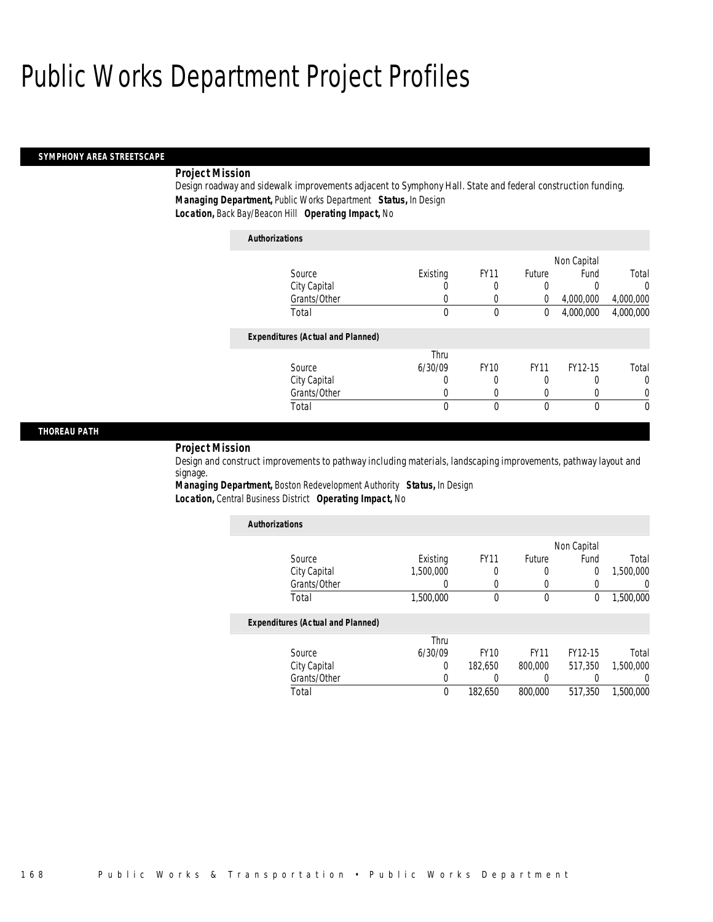# Public Works Department Project Profiles

## SYMPHONY AREA STREETSCAPE

***Project Mission***

Design roadway and sidewalk improvements adjacent to Symphony Hall. State and federal construction funding.

***Managing Department,*** Public Works Department ***Status,*** In Design

***Location,*** Back Bay/Beacon Hill ***Operating Impact,*** No

***Authorizations***

| Source | Existing | FY11 | Future | Non Capital Fund | Total |
|---|---|---|---|---|---|
| City Capital | 0 | 0 | 0 | 0 | 0 |
| Grants/Other | 0 | 0 | 0 | 4,000,000 | 4,000,000 |
| Total | 0 | 0 | 0 | 4,000,000 | 4,000,000 |

***Expenditures (Actual and Planned)***

| Source | Thru 6/30/09 | FY10 | FY11 | FY12-15 | Total |
|---|---|---|---|---|---|
| City Capital | 0 | 0 | 0 | 0 | 0 |
| Grants/Other | 0 | 0 | 0 | 0 | 0 |
| Total | 0 | 0 | 0 | 0 | 0 |

## THOREAU PATH

***Project Mission***

Design and construct improvements to pathway including materials, landscaping improvements, pathway layout and signage.

***Managing Department,*** Boston Redevelopment Authority ***Status,*** In Design

***Location,*** Central Business District ***Operating Impact,*** No

***Authorizations***

| Source | Existing | FY11 | Future | Non Capital Fund | Total |
|---|---|---|---|---|---|
| City Capital | 1,500,000 | 0 | 0 | 0 | 1,500,000 |
| Grants/Other | 0 | 0 | 0 | 0 | 0 |
| Total | 1,500,000 | 0 | 0 | 0 | 1,500,000 |

***Expenditures (Actual and Planned)***

| Source | Thru 6/30/09 | FY10 | FY11 | FY12-15 | Total |
|---|---|---|---|---|---|
| City Capital | 0 | 182,650 | 800,000 | 517,350 | 1,500,000 |
| Grants/Other | 0 | 0 | 0 | 0 | 0 |
| Total | 0 | 182,650 | 800,000 | 517,350 | 1,500,000 |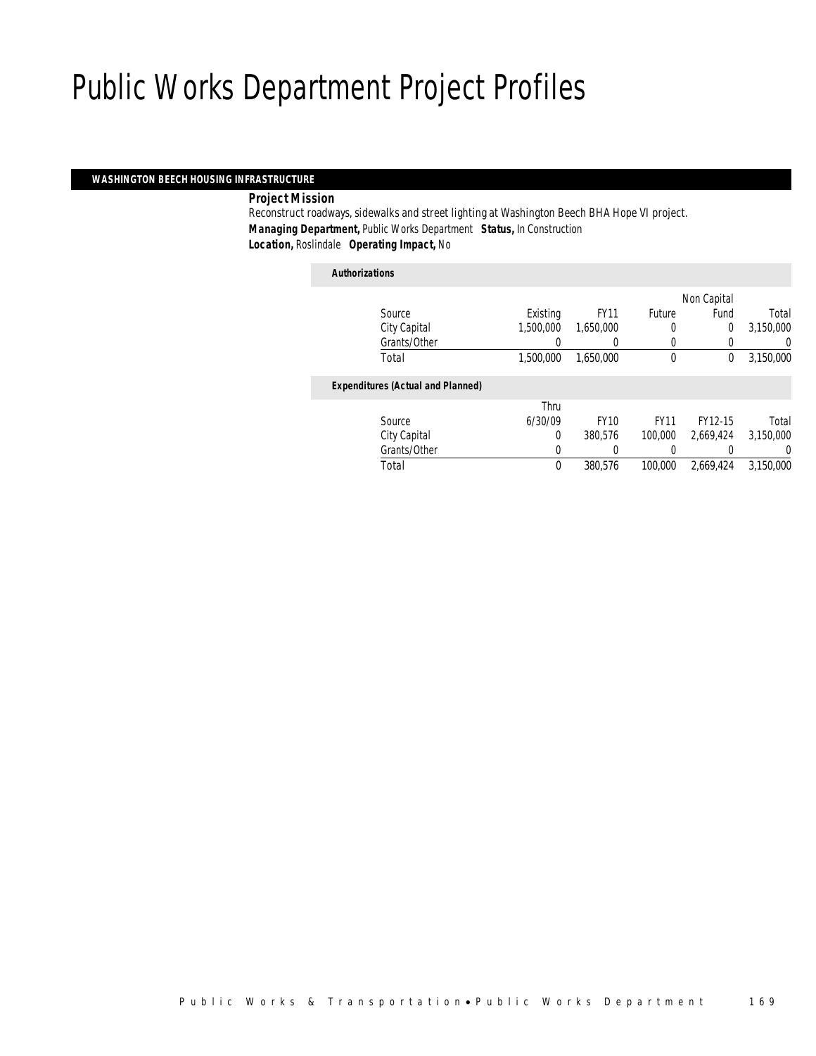# Public Works Department Project Profiles

## WASHINGTON BEECH HOUSING INFRASTRUCTURE

**Project Mission**

Reconstruct roadways, sidewalks and street lighting at Washington Beech BHA Hope VI project.

***Managing Department,*** *Public Works Department* ***Status,*** *In Construction*

***Location,*** *Roslindale* ***Operating Impact,*** *No*

***Authorizations***

| Source | Existing | FY11 | Future | Non Capital Fund | Total |
|---|---|---|---|---|---|
| City Capital | 1,500,000 | 1,650,000 | 0 | 0 | 3,150,000 |
| Grants/Other | 0 | 0 | 0 | 0 | 0 |
| Total | 1,500,000 | 1,650,000 | 0 | 0 | 3,150,000 |

***Expenditures (Actual and Planned)***

| Source | Thru 6/30/09 | FY10 | FY11 | FY12-15 | Total |
|---|---|---|---|---|---|
| City Capital | 0 | 380,576 | 100,000 | 2,669,424 | 3,150,000 |
| Grants/Other | 0 | 0 | 0 | 0 | 0 |
| Total | 0 | 380,576 | 100,000 | 2,669,424 | 3,150,000 |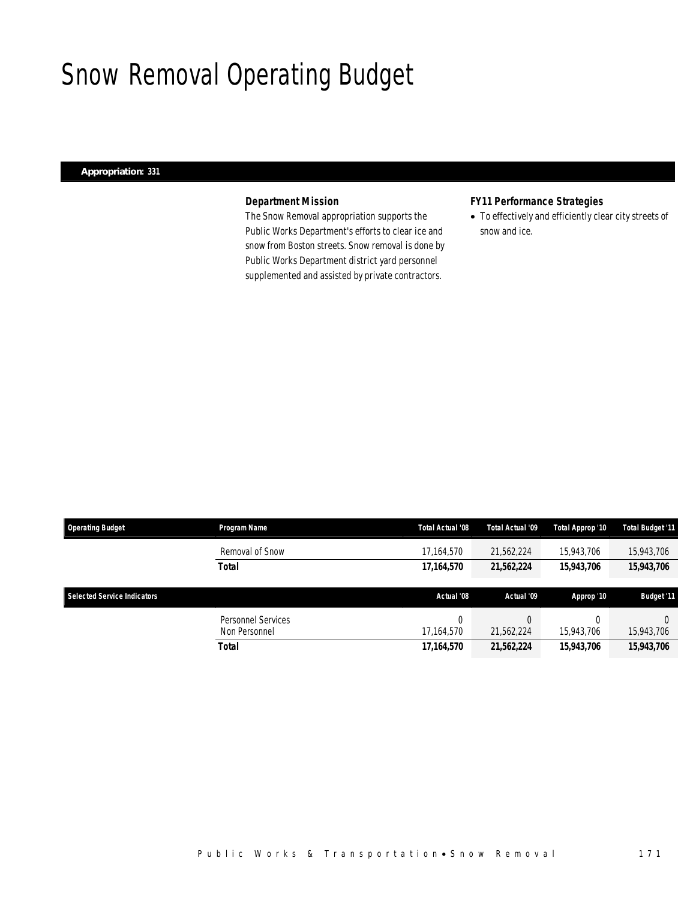# Snow Removal Operating Budget

**Appropriation: 331**

### Department Mission

The Snow Removal appropriation supports the Public Works Department's efforts to clear ice and snow from Boston streets. Snow removal is done by Public Works Department district yard personnel supplemented and assisted by private contractors.

### FY11 Performance Strategies

- To effectively and efficiently clear city streets of snow and ice.

| Operating Budget | Program Name | Total Actual '08 | Total Actual '09 | Total Approp '10 | Total Budget '11 |
|---|---|---|---|---|---|
| | Removal of Snow | 17,164,570 | 21,562,224 | 15,943,706 | 15,943,706 |
| | **Total** | **17,164,570** | **21,562,224** | **15,943,706** | **15,943,706** |

| Selected Service Indicators | | Actual '08 | Actual '09 | Approp '10 | Budget '11 |
|---|---|---|---|---|---|
| | Personnel Services | 0 | 0 | 0 | 0 |
| | Non Personnel | 17,164,570 | 21,562,224 | 15,943,706 | 15,943,706 |
| | **Total** | **17,164,570** | **21,562,224** | **15,943,706** | **15,943,706** |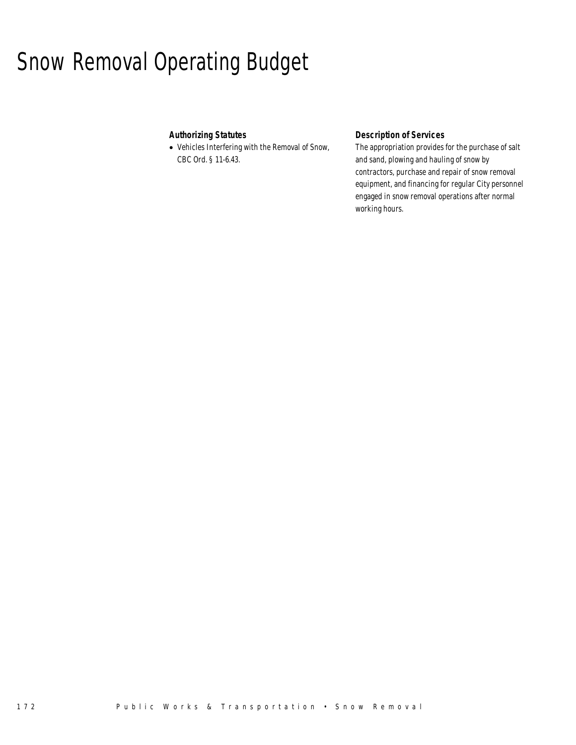# Snow Removal Operating Budget

### Authorizing Statutes

- Vehicles Interfering with the Removal of Snow, CBC Ord. § 11-6.43.

### Description of Services

The appropriation provides for the purchase of salt and sand, plowing and hauling of snow by contractors, purchase and repair of snow removal equipment, and financing for regular City personnel engaged in snow removal operations after normal working hours.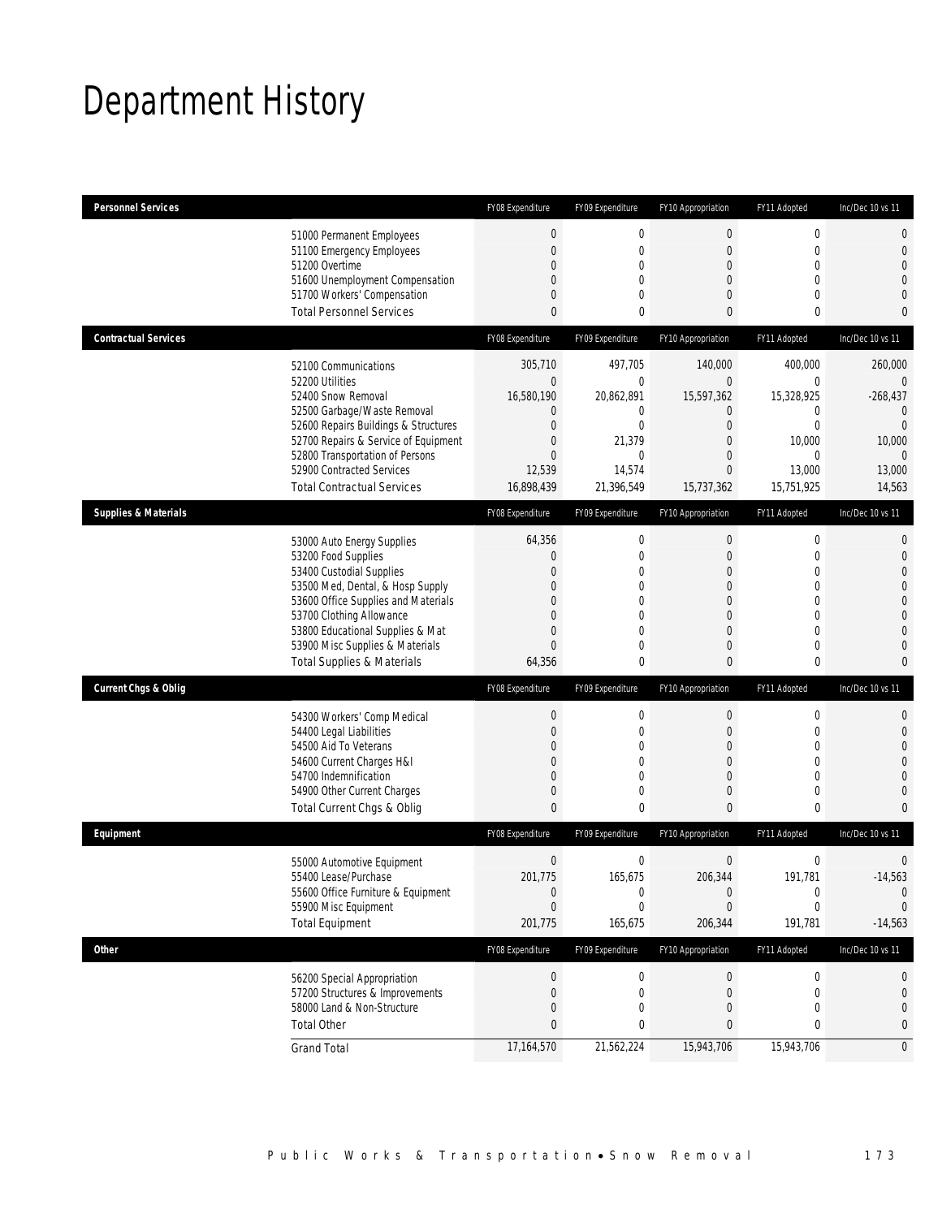# Department History

| Personnel Services | FY08 Expenditure | FY09 Expenditure | FY10 Appropriation | FY11 Adopted | Inc/Dec 10 vs 11 |
|---|---|---|---|---|---|
| 51000 Permanent Employees | 0 | 0 | 0 | 0 | 0 |
| 51100 Emergency Employees | 0 | 0 | 0 | 0 | 0 |
| 51200 Overtime | 0 | 0 | 0 | 0 | 0 |
| 51600 Unemployment Compensation | 0 | 0 | 0 | 0 | 0 |
| 51700 Workers' Compensation | 0 | 0 | 0 | 0 | 0 |
| Total Personnel Services | 0 | 0 | 0 | 0 | 0 |
| **Contractual Services** | **FY08 Expenditure** | **FY09 Expenditure** | **FY10 Appropriation** | **FY11 Adopted** | **Inc/Dec 10 vs 11** |
| 52100 Communications | 305,710 | 497,705 | 140,000 | 400,000 | 260,000 |
| 52200 Utilities | 0 | 0 | 0 | 0 | 0 |
| 52400 Snow Removal | 16,580,190 | 20,862,891 | 15,597,362 | 15,328,925 | -268,437 |
| 52500 Garbage/Waste Removal | 0 | 0 | 0 | 0 | 0 |
| 52600 Repairs Buildings & Structures | 0 | 0 | 0 | 0 | 0 |
| 52700 Repairs & Service of Equipment | 0 | 21,379 | 0 | 10,000 | 10,000 |
| 52800 Transportation of Persons | 0 | 0 | 0 | 0 | 0 |
| 52900 Contracted Services | 12,539 | 14,574 | 0 | 13,000 | 13,000 |
| Total Contractual Services | 16,898,439 | 21,396,549 | 15,737,362 | 15,751,925 | 14,563 |
| **Supplies & Materials** | **FY08 Expenditure** | **FY09 Expenditure** | **FY10 Appropriation** | **FY11 Adopted** | **Inc/Dec 10 vs 11** |
| 53000 Auto Energy Supplies | 64,356 | 0 | 0 | 0 | 0 |
| 53200 Food Supplies | 0 | 0 | 0 | 0 | 0 |
| 53400 Custodial Supplies | 0 | 0 | 0 | 0 | 0 |
| 53500 Med, Dental, & Hosp Supply | 0 | 0 | 0 | 0 | 0 |
| 53600 Office Supplies and Materials | 0 | 0 | 0 | 0 | 0 |
| 53700 Clothing Allowance | 0 | 0 | 0 | 0 | 0 |
| 53800 Educational Supplies & Mat | 0 | 0 | 0 | 0 | 0 |
| 53900 Misc Supplies & Materials | 0 | 0 | 0 | 0 | 0 |
| Total Supplies & Materials | 64,356 | 0 | 0 | 0 | 0 |
| **Current Chgs & Oblig** | **FY08 Expenditure** | **FY09 Expenditure** | **FY10 Appropriation** | **FY11 Adopted** | **Inc/Dec 10 vs 11** |
| 54300 Workers' Comp Medical | 0 | 0 | 0 | 0 | 0 |
| 54400 Legal Liabilities | 0 | 0 | 0 | 0 | 0 |
| 54500 Aid To Veterans | 0 | 0 | 0 | 0 | 0 |
| 54600 Current Charges H&I | 0 | 0 | 0 | 0 | 0 |
| 54700 Indemnification | 0 | 0 | 0 | 0 | 0 |
| 54900 Other Current Charges | 0 | 0 | 0 | 0 | 0 |
| Total Current Chgs & Oblig | 0 | 0 | 0 | 0 | 0 |
| **Equipment** | **FY08 Expenditure** | **FY09 Expenditure** | **FY10 Appropriation** | **FY11 Adopted** | **Inc/Dec 10 vs 11** |
| 55000 Automotive Equipment | 0 | 0 | 0 | 0 | 0 |
| 55400 Lease/Purchase | 201,775 | 165,675 | 206,344 | 191,781 | -14,563 |
| 55600 Office Furniture & Equipment | 0 | 0 | 0 | 0 | 0 |
| 55900 Misc Equipment | 0 | 0 | 0 | 0 | 0 |
| Total Equipment | 201,775 | 165,675 | 206,344 | 191,781 | -14,563 |
| **Other** | **FY08 Expenditure** | **FY09 Expenditure** | **FY10 Appropriation** | **FY11 Adopted** | **Inc/Dec 10 vs 11** |
| 56200 Special Appropriation | 0 | 0 | 0 | 0 | 0 |
| 57200 Structures & Improvements | 0 | 0 | 0 | 0 | 0 |
| 58000 Land & Non-Structure | 0 | 0 | 0 | 0 | 0 |
| Total Other | 0 | 0 | 0 | 0 | 0 |
| Grand Total | 17,164,570 | 21,562,224 | 15,943,706 | 15,943,706 | 0 |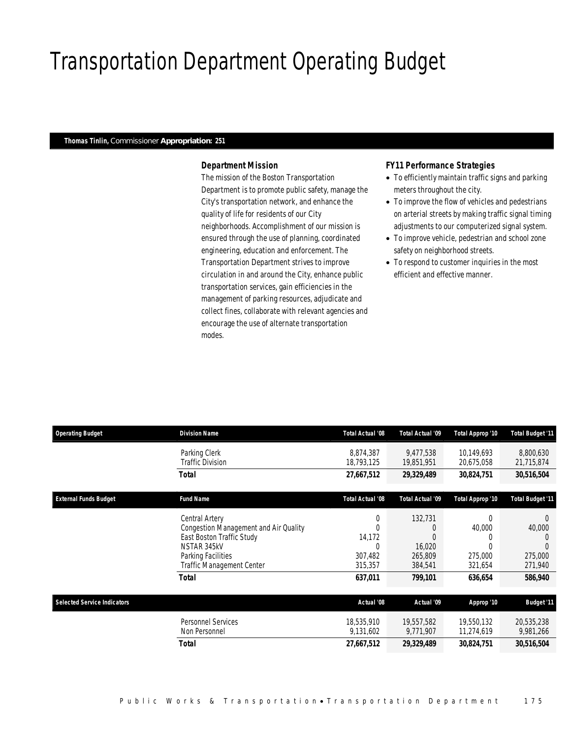# Transportation Department Operating Budget

**Thomas Tinlin,** Commissioner **Appropriation: 251**

### *Department Mission*

The mission of the Boston Transportation Department is to promote public safety, manage the City's transportation network, and enhance the quality of life for residents of our City neighborhoods. Accomplishment of our mission is ensured through the use of planning, coordinated engineering, education and enforcement. The Transportation Department strives to improve circulation in and around the City, enhance public transportation services, gain efficiencies in the management of parking resources, adjudicate and collect fines, collaborate with relevant agencies and encourage the use of alternate transportation modes.

### *FY11 Performance Strategies*

- To efficiently maintain traffic signs and parking meters throughout the city.
- To improve the flow of vehicles and pedestrians on arterial streets by making traffic signal timing adjustments to our computerized signal system.
- To improve vehicle, pedestrian and school zone safety on neighborhood streets.
- To respond to customer inquiries in the most efficient and effective manner.

| Operating Budget | Division Name | Total Actual '08 | Total Actual '09 | Total Approp '10 | Total Budget '11 |
|---|---|---|---|---|---|
| | Parking Clerk | 8,874,387 | 9,477,538 | 10,149,693 | 8,800,630 |
| | Traffic Division | 18,793,125 | 19,851,951 | 20,675,058 | 21,715,874 |
| | **Total** | **27,667,512** | **29,329,489** | **30,824,751** | **30,516,504** |

| External Funds Budget | Fund Name | Total Actual '08 | Total Actual '09 | Total Approp '10 | Total Budget '11 |
|---|---|---|---|---|---|
| | Central Artery | 0 | 132,731 | 0 | 0 |
| | Congestion Management and Air Quality | 0 | 0 | 40,000 | 40,000 |
| | East Boston Traffic Study | 14,172 | 0 | 0 | 0 |
| | NSTAR 345kV | 0 | 16,020 | 0 | 0 |
| | Parking Facilities | 307,482 | 265,809 | 275,000 | 275,000 |
| | Traffic Management Center | 315,357 | 384,541 | 321,654 | 271,940 |
| | **Total** | **637,011** | **799,101** | **636,654** | **586,940** |

| Selected Service Indicators | | Actual '08 | Actual '09 | Approp '10 | Budget '11 |
|---|---|---|---|---|---|
| | Personnel Services | 18,535,910 | 19,557,582 | 19,550,132 | 20,535,238 |
| | Non Personnel | 9,131,602 | 9,771,907 | 11,274,619 | 9,981,266 |
| | **Total** | **27,667,512** | **29,329,489** | **30,824,751** | **30,516,504** |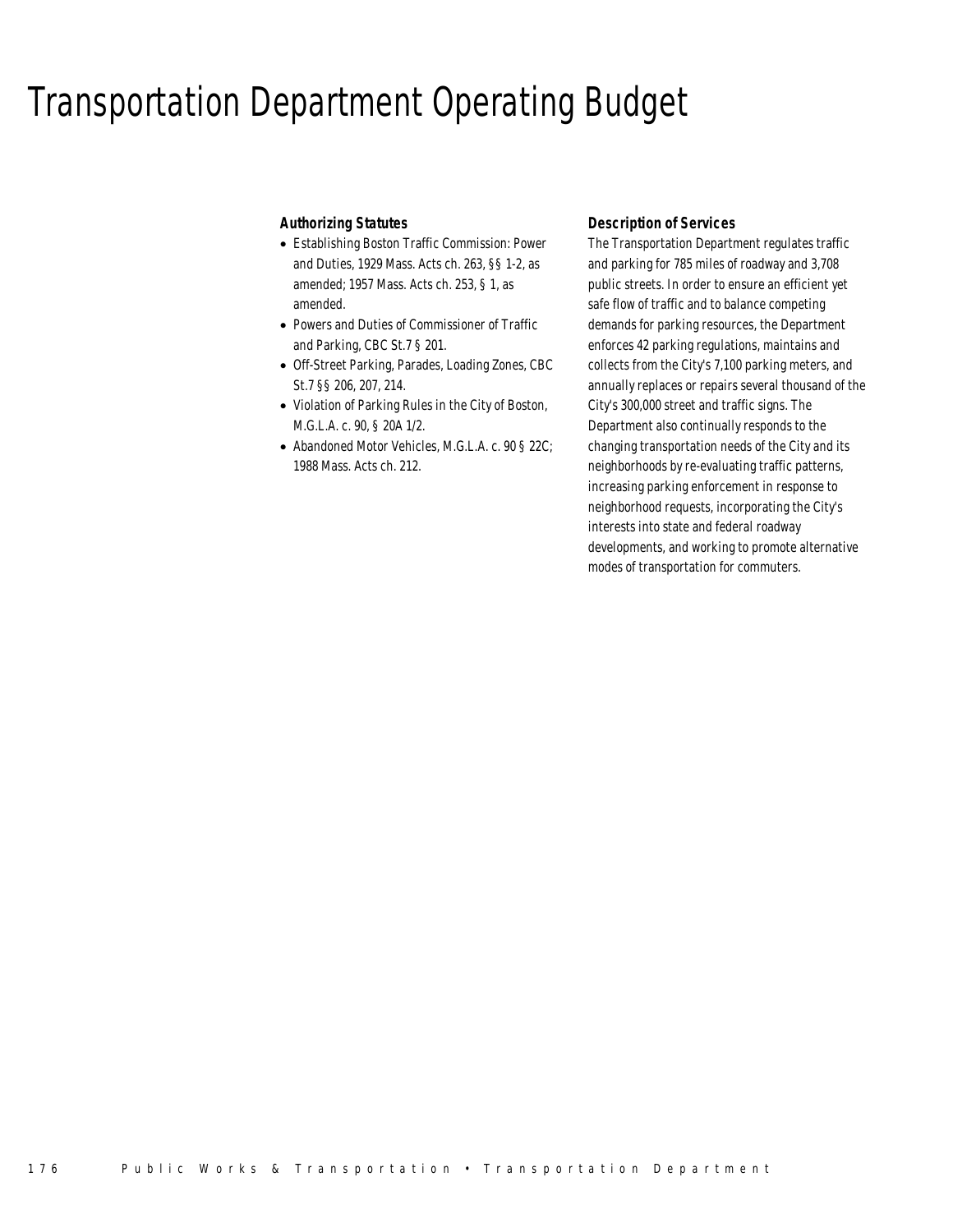# Transportation Department Operating Budget

### Authorizing Statutes

- Establishing Boston Traffic Commission: Power and Duties, 1929 Mass. Acts ch. 263, §§ 1-2, as amended; 1957 Mass. Acts ch. 253, § 1, as amended.
- Powers and Duties of Commissioner of Traffic and Parking, CBC St.7 § 201.
- Off-Street Parking, Parades, Loading Zones, CBC St.7 §§ 206, 207, 214.
- Violation of Parking Rules in the City of Boston, M.G.L.A. c. 90, § 20A 1/2.
- Abandoned Motor Vehicles, M.G.L.A. c. 90 § 22C; 1988 Mass. Acts ch. 212.

### Description of Services

The Transportation Department regulates traffic and parking for 785 miles of roadway and 3,708 public streets. In order to ensure an efficient yet safe flow of traffic and to balance competing demands for parking resources, the Department enforces 42 parking regulations, maintains and collects from the City's 7,100 parking meters, and annually replaces or repairs several thousand of the City's 300,000 street and traffic signs. The Department also continually responds to the changing transportation needs of the City and its neighborhoods by re-evaluating traffic patterns, increasing parking enforcement in response to neighborhood requests, incorporating the City's interests into state and federal roadway developments, and working to promote alternative modes of transportation for commuters.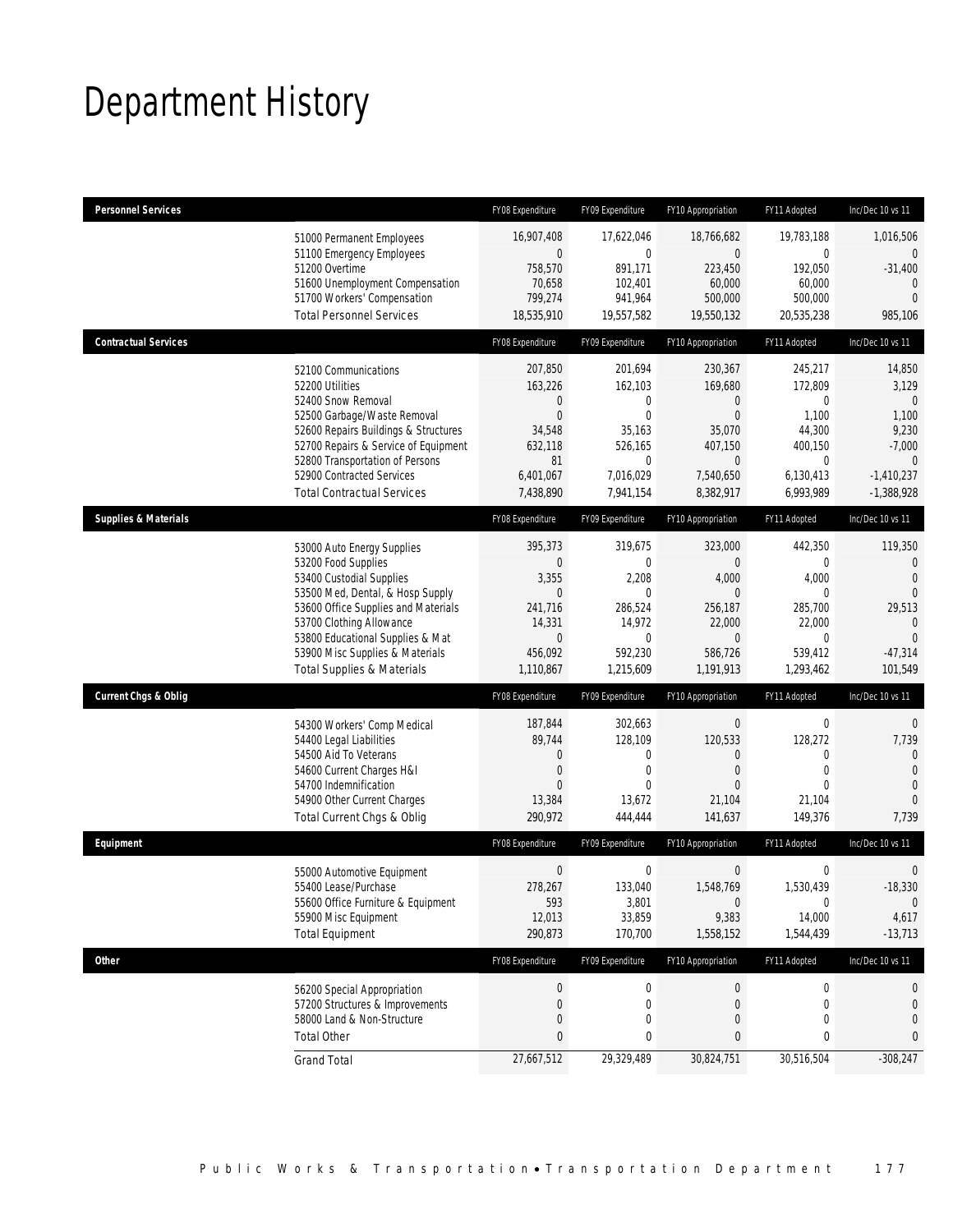# Department History

| Personnel Services | FY08 Expenditure | FY09 Expenditure | FY10 Appropriation | FY11 Adopted | Inc/Dec 10 vs 11 |
|---|---|---|---|---|---|
| 51000 Permanent Employees | 16,907,408 | 17,622,046 | 18,766,682 | 19,783,188 | 1,016,506 |
| 51100 Emergency Employees | 0 | 0 | 0 | 0 | 0 |
| 51200 Overtime | 758,570 | 891,171 | 223,450 | 192,050 | -31,400 |
| 51600 Unemployment Compensation | 70,658 | 102,401 | 60,000 | 60,000 | 0 |
| 51700 Workers' Compensation | 799,274 | 941,964 | 500,000 | 500,000 | 0 |
| Total Personnel Services | 18,535,910 | 19,557,582 | 19,550,132 | 20,535,238 | 985,106 |
| **Contractual Services** | FY08 Expenditure | FY09 Expenditure | FY10 Appropriation | FY11 Adopted | Inc/Dec 10 vs 11 |
| 52100 Communications | 207,850 | 201,694 | 230,367 | 245,217 | 14,850 |
| 52200 Utilities | 163,226 | 162,103 | 169,680 | 172,809 | 3,129 |
| 52400 Snow Removal | 0 | 0 | 0 | 0 | 0 |
| 52500 Garbage/Waste Removal | 0 | 0 | 0 | 1,100 | 1,100 |
| 52600 Repairs Buildings & Structures | 34,548 | 35,163 | 35,070 | 44,300 | 9,230 |
| 52700 Repairs & Service of Equipment | 632,118 | 526,165 | 407,150 | 400,150 | -7,000 |
| 52800 Transportation of Persons | 81 | 0 | 0 | 0 | 0 |
| 52900 Contracted Services | 6,401,067 | 7,016,029 | 7,540,650 | 6,130,413 | -1,410,237 |
| Total Contractual Services | 7,438,890 | 7,941,154 | 8,382,917 | 6,993,989 | -1,388,928 |
| **Supplies & Materials** | FY08 Expenditure | FY09 Expenditure | FY10 Appropriation | FY11 Adopted | Inc/Dec 10 vs 11 |
| 53000 Auto Energy Supplies | 395,373 | 319,675 | 323,000 | 442,350 | 119,350 |
| 53200 Food Supplies | 0 | 0 | 0 | 0 | 0 |
| 53400 Custodial Supplies | 3,355 | 2,208 | 4,000 | 4,000 | 0 |
| 53500 Med, Dental, & Hosp Supply | 0 | 0 | 0 | 0 | 0 |
| 53600 Office Supplies and Materials | 241,716 | 286,524 | 256,187 | 285,700 | 29,513 |
| 53700 Clothing Allowance | 14,331 | 14,972 | 22,000 | 22,000 | 0 |
| 53800 Educational Supplies & Mat | 0 | 0 | 0 | 0 | 0 |
| 53900 Misc Supplies & Materials | 456,092 | 592,230 | 586,726 | 539,412 | -47,314 |
| Total Supplies & Materials | 1,110,867 | 1,215,609 | 1,191,913 | 1,293,462 | 101,549 |
| **Current Chgs & Oblig** | FY08 Expenditure | FY09 Expenditure | FY10 Appropriation | FY11 Adopted | Inc/Dec 10 vs 11 |
| 54300 Workers' Comp Medical | 187,844 | 302,663 | 0 | 0 | 0 |
| 54400 Legal Liabilities | 89,744 | 128,109 | 120,533 | 128,272 | 7,739 |
| 54500 Aid To Veterans | 0 | 0 | 0 | 0 | 0 |
| 54600 Current Charges H&I | 0 | 0 | 0 | 0 | 0 |
| 54700 Indemnification | 0 | 0 | 0 | 0 | 0 |
| 54900 Other Current Charges | 13,384 | 13,672 | 21,104 | 21,104 | 0 |
| Total Current Chgs & Oblig | 290,972 | 444,444 | 141,637 | 149,376 | 7,739 |
| **Equipment** | FY08 Expenditure | FY09 Expenditure | FY10 Appropriation | FY11 Adopted | Inc/Dec 10 vs 11 |
| 55000 Automotive Equipment | 0 | 0 | 0 | 0 | 0 |
| 55400 Lease/Purchase | 278,267 | 133,040 | 1,548,769 | 1,530,439 | -18,330 |
| 55600 Office Furniture & Equipment | 593 | 3,801 | 0 | 0 | 0 |
| 55900 Misc Equipment | 12,013 | 33,859 | 9,383 | 14,000 | 4,617 |
| Total Equipment | 290,873 | 170,700 | 1,558,152 | 1,544,439 | -13,713 |
| **Other** | FY08 Expenditure | FY09 Expenditure | FY10 Appropriation | FY11 Adopted | Inc/Dec 10 vs 11 |
| 56200 Special Appropriation | 0 | 0 | 0 | 0 | 0 |
| 57200 Structures & Improvements | 0 | 0 | 0 | 0 | 0 |
| 58000 Land & Non-Structure | 0 | 0 | 0 | 0 | 0 |
| Total Other | 0 | 0 | 0 | 0 | 0 |
| Grand Total | 27,667,512 | 29,329,489 | 30,824,751 | 30,516,504 | -308,247 |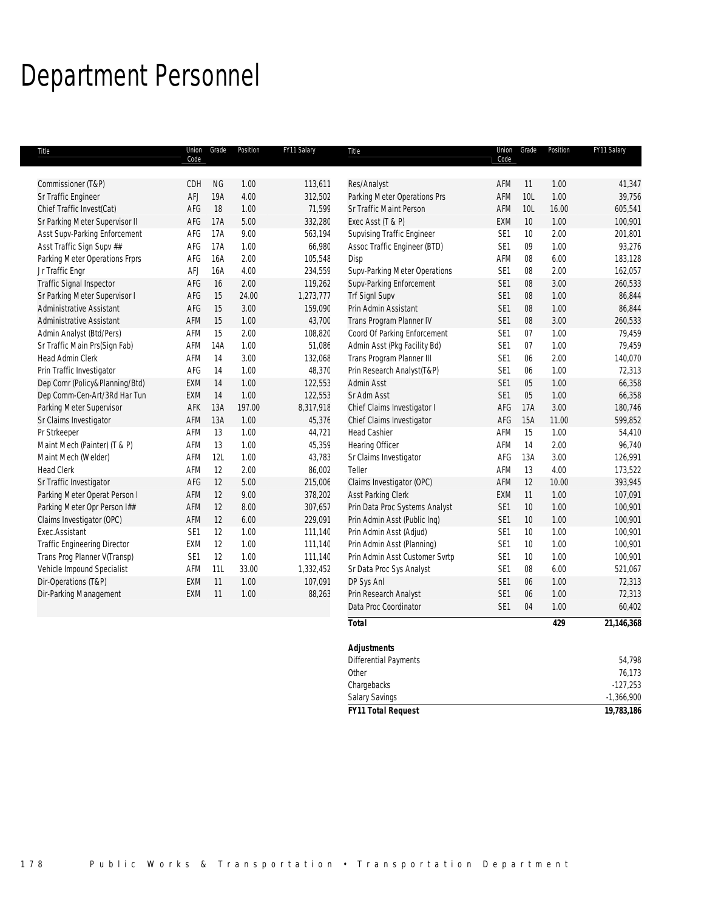# Department Personnel

| Title | Union Code | Grade | Position | FY11 Salary |
|---|---|---|---|---|
| Commissioner (T&P) | CDH | NG | 1.00 | 113,611 |
| Sr Traffic Engineer | AFJ | 19A | 4.00 | 312,502 |
| Chief Traffic Invest(Cat) | AFG | 18 | 1.00 | 71,599 |
| Sr Parking Meter Supervisor II | AFG | 17A | 5.00 | 332,280 |
| Asst Supv-Parking Enforcement | AFG | 17A | 9.00 | 563,194 |
| Asst Traffic Sign Supv ## | AFG | 17A | 1.00 | 66,980 |
| Parking Meter Operations Frprs | AFG | 16A | 2.00 | 105,548 |
| Jr Traffic Engr | AFJ | 16A | 4.00 | 234,559 |
| Traffic Signal Inspector | AFG | 16 | 2.00 | 119,262 |
| Sr Parking Meter Supervisor I | AFG | 15 | 24.00 | 1,273,777 |
| Administrative Assistant | AFG | 15 | 3.00 | 159,090 |
| Administrative Assistant | AFM | 15 | 1.00 | 43,700 |
| Admin Analyst (Btd/Pers) | AFM | 15 | 2.00 | 108,820 |
| Sr Traffic Main Prs(Sign Fab) | AFM | 14A | 1.00 | 51,086 |
| Head Admin Clerk | AFM | 14 | 3.00 | 132,068 |
| Prin Traffic Investigator | AFG | 14 | 1.00 | 48,370 |
| Dep Comr (Policy&Planning/Btd) | EXM | 14 | 1.00 | 122,553 |
| Dep Comm-Cen-Art/3Rd Har Tun | EXM | 14 | 1.00 | 122,553 |
| Parking Meter Supervisor | AFK | 13A | 197.00 | 8,317,918 |
| Sr Claims Investigator | AFM | 13A | 1.00 | 45,376 |
| Pr Strkeeper | AFM | 13 | 1.00 | 44,721 |
| Maint Mech (Painter) (T & P) | AFM | 13 | 1.00 | 45,359 |
| Maint Mech (Welder) | AFM | 12L | 1.00 | 43,783 |
| Head Clerk | AFM | 12 | 2.00 | 86,002 |
| Sr Traffic Investigator | AFG | 12 | 5.00 | 215,006 |
| Parking Meter Operat Person I | AFM | 12 | 9.00 | 378,202 |
| Parking Meter Opr Person I## | AFM | 12 | 8.00 | 307,657 |
| Claims Investigator (OPC) | AFM | 12 | 6.00 | 229,091 |
| Exec.Assistant | SE1 | 12 | 1.00 | 111,140 |
| Traffic Engineering Director | EXM | 12 | 1.00 | 111,140 |
| Trans Prog Planner V(Transp) | SE1 | 12 | 1.00 | 111,140 |
| Vehicle Impound Specialist | AFM | 11L | 33.00 | 1,332,452 |
| Dir-Operations (T&P) | EXM | 11 | 1.00 | 107,091 |
| Dir-Parking Management | EXM | 11 | 1.00 | 88,263 |
| Res/Analyst | AFM | 11 | 1.00 | 41,347 |
| Parking Meter Operations Prs | AFM | 10L | 1.00 | 39,756 |
| Sr Traffic Maint Person | AFM | 10L | 16.00 | 605,541 |
| Exec Asst (T & P) | EXM | 10 | 1.00 | 100,901 |
| Supvising Traffic Engineer | SE1 | 10 | 2.00 | 201,801 |
| Assoc Traffic Engineer (BTD) | SE1 | 09 | 1.00 | 93,276 |
| Disp | AFM | 08 | 6.00 | 183,128 |
| Supv-Parking Meter Operations | SE1 | 08 | 2.00 | 162,057 |
| Supv-Parking Enforcement | SE1 | 08 | 3.00 | 260,533 |
| Trf Signl Supv | SE1 | 08 | 1.00 | 86,844 |
| Prin Admin Assistant | SE1 | 08 | 1.00 | 86,844 |
| Trans Program Planner IV | SE1 | 08 | 3.00 | 260,533 |
| Coord Of Parking Enforcement | SE1 | 07 | 1.00 | 79,459 |
| Admin Asst (Pkg Facility Bd) | SE1 | 07 | 1.00 | 79,459 |
| Trans Program Planner III | SE1 | 06 | 2.00 | 140,070 |
| Prin Research Analyst(T&P) | SE1 | 06 | 1.00 | 72,313 |
| Admin Asst | SE1 | 05 | 1.00 | 66,358 |
| Sr Adm Asst | SE1 | 05 | 1.00 | 66,358 |
| Chief Claims Investigator I | AFG | 17A | 3.00 | 180,746 |
| Chief Claims Investigator | AFG | 15A | 11.00 | 599,852 |
| Head Cashier | AFM | 15 | 1.00 | 54,410 |
| Hearing Officer | AFM | 14 | 2.00 | 96,740 |
| Sr Claims Investigator | AFG | 13A | 3.00 | 126,991 |
| Teller | AFM | 13 | 4.00 | 173,522 |
| Claims Investigator (OPC) | AFM | 12 | 10.00 | 393,945 |
| Asst Parking Clerk | EXM | 11 | 1.00 | 107,091 |
| Prin Data Proc Systems Analyst | SE1 | 10 | 1.00 | 100,901 |
| Prin Admin Asst (Public Inq) | SE1 | 10 | 1.00 | 100,901 |
| Prin Admin Asst (Adjud) | SE1 | 10 | 1.00 | 100,901 |
| Prin Admin Asst (Planning) | SE1 | 10 | 1.00 | 100,901 |
| Prin Admin Asst Customer Svrtp | SE1 | 10 | 1.00 | 100,901 |
| Sr Data Proc Sys Analyst | SE1 | 08 | 6.00 | 521,067 |
| DP Sys Anl | SE1 | 06 | 1.00 | 72,313 |
| Prin Research Analyst | SE1 | 06 | 1.00 | 72,313 |
| Data Proc Coordinator | SE1 | 04 | 1.00 | 60,402 |
| ***Total*** | | | ***429*** | ***21,146,368*** |

| ***Adjustments*** | |
|---|---|
| Differential Payments | 54,798 |
| Other | 76,173 |
| Chargebacks | -127,253 |
| Salary Savings | -1,366,900 |
| ***FY11 Total Request*** | ***19,783,186*** |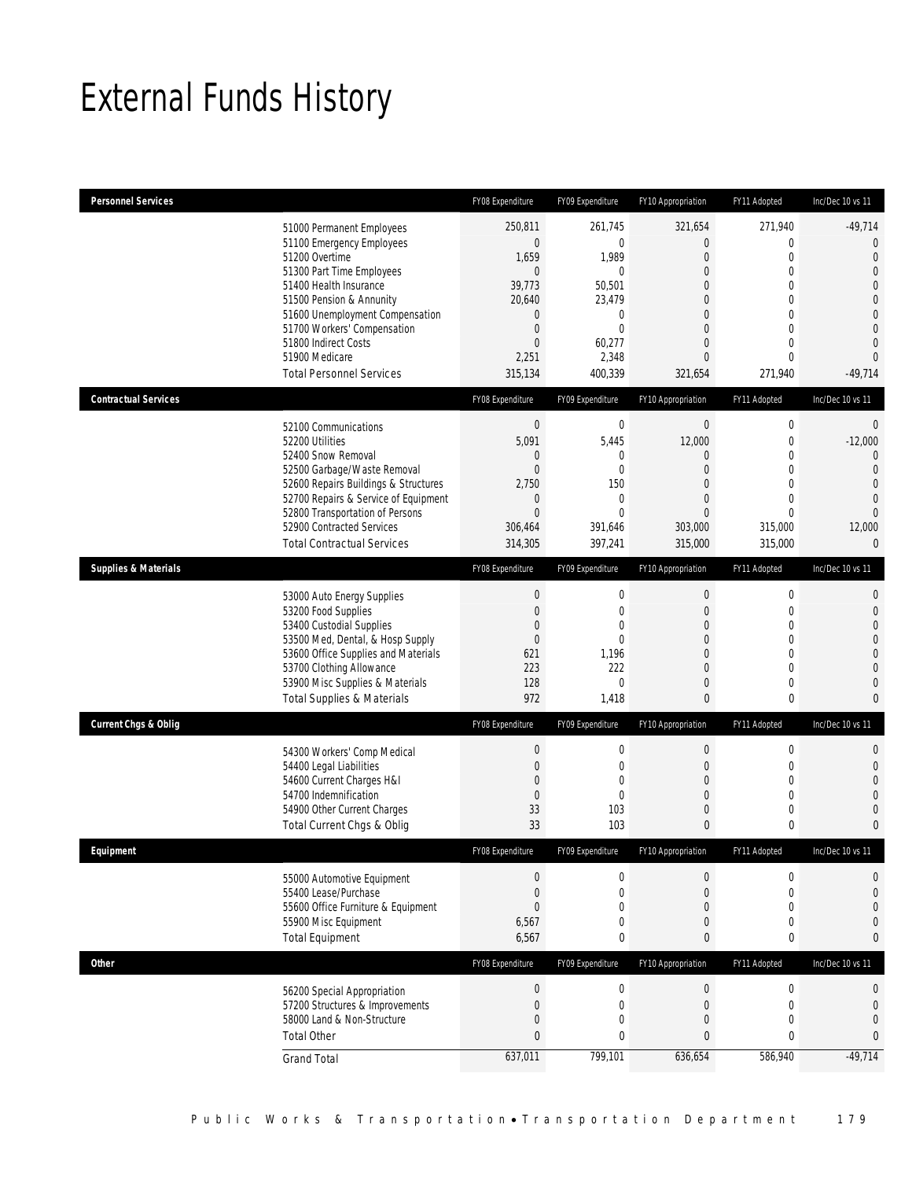# External Funds History

| Personnel Services | FY08 Expenditure | FY09 Expenditure | FY10 Appropriation | FY11 Adopted | Inc/Dec 10 vs 11 |
|---|---|---|---|---|---|
| 51000 Permanent Employees | 250,811 | 261,745 | 321,654 | 271,940 | -49,714 |
| 51100 Emergency Employees | 0 | 0 | 0 | 0 | 0 |
| 51200 Overtime | 1,659 | 1,989 | 0 | 0 | 0 |
| 51300 Part Time Employees | 0 | 0 | 0 | 0 | 0 |
| 51400 Health Insurance | 39,773 | 50,501 | 0 | 0 | 0 |
| 51500 Pension & Annunity | 20,640 | 23,479 | 0 | 0 | 0 |
| 51600 Unemployment Compensation | 0 | 0 | 0 | 0 | 0 |
| 51700 Workers' Compensation | 0 | 0 | 0 | 0 | 0 |
| 51800 Indirect Costs | 0 | 60,277 | 0 | 0 | 0 |
| 51900 Medicare | 2,251 | 2,348 | 0 | 0 | 0 |
| Total Personnel Services | 315,134 | 400,339 | 321,654 | 271,940 | -49,714 |

| Contractual Services | FY08 Expenditure | FY09 Expenditure | FY10 Appropriation | FY11 Adopted | Inc/Dec 10 vs 11 |
|---|---|---|---|---|---|
| 52100 Communications | 0 | 0 | 0 | 0 | 0 |
| 52200 Utilities | 5,091 | 5,445 | 12,000 | 0 | -12,000 |
| 52400 Snow Removal | 0 | 0 | 0 | 0 | 0 |
| 52500 Garbage/Waste Removal | 0 | 0 | 0 | 0 | 0 |
| 52600 Repairs Buildings & Structures | 2,750 | 150 | 0 | 0 | 0 |
| 52700 Repairs & Service of Equipment | 0 | 0 | 0 | 0 | 0 |
| 52800 Transportation of Persons | 0 | 0 | 0 | 0 | 0 |
| 52900 Contracted Services | 306,464 | 391,646 | 303,000 | 315,000 | 12,000 |
| Total Contractual Services | 314,305 | 397,241 | 315,000 | 315,000 | 0 |

| Supplies & Materials | FY08 Expenditure | FY09 Expenditure | FY10 Appropriation | FY11 Adopted | Inc/Dec 10 vs 11 |
|---|---|---|---|---|---|
| 53000 Auto Energy Supplies | 0 | 0 | 0 | 0 | 0 |
| 53200 Food Supplies | 0 | 0 | 0 | 0 | 0 |
| 53400 Custodial Supplies | 0 | 0 | 0 | 0 | 0 |
| 53500 Med, Dental, & Hosp Supply | 0 | 0 | 0 | 0 | 0 |
| 53600 Office Supplies and Materials | 621 | 1,196 | 0 | 0 | 0 |
| 53700 Clothing Allowance | 223 | 222 | 0 | 0 | 0 |
| 53900 Misc Supplies & Materials | 128 | 0 | 0 | 0 | 0 |
| Total Supplies & Materials | 972 | 1,418 | 0 | 0 | 0 |

| Current Chgs & Oblig | FY08 Expenditure | FY09 Expenditure | FY10 Appropriation | FY11 Adopted | Inc/Dec 10 vs 11 |
|---|---|---|---|---|---|
| 54300 Workers' Comp Medical | 0 | 0 | 0 | 0 | 0 |
| 54400 Legal Liabilities | 0 | 0 | 0 | 0 | 0 |
| 54600 Current Charges H&I | 0 | 0 | 0 | 0 | 0 |
| 54700 Indemnification | 0 | 0 | 0 | 0 | 0 |
| 54900 Other Current Charges | 33 | 103 | 0 | 0 | 0 |
| Total Current Chgs & Oblig | 33 | 103 | 0 | 0 | 0 |

| Equipment | FY08 Expenditure | FY09 Expenditure | FY10 Appropriation | FY11 Adopted | Inc/Dec 10 vs 11 |
|---|---|---|---|---|---|
| 55000 Automotive Equipment | 0 | 0 | 0 | 0 | 0 |
| 55400 Lease/Purchase | 0 | 0 | 0 | 0 | 0 |
| 55600 Office Furniture & Equipment | 0 | 0 | 0 | 0 | 0 |
| 55900 Misc Equipment | 6,567 | 0 | 0 | 0 | 0 |
| Total Equipment | 6,567 | 0 | 0 | 0 | 0 |

| Other | FY08 Expenditure | FY09 Expenditure | FY10 Appropriation | FY11 Adopted | Inc/Dec 10 vs 11 |
|---|---|---|---|---|---|
| 56200 Special Appropriation | 0 | 0 | 0 | 0 | 0 |
| 57200 Structures & Improvements | 0 | 0 | 0 | 0 | 0 |
| 58000 Land & Non-Structure | 0 | 0 | 0 | 0 | 0 |
| Total Other | 0 | 0 | 0 | 0 | 0 |
| Grand Total | 637,011 | 799,101 | 636,654 | 586,940 | -49,714 |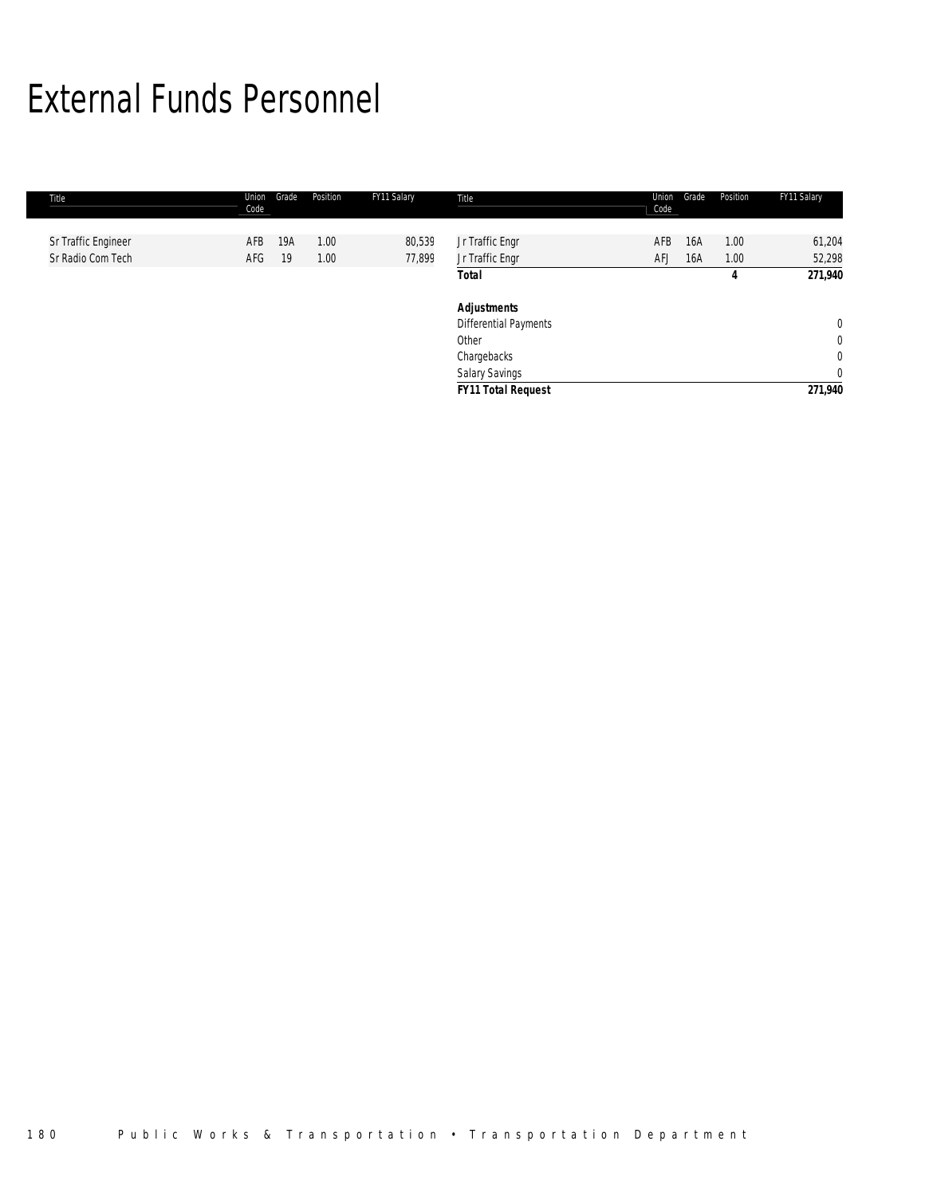# External Funds Personnel

| Title | Union Code | Grade | Position | FY11 Salary | Title | Union Code | Grade | Position | FY11 Salary |
|---|---|---|---|---|---|---|---|---|---|
| Sr Traffic Engineer | AFB | 19A | 1.00 | 80,539 | Jr Traffic Engr | AFB | 16A | 1.00 | 61,204 |
| Sr Radio Com Tech | AFG | 19 | 1.00 | 77,899 | Jr Traffic Engr | AFJ | 16A | 1.00 | 52,298 |
| | | | | | **Total** | | | **4** | **271,940** |
| | | | | | | | | | |
| | | | | | ***Adjustments*** | | | | |
| | | | | | Differential Payments | | | | 0 |
| | | | | | Other | | | | 0 |
| | | | | | Chargebacks | | | | 0 |
| | | | | | Salary Savings | | | | 0 |
| | | | | | ***FY11 Total Request*** | | | | **271,940** |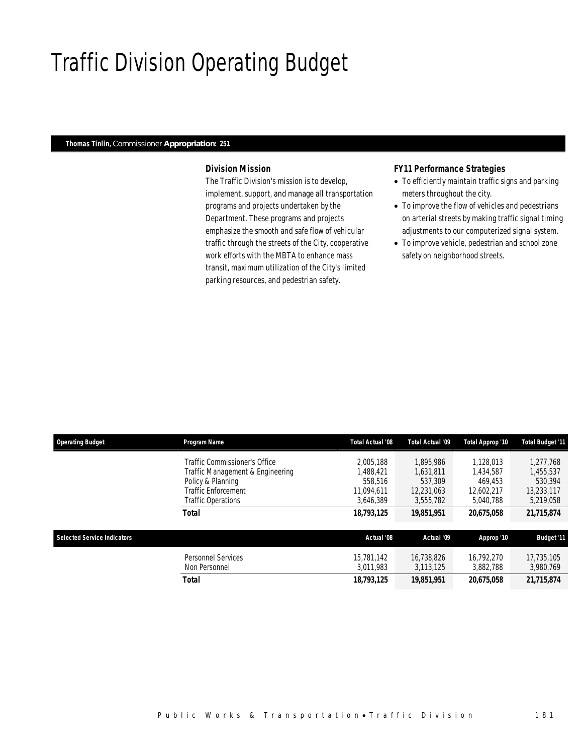# Traffic Division Operating Budget

**Thomas Tinlin,** Commissioner **Appropriation: 251**

### Division Mission

The Traffic Division's mission is to develop, implement, support, and manage all transportation programs and projects undertaken by the Department. These programs and projects emphasize the smooth and safe flow of vehicular traffic through the streets of the City, cooperative work efforts with the MBTA to enhance mass transit, maximum utilization of the City's limited parking resources, and pedestrian safety.

### FY11 Performance Strategies

- To efficiently maintain traffic signs and parking meters throughout the city.
- To improve the flow of vehicles and pedestrians on arterial streets by making traffic signal timing adjustments to our computerized signal system.
- To improve vehicle, pedestrian and school zone safety on neighborhood streets.

| Operating Budget | Program Name | Total Actual '08 | Total Actual '09 | Total Approp '10 | Total Budget '11 |
|---|---|---|---|---|---|
| | Traffic Commissioner's Office | 2,005,188 | 1,895,986 | 1,128,013 | 1,277,768 |
| | Traffic Management & Engineering | 1,488,421 | 1,631,811 | 1,434,587 | 1,455,537 |
| | Policy & Planning | 558,516 | 537,309 | 469,453 | 530,394 |
| | Traffic Enforcement | 11,094,611 | 12,231,063 | 12,602,217 | 13,233,117 |
| | Traffic Operations | 3,646,389 | 3,555,782 | 5,040,788 | 5,219,058 |
| | **Total** | **18,793,125** | **19,851,951** | **20,675,058** | **21,715,874** |

| Selected Service Indicators | | Actual '08 | Actual '09 | Approp '10 | Budget '11 |
|---|---|---|---|---|---|
| | Personnel Services | 15,781,142 | 16,738,826 | 16,792,270 | 17,735,105 |
| | Non Personnel | 3,011,983 | 3,113,125 | 3,882,788 | 3,980,769 |
| | **Total** | **18,793,125** | **19,851,951** | **20,675,058** | **21,715,874** |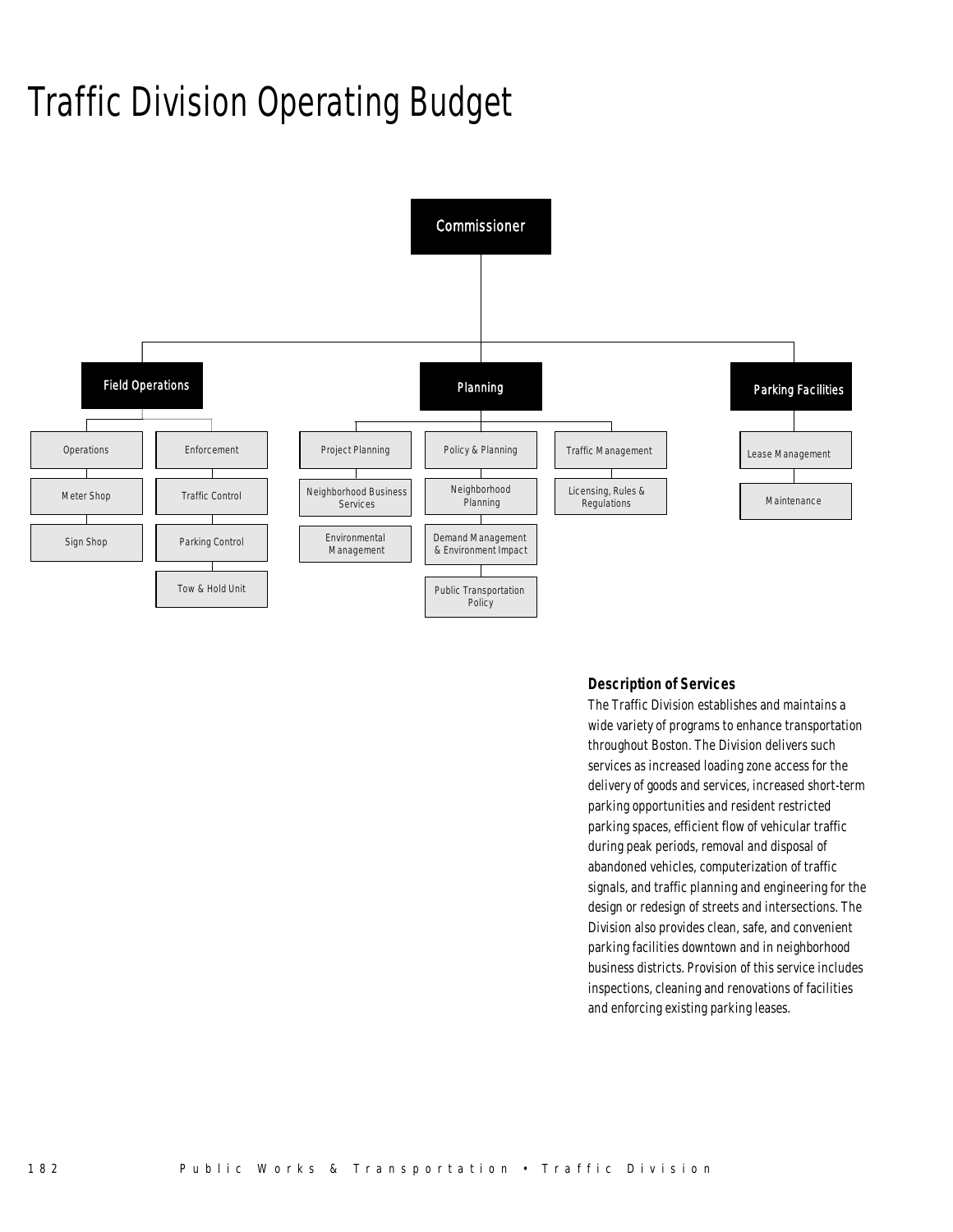# Traffic Division Operating Budget

Commissioner

- Field Operations
  - Operations
  - Meter Shop
  - Sign Shop
  - Enforcement
  - Traffic Control
  - Parking Control
  - Tow & Hold Unit
- Planning
  - Project Planning
  - Neighborhood Business Services
  - Environmental Management
  - Policy & Planning
  - Neighborhood Planning
  - Demand Management & Environment Impact
  - Public Transportation Policy
  - Traffic Management
  - Licensing, Rules & Regulations
- Parking Facilities
  - Lease Management
  - Maintenance

### Description of Services

The Traffic Division establishes and maintains a wide variety of programs to enhance transportation throughout Boston. The Division delivers such services as increased loading zone access for the delivery of goods and services, increased short-term parking opportunities and resident restricted parking spaces, efficient flow of vehicular traffic during peak periods, removal and disposal of abandoned vehicles, computerization of traffic signals, and traffic planning and engineering for the design or redesign of streets and intersections. The Division also provides clean, safe, and convenient parking facilities downtown and in neighborhood business districts. Provision of this service includes inspections, cleaning and renovations of facilities and enforcing existing parking leases.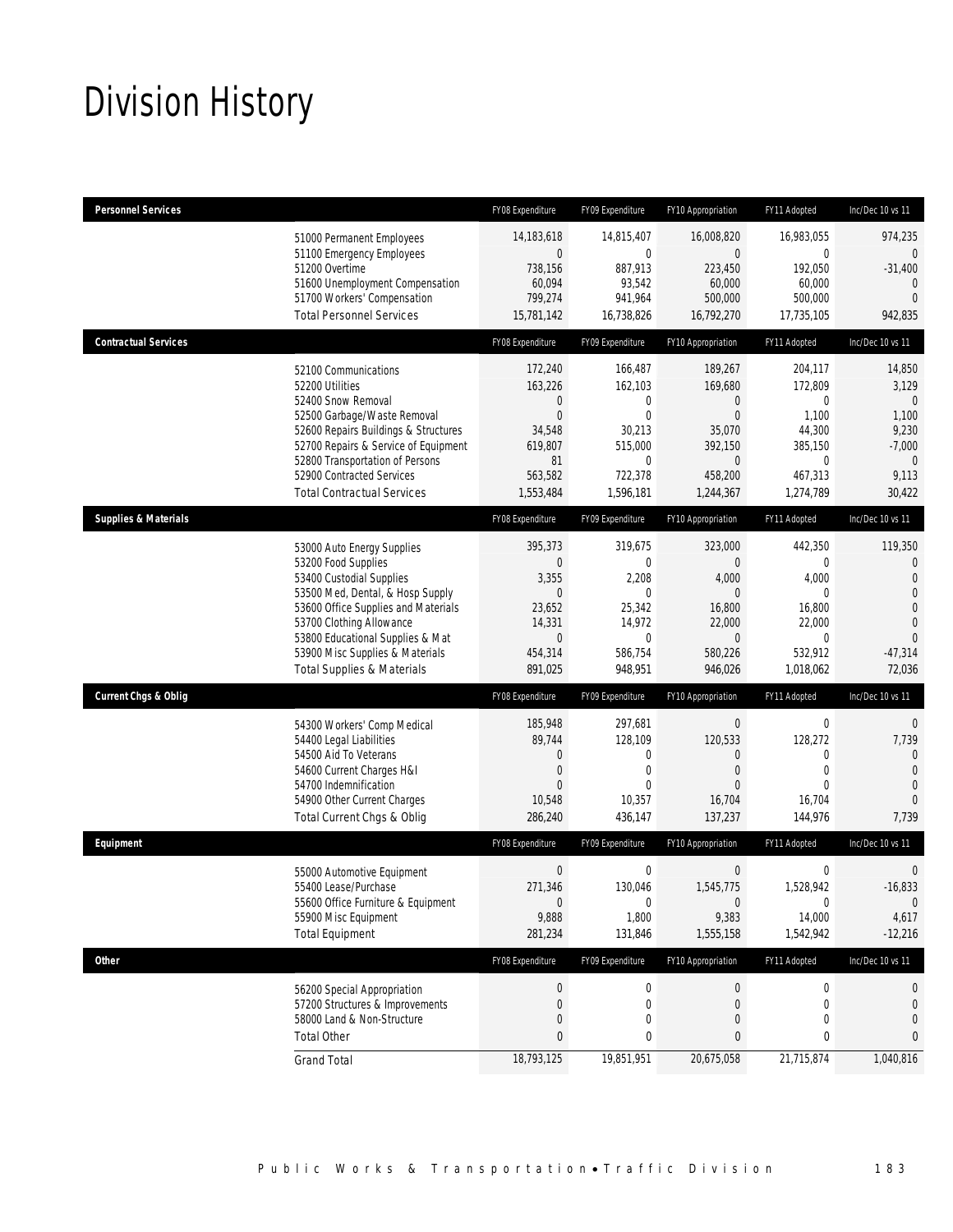# Division History

| Personnel Services | | FY08 Expenditure | FY09 Expenditure | FY10 Appropriation | FY11 Adopted | Inc/Dec 10 vs 11 |
|---|---|---|---|---|---|---|
| | 51000 Permanent Employees | 14,183,618 | 14,815,407 | 16,008,820 | 16,983,055 | 974,235 |
| | 51100 Emergency Employees | 0 | 0 | 0 | 0 | 0 |
| | 51200 Overtime | 738,156 | 887,913 | 223,450 | 192,050 | -31,400 |
| | 51600 Unemployment Compensation | 60,094 | 93,542 | 60,000 | 60,000 | 0 |
| | 51700 Workers' Compensation | 799,274 | 941,964 | 500,000 | 500,000 | 0 |
| | Total Personnel Services | 15,781,142 | 16,738,826 | 16,792,270 | 17,735,105 | 942,835 |

| Contractual Services | | FY08 Expenditure | FY09 Expenditure | FY10 Appropriation | FY11 Adopted | Inc/Dec 10 vs 11 |
|---|---|---|---|---|---|---|
| | 52100 Communications | 172,240 | 166,487 | 189,267 | 204,117 | 14,850 |
| | 52200 Utilities | 163,226 | 162,103 | 169,680 | 172,809 | 3,129 |
| | 52400 Snow Removal | 0 | 0 | 0 | 0 | 0 |
| | 52500 Garbage/Waste Removal | 0 | 0 | 0 | 1,100 | 1,100 |
| | 52600 Repairs Buildings & Structures | 34,548 | 30,213 | 35,070 | 44,300 | 9,230 |
| | 52700 Repairs & Service of Equipment | 619,807 | 515,000 | 392,150 | 385,150 | -7,000 |
| | 52800 Transportation of Persons | 81 | 0 | 0 | 0 | 0 |
| | 52900 Contracted Services | 563,582 | 722,378 | 458,200 | 467,313 | 9,113 |
| | Total Contractual Services | 1,553,484 | 1,596,181 | 1,244,367 | 1,274,789 | 30,422 |

| Supplies & Materials | | FY08 Expenditure | FY09 Expenditure | FY10 Appropriation | FY11 Adopted | Inc/Dec 10 vs 11 |
|---|---|---|---|---|---|---|
| | 53000 Auto Energy Supplies | 395,373 | 319,675 | 323,000 | 442,350 | 119,350 |
| | 53200 Food Supplies | 0 | 0 | 0 | 0 | 0 |
| | 53400 Custodial Supplies | 3,355 | 2,208 | 4,000 | 4,000 | 0 |
| | 53500 Med, Dental, & Hosp Supply | 0 | 0 | 0 | 0 | 0 |
| | 53600 Office Supplies and Materials | 23,652 | 25,342 | 16,800 | 16,800 | 0 |
| | 53700 Clothing Allowance | 14,331 | 14,972 | 22,000 | 22,000 | 0 |
| | 53800 Educational Supplies & Mat | 0 | 0 | 0 | 0 | 0 |
| | 53900 Misc Supplies & Materials | 454,314 | 586,754 | 580,226 | 532,912 | -47,314 |
| | Total Supplies & Materials | 891,025 | 948,951 | 946,026 | 1,018,062 | 72,036 |

| Current Chgs & Oblig | | FY08 Expenditure | FY09 Expenditure | FY10 Appropriation | FY11 Adopted | Inc/Dec 10 vs 11 |
|---|---|---|---|---|---|---|
| | 54300 Workers' Comp Medical | 185,948 | 297,681 | 0 | 0 | 0 |
| | 54400 Legal Liabilities | 89,744 | 128,109 | 120,533 | 128,272 | 7,739 |
| | 54500 Aid To Veterans | 0 | 0 | 0 | 0 | 0 |
| | 54600 Current Charges H&I | 0 | 0 | 0 | 0 | 0 |
| | 54700 Indemnification | 0 | 0 | 0 | 0 | 0 |
| | 54900 Other Current Charges | 10,548 | 10,357 | 16,704 | 16,704 | 0 |
| | Total Current Chgs & Oblig | 286,240 | 436,147 | 137,237 | 144,976 | 7,739 |

| Equipment | | FY08 Expenditure | FY09 Expenditure | FY10 Appropriation | FY11 Adopted | Inc/Dec 10 vs 11 |
|---|---|---|---|---|---|---|
| | 55000 Automotive Equipment | 0 | 0 | 0 | 0 | 0 |
| | 55400 Lease/Purchase | 271,346 | 130,046 | 1,545,775 | 1,528,942 | -16,833 |
| | 55600 Office Furniture & Equipment | 0 | 0 | 0 | 0 | 0 |
| | 55900 Misc Equipment | 9,888 | 1,800 | 9,383 | 14,000 | 4,617 |
| | Total Equipment | 281,234 | 131,846 | 1,555,158 | 1,542,942 | -12,216 |

| Other | | FY08 Expenditure | FY09 Expenditure | FY10 Appropriation | FY11 Adopted | Inc/Dec 10 vs 11 |
|---|---|---|---|---|---|---|
| | 56200 Special Appropriation | 0 | 0 | 0 | 0 | 0 |
| | 57200 Structures & Improvements | 0 | 0 | 0 | 0 | 0 |
| | 58000 Land & Non-Structure | 0 | 0 | 0 | 0 | 0 |
| | Total Other | 0 | 0 | 0 | 0 | 0 |
| | Grand Total | 18,793,125 | 19,851,951 | 20,675,058 | 21,715,874 | 1,040,816 |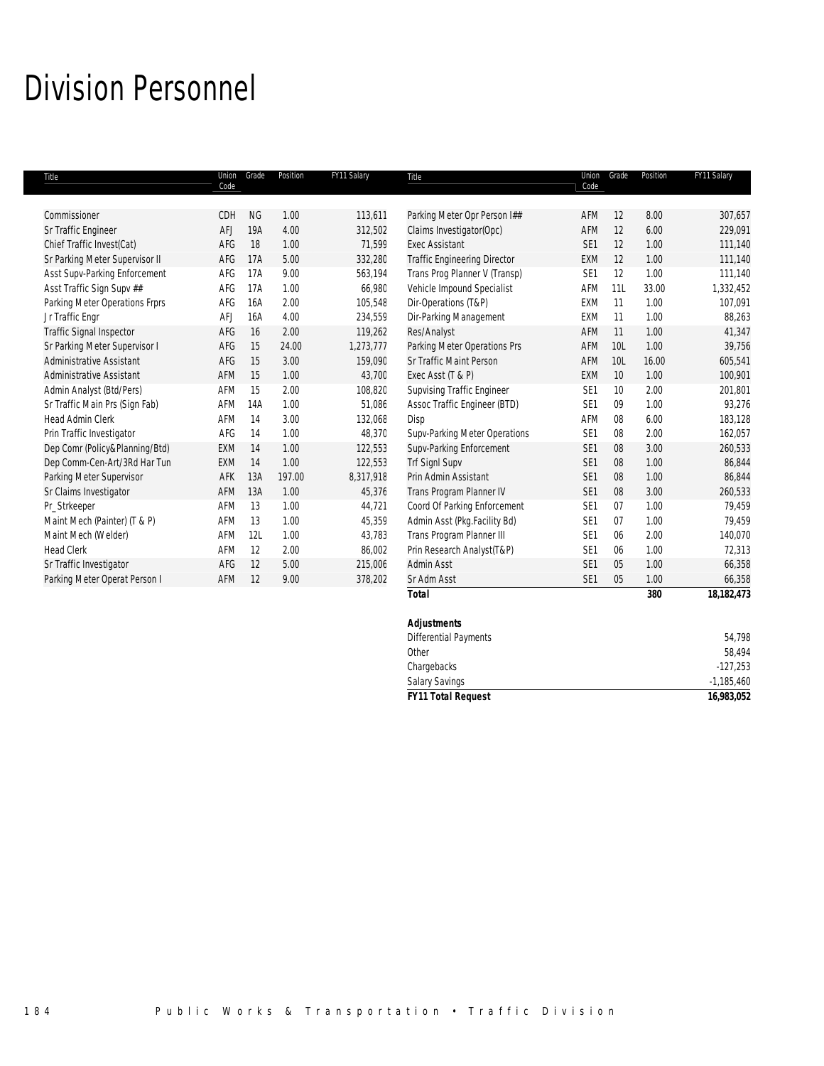# Division Personnel

| Title | Union Code | Grade | Position | FY11 Salary | Title | Union Code | Grade | Position | FY11 Salary |
|---|---|---|---|---|---|---|---|---|---|
| Commissioner | CDH | NG | 1.00 | 113,611 | Parking Meter Opr Person I## | AFM | 12 | 8.00 | 307,657 |
| Sr Traffic Engineer | AFJ | 19A | 4.00 | 312,502 | Claims Investigator(Opc) | AFM | 12 | 6.00 | 229,091 |
| Chief Traffic Invest(Cat) | AFG | 18 | 1.00 | 71,599 | Exec Assistant | SE1 | 12 | 1.00 | 111,140 |
| Sr Parking Meter Supervisor II | AFG | 17A | 5.00 | 332,280 | Traffic Engineering Director | EXM | 12 | 1.00 | 111,140 |
| Asst Supv-Parking Enforcement | AFG | 17A | 9.00 | 563,194 | Trans Prog Planner V (Transp) | SE1 | 12 | 1.00 | 111,140 |
| Asst Traffic Sign Supv ## | AFG | 17A | 1.00 | 66,980 | Vehicle Impound Specialist | AFM | 11L | 33.00 | 1,332,452 |
| Parking Meter Operations Frprs | AFG | 16A | 2.00 | 105,548 | Dir-Operations (T&P) | EXM | 11 | 1.00 | 107,091 |
| Jr Traffic Engr | AFJ | 16A | 4.00 | 234,559 | Dir-Parking Management | EXM | 11 | 1.00 | 88,263 |
| Traffic Signal Inspector | AFG | 16 | 2.00 | 119,262 | Res/Analyst | AFM | 11 | 1.00 | 41,347 |
| Sr Parking Meter Supervisor I | AFG | 15 | 24.00 | 1,273,777 | Parking Meter Operations Prs | AFM | 10L | 1.00 | 39,756 |
| Administrative Assistant | AFG | 15 | 3.00 | 159,090 | Sr Traffic Maint Person | AFM | 10L | 16.00 | 605,541 |
| Administrative Assistant | AFM | 15 | 1.00 | 43,700 | Exec Asst (T & P) | EXM | 10 | 1.00 | 100,901 |
| Admin Analyst (Btd/Pers) | AFM | 15 | 2.00 | 108,820 | Supvising Traffic Engineer | SE1 | 10 | 2.00 | 201,801 |
| Sr Traffic Main Prs (Sign Fab) | AFM | 14A | 1.00 | 51,086 | Assoc Traffic Engineer (BTD) | SE1 | 09 | 1.00 | 93,276 |
| Head Admin Clerk | AFM | 14 | 3.00 | 132,068 | Disp | AFM | 08 | 6.00 | 183,128 |
| Prin Traffic Investigator | AFG | 14 | 1.00 | 48,370 | Supv-Parking Meter Operations | SE1 | 08 | 2.00 | 162,057 |
| Dep Comr (Policy&Planning/Btd) | EXM | 14 | 1.00 | 122,553 | Supv-Parking Enforcement | SE1 | 08 | 3.00 | 260,533 |
| Dep Comm-Cen-Art/3Rd Har Tun | EXM | 14 | 1.00 | 122,553 | Trf Signl Supv | SE1 | 08 | 1.00 | 86,844 |
| Parking Meter Supervisor | AFK | 13A | 197.00 | 8,317,918 | Prin Admin Assistant | SE1 | 08 | 1.00 | 86,844 |
| Sr Claims Investigator | AFM | 13A | 1.00 | 45,376 | Trans Program Planner IV | SE1 | 08 | 3.00 | 260,533 |
| Pr_Strkeeper | AFM | 13 | 1.00 | 44,721 | Coord Of Parking Enforcement | SE1 | 07 | 1.00 | 79,459 |
| Maint Mech (Painter) (T & P) | AFM | 13 | 1.00 | 45,359 | Admin Asst (Pkg.Facility Bd) | SE1 | 07 | 1.00 | 79,459 |
| Maint Mech (Welder) | AFM | 12L | 1.00 | 43,783 | Trans Program Planner III | SE1 | 06 | 2.00 | 140,070 |
| Head Clerk | AFM | 12 | 2.00 | 86,002 | Prin Research Analyst(T&P) | SE1 | 06 | 1.00 | 72,313 |
| Sr Traffic Investigator | AFG | 12 | 5.00 | 215,006 | Admin Asst | SE1 | 05 | 1.00 | 66,358 |
| Parking Meter Operat Person I | AFM | 12 | 9.00 | 378,202 | Sr Adm Asst | SE1 | 05 | 1.00 | 66,358 |
| | | | | | ***Total*** | | | **380** | **18,182,473** |

| ***Adjustments*** | |
|---|---|
| Differential Payments | 54,798 |
| Other | 58,494 |
| Chargebacks | -127,253 |
| Salary Savings | -1,185,460 |
| ***FY11 Total Request*** | **16,983,052** |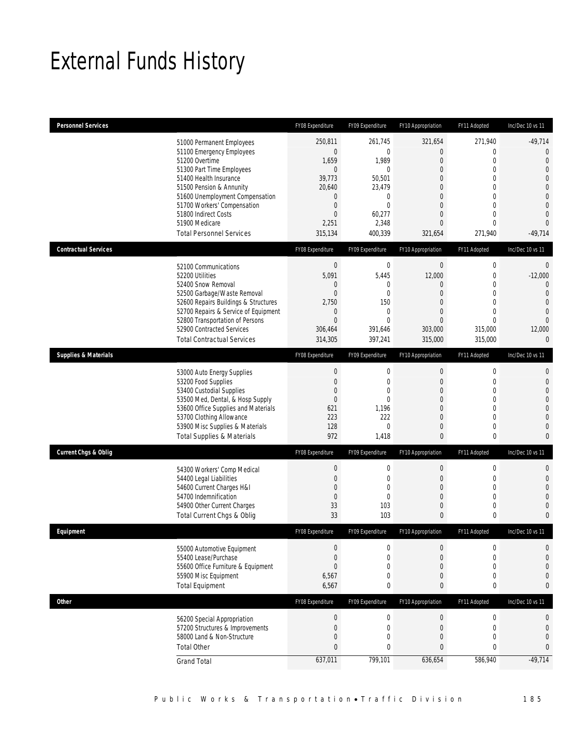# External Funds History

| Personnel Services | | FY08 Expenditure | FY09 Expenditure | FY10 Appropriation | FY11 Adopted | Inc/Dec 10 vs 11 |
|---|---|---|---|---|---|---|
| | 51000 Permanent Employees | 250,811 | 261,745 | 321,654 | 271,940 | -49,714 |
| | 51100 Emergency Employees | 0 | 0 | 0 | 0 | 0 |
| | 51200 Overtime | 1,659 | 1,989 | 0 | 0 | 0 |
| | 51300 Part Time Employees | 0 | 0 | 0 | 0 | 0 |
| | 51400 Health Insurance | 39,773 | 50,501 | 0 | 0 | 0 |
| | 51500 Pension & Annunity | 20,640 | 23,479 | 0 | 0 | 0 |
| | 51600 Unemployment Compensation | 0 | 0 | 0 | 0 | 0 |
| | 51700 Workers' Compensation | 0 | 0 | 0 | 0 | 0 |
| | 51800 Indirect Costs | 0 | 60,277 | 0 | 0 | 0 |
| | 51900 Medicare | 2,251 | 2,348 | 0 | 0 | 0 |
| | Total Personnel Services | 315,134 | 400,339 | 321,654 | 271,940 | -49,714 |

| Contractual Services | | FY08 Expenditure | FY09 Expenditure | FY10 Appropriation | FY11 Adopted | Inc/Dec 10 vs 11 |
|---|---|---|---|---|---|---|
| | 52100 Communications | 0 | 0 | 0 | 0 | 0 |
| | 52200 Utilities | 5,091 | 5,445 | 12,000 | 0 | -12,000 |
| | 52400 Snow Removal | 0 | 0 | 0 | 0 | 0 |
| | 52500 Garbage/Waste Removal | 0 | 0 | 0 | 0 | 0 |
| | 52600 Repairs Buildings & Structures | 2,750 | 150 | 0 | 0 | 0 |
| | 52700 Repairs & Service of Equipment | 0 | 0 | 0 | 0 | 0 |
| | 52800 Transportation of Persons | 0 | 0 | 0 | 0 | 0 |
| | 52900 Contracted Services | 306,464 | 391,646 | 303,000 | 315,000 | 12,000 |
| | Total Contractual Services | 314,305 | 397,241 | 315,000 | 315,000 | 0 |

| Supplies & Materials | | FY08 Expenditure | FY09 Expenditure | FY10 Appropriation | FY11 Adopted | Inc/Dec 10 vs 11 |
|---|---|---|---|---|---|---|
| | 53000 Auto Energy Supplies | 0 | 0 | 0 | 0 | 0 |
| | 53200 Food Supplies | 0 | 0 | 0 | 0 | 0 |
| | 53400 Custodial Supplies | 0 | 0 | 0 | 0 | 0 |
| | 53500 Med, Dental, & Hosp Supply | 0 | 0 | 0 | 0 | 0 |
| | 53600 Office Supplies and Materials | 621 | 1,196 | 0 | 0 | 0 |
| | 53700 Clothing Allowance | 223 | 222 | 0 | 0 | 0 |
| | 53900 Misc Supplies & Materials | 128 | 0 | 0 | 0 | 0 |
| | Total Supplies & Materials | 972 | 1,418 | 0 | 0 | 0 |

| Current Chgs & Oblig | | FY08 Expenditure | FY09 Expenditure | FY10 Appropriation | FY11 Adopted | Inc/Dec 10 vs 11 |
|---|---|---|---|---|---|---|
| | 54300 Workers' Comp Medical | 0 | 0 | 0 | 0 | 0 |
| | 54400 Legal Liabilities | 0 | 0 | 0 | 0 | 0 |
| | 54600 Current Charges H&I | 0 | 0 | 0 | 0 | 0 |
| | 54700 Indemnification | 0 | 0 | 0 | 0 | 0 |
| | 54900 Other Current Charges | 33 | 103 | 0 | 0 | 0 |
| | Total Current Chgs & Oblig | 33 | 103 | 0 | 0 | 0 |

| Equipment | | FY08 Expenditure | FY09 Expenditure | FY10 Appropriation | FY11 Adopted | Inc/Dec 10 vs 11 |
|---|---|---|---|---|---|---|
| | 55000 Automotive Equipment | 0 | 0 | 0 | 0 | 0 |
| | 55400 Lease/Purchase | 0 | 0 | 0 | 0 | 0 |
| | 55600 Office Furniture & Equipment | 0 | 0 | 0 | 0 | 0 |
| | 55900 Misc Equipment | 6,567 | 0 | 0 | 0 | 0 |
| | Total Equipment | 6,567 | 0 | 0 | 0 | 0 |

| Other | | FY08 Expenditure | FY09 Expenditure | FY10 Appropriation | FY11 Adopted | Inc/Dec 10 vs 11 |
|---|---|---|---|---|---|---|
| | 56200 Special Appropriation | 0 | 0 | 0 | 0 | 0 |
| | 57200 Structures & Improvements | 0 | 0 | 0 | 0 | 0 |
| | 58000 Land & Non-Structure | 0 | 0 | 0 | 0 | 0 |
| | Total Other | 0 | 0 | 0 | 0 | 0 |
| | Grand Total | 637,011 | 799,101 | 636,654 | 586,940 | -49,714 |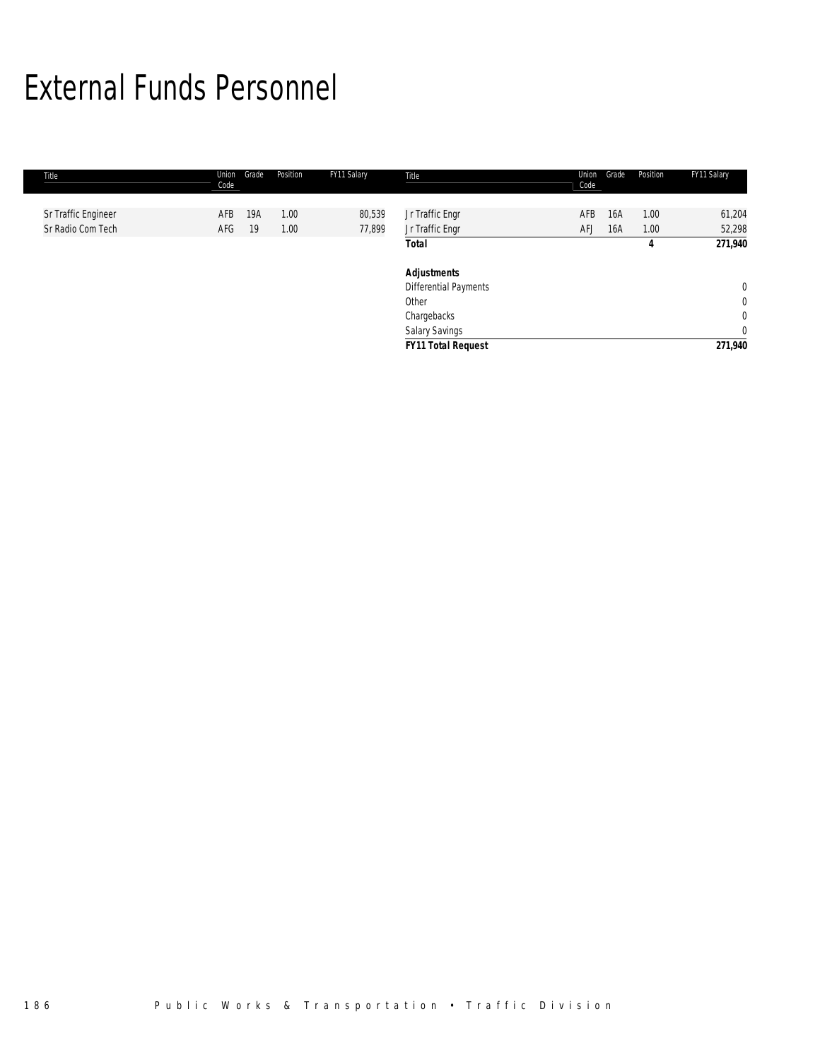# External Funds Personnel

| Title | Union Code | Grade | Position | FY11 Salary | Title | Union Code | Grade | Position | FY11 Salary |
|---|---|---|---|---|---|---|---|---|---|
| Sr Traffic Engineer | AFB | 19A | 1.00 | 80,539 | Jr Traffic Engr | AFB | 16A | 1.00 | 61,204 |
| Sr Radio Com Tech | AFG | 19 | 1.00 | 77,899 | Jr Traffic Engr | AFJ | 16A | 1.00 | 52,298 |
| | | | | | **Total** | | | **4** | **271,940** |
| | | | | | | | | | |
| | | | | | ***Adjustments*** | | | | |
| | | | | | Differential Payments | | | | 0 |
| | | | | | Other | | | | 0 |
| | | | | | Chargebacks | | | | 0 |
| | | | | | Salary Savings | | | | 0 |
| | | | | | ***FY11 Total Request*** | | | | **271,940** |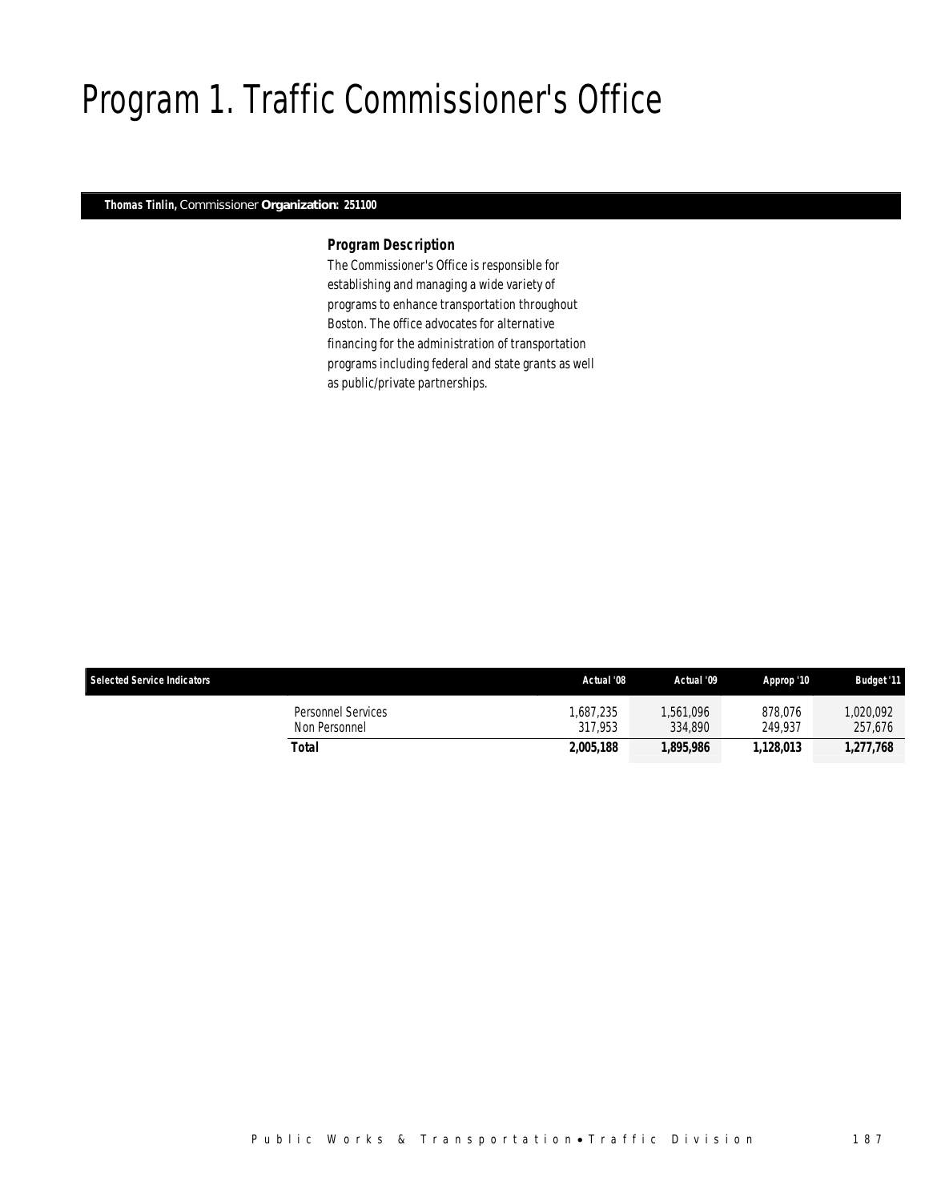# Program 1. Traffic Commissioner's Office

**Thomas Tinlin,** Commissioner **Organization: 251100**

### *Program Description*

The Commissioner's Office is responsible for establishing and managing a wide variety of programs to enhance transportation throughout Boston. The office advocates for alternative financing for the administration of transportation programs including federal and state grants as well as public/private partnerships.

| Selected Service Indicators | | Actual '08 | Actual '09 | Approp '10 | Budget '11 |
|---|---|---|---|---|---|
| | Personnel Services | 1,687,235 | 1,561,096 | 878,076 | 1,020,092 |
| | Non Personnel | 317,953 | 334,890 | 249,937 | 257,676 |
| | **Total** | **2,005,188** | **1,895,986** | **1,128,013** | **1,277,768** |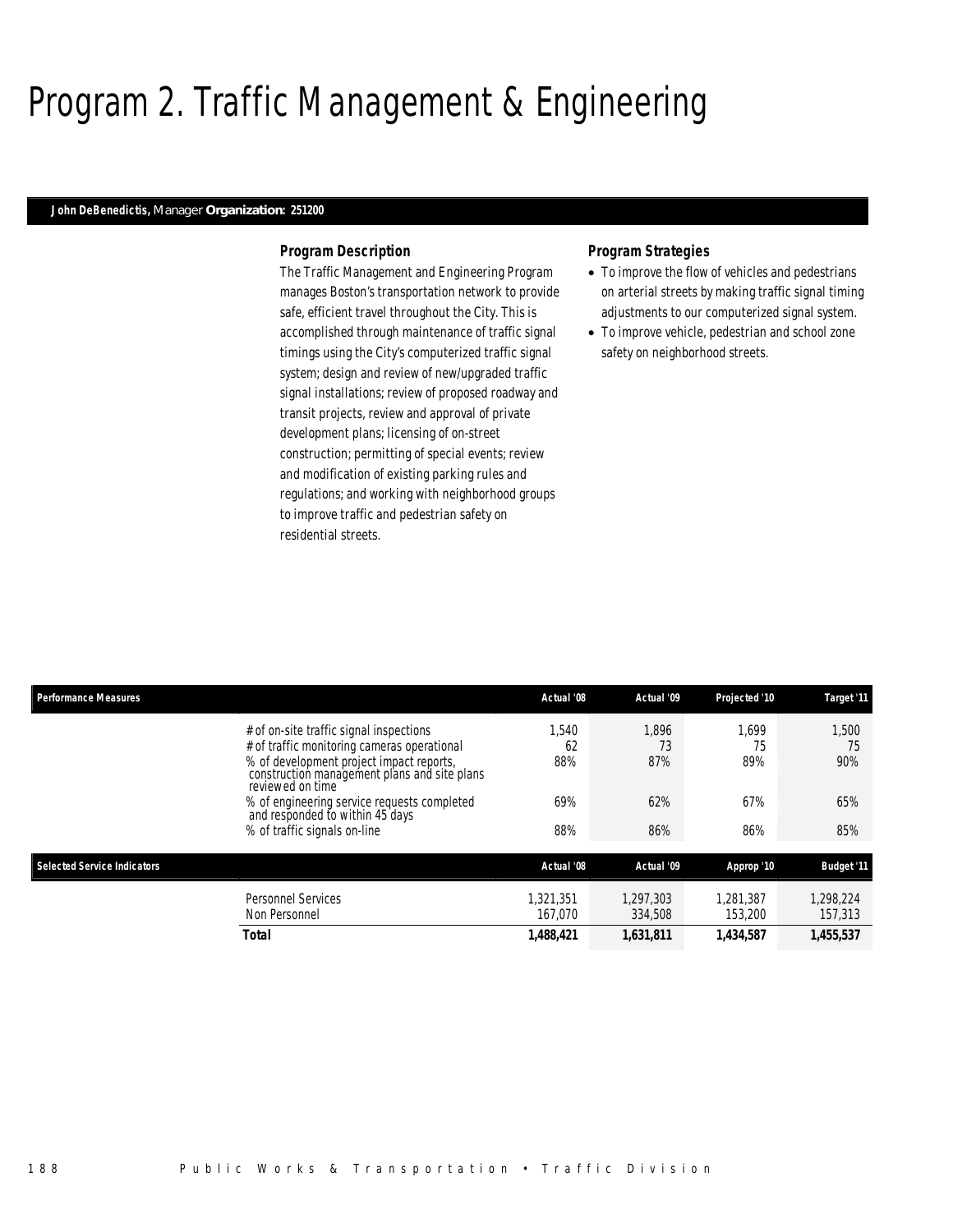# Program 2. Traffic Management & Engineering

**John DeBenedictis,** Manager **Organization: 251200**

### Program Description

The Traffic Management and Engineering Program manages Boston's transportation network to provide safe, efficient travel throughout the City. This is accomplished through maintenance of traffic signal timings using the City's computerized traffic signal system; design and review of new/upgraded traffic signal installations; review of proposed roadway and transit projects, review and approval of private development plans; licensing of on-street construction; permitting of special events; review and modification of existing parking rules and regulations; and working with neighborhood groups to improve traffic and pedestrian safety on residential streets.

### Program Strategies

- To improve the flow of vehicles and pedestrians on arterial streets by making traffic signal timing adjustments to our computerized signal system.
- To improve vehicle, pedestrian and school zone safety on neighborhood streets.

| Performance Measures | Actual '08 | Actual '09 | Projected '10 | Target '11 |
|---|---|---|---|---|
| # of on-site traffic signal inspections | 1,540 | 1,896 | 1,699 | 1,500 |
| # of traffic monitoring cameras operational | 62 | 73 | 75 | 75 |
| % of development project impact reports, construction management plans and site plans reviewed on time | 88% | 87% | 89% | 90% |
| % of engineering service requests completed and responded to within 45 days | 69% | 62% | 67% | 65% |
| % of traffic signals on-line | 88% | 86% | 86% | 85% |

| Selected Service Indicators | Actual '08 | Actual '09 | Approp '10 | Budget '11 |
|---|---|---|---|---|
| Personnel Services | 1,321,351 | 1,297,303 | 1,281,387 | 1,298,224 |
| Non Personnel | 167,070 | 334,508 | 153,200 | 157,313 |
| **Total** | **1,488,421** | **1,631,811** | **1,434,587** | **1,455,537** |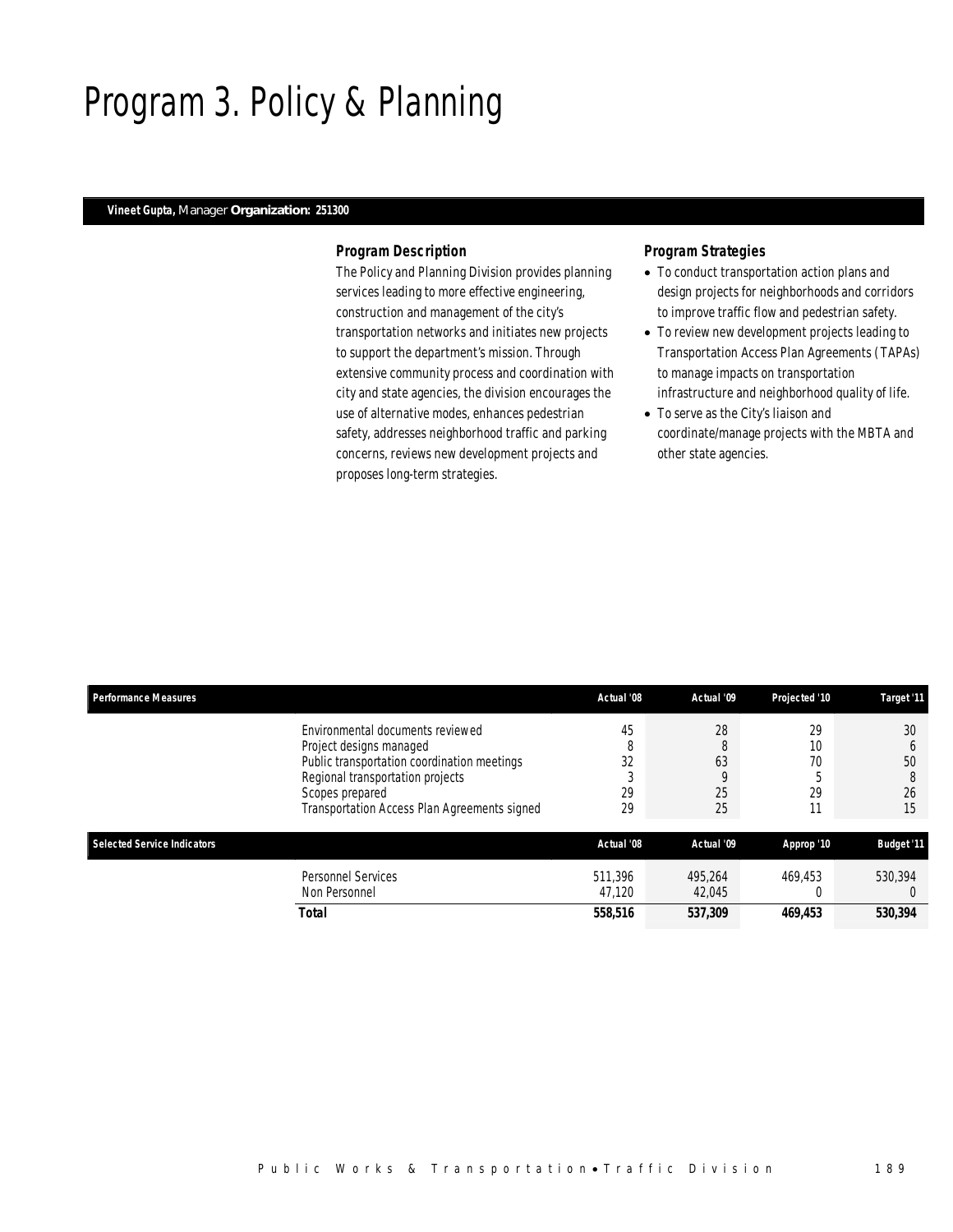# Program 3. Policy & Planning

**Vineet Gupta,** Manager **Organization: 251300**

### Program Description

The Policy and Planning Division provides planning services leading to more effective engineering, construction and management of the city's transportation networks and initiates new projects to support the department's mission. Through extensive community process and coordination with city and state agencies, the division encourages the use of alternative modes, enhances pedestrian safety, addresses neighborhood traffic and parking concerns, reviews new development projects and proposes long-term strategies.

### Program Strategies

- To conduct transportation action plans and design projects for neighborhoods and corridors to improve traffic flow and pedestrian safety.
- To review new development projects leading to Transportation Access Plan Agreements (TAPAs) to manage impacts on transportation infrastructure and neighborhood quality of life.
- To serve as the City's liaison and coordinate/manage projects with the MBTA and other state agencies.

| Performance Measures | | Actual '08 | Actual '09 | Projected '10 | Target '11 |
|---|---|---|---|---|---|
| | Environmental documents reviewed | 45 | 28 | 29 | 30 |
| | Project designs managed | 8 | 8 | 10 | 6 |
| | Public transportation coordination meetings | 32 | 63 | 70 | 50 |
| | Regional transportation projects | 3 | 9 | 5 | 8 |
| | Scopes prepared | 29 | 25 | 29 | 26 |
| | Transportation Access Plan Agreements signed | 29 | 25 | 11 | 15 |

| Selected Service Indicators | | Actual '08 | Actual '09 | Approp '10 | Budget '11 |
|---|---|---|---|---|---|
| | Personnel Services | 511,396 | 495,264 | 469,453 | 530,394 |
| | Non Personnel | 47,120 | 42,045 | 0 | 0 |
| | **Total** | **558,516** | **537,309** | **469,453** | **530,394** |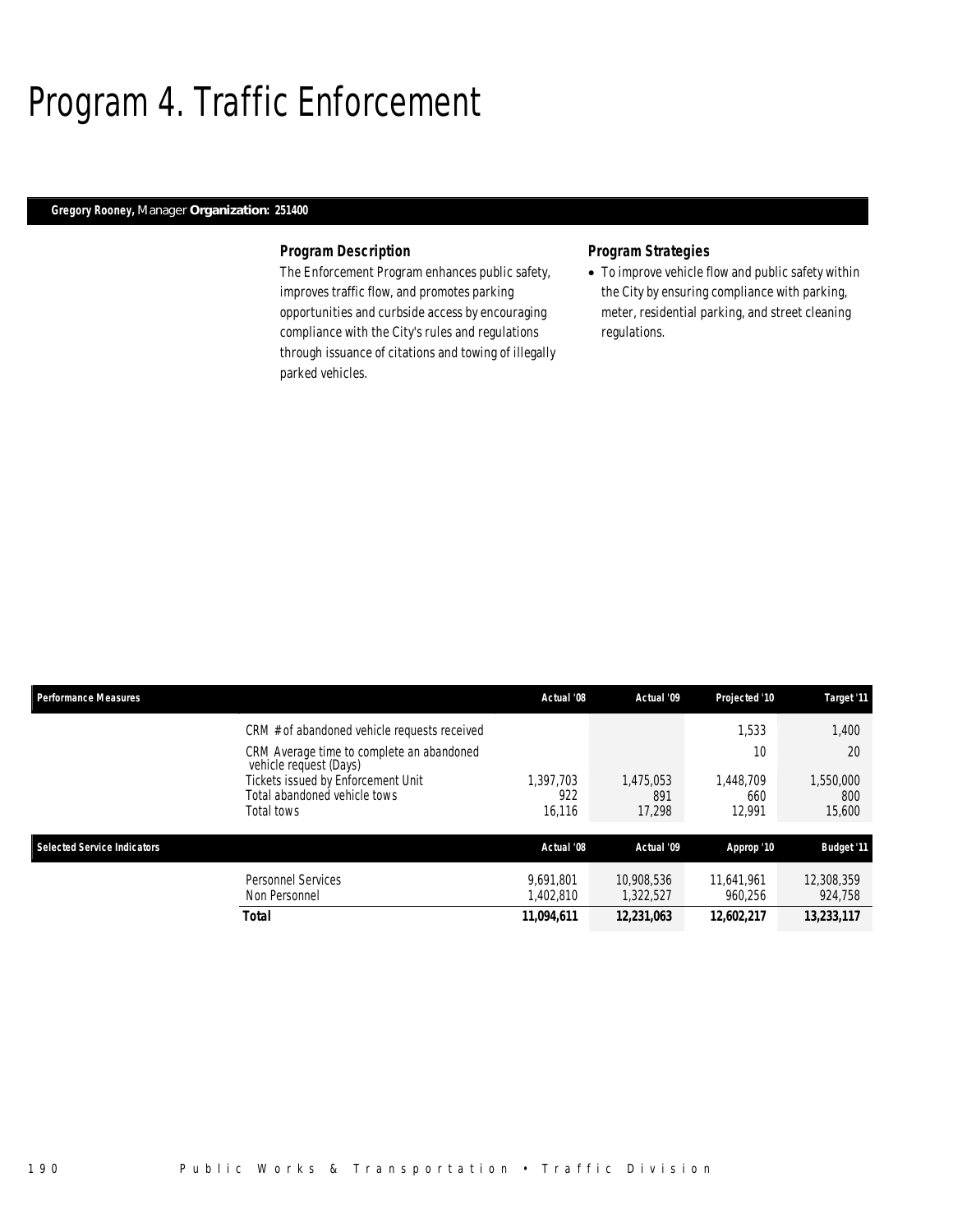# Program 4. Traffic Enforcement

**Gregory Rooney,** Manager **Organization: 251400**

### Program Description

The Enforcement Program enhances public safety, improves traffic flow, and promotes parking opportunities and curbside access by encouraging compliance with the City's rules and regulations through issuance of citations and towing of illegally parked vehicles.

### Program Strategies

- To improve vehicle flow and public safety within the City by ensuring compliance with parking, meter, residential parking, and street cleaning regulations.

| Performance Measures | Actual '08 | Actual '09 | Projected '10 | Target '11 |
|---|---|---|---|---|
| CRM # of abandoned vehicle requests received | | | 1,533 | 1,400 |
| CRM Average time to complete an abandoned vehicle request (Days) | | | 10 | 20 |
| Tickets issued by Enforcement Unit | 1,397,703 | 1,475,053 | 1,448,709 | 1,550,000 |
| Total abandoned vehicle tows | 922 | 891 | 660 | 800 |
| Total tows | 16,116 | 17,298 | 12,991 | 15,600 |

| Selected Service Indicators | Actual '08 | Actual '09 | Approp '10 | Budget '11 |
|---|---|---|---|---|
| Personnel Services | 9,691,801 | 10,908,536 | 11,641,961 | 12,308,359 |
| Non Personnel | 1,402,810 | 1,322,527 | 960,256 | 924,758 |
| **Total** | **11,094,611** | **12,231,063** | **12,602,217** | **13,233,117** |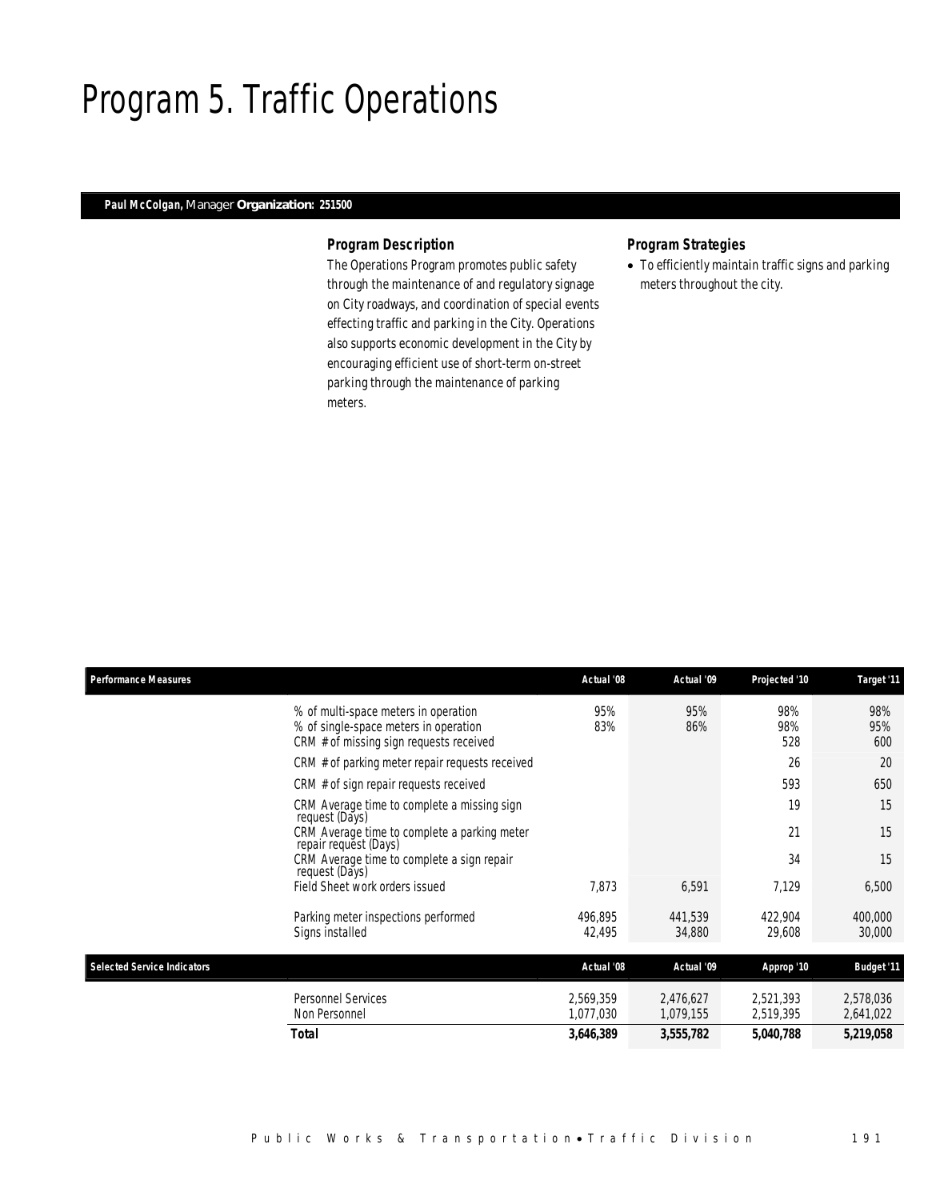# Program 5. Traffic Operations

**Paul McColgan,** Manager **Organization: 251500**

### Program Description

The Operations Program promotes public safety through the maintenance of and regulatory signage on City roadways, and coordination of special events effecting traffic and parking in the City. Operations also supports economic development in the City by encouraging efficient use of short-term on-street parking through the maintenance of parking meters.

### Program Strategies

- To efficiently maintain traffic signs and parking meters throughout the city.

| Performance Measures | Actual '08 | Actual '09 | Projected '10 | Target '11 |
|---|---|---|---|---|
| % of multi-space meters in operation | 95% | 95% | 98% | 98% |
| % of single-space meters in operation | 83% | 86% | 98% | 95% |
| CRM # of missing sign requests received | | | 528 | 600 |
| CRM # of parking meter repair requests received | | | 26 | 20 |
| CRM # of sign repair requests received | | | 593 | 650 |
| CRM Average time to complete a missing sign request (Days) | | | 19 | 15 |
| CRM Average time to complete a parking meter repair request (Days) | | | 21 | 15 |
| CRM Average time to complete a sign repair request (Days) | | | 34 | 15 |
| Field Sheet work orders issued | 7,873 | 6,591 | 7,129 | 6,500 |
| Parking meter inspections performed | 496,895 | 441,539 | 422,904 | 400,000 |
| Signs installed | 42,495 | 34,880 | 29,608 | 30,000 |

| Selected Service Indicators | Actual '08 | Actual '09 | Approp '10 | Budget '11 |
|---|---|---|---|---|
| Personnel Services | 2,569,359 | 2,476,627 | 2,521,393 | 2,578,036 |
| Non Personnel | 1,077,030 | 1,079,155 | 2,519,395 | 2,641,022 |
| **Total** | **3,646,389** | **3,555,782** | **5,040,788** | **5,219,058** |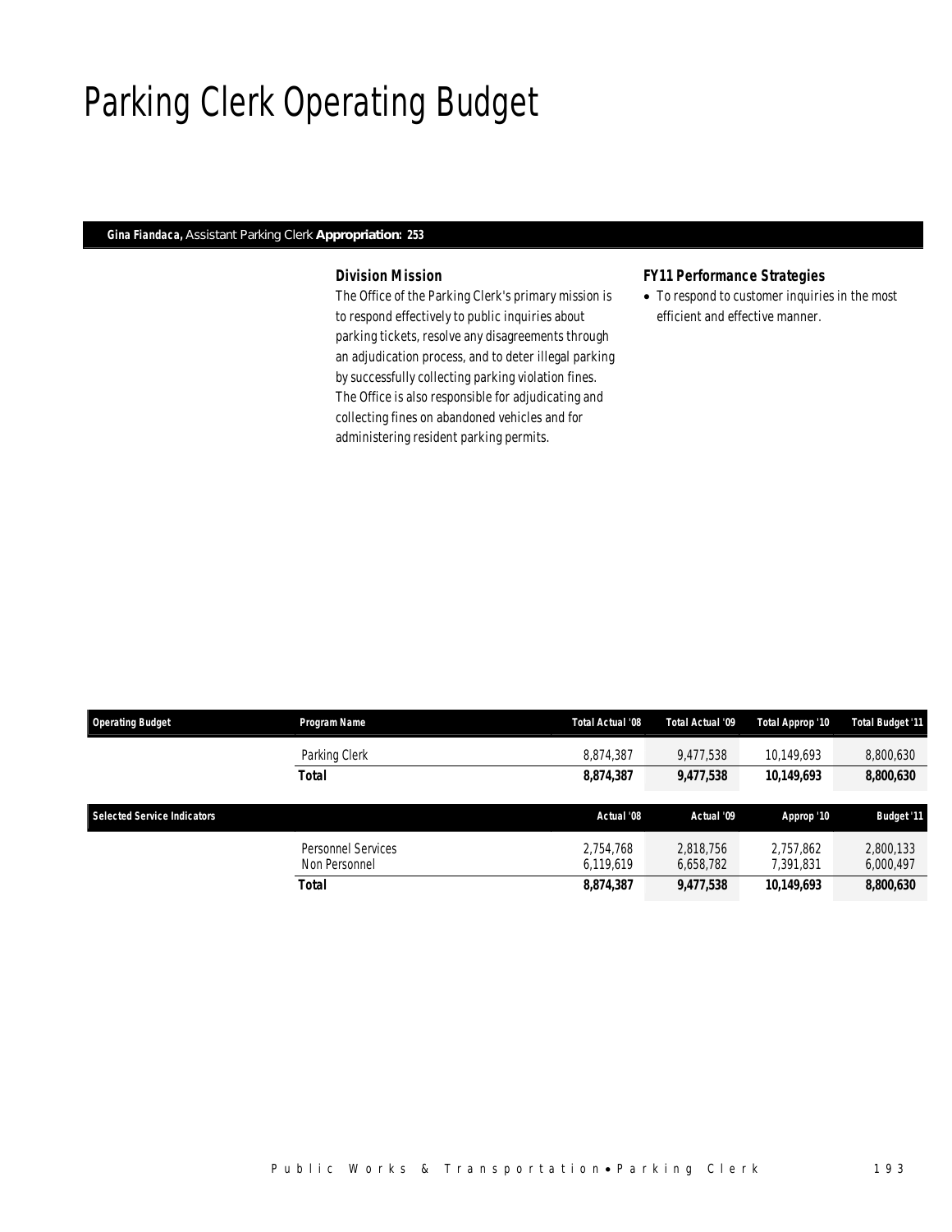# Parking Clerk Operating Budget

**Gina Fiandaca,** Assistant Parking Clerk **Appropriation: 253**

### Division Mission

The Office of the Parking Clerk's primary mission is to respond effectively to public inquiries about parking tickets, resolve any disagreements through an adjudication process, and to deter illegal parking by successfully collecting parking violation fines. The Office is also responsible for adjudicating and collecting fines on abandoned vehicles and for administering resident parking permits.

### FY11 Performance Strategies

- To respond to customer inquiries in the most efficient and effective manner.

| Operating Budget | Program Name | Total Actual '08 | Total Actual '09 | Total Approp '10 | Total Budget '11 |
|---|---|---|---|---|---|
| | Parking Clerk | 8,874,387 | 9,477,538 | 10,149,693 | 8,800,630 |
| | **Total** | **8,874,387** | **9,477,538** | **10,149,693** | **8,800,630** |

| Selected Service Indicators | | Actual '08 | Actual '09 | Approp '10 | Budget '11 |
|---|---|---|---|---|---|
| | Personnel Services | 2,754,768 | 2,818,756 | 2,757,862 | 2,800,133 |
| | Non Personnel | 6,119,619 | 6,658,782 | 7,391,831 | 6,000,497 |
| | **Total** | **8,874,387** | **9,477,538** | **10,149,693** | **8,800,630** |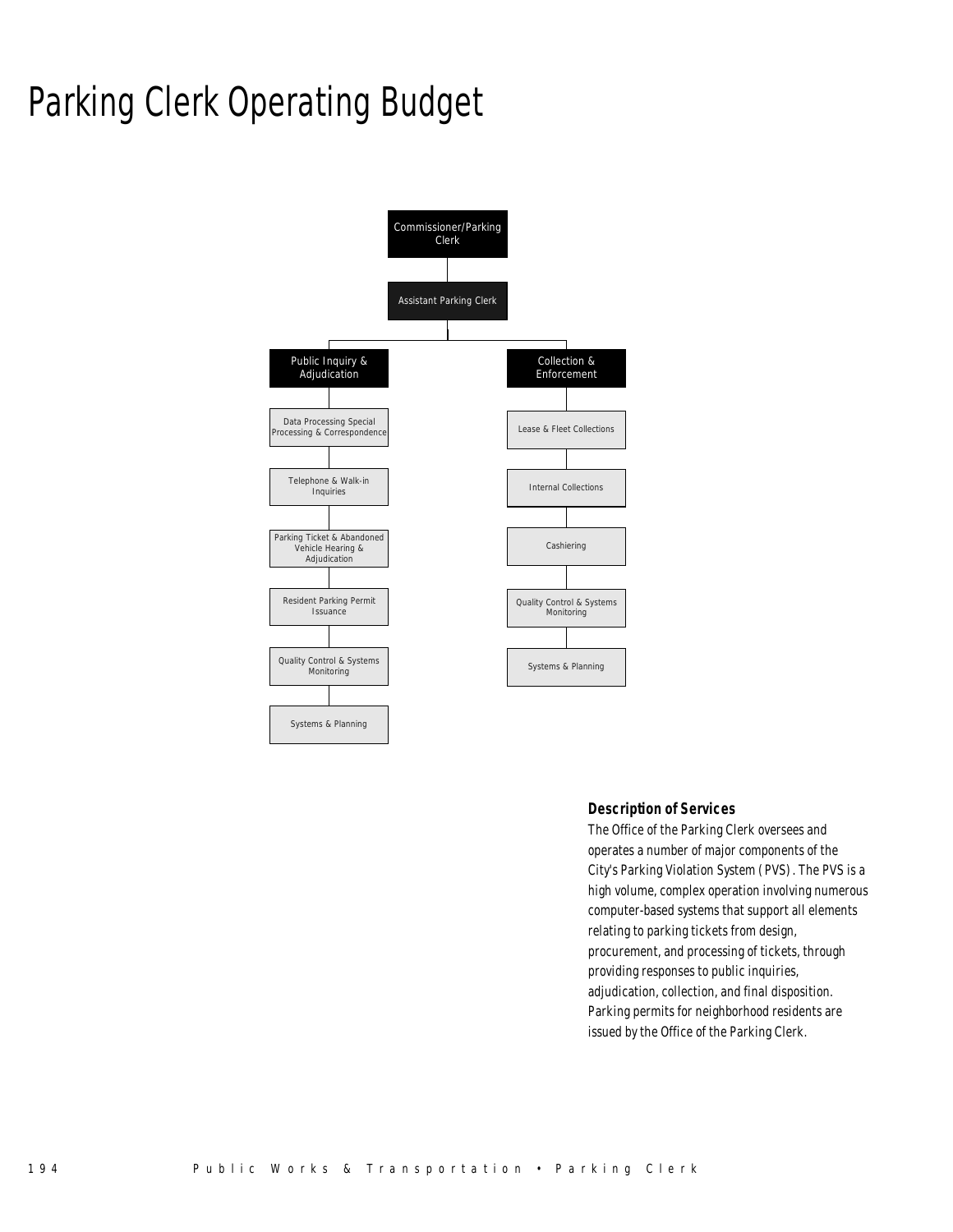# Parking Clerk Operating Budget

- Commissioner/Parking Clerk
  - Assistant Parking Clerk
    - Public Inquiry & Adjudication
      - Data Processing Special Processing & Correspondence
      - Telephone & Walk-in Inquiries
      - Parking Ticket & Abandoned Vehicle Hearing & Adjudication
      - Resident Parking Permit Issuance
      - Quality Control & Systems Monitoring
      - Systems & Planning
    - Collection & Enforcement
      - Lease & Fleet Collections
      - Internal Collections
      - Cashiering
      - Quality Control & Systems Monitoring
      - Systems & Planning

### Description of Services

The Office of the Parking Clerk oversees and operates a number of major components of the City's Parking Violation System (PVS). The PVS is a high volume, complex operation involving numerous computer-based systems that support all elements relating to parking tickets from design, procurement, and processing of tickets, through providing responses to public inquiries, adjudication, collection, and final disposition. Parking permits for neighborhood residents are issued by the Office of the Parking Clerk.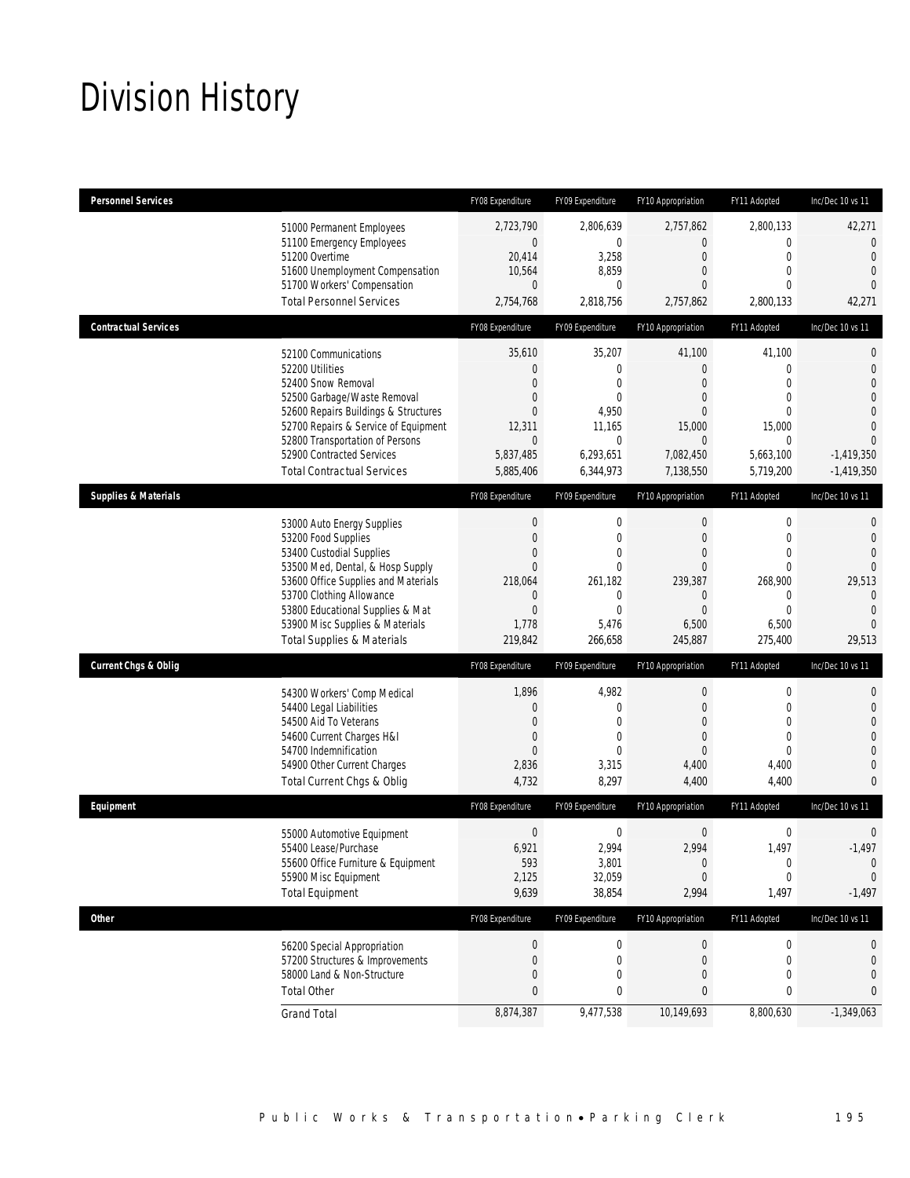# Division History

| Personnel Services | FY08 Expenditure | FY09 Expenditure | FY10 Appropriation | FY11 Adopted | Inc/Dec 10 vs 11 |
|---|---|---|---|---|---|
| 51000 Permanent Employees | 2,723,790 | 2,806,639 | 2,757,862 | 2,800,133 | 42,271 |
| 51100 Emergency Employees | 0 | 0 | 0 | 0 | 0 |
| 51200 Overtime | 20,414 | 3,258 | 0 | 0 | 0 |
| 51600 Unemployment Compensation | 10,564 | 8,859 | 0 | 0 | 0 |
| 51700 Workers' Compensation | 0 | 0 | 0 | 0 | 0 |
| Total Personnel Services | 2,754,768 | 2,818,756 | 2,757,862 | 2,800,133 | 42,271 |

| Contractual Services | FY08 Expenditure | FY09 Expenditure | FY10 Appropriation | FY11 Adopted | Inc/Dec 10 vs 11 |
|---|---|---|---|---|---|
| 52100 Communications | 35,610 | 35,207 | 41,100 | 41,100 | 0 |
| 52200 Utilities | 0 | 0 | 0 | 0 | 0 |
| 52400 Snow Removal | 0 | 0 | 0 | 0 | 0 |
| 52500 Garbage/Waste Removal | 0 | 0 | 0 | 0 | 0 |
| 52600 Repairs Buildings & Structures | 0 | 4,950 | 0 | 0 | 0 |
| 52700 Repairs & Service of Equipment | 12,311 | 11,165 | 15,000 | 15,000 | 0 |
| 52800 Transportation of Persons | 0 | 0 | 0 | 0 | 0 |
| 52900 Contracted Services | 5,837,485 | 6,293,651 | 7,082,450 | 5,663,100 | -1,419,350 |
| Total Contractual Services | 5,885,406 | 6,344,973 | 7,138,550 | 5,719,200 | -1,419,350 |

| Supplies & Materials | FY08 Expenditure | FY09 Expenditure | FY10 Appropriation | FY11 Adopted | Inc/Dec 10 vs 11 |
|---|---|---|---|---|---|
| 53000 Auto Energy Supplies | 0 | 0 | 0 | 0 | 0 |
| 53200 Food Supplies | 0 | 0 | 0 | 0 | 0 |
| 53400 Custodial Supplies | 0 | 0 | 0 | 0 | 0 |
| 53500 Med, Dental, & Hosp Supply | 0 | 0 | 0 | 0 | 0 |
| 53600 Office Supplies and Materials | 218,064 | 261,182 | 239,387 | 268,900 | 29,513 |
| 53700 Clothing Allowance | 0 | 0 | 0 | 0 | 0 |
| 53800 Educational Supplies & Mat | 0 | 0 | 0 | 0 | 0 |
| 53900 Misc Supplies & Materials | 1,778 | 5,476 | 6,500 | 6,500 | 0 |
| Total Supplies & Materials | 219,842 | 266,658 | 245,887 | 275,400 | 29,513 |

| Current Chgs & Oblig | FY08 Expenditure | FY09 Expenditure | FY10 Appropriation | FY11 Adopted | Inc/Dec 10 vs 11 |
|---|---|---|---|---|---|
| 54300 Workers' Comp Medical | 1,896 | 4,982 | 0 | 0 | 0 |
| 54400 Legal Liabilities | 0 | 0 | 0 | 0 | 0 |
| 54500 Aid To Veterans | 0 | 0 | 0 | 0 | 0 |
| 54600 Current Charges H&I | 0 | 0 | 0 | 0 | 0 |
| 54700 Indemnification | 0 | 0 | 0 | 0 | 0 |
| 54900 Other Current Charges | 2,836 | 3,315 | 4,400 | 4,400 | 0 |
| Total Current Chgs & Oblig | 4,732 | 8,297 | 4,400 | 4,400 | 0 |

| Equipment | FY08 Expenditure | FY09 Expenditure | FY10 Appropriation | FY11 Adopted | Inc/Dec 10 vs 11 |
|---|---|---|---|---|---|
| 55000 Automotive Equipment | 0 | 0 | 0 | 0 | 0 |
| 55400 Lease/Purchase | 6,921 | 2,994 | 2,994 | 1,497 | -1,497 |
| 55600 Office Furniture & Equipment | 593 | 3,801 | 0 | 0 | 0 |
| 55900 Misc Equipment | 2,125 | 32,059 | 0 | 0 | 0 |
| Total Equipment | 9,639 | 38,854 | 2,994 | 1,497 | -1,497 |

| Other | FY08 Expenditure | FY09 Expenditure | FY10 Appropriation | FY11 Adopted | Inc/Dec 10 vs 11 |
|---|---|---|---|---|---|
| 56200 Special Appropriation | 0 | 0 | 0 | 0 | 0 |
| 57200 Structures & Improvements | 0 | 0 | 0 | 0 | 0 |
| 58000 Land & Non-Structure | 0 | 0 | 0 | 0 | 0 |
| Total Other | 0 | 0 | 0 | 0 | 0 |
| Grand Total | 8,874,387 | 9,477,538 | 10,149,693 | 8,800,630 | -1,349,063 |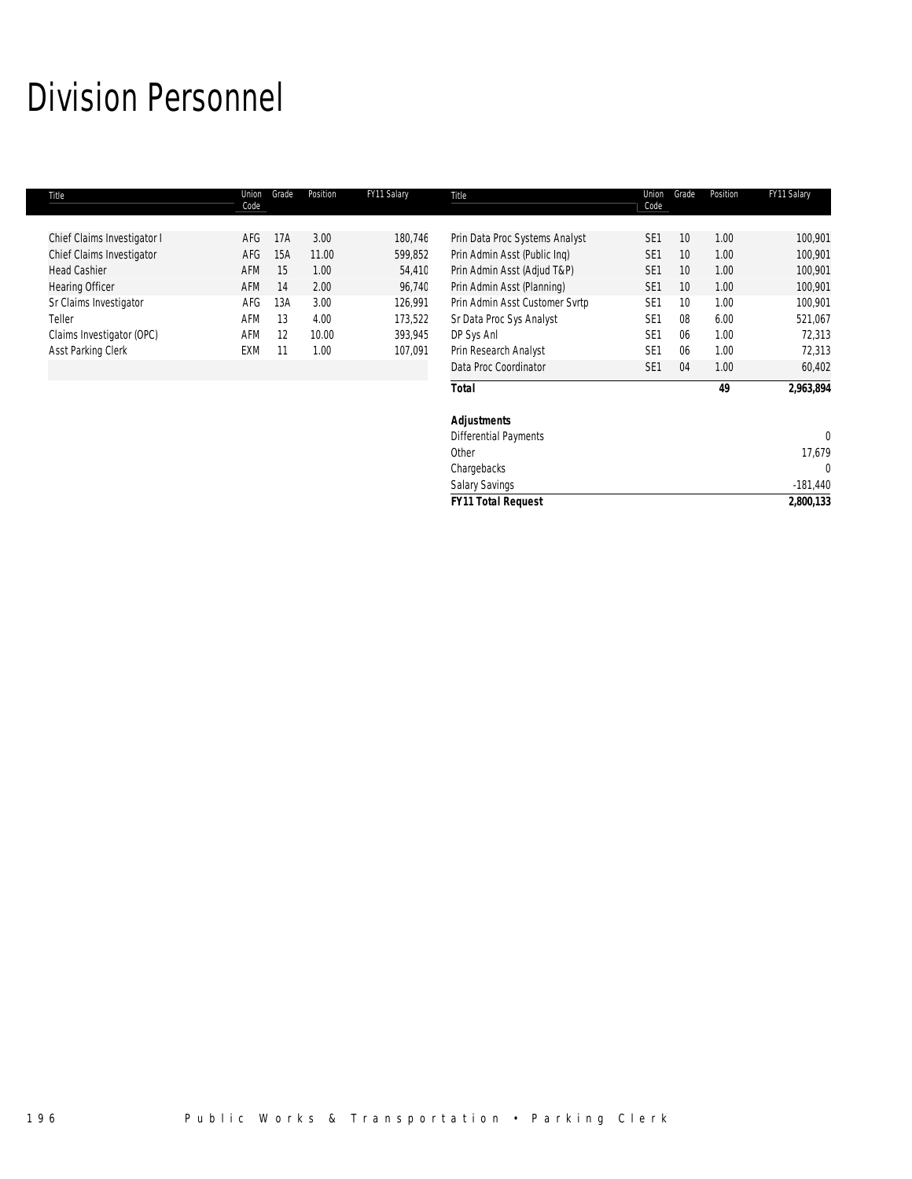# Division Personnel

| Title | Union Code | Grade | Position | FY11 Salary |
|---|---|---|---|---|
| Chief Claims Investigator I | AFG | 17A | 3.00 | 180,746 |
| Chief Claims Investigator | AFG | 15A | 11.00 | 599,852 |
| Head Cashier | AFM | 15 | 1.00 | 54,410 |
| Hearing Officer | AFM | 14 | 2.00 | 96,740 |
| Sr Claims Investigator | AFG | 13A | 3.00 | 126,991 |
| Teller | AFM | 13 | 4.00 | 173,522 |
| Claims Investigator (OPC) | AFM | 12 | 10.00 | 393,945 |
| Asst Parking Clerk | EXM | 11 | 1.00 | 107,091 |
| Prin Data Proc Systems Analyst | SE1 | 10 | 1.00 | 100,901 |
| Prin Admin Asst (Public Inq) | SE1 | 10 | 1.00 | 100,901 |
| Prin Admin Asst (Adjud T&P) | SE1 | 10 | 1.00 | 100,901 |
| Prin Admin Asst (Planning) | SE1 | 10 | 1.00 | 100,901 |
| Prin Admin Asst Customer Svrtp | SE1 | 10 | 1.00 | 100,901 |
| Sr Data Proc Sys Analyst | SE1 | 08 | 6.00 | 521,067 |
| DP Sys Anl | SE1 | 06 | 1.00 | 72,313 |
| Prin Research Analyst | SE1 | 06 | 1.00 | 72,313 |
| Data Proc Coordinator | SE1 | 04 | 1.00 | 60,402 |
| **Total** | | | **49** | **2,963,894** |

| Adjustments | |
|---|---|
| Differential Payments | 0 |
| Other | 17,679 |
| Chargebacks | 0 |
| Salary Savings | -181,440 |
| ***FY11 Total Request*** | **2,800,133** |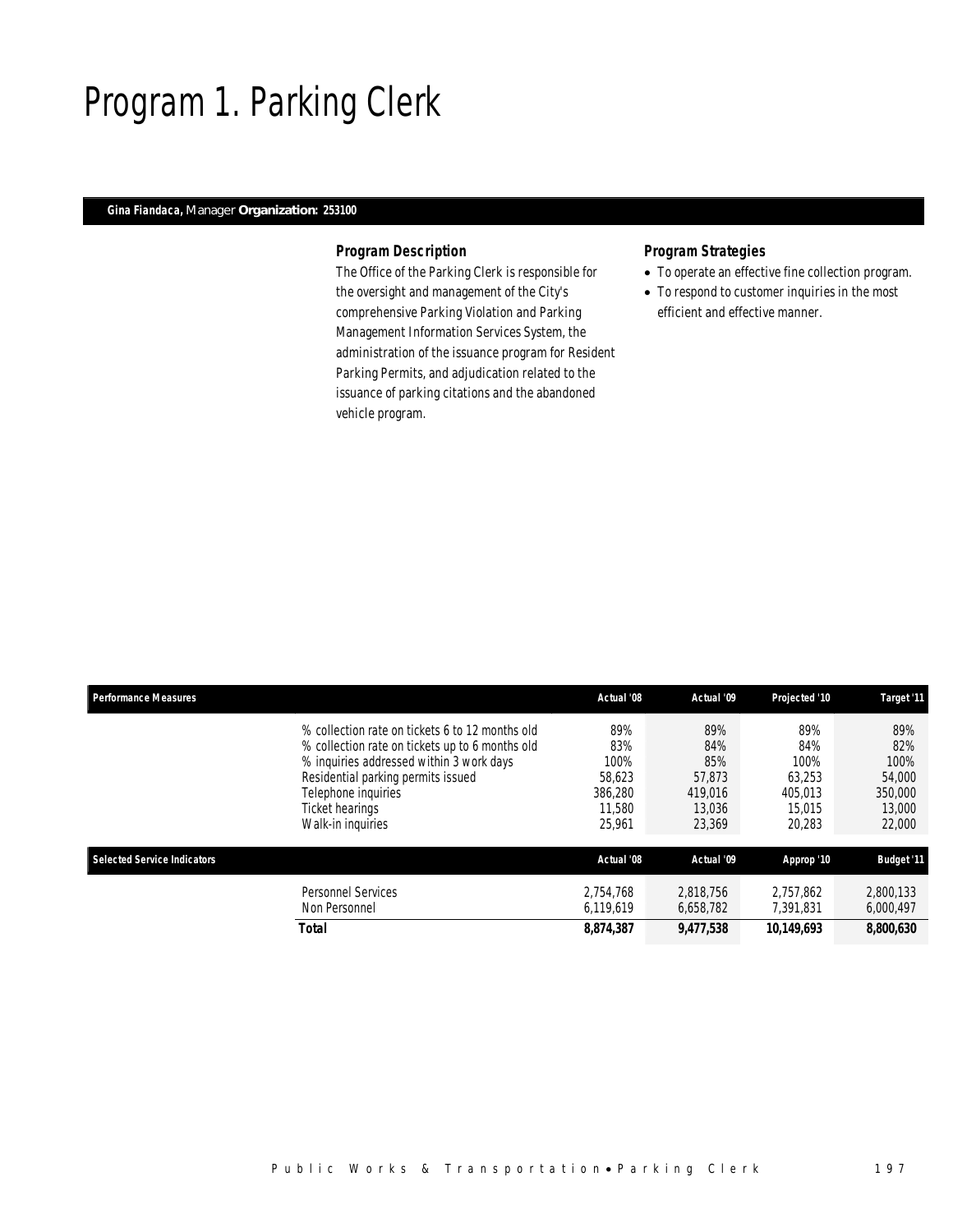# Program 1. Parking Clerk

**Gina Fiandaca,** Manager **Organization: 253100**

### *Program Description*

The Office of the Parking Clerk is responsible for the oversight and management of the City's comprehensive Parking Violation and Parking Management Information Services System, the administration of the issuance program for Resident Parking Permits, and adjudication related to the issuance of parking citations and the abandoned vehicle program.

### *Program Strategies*

- To operate an effective fine collection program.
- To respond to customer inquiries in the most efficient and effective manner.

| Performance Measures | Actual '08 | Actual '09 | Projected '10 | Target '11 |
|---|---|---|---|---|
| % collection rate on tickets 6 to 12 months old | 89% | 89% | 89% | 89% |
| % collection rate on tickets up to 6 months old | 83% | 84% | 84% | 82% |
| % inquiries addressed within 3 work days | 100% | 85% | 100% | 100% |
| Residential parking permits issued | 58,623 | 57,873 | 63,253 | 54,000 |
| Telephone inquiries | 386,280 | 419,016 | 405,013 | 350,000 |
| Ticket hearings | 11,580 | 13,036 | 15,015 | 13,000 |
| Walk-in inquiries | 25,961 | 23,369 | 20,283 | 22,000 |

| Selected Service Indicators | Actual '08 | Actual '09 | Approp '10 | Budget '11 |
|---|---|---|---|---|
| Personnel Services | 2,754,768 | 2,818,756 | 2,757,862 | 2,800,133 |
| Non Personnel | 6,119,619 | 6,658,782 | 7,391,831 | 6,000,497 |
| **Total** | **8,874,387** | **9,477,538** | **10,149,693** | **8,800,630** |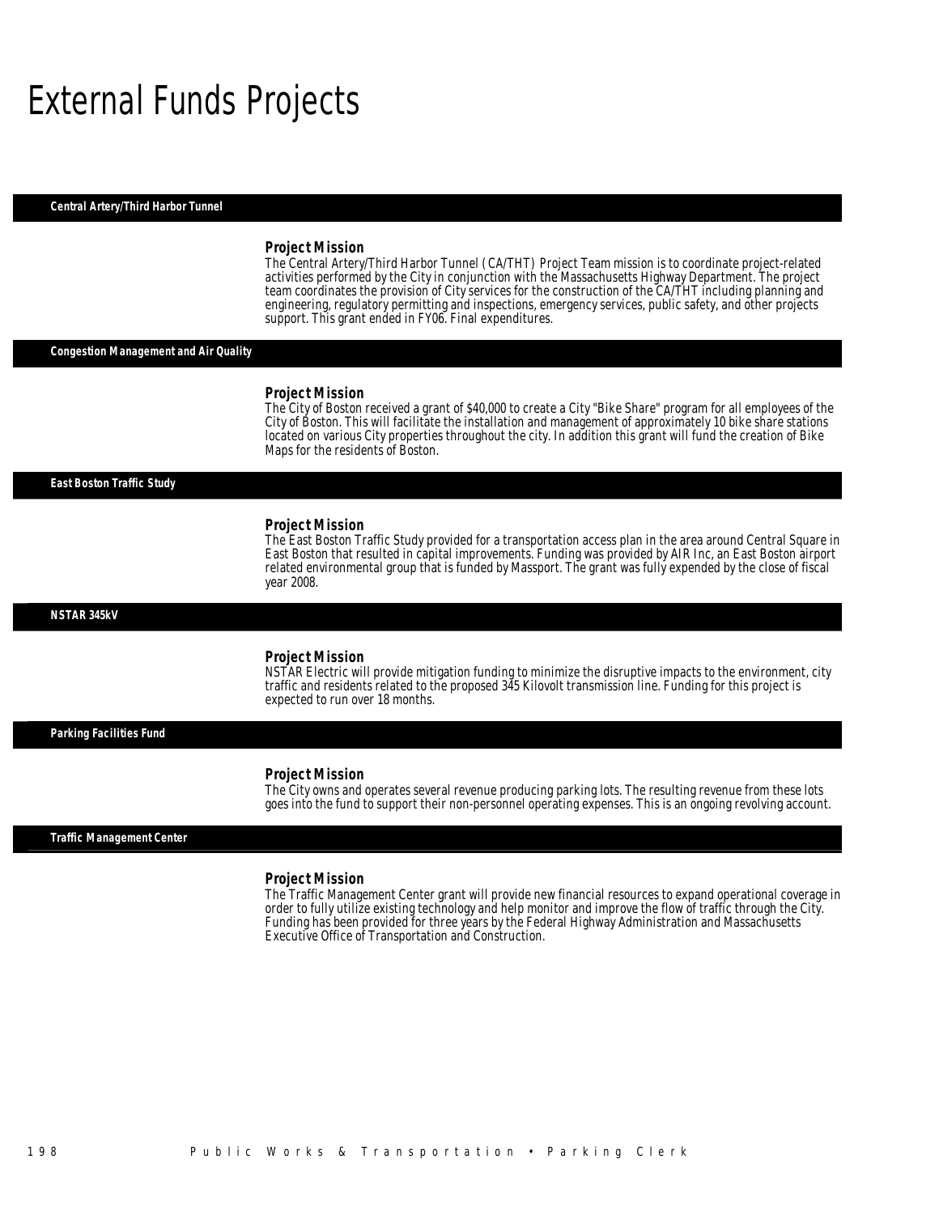# External Funds Projects

## Central Artery/Third Harbor Tunnel

### Project Mission

The Central Artery/Third Harbor Tunnel (CA/THT) Project Team mission is to coordinate project-related activities performed by the City in conjunction with the Massachusetts Highway Department. The project team coordinates the provision of City services for the construction of the CA/THT including planning and engineering, regulatory permitting and inspections, emergency services, public safety, and other projects support. This grant ended in FY06. Final expenditures.

## Congestion Management and Air Quality

### Project Mission

The City of Boston received a grant of $40,000 to create a City "Bike Share" program for all employees of the City of Boston. This will facilitate the installation and management of approximately 10 bike share stations located on various City properties throughout the city. In addition this grant will fund the creation of Bike Maps for the residents of Boston.

## East Boston Traffic Study

### Project Mission

The East Boston Traffic Study provided for a transportation access plan in the area around Central Square in East Boston that resulted in capital improvements. Funding was provided by AIR Inc, an East Boston airport related environmental group that is funded by Massport. The grant was fully expended by the close of fiscal year 2008.

## NSTAR 345kV

### Project Mission

NSTAR Electric will provide mitigation funding to minimize the disruptive impacts to the environment, city traffic and residents related to the proposed 345 Kilovolt transmission line. Funding for this project is expected to run over 18 months.

## Parking Facilities Fund

### Project Mission

The City owns and operates several revenue producing parking lots. The resulting revenue from these lots goes into the fund to support their non-personnel operating expenses. This is an ongoing revolving account.

## Traffic Management Center

### Project Mission

The Traffic Management Center grant will provide new financial resources to expand operational coverage in order to fully utilize existing technology and help monitor and improve the flow of traffic through the City. Funding has been provided for three years by the Federal Highway Administration and Massachusetts Executive Office of Transportation and Construction.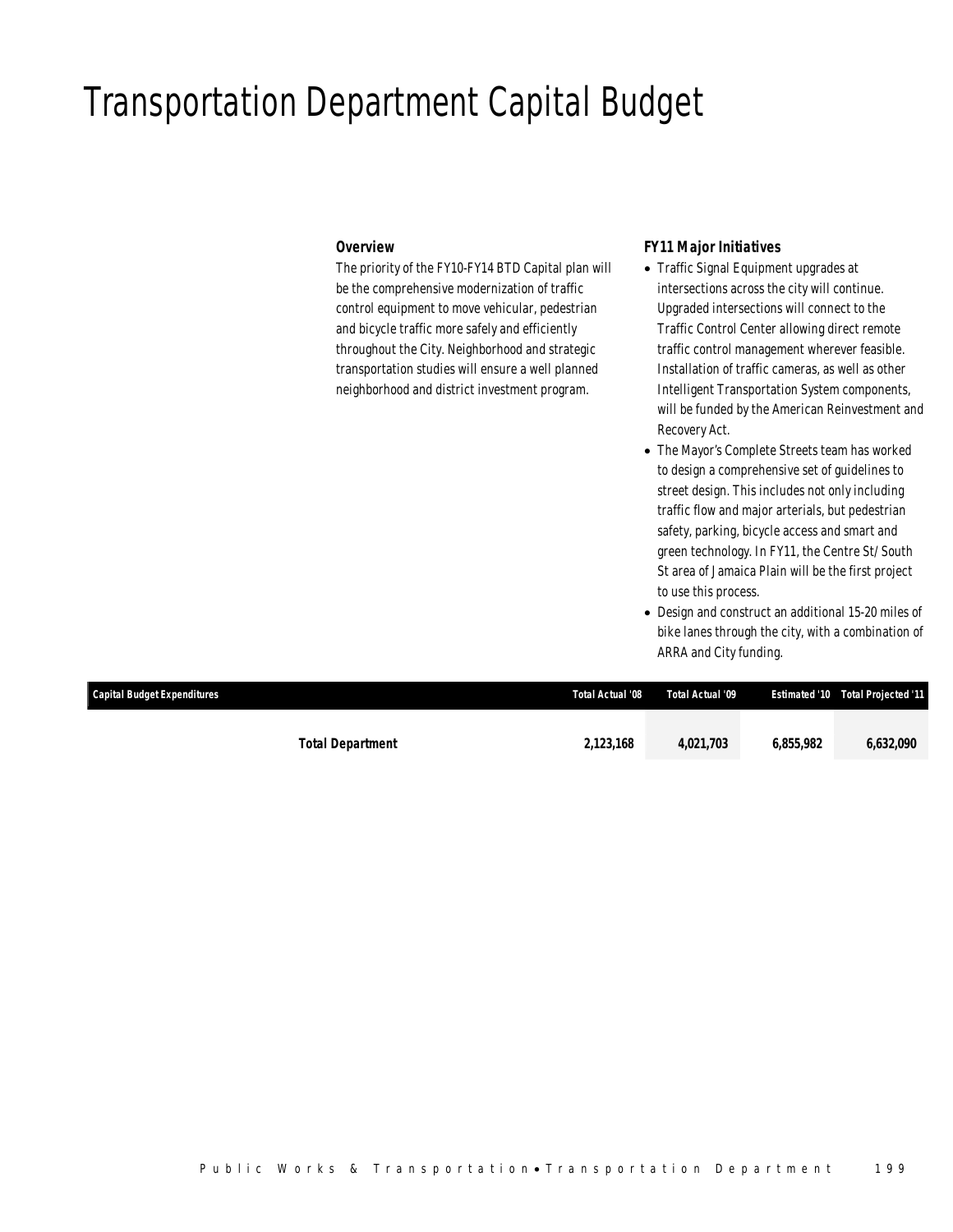# Transportation Department Capital Budget

### Overview

The priority of the FY10-FY14 BTD Capital plan will be the comprehensive modernization of traffic control equipment to move vehicular, pedestrian and bicycle traffic more safely and efficiently throughout the City. Neighborhood and strategic transportation studies will ensure a well planned neighborhood and district investment program.

### FY11 Major Initiatives

- Traffic Signal Equipment upgrades at intersections across the city will continue. Upgraded intersections will connect to the Traffic Control Center allowing direct remote traffic control management wherever feasible. Installation of traffic cameras, as well as other Intelligent Transportation System components, will be funded by the American Reinvestment and Recovery Act.
- The Mayor's Complete Streets team has worked to design a comprehensive set of guidelines to street design. This includes not only including traffic flow and major arterials, but pedestrian safety, parking, bicycle access and smart and green technology. In FY11, the Centre St/ South St area of Jamaica Plain will be the first project to use this process.
- Design and construct an additional 15-20 miles of bike lanes through the city, with a combination of ARRA and City funding.

| Capital Budget Expenditures | Total Actual '08 | Total Actual '09 | Estimated '10 | Total Projected '11 |
|---|---|---|---|---|
| **Total Department** | **2,123,168** | **4,021,703** | **6,855,982** | **6,632,090** |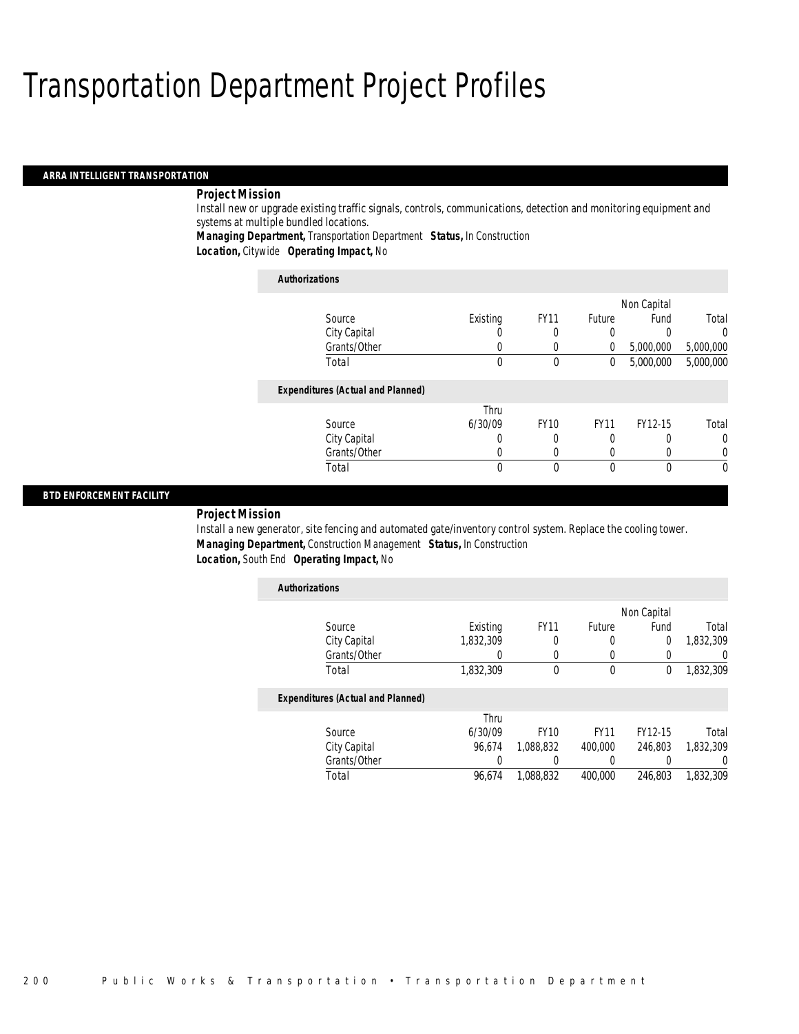# Transportation Department Project Profiles

## ARRA INTELLIGENT TRANSPORTATION

### Project Mission

Install new or upgrade existing traffic signals, controls, communications, detection and monitoring equipment and systems at multiple bundled locations.

***Managing Department,*** Transportation Department ***Status,*** In Construction
***Location,*** Citywide ***Operating Impact,*** No

#### Authorizations

| Source | Existing | FY11 | Future | Non Capital Fund | Total |
|---|---|---|---|---|---|
| City Capital | 0 | 0 | 0 | 0 | 0 |
| Grants/Other | 0 | 0 | 0 | 5,000,000 | 5,000,000 |
| Total | 0 | 0 | 0 | 5,000,000 | 5,000,000 |

#### Expenditures (Actual and Planned)

| Source | Thru 6/30/09 | FY10 | FY11 | FY12-15 | Total |
|---|---|---|---|---|---|
| City Capital | 0 | 0 | 0 | 0 | 0 |
| Grants/Other | 0 | 0 | 0 | 0 | 0 |
| Total | 0 | 0 | 0 | 0 | 0 |

## BTD ENFORCEMENT FACILITY

### Project Mission

Install a new generator, site fencing and automated gate/inventory control system. Replace the cooling tower.

***Managing Department,*** Construction Management ***Status,*** In Construction
***Location,*** South End ***Operating Impact,*** No

#### Authorizations

| Source | Existing | FY11 | Future | Non Capital Fund | Total |
|---|---|---|---|---|---|
| City Capital | 1,832,309 | 0 | 0 | 0 | 1,832,309 |
| Grants/Other | 0 | 0 | 0 | 0 | 0 |
| Total | 1,832,309 | 0 | 0 | 0 | 1,832,309 |

#### Expenditures (Actual and Planned)

| Source | Thru 6/30/09 | FY10 | FY11 | FY12-15 | Total |
|---|---|---|---|---|---|
| City Capital | 96,674 | 1,088,832 | 400,000 | 246,803 | 1,832,309 |
| Grants/Other | 0 | 0 | 0 | 0 | 0 |
| Total | 96,674 | 1,088,832 | 400,000 | 246,803 | 1,832,309 |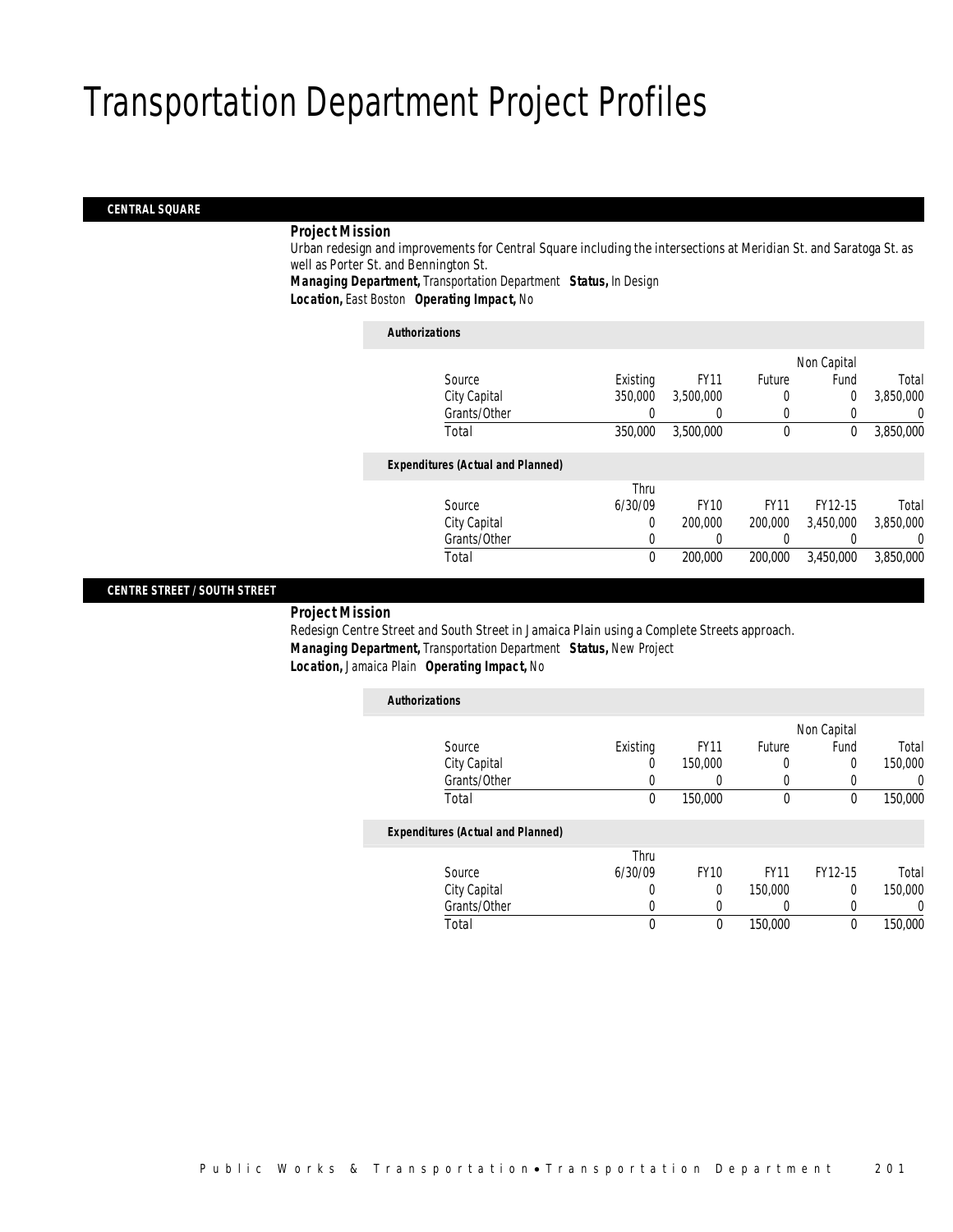# Transportation Department Project Profiles

## CENTRAL SQUARE

**Project Mission**

Urban redesign and improvements for Central Square including the intersections at Meridian St. and Saratoga St. as well as Porter St. and Bennington St.

**Managing Department,** Transportation Department **Status,** In Design

**Location,** East Boston **Operating Impact,** No

### Authorizations

| Source | Existing | FY11 | Future | Non Capital Fund | Total |
|---|---|---|---|---|---|
| City Capital | 350,000 | 3,500,000 | 0 | 0 | 3,850,000 |
| Grants/Other | 0 | 0 | 0 | 0 | 0 |
| Total | 350,000 | 3,500,000 | 0 | 0 | 3,850,000 |

### Expenditures (Actual and Planned)

| Source | Thru 6/30/09 | FY10 | FY11 | FY12-15 | Total |
|---|---|---|---|---|---|
| City Capital | 0 | 200,000 | 200,000 | 3,450,000 | 3,850,000 |
| Grants/Other | 0 | 0 | 0 | 0 | 0 |
| Total | 0 | 200,000 | 200,000 | 3,450,000 | 3,850,000 |

## CENTRE STREET / SOUTH STREET

**Project Mission**

Redesign Centre Street and South Street in Jamaica Plain using a Complete Streets approach.

**Managing Department,** Transportation Department **Status,** New Project

**Location,** Jamaica Plain **Operating Impact,** No

### Authorizations

| Source | Existing | FY11 | Future | Non Capital Fund | Total |
|---|---|---|---|---|---|
| City Capital | 0 | 150,000 | 0 | 0 | 150,000 |
| Grants/Other | 0 | 0 | 0 | 0 | 0 |
| Total | 0 | 150,000 | 0 | 0 | 150,000 |

### Expenditures (Actual and Planned)

| Source | Thru 6/30/09 | FY10 | FY11 | FY12-15 | Total |
|---|---|---|---|---|---|
| City Capital | 0 | 0 | 150,000 | 0 | 150,000 |
| Grants/Other | 0 | 0 | 0 | 0 | 0 |
| Total | 0 | 0 | 150,000 | 0 | 150,000 |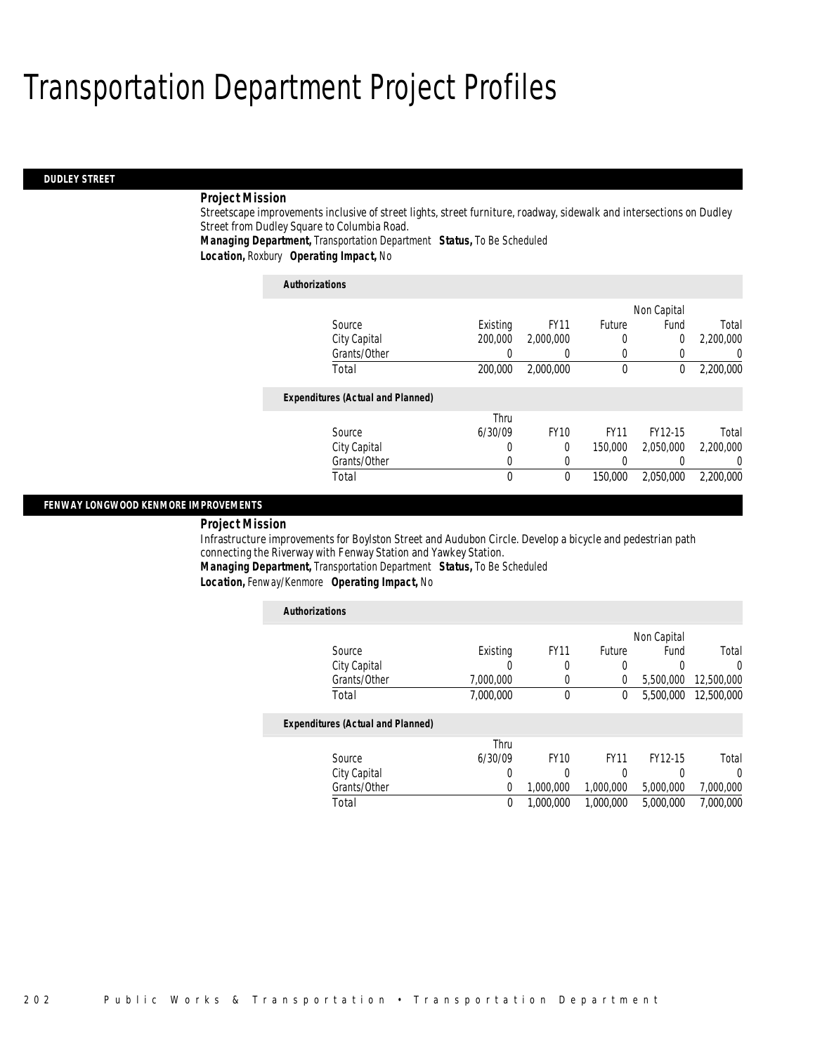# Transportation Department Project Profiles

## DUDLEY STREET

### Project Mission

Streetscape improvements inclusive of street lights, street furniture, roadway, sidewalk and intersections on Dudley Street from Dudley Square to Columbia Road.

***Managing Department,*** Transportation Department ***Status,*** To Be Scheduled

***Location,*** Roxbury ***Operating Impact,*** No

**Authorizations**

| Source | Existing | FY11 | Future | Non Capital Fund | Total |
|---|---|---|---|---|---|
| City Capital | 200,000 | 2,000,000 | 0 | 0 | 2,200,000 |
| Grants/Other | 0 | 0 | 0 | 0 | 0 |
| Total | 200,000 | 2,000,000 | 0 | 0 | 2,200,000 |

**Expenditures (Actual and Planned)**

| Source | Thru 6/30/09 | FY10 | FY11 | FY12-15 | Total |
|---|---|---|---|---|---|
| City Capital | 0 | 0 | 150,000 | 2,050,000 | 2,200,000 |
| Grants/Other | 0 | 0 | 0 | 0 | 0 |
| Total | 0 | 0 | 150,000 | 2,050,000 | 2,200,000 |

## FENWAY LONGWOOD KENMORE IMPROVEMENTS

### Project Mission

Infrastructure improvements for Boylston Street and Audubon Circle. Develop a bicycle and pedestrian path connecting the Riverway with Fenway Station and Yawkey Station.

***Managing Department,*** Transportation Department ***Status,*** To Be Scheduled

***Location,*** Fenway/Kenmore ***Operating Impact,*** No

**Authorizations**

| Source | Existing | FY11 | Future | Non Capital Fund | Total |
|---|---|---|---|---|---|
| City Capital | 0 | 0 | 0 | 0 | 0 |
| Grants/Other | 7,000,000 | 0 | 0 | 5,500,000 | 12,500,000 |
| Total | 7,000,000 | 0 | 0 | 5,500,000 | 12,500,000 |

**Expenditures (Actual and Planned)**

| Source | Thru 6/30/09 | FY10 | FY11 | FY12-15 | Total |
|---|---|---|---|---|---|
| City Capital | 0 | 0 | 0 | 0 | 0 |
| Grants/Other | 0 | 1,000,000 | 1,000,000 | 5,000,000 | 7,000,000 |
| Total | 0 | 1,000,000 | 1,000,000 | 5,000,000 | 7,000,000 |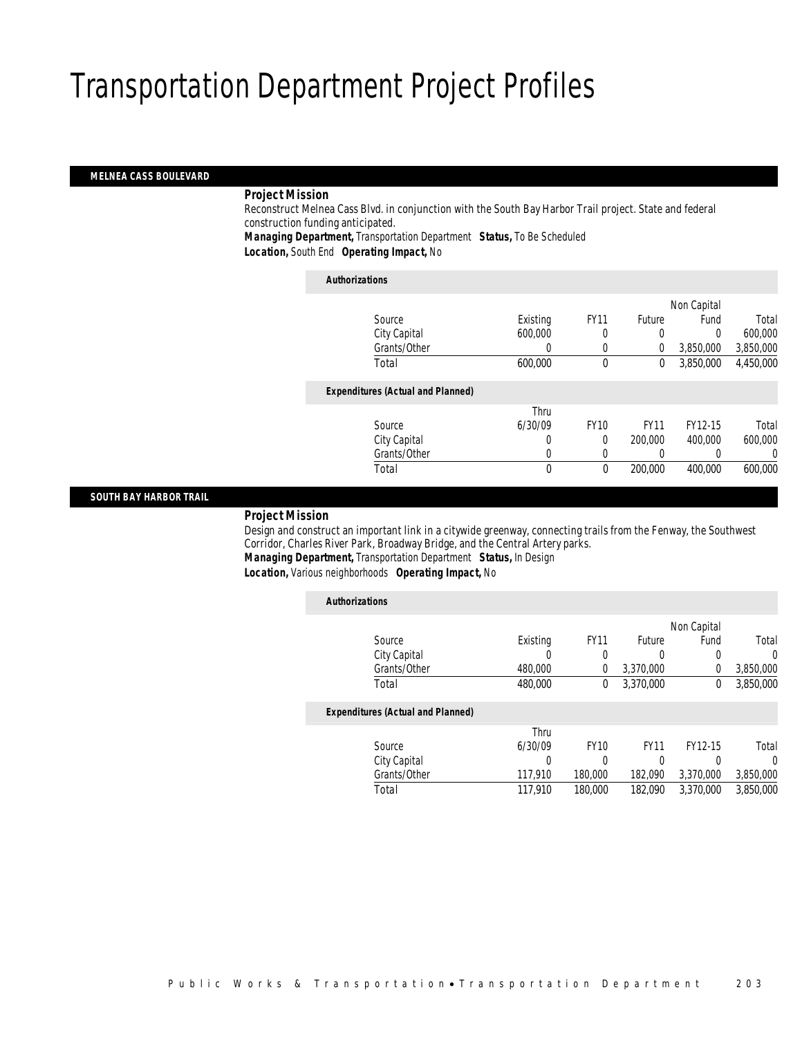# Transportation Department Project Profiles

## MELNEA CASS BOULEVARD

***Project Mission***

Reconstruct Melnea Cass Blvd. in conjunction with the South Bay Harbor Trail project. State and federal construction funding anticipated.

***Managing Department,*** *Transportation Department* ***Status,*** *To Be Scheduled*

***Location,*** *South End* ***Operating Impact,*** *No*

***Authorizations***

| Source | Existing | FY11 | Future | Non Capital Fund | Total |
|---|---|---|---|---|---|
| City Capital | 600,000 | 0 | 0 | 0 | 600,000 |
| Grants/Other | 0 | 0 | 0 | 3,850,000 | 3,850,000 |
| Total | 600,000 | 0 | 0 | 3,850,000 | 4,450,000 |

***Expenditures (Actual and Planned)***

| Source | Thru 6/30/09 | FY10 | FY11 | FY12-15 | Total |
|---|---|---|---|---|---|
| City Capital | 0 | 0 | 200,000 | 400,000 | 600,000 |
| Grants/Other | 0 | 0 | 0 | 0 | 0 |
| Total | 0 | 0 | 200,000 | 400,000 | 600,000 |

## SOUTH BAY HARBOR TRAIL

***Project Mission***

Design and construct an important link in a citywide greenway, connecting trails from the Fenway, the Southwest Corridor, Charles River Park, Broadway Bridge, and the Central Artery parks.

***Managing Department,*** *Transportation Department* ***Status,*** *In Design*

***Location,*** *Various neighborhoods* ***Operating Impact,*** *No*

***Authorizations***

| Source | Existing | FY11 | Future | Non Capital Fund | Total |
|---|---|---|---|---|---|
| City Capital | 0 | 0 | 0 | 0 | 0 |
| Grants/Other | 480,000 | 0 | 3,370,000 | 0 | 3,850,000 |
| Total | 480,000 | 0 | 3,370,000 | 0 | 3,850,000 |

***Expenditures (Actual and Planned)***

| Source | Thru 6/30/09 | FY10 | FY11 | FY12-15 | Total |
|---|---|---|---|---|---|
| City Capital | 0 | 0 | 0 | 0 | 0 |
| Grants/Other | 117,910 | 180,000 | 182,090 | 3,370,000 | 3,850,000 |
| Total | 117,910 | 180,000 | 182,090 | 3,370,000 | 3,850,000 |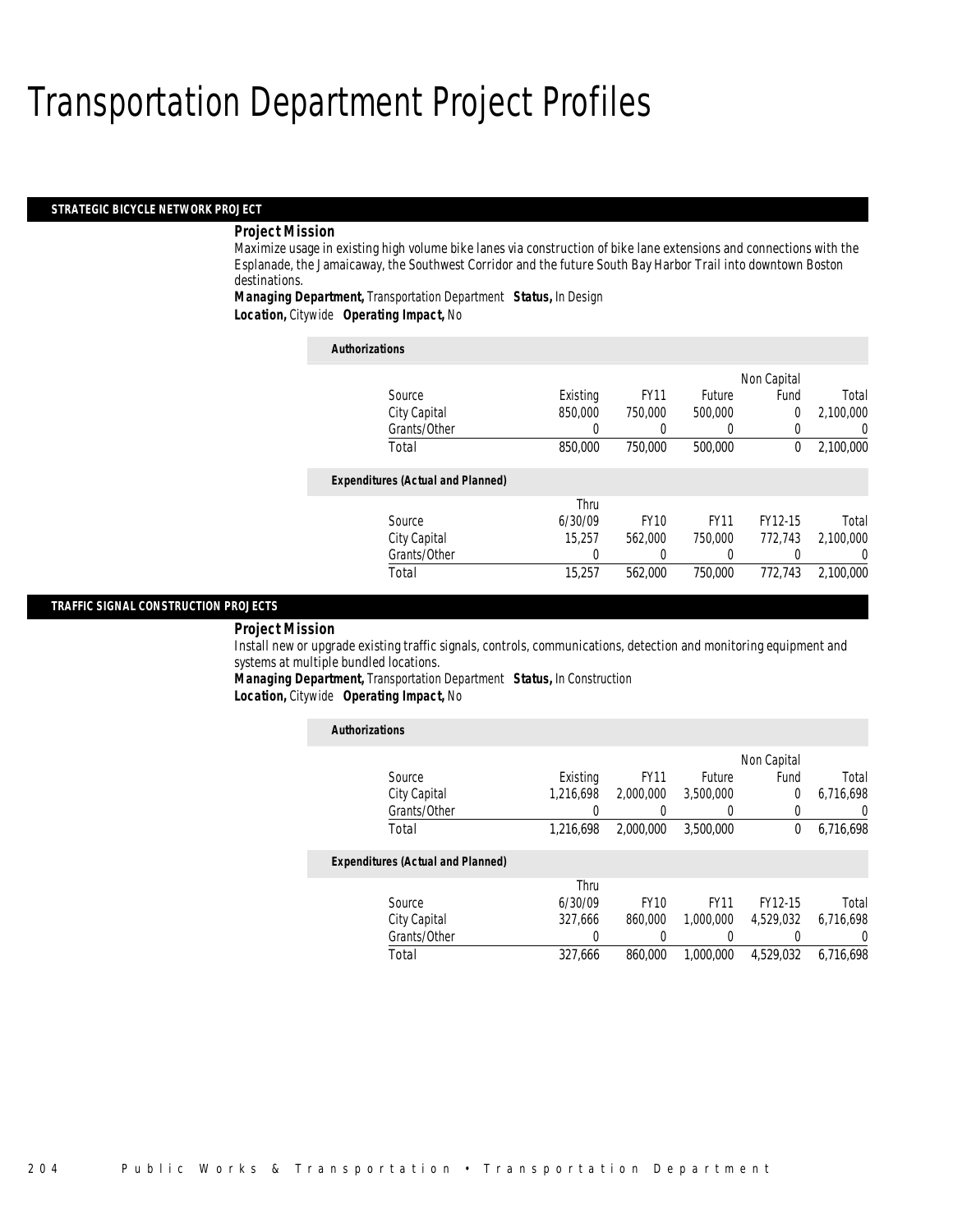# Transportation Department Project Profiles

## STRATEGIC BICYCLE NETWORK PROJECT

***Project Mission***

Maximize usage in existing high volume bike lanes via construction of bike lane extensions and connections with the Esplanade, the Jamaicaway, the Southwest Corridor and the future South Bay Harbor Trail into downtown Boston destinations.

***Managing Department,*** Transportation Department ***Status,*** In Design

***Location,*** Citywide ***Operating Impact,*** No

***Authorizations***

| Source | Existing | FY11 | Future | Non Capital Fund | Total |
|---|---|---|---|---|---|
| City Capital | 850,000 | 750,000 | 500,000 | 0 | 2,100,000 |
| Grants/Other | 0 | 0 | 0 | 0 | 0 |
| Total | 850,000 | 750,000 | 500,000 | 0 | 2,100,000 |

***Expenditures (Actual and Planned)***

| Source | Thru 6/30/09 | FY10 | FY11 | FY12-15 | Total |
|---|---|---|---|---|---|
| City Capital | 15,257 | 562,000 | 750,000 | 772,743 | 2,100,000 |
| Grants/Other | 0 | 0 | 0 | 0 | 0 |
| Total | 15,257 | 562,000 | 750,000 | 772,743 | 2,100,000 |

## TRAFFIC SIGNAL CONSTRUCTION PROJECTS

***Project Mission***

Install new or upgrade existing traffic signals, controls, communications, detection and monitoring equipment and systems at multiple bundled locations.

***Managing Department,*** Transportation Department ***Status,*** In Construction

***Location,*** Citywide ***Operating Impact,*** No

***Authorizations***

| Source | Existing | FY11 | Future | Non Capital Fund | Total |
|---|---|---|---|---|---|
| City Capital | 1,216,698 | 2,000,000 | 3,500,000 | 0 | 6,716,698 |
| Grants/Other | 0 | 0 | 0 | 0 | 0 |
| Total | 1,216,698 | 2,000,000 | 3,500,000 | 0 | 6,716,698 |

***Expenditures (Actual and Planned)***

| Source | Thru 6/30/09 | FY10 | FY11 | FY12-15 | Total |
|---|---|---|---|---|---|
| City Capital | 327,666 | 860,000 | 1,000,000 | 4,529,032 | 6,716,698 |
| Grants/Other | 0 | 0 | 0 | 0 | 0 |
| Total | 327,666 | 860,000 | 1,000,000 | 4,529,032 | 6,716,698 |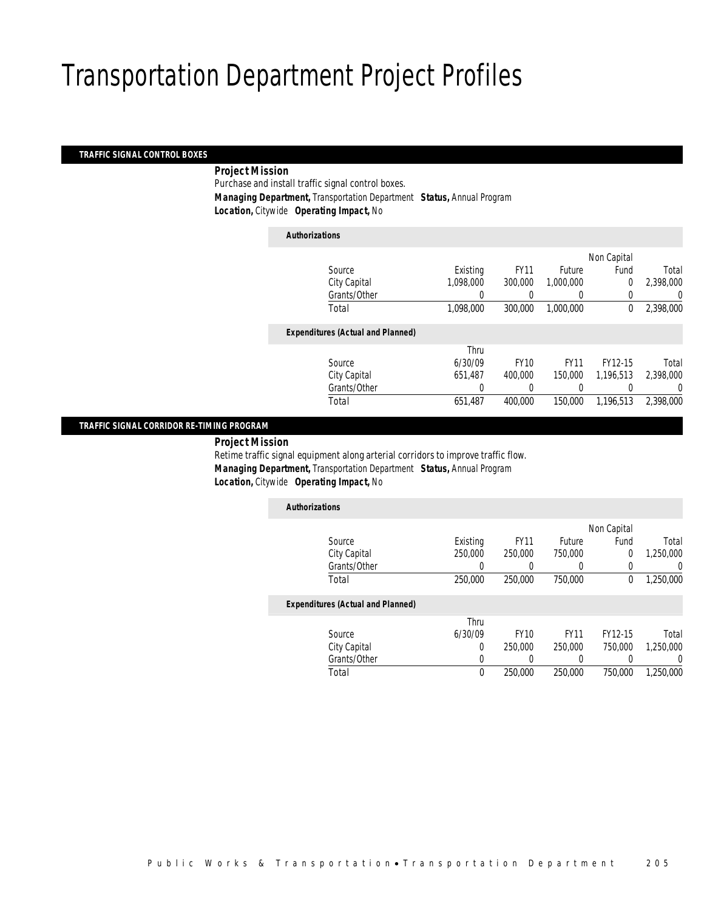# Transportation Department Project Profiles

## TRAFFIC SIGNAL CONTROL BOXES

***Project Mission***

Purchase and install traffic signal control boxes.

***Managing Department,*** *Transportation Department* ***Status,*** *Annual Program*

***Location,*** *Citywide* ***Operating Impact,*** *No*

***Authorizations***

| Source | Existing | FY11 | Future | Non Capital Fund | Total |
|---|---|---|---|---|---|
| City Capital | 1,098,000 | 300,000 | 1,000,000 | 0 | 2,398,000 |
| Grants/Other | 0 | 0 | 0 | 0 | 0 |
| Total | 1,098,000 | 300,000 | 1,000,000 | 0 | 2,398,000 |

***Expenditures (Actual and Planned)***

| Source | Thru 6/30/09 | FY10 | FY11 | FY12-15 | Total |
|---|---|---|---|---|---|
| City Capital | 651,487 | 400,000 | 150,000 | 1,196,513 | 2,398,000 |
| Grants/Other | 0 | 0 | 0 | 0 | 0 |
| Total | 651,487 | 400,000 | 150,000 | 1,196,513 | 2,398,000 |

## TRAFFIC SIGNAL CORRIDOR RE-TIMING PROGRAM

***Project Mission***

Retime traffic signal equipment along arterial corridors to improve traffic flow.

***Managing Department,*** *Transportation Department* ***Status,*** *Annual Program*

***Location,*** *Citywide* ***Operating Impact,*** *No*

***Authorizations***

| Source | Existing | FY11 | Future | Non Capital Fund | Total |
|---|---|---|---|---|---|
| City Capital | 250,000 | 250,000 | 750,000 | 0 | 1,250,000 |
| Grants/Other | 0 | 0 | 0 | 0 | 0 |
| Total | 250,000 | 250,000 | 750,000 | 0 | 1,250,000 |

***Expenditures (Actual and Planned)***

| Source | Thru 6/30/09 | FY10 | FY11 | FY12-15 | Total |
|---|---|---|---|---|---|
| City Capital | 0 | 250,000 | 250,000 | 750,000 | 1,250,000 |
| Grants/Other | 0 | 0 | 0 | 0 | 0 |
| Total | 0 | 250,000 | 250,000 | 750,000 | 1,250,000 |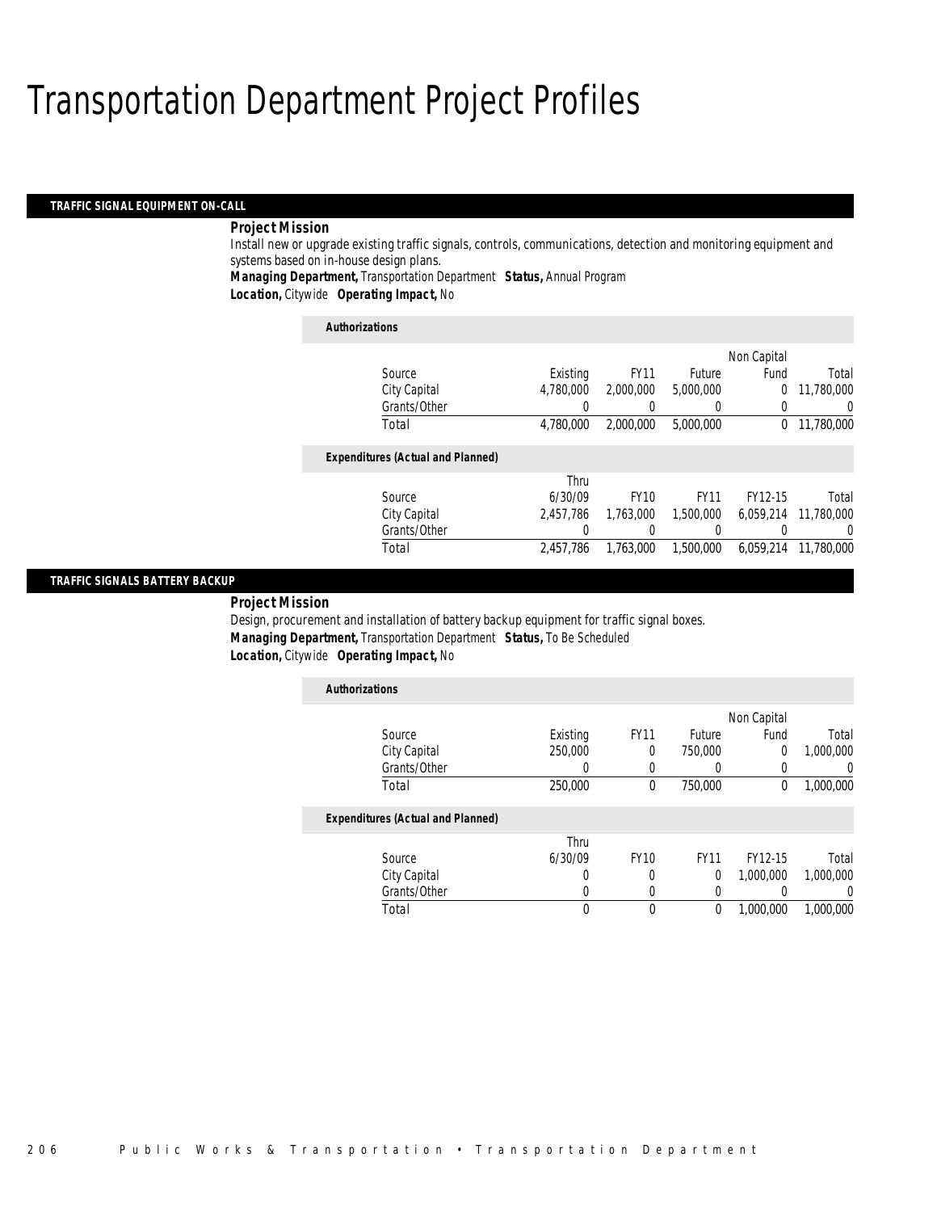# Transportation Department Project Profiles

## TRAFFIC SIGNAL EQUIPMENT ON-CALL

**Project Mission**

Install new or upgrade existing traffic signals, controls, communications, detection and monitoring equipment and systems based on in-house design plans.

***Managing Department,*** Transportation Department ***Status,*** Annual Program

***Location,*** Citywide ***Operating Impact,*** No

**Authorizations**

| Source | Existing | FY11 | Future | Non Capital Fund | Total |
|---|---|---|---|---|---|
| City Capital | 4,780,000 | 2,000,000 | 5,000,000 | 0 | 11,780,000 |
| Grants/Other | 0 | 0 | 0 | 0 | 0 |
| Total | 4,780,000 | 2,000,000 | 5,000,000 | 0 | 11,780,000 |

**Expenditures (Actual and Planned)**

| Source | Thru 6/30/09 | FY10 | FY11 | FY12-15 | Total |
|---|---|---|---|---|---|
| City Capital | 2,457,786 | 1,763,000 | 1,500,000 | 6,059,214 | 11,780,000 |
| Grants/Other | 0 | 0 | 0 | 0 | 0 |
| Total | 2,457,786 | 1,763,000 | 1,500,000 | 6,059,214 | 11,780,000 |

## TRAFFIC SIGNALS BATTERY BACKUP

**Project Mission**

Design, procurement and installation of battery backup equipment for traffic signal boxes.

***Managing Department,*** Transportation Department ***Status,*** To Be Scheduled

***Location,*** Citywide ***Operating Impact,*** No

**Authorizations**

| Source | Existing | FY11 | Future | Non Capital Fund | Total |
|---|---|---|---|---|---|
| City Capital | 250,000 | 0 | 750,000 | 0 | 1,000,000 |
| Grants/Other | 0 | 0 | 0 | 0 | 0 |
| Total | 250,000 | 0 | 750,000 | 0 | 1,000,000 |

**Expenditures (Actual and Planned)**

| Source | Thru 6/30/09 | FY10 | FY11 | FY12-15 | Total |
|---|---|---|---|---|---|
| City Capital | 0 | 0 | 0 | 1,000,000 | 1,000,000 |
| Grants/Other | 0 | 0 | 0 | 0 | 0 |
| Total | 0 | 0 | 0 | 1,000,000 | 1,000,000 |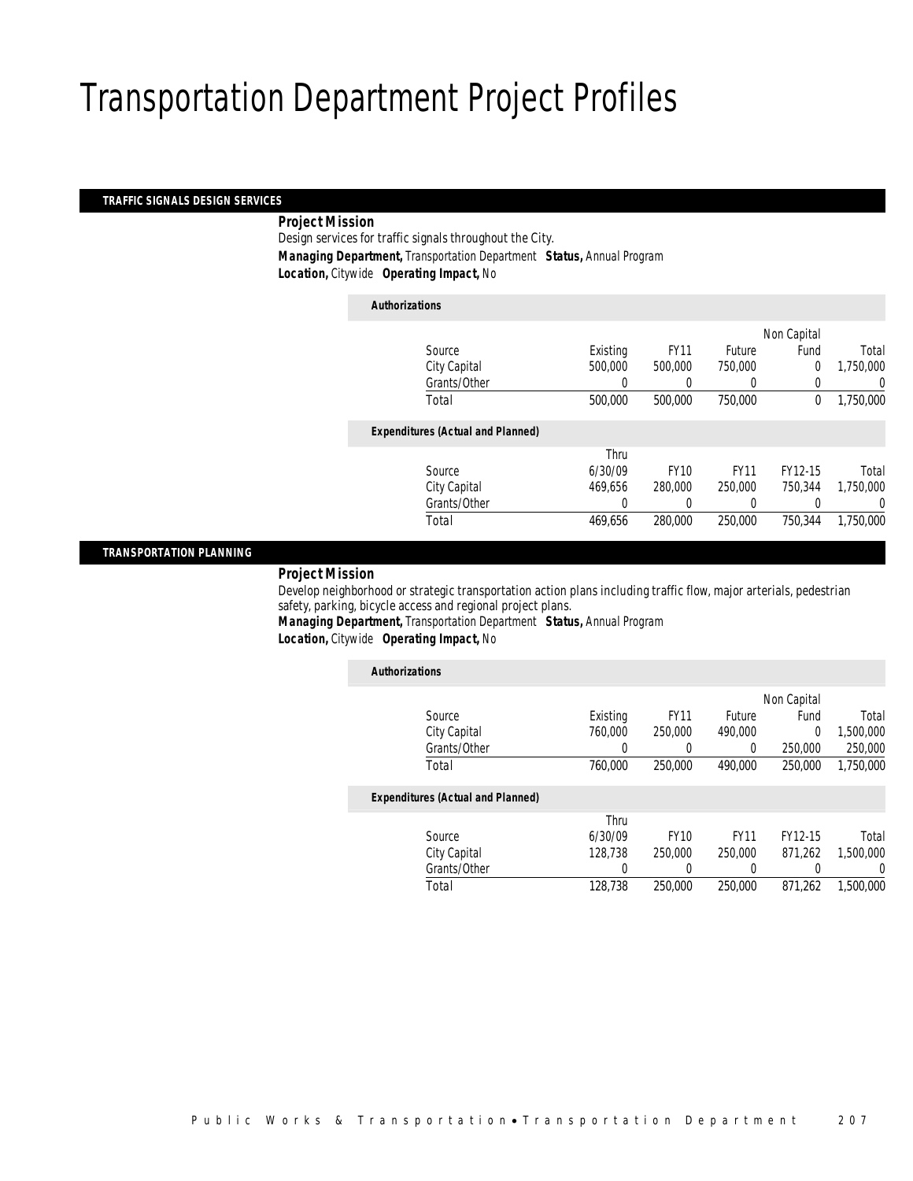# Transportation Department Project Profiles

## TRAFFIC SIGNALS DESIGN SERVICES

***Project Mission***

Design services for traffic signals throughout the City.

***Managing Department,*** Transportation Department ***Status,*** Annual Program

***Location,*** Citywide ***Operating Impact,*** No

***Authorizations***

| Source | Existing | FY11 | Future | Non Capital Fund | Total |
|---|---|---|---|---|---|
| City Capital | 500,000 | 500,000 | 750,000 | 0 | 1,750,000 |
| Grants/Other | 0 | 0 | 0 | 0 | 0 |
| Total | 500,000 | 500,000 | 750,000 | 0 | 1,750,000 |

***Expenditures (Actual and Planned)***

| Source | Thru 6/30/09 | FY10 | FY11 | FY12-15 | Total |
|---|---|---|---|---|---|
| City Capital | 469,656 | 280,000 | 250,000 | 750,344 | 1,750,000 |
| Grants/Other | 0 | 0 | 0 | 0 | 0 |
| Total | 469,656 | 280,000 | 250,000 | 750,344 | 1,750,000 |

## TRANSPORTATION PLANNING

***Project Mission***

Develop neighborhood or strategic transportation action plans including traffic flow, major arterials, pedestrian safety, parking, bicycle access and regional project plans.

***Managing Department,*** Transportation Department ***Status,*** Annual Program

***Location,*** Citywide ***Operating Impact,*** No

***Authorizations***

| Source | Existing | FY11 | Future | Non Capital Fund | Total |
|---|---|---|---|---|---|
| City Capital | 760,000 | 250,000 | 490,000 | 0 | 1,500,000 |
| Grants/Other | 0 | 0 | 0 | 250,000 | 250,000 |
| Total | 760,000 | 250,000 | 490,000 | 250,000 | 1,750,000 |

***Expenditures (Actual and Planned)***

| Source | Thru 6/30/09 | FY10 | FY11 | FY12-15 | Total |
|---|---|---|---|---|---|
| City Capital | 128,738 | 250,000 | 250,000 | 871,262 | 1,500,000 |
| Grants/Other | 0 | 0 | 0 | 0 | 0 |
| Total | 128,738 | 250,000 | 250,000 | 871,262 | 1,500,000 |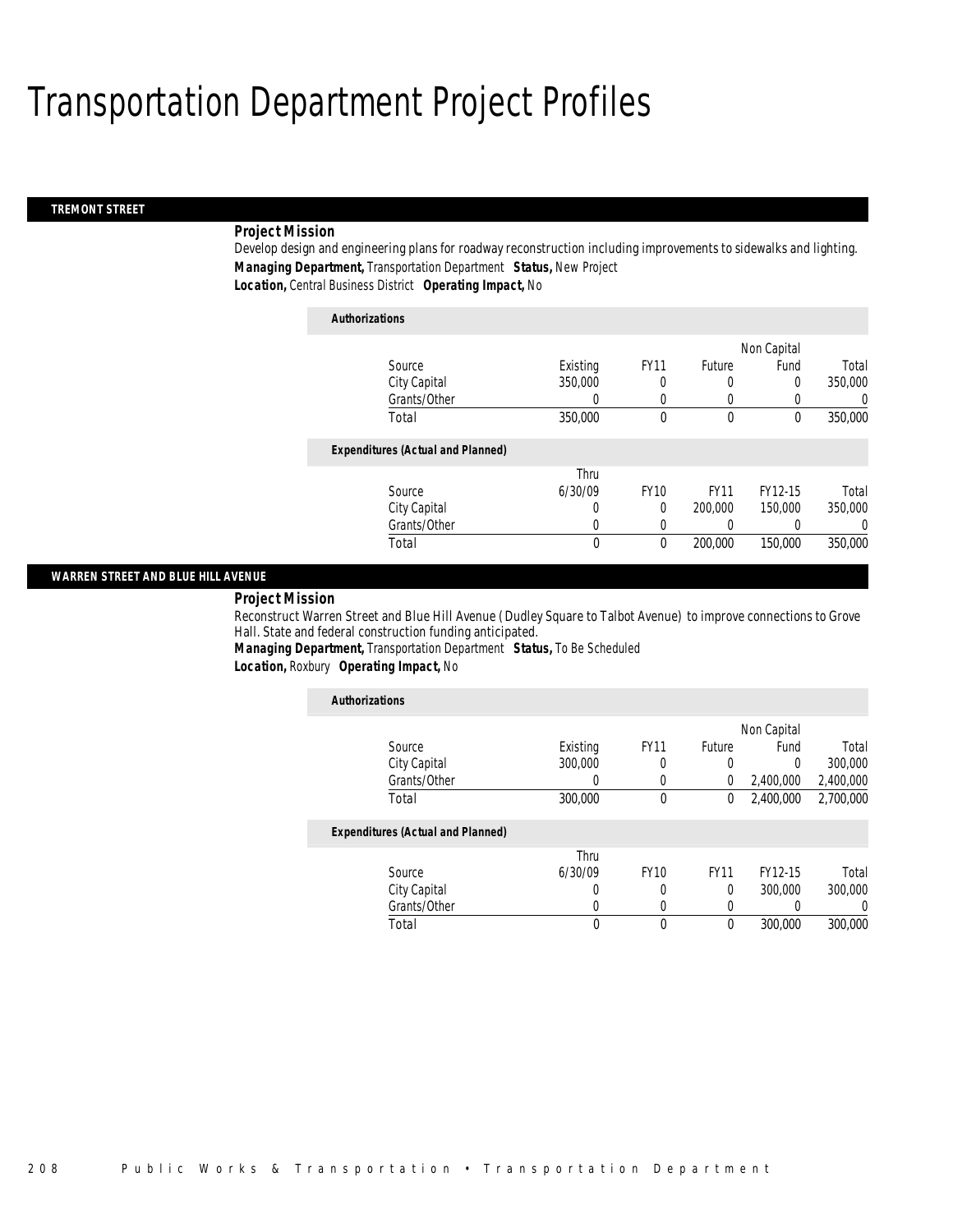# Transportation Department Project Profiles

## TREMONT STREET

**Project Mission**

Develop design and engineering plans for roadway reconstruction including improvements to sidewalks and lighting.

***Managing Department,*** Transportation Department ***Status,*** New Project

***Location,*** Central Business District ***Operating Impact,*** No

***Authorizations***

| Source | Existing | FY11 | Future | Non Capital Fund | Total |
|---|---|---|---|---|---|
| City Capital | 350,000 | 0 | 0 | 0 | 350,000 |
| Grants/Other | 0 | 0 | 0 | 0 | 0 |
| Total | 350,000 | 0 | 0 | 0 | 350,000 |

***Expenditures (Actual and Planned)***

| Source | Thru 6/30/09 | FY10 | FY11 | FY12-15 | Total |
|---|---|---|---|---|---|
| City Capital | 0 | 0 | 200,000 | 150,000 | 350,000 |
| Grants/Other | 0 | 0 | 0 | 0 | 0 |
| Total | 0 | 0 | 200,000 | 150,000 | 350,000 |

## WARREN STREET AND BLUE HILL AVENUE

**Project Mission**

Reconstruct Warren Street and Blue Hill Avenue (Dudley Square to Talbot Avenue) to improve connections to Grove Hall. State and federal construction funding anticipated.

***Managing Department,*** Transportation Department ***Status,*** To Be Scheduled

***Location,*** Roxbury ***Operating Impact,*** No

***Authorizations***

| Source | Existing | FY11 | Future | Non Capital Fund | Total |
|---|---|---|---|---|---|
| City Capital | 300,000 | 0 | 0 | 0 | 300,000 |
| Grants/Other | 0 | 0 | 0 | 2,400,000 | 2,400,000 |
| Total | 300,000 | 0 | 0 | 2,400,000 | 2,700,000 |

***Expenditures (Actual and Planned)***

| Source | Thru 6/30/09 | FY10 | FY11 | FY12-15 | Total |
|---|---|---|---|---|---|
| City Capital | 0 | 0 | 0 | 300,000 | 300,000 |
| Grants/Other | 0 | 0 | 0 | 0 | 0 |
| Total | 0 | 0 | 0 | 300,000 | 300,000 |